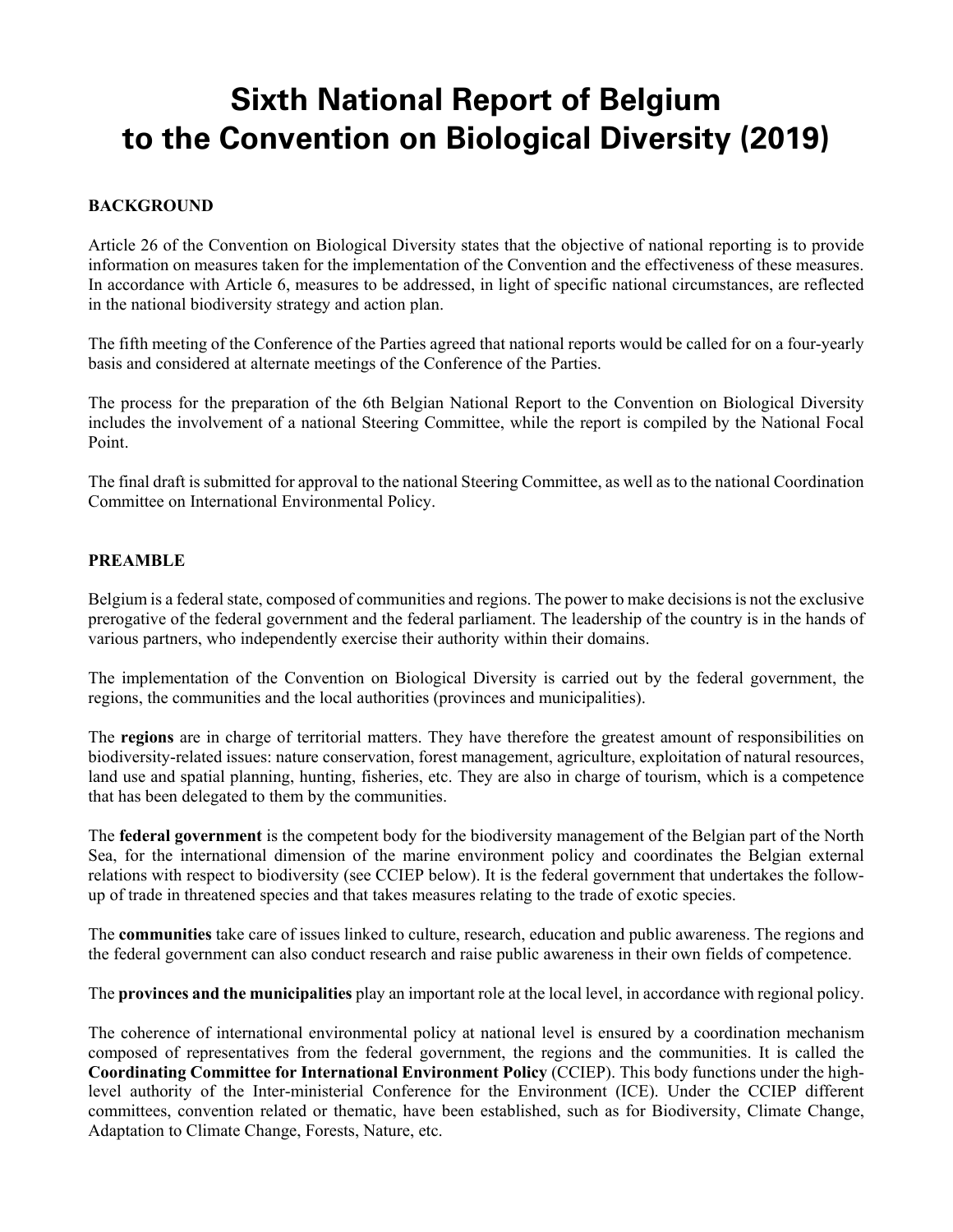# Sixth National Report of Belgium to the Convention on Biological Diversity (2019)

## BACKGROUND

Article 26 of the Convention on Biological Diversity states that the objective of national reporting is to provide information on measures taken for the implementation of the Convention and the effectiveness of these measures. In accordance with Article 6, measures to be addressed, in light of specific national circumstances, are reflected in the national biodiversity strategy and action plan.

The fifth meeting of the Conference of the Parties agreed that national reports would be called for on a four-yearly basis and considered at alternate meetings of the Conference of the Parties.

The process for the preparation of the 6th Belgian National Report to the Convention on Biological Diversity includes the involvement of a national Steering Committee, while the report is compiled by the National Focal Point.

The final draft is submitted for approval to the national Steering Committee, as well as to the national Coordination Committee on International Environmental Policy.

## PREAMBLE

Belgium is a federal state, composed of communities and regions. The power to make decisions is not the exclusive prerogative of the federal government and the federal parliament. The leadership of the country is in the hands of various partners, who independently exercise their authority within their domains.

The implementation of the Convention on Biological Diversity is carried out by the federal government, the regions, the communities and the local authorities (provinces and municipalities).

The **regions** are in charge of territorial matters. They have therefore the greatest amount of responsibilities on biodiversity-related issues: nature conservation, forest management, agriculture, exploitation of natural resources, land use and spatial planning, hunting, fisheries, etc. They are also in charge of tourism, which is a competence that has been delegated to them by the communities.

The **federal government** is the competent body for the biodiversity management of the Belgian part of the North Sea, for the international dimension of the marine environment policy and coordinates the Belgian external relations with respect to biodiversity (see CCIEP below). It is the federal government that undertakes the follow-up of trade in threatened species and that takes measures relating to the trade of exotic species.

The **communities** take care of issues linked to culture, research, education and public awareness. The regions and the federal government can also conduct research and raise public awareness in their own fields of competence.

The **provinces and the municipalities** play an important role at the local level, in accordance with regional policy.

The coherence of international environmental policy at national level is ensured by a coordination mechanism composed of representatives from the federal government, the regions and the communities. It is called the **Coordinating Committee for International Environment Policy** (CCIEP). This body functions under the high-level authority of the Inter-ministerial Conference for the Environment (ICE). Under the CCIEP different committees, convention related or thematic, have been established, such as for Biodiversity, Climate Change, Adaptation to Climate Change, Forests, Nature, etc.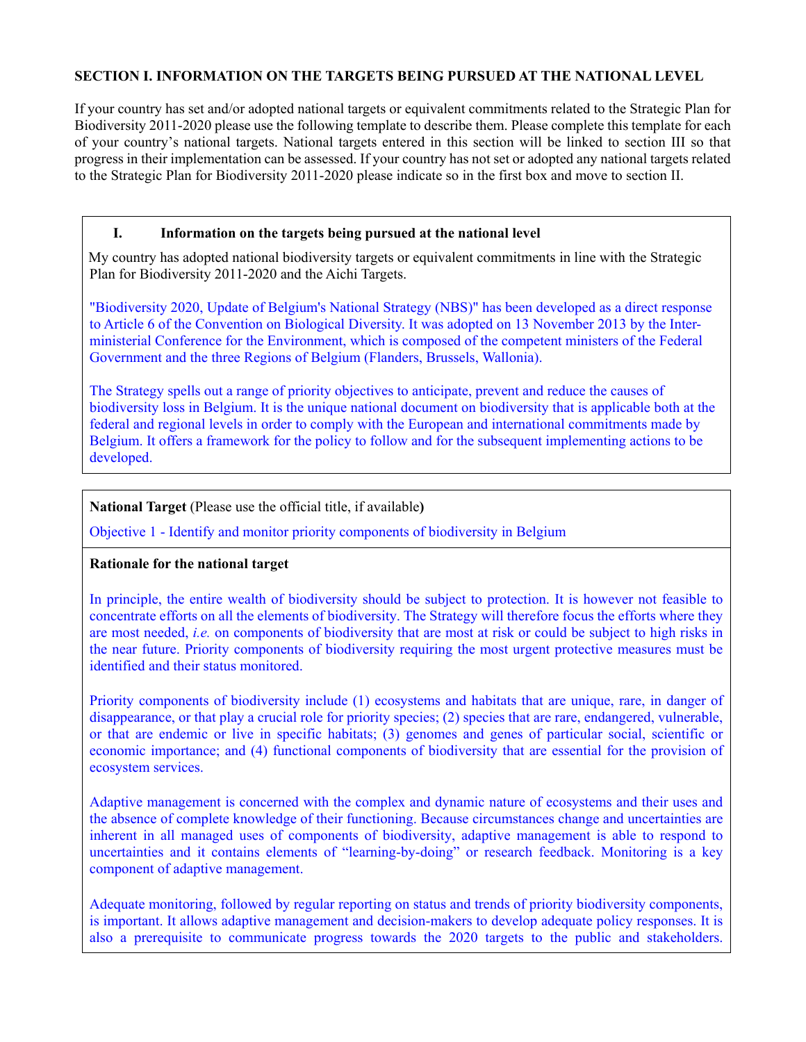## SECTION I. INFORMATION ON THE TARGETS BEING PURSUED AT THE NATIONAL LEVEL

If your country has set and/or adopted national targets or equivalent commitments related to the Strategic Plan for Biodiversity 2011-2020 please use the following template to describe them. Please complete this template for each of your country's national targets. National targets entered in this section will be linked to section III so that progress in their implementation can be assessed. If your country has not set or adopted any national targets related to the Strategic Plan for Biodiversity 2011-2020 please indicate so in the first box and move to section II.

### I. Information on the targets being pursued at the national level

My country has adopted national biodiversity targets or equivalent commitments in line with the Strategic Plan for Biodiversity 2011-2020 and the Aichi Targets.

"Biodiversity 2020, Update of Belgium's National Strategy (NBS)" has been developed as a direct response to Article 6 of the Convention on Biological Diversity. It was adopted on 13 November 2013 by the Inter-ministerial Conference for the Environment, which is composed of the competent ministers of the Federal Government and the three Regions of Belgium (Flanders, Brussels, Wallonia).

The Strategy spells out a range of priority objectives to anticipate, prevent and reduce the causes of biodiversity loss in Belgium. It is the unique national document on biodiversity that is applicable both at the federal and regional levels in order to comply with the European and international commitments made by Belgium. It offers a framework for the policy to follow and for the subsequent implementing actions to be developed.

**National Target** (Please use the official title, if available**)**

Objective 1 - Identify and monitor priority components of biodiversity in Belgium

**Rationale for the national target**

In principle, the entire wealth of biodiversity should be subject to protection. It is however not feasible to concentrate efforts on all the elements of biodiversity. The Strategy will therefore focus the efforts where they are most needed, *i.e.* on components of biodiversity that are most at risk or could be subject to high risks in the near future. Priority components of biodiversity requiring the most urgent protective measures must be identified and their status monitored.

Priority components of biodiversity include (1) ecosystems and habitats that are unique, rare, in danger of disappearance, or that play a crucial role for priority species; (2) species that are rare, endangered, vulnerable, or that are endemic or live in specific habitats; (3) genomes and genes of particular social, scientific or economic importance; and (4) functional components of biodiversity that are essential for the provision of ecosystem services.

Adaptive management is concerned with the complex and dynamic nature of ecosystems and their uses and the absence of complete knowledge of their functioning. Because circumstances change and uncertainties are inherent in all managed uses of components of biodiversity, adaptive management is able to respond to uncertainties and it contains elements of "learning-by-doing" or research feedback. Monitoring is a key component of adaptive management.

Adequate monitoring, followed by regular reporting on status and trends of priority biodiversity components, is important. It allows adaptive management and decision-makers to develop adequate policy responses. It is also a prerequisite to communicate progress towards the 2020 targets to the public and stakeholders.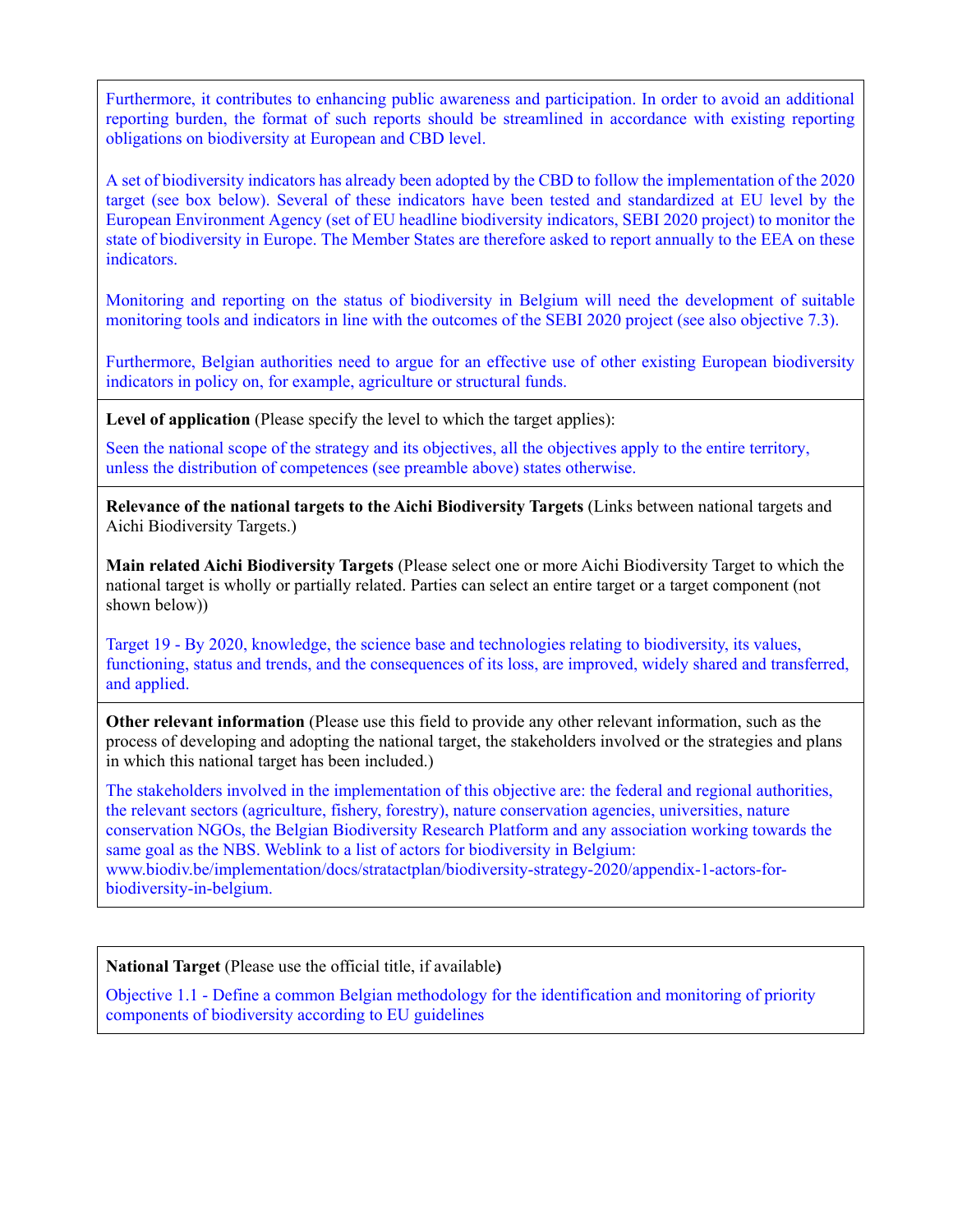Furthermore, it contributes to enhancing public awareness and participation. In order to avoid an additional reporting burden, the format of such reports should be streamlined in accordance with existing reporting obligations on biodiversity at European and CBD level.

A set of biodiversity indicators has already been adopted by the CBD to follow the implementation of the 2020 target (see box below). Several of these indicators have been tested and standardized at EU level by the European Environment Agency (set of EU headline biodiversity indicators, SEBI 2020 project) to monitor the state of biodiversity in Europe. The Member States are therefore asked to report annually to the EEA on these indicators.

Monitoring and reporting on the status of biodiversity in Belgium will need the development of suitable monitoring tools and indicators in line with the outcomes of the SEBI 2020 project (see also objective 7.3).

Furthermore, Belgian authorities need to argue for an effective use of other existing European biodiversity indicators in policy on, for example, agriculture or structural funds.

**Level of application** (Please specify the level to which the target applies):

Seen the national scope of the strategy and its objectives, all the objectives apply to the entire territory, unless the distribution of competences (see preamble above) states otherwise.

**Relevance of the national targets to the Aichi Biodiversity Targets** (Links between national targets and Aichi Biodiversity Targets.)

**Main related Aichi Biodiversity Targets** (Please select one or more Aichi Biodiversity Target to which the national target is wholly or partially related. Parties can select an entire target or a target component (not shown below))

Target 19 - By 2020, knowledge, the science base and technologies relating to biodiversity, its values, functioning, status and trends, and the consequences of its loss, are improved, widely shared and transferred, and applied.

**Other relevant information** (Please use this field to provide any other relevant information, such as the process of developing and adopting the national target, the stakeholders involved or the strategies and plans in which this national target has been included.)

The stakeholders involved in the implementation of this objective are: the federal and regional authorities, the relevant sectors (agriculture, fishery, forestry), nature conservation agencies, universities, nature conservation NGOs, the Belgian Biodiversity Research Platform and any association working towards the same goal as the NBS. Weblink to a list of actors for biodiversity in Belgium: www.biodiv.be/implementation/docs/stratactplan/biodiversity-strategy-2020/appendix-1-actors-for-biodiversity-in-belgium.

**National Target** (Please use the official title, if available**)**

Objective 1.1 - Define a common Belgian methodology for the identification and monitoring of priority components of biodiversity according to EU guidelines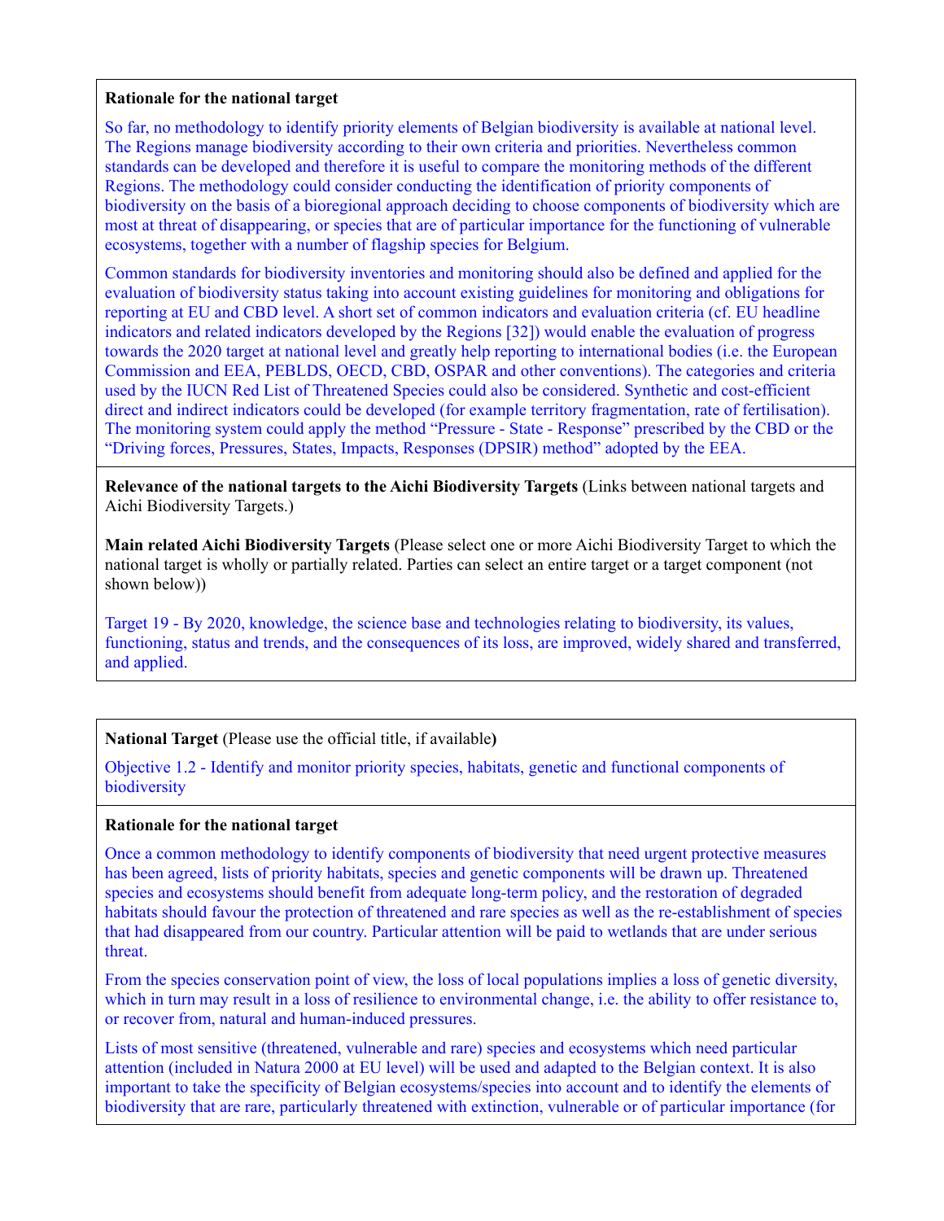**Rationale for the national target**

So far, no methodology to identify priority elements of Belgian biodiversity is available at national level. The Regions manage biodiversity according to their own criteria and priorities. Nevertheless common standards can be developed and therefore it is useful to compare the monitoring methods of the different Regions. The methodology could consider conducting the identification of priority components of biodiversity on the basis of a bioregional approach deciding to choose components of biodiversity which are most at threat of disappearing, or species that are of particular importance for the functioning of vulnerable ecosystems, together with a number of flagship species for Belgium.

Common standards for biodiversity inventories and monitoring should also be defined and applied for the evaluation of biodiversity status taking into account existing guidelines for monitoring and obligations for reporting at EU and CBD level. A short set of common indicators and evaluation criteria (cf. EU headline indicators and related indicators developed by the Regions [32]) would enable the evaluation of progress towards the 2020 target at national level and greatly help reporting to international bodies (i.e. the European Commission and EEA, PEBLDS, OECD, CBD, OSPAR and other conventions). The categories and criteria used by the IUCN Red List of Threatened Species could also be considered. Synthetic and cost-efficient direct and indirect indicators could be developed (for example territory fragmentation, rate of fertilisation). The monitoring system could apply the method "Pressure - State - Response" prescribed by the CBD or the "Driving forces, Pressures, States, Impacts, Responses (DPSIR) method" adopted by the EEA.

**Relevance of the national targets to the Aichi Biodiversity Targets** (Links between national targets and Aichi Biodiversity Targets.)

**Main related Aichi Biodiversity Targets** (Please select one or more Aichi Biodiversity Target to which the national target is wholly or partially related. Parties can select an entire target or a target component (not shown below))

Target 19 - By 2020, knowledge, the science base and technologies relating to biodiversity, its values, functioning, status and trends, and the consequences of its loss, are improved, widely shared and transferred, and applied.

**National Target** (Please use the official title, if available**)**

Objective 1.2 - Identify and monitor priority species, habitats, genetic and functional components of biodiversity

**Rationale for the national target**

Once a common methodology to identify components of biodiversity that need urgent protective measures has been agreed, lists of priority habitats, species and genetic components will be drawn up. Threatened species and ecosystems should benefit from adequate long-term policy, and the restoration of degraded habitats should favour the protection of threatened and rare species as well as the re-establishment of species that had disappeared from our country. Particular attention will be paid to wetlands that are under serious threat.

From the species conservation point of view, the loss of local populations implies a loss of genetic diversity, which in turn may result in a loss of resilience to environmental change, i.e. the ability to offer resistance to, or recover from, natural and human-induced pressures.

Lists of most sensitive (threatened, vulnerable and rare) species and ecosystems which need particular attention (included in Natura 2000 at EU level) will be used and adapted to the Belgian context. It is also important to take the specificity of Belgian ecosystems/species into account and to identify the elements of biodiversity that are rare, particularly threatened with extinction, vulnerable or of particular importance (for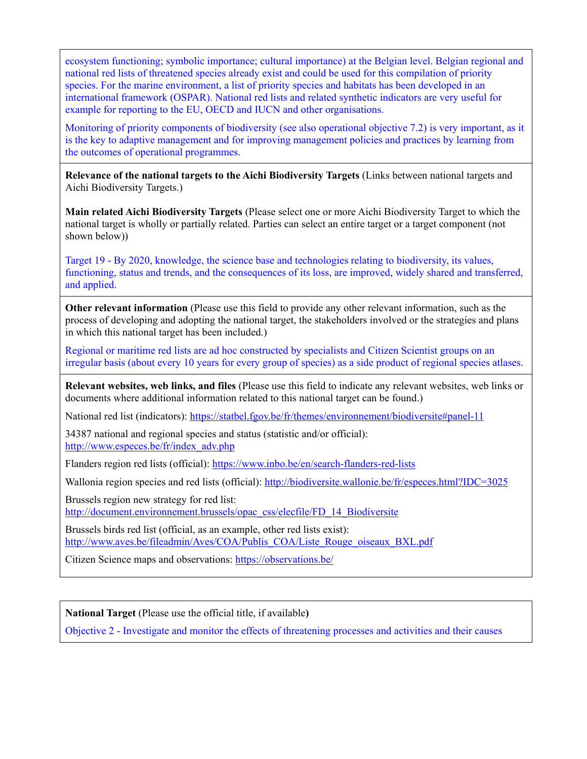ecosystem functioning; symbolic importance; cultural importance) at the Belgian level. Belgian regional and national red lists of threatened species already exist and could be used for this compilation of priority species. For the marine environment, a list of priority species and habitats has been developed in an international framework (OSPAR). National red lists and related synthetic indicators are very useful for example for reporting to the EU, OECD and IUCN and other organisations.

Monitoring of priority components of biodiversity (see also operational objective 7.2) is very important, as it is the key to adaptive management and for improving management policies and practices by learning from the outcomes of operational programmes.

**Relevance of the national targets to the Aichi Biodiversity Targets** (Links between national targets and Aichi Biodiversity Targets.)

**Main related Aichi Biodiversity Targets** (Please select one or more Aichi Biodiversity Target to which the national target is wholly or partially related. Parties can select an entire target or a target component (not shown below))

Target 19 - By 2020, knowledge, the science base and technologies relating to biodiversity, its values, functioning, status and trends, and the consequences of its loss, are improved, widely shared and transferred, and applied.

**Other relevant information** (Please use this field to provide any other relevant information, such as the process of developing and adopting the national target, the stakeholders involved or the strategies and plans in which this national target has been included.)

Regional or maritime red lists are ad hoc constructed by specialists and Citizen Scientist groups on an irregular basis (about every 10 years for every group of species) as a side product of regional species atlases.

**Relevant websites, web links, and files** (Please use this field to indicate any relevant websites, web links or documents where additional information related to this national target can be found.)

National red list (indicators): https://statbel.fgov.be/fr/themes/environnement/biodiversite#panel-11

34387 national and regional species and status (statistic and/or official): http://www.especes.be/fr/index_adv.php

Flanders region red lists (official): https://www.inbo.be/en/search-flanders-red-lists

Wallonia region species and red lists (official): http://biodiversite.wallonie.be/fr/especes.html?IDC=3025

Brussels region new strategy for red list: http://document.environnement.brussels/opac_css/elecfile/FD_14_Biodiversite

Brussels birds red list (official, as an example, other red lists exist): http://www.aves.be/fileadmin/Aves/COA/Publis_COA/Liste_Rouge_oiseaux_BXL.pdf

Citizen Science maps and observations: https://observations.be/

**National Target** (Please use the official title, if available**)**

Objective 2 - Investigate and monitor the effects of threatening processes and activities and their causes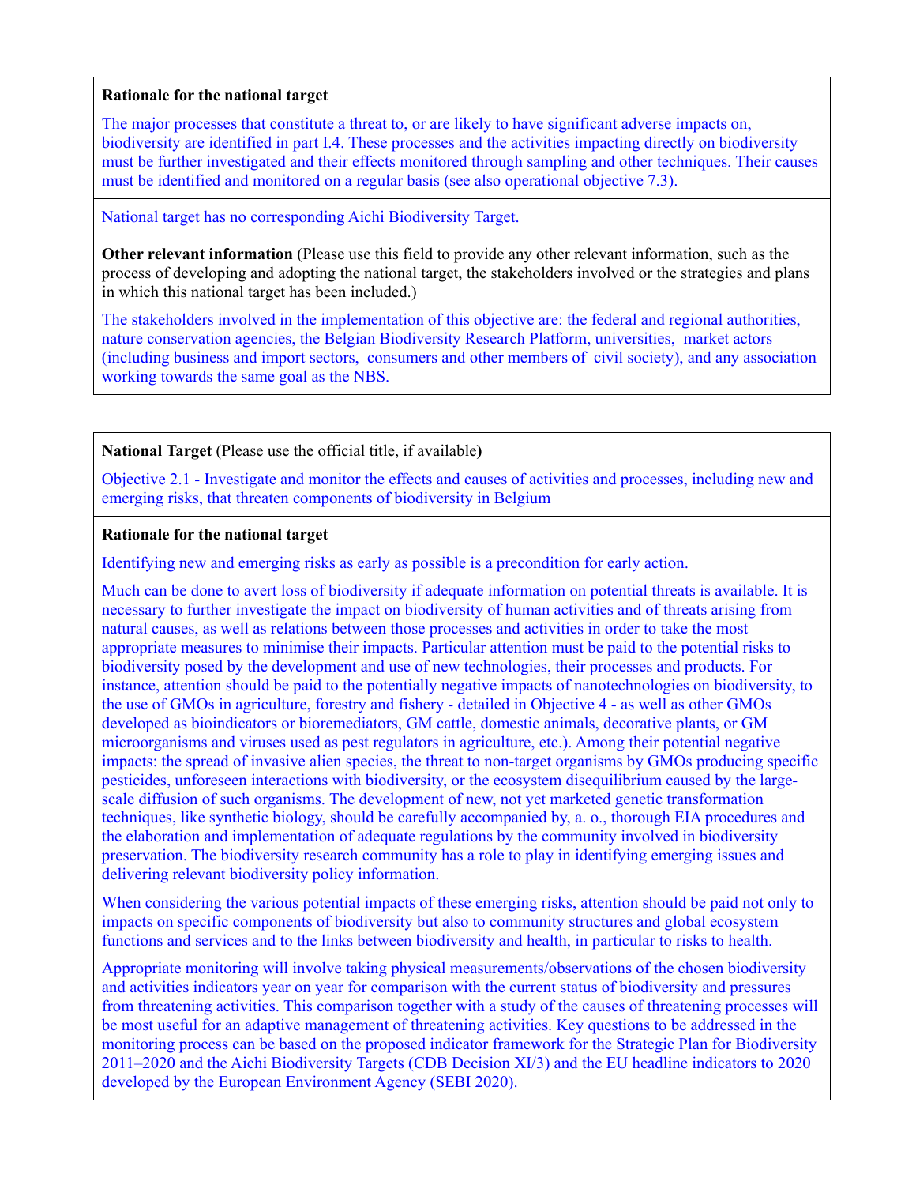**Rationale for the national target**

The major processes that constitute a threat to, or are likely to have significant adverse impacts on, biodiversity are identified in part I.4. These processes and the activities impacting directly on biodiversity must be further investigated and their effects monitored through sampling and other techniques. Their causes must be identified and monitored on a regular basis (see also operational objective 7.3).

National target has no corresponding Aichi Biodiversity Target.

**Other relevant information** (Please use this field to provide any other relevant information, such as the process of developing and adopting the national target, the stakeholders involved or the strategies and plans in which this national target has been included.)

The stakeholders involved in the implementation of this objective are: the federal and regional authorities, nature conservation agencies, the Belgian Biodiversity Research Platform, universities, market actors (including business and import sectors, consumers and other members of civil society), and any association working towards the same goal as the NBS.

**National Target** (Please use the official title, if available**)**

Objective 2.1 - Investigate and monitor the effects and causes of activities and processes, including new and emerging risks, that threaten components of biodiversity in Belgium

**Rationale for the national target**

Identifying new and emerging risks as early as possible is a precondition for early action.

Much can be done to avert loss of biodiversity if adequate information on potential threats is available. It is necessary to further investigate the impact on biodiversity of human activities and of threats arising from natural causes, as well as relations between those processes and activities in order to take the most appropriate measures to minimise their impacts. Particular attention must be paid to the potential risks to biodiversity posed by the development and use of new technologies, their processes and products. For instance, attention should be paid to the potentially negative impacts of nanotechnologies on biodiversity, to the use of GMOs in agriculture, forestry and fishery - detailed in Objective 4 - as well as other GMOs developed as bioindicators or bioremediators, GM cattle, domestic animals, decorative plants, or GM microorganisms and viruses used as pest regulators in agriculture, etc.). Among their potential negative impacts: the spread of invasive alien species, the threat to non-target organisms by GMOs producing specific pesticides, unforeseen interactions with biodiversity, or the ecosystem disequilibrium caused by the large-scale diffusion of such organisms. The development of new, not yet marketed genetic transformation techniques, like synthetic biology, should be carefully accompanied by, a. o., thorough EIA procedures and the elaboration and implementation of adequate regulations by the community involved in biodiversity preservation. The biodiversity research community has a role to play in identifying emerging issues and delivering relevant biodiversity policy information.

When considering the various potential impacts of these emerging risks, attention should be paid not only to impacts on specific components of biodiversity but also to community structures and global ecosystem functions and services and to the links between biodiversity and health, in particular to risks to health.

Appropriate monitoring will involve taking physical measurements/observations of the chosen biodiversity and activities indicators year on year for comparison with the current status of biodiversity and pressures from threatening activities. This comparison together with a study of the causes of threatening processes will be most useful for an adaptive management of threatening activities. Key questions to be addressed in the monitoring process can be based on the proposed indicator framework for the Strategic Plan for Biodiversity 2011–2020 and the Aichi Biodiversity Targets (CDB Decision XI/3) and the EU headline indicators to 2020 developed by the European Environment Agency (SEBI 2020).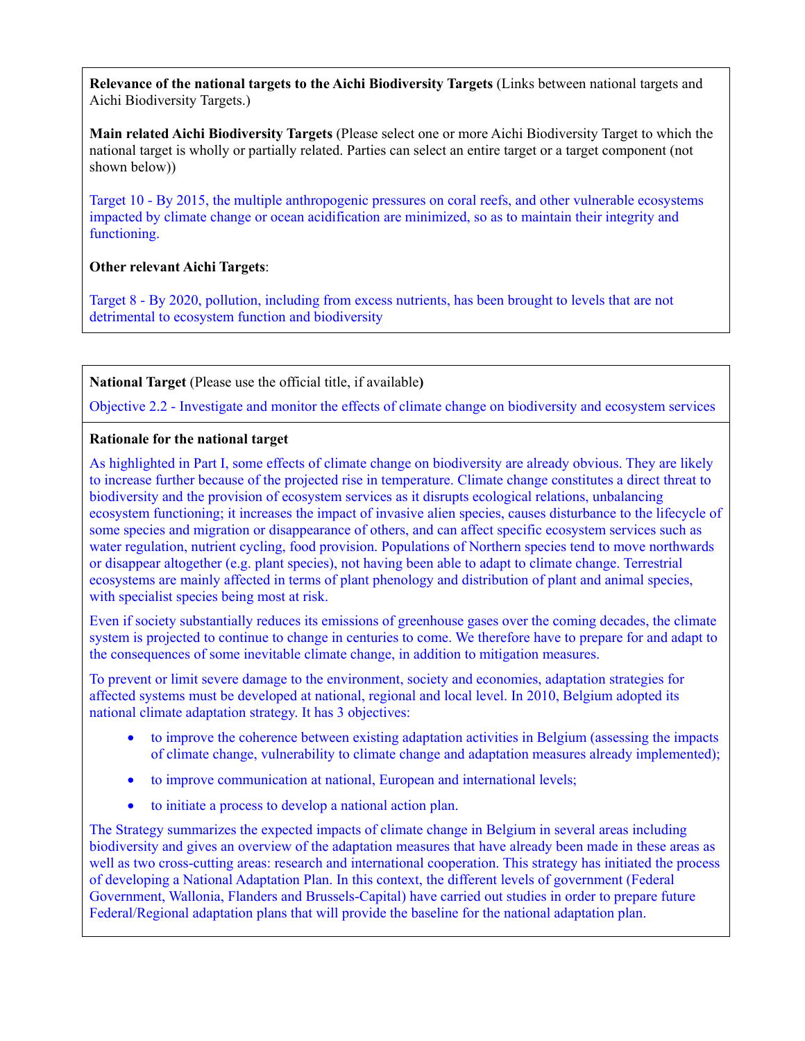**Relevance of the national targets to the Aichi Biodiversity Targets** (Links between national targets and Aichi Biodiversity Targets.)

**Main related Aichi Biodiversity Targets** (Please select one or more Aichi Biodiversity Target to which the national target is wholly or partially related. Parties can select an entire target or a target component (not shown below))

Target 10 - By 2015, the multiple anthropogenic pressures on coral reefs, and other vulnerable ecosystems impacted by climate change or ocean acidification are minimized, so as to maintain their integrity and functioning.

**Other relevant Aichi Targets**:

Target 8 - By 2020, pollution, including from excess nutrients, has been brought to levels that are not detrimental to ecosystem function and biodiversity

**National Target** (Please use the official title, if available**)**

Objective 2.2 - Investigate and monitor the effects of climate change on biodiversity and ecosystem services

**Rationale for the national target**

As highlighted in Part I, some effects of climate change on biodiversity are already obvious. They are likely to increase further because of the projected rise in temperature. Climate change constitutes a direct threat to biodiversity and the provision of ecosystem services as it disrupts ecological relations, unbalancing ecosystem functioning; it increases the impact of invasive alien species, causes disturbance to the lifecycle of some species and migration or disappearance of others, and can affect specific ecosystem services such as water regulation, nutrient cycling, food provision. Populations of Northern species tend to move northwards or disappear altogether (e.g. plant species), not having been able to adapt to climate change. Terrestrial ecosystems are mainly affected in terms of plant phenology and distribution of plant and animal species, with specialist species being most at risk.

Even if society substantially reduces its emissions of greenhouse gases over the coming decades, the climate system is projected to continue to change in centuries to come. We therefore have to prepare for and adapt to the consequences of some inevitable climate change, in addition to mitigation measures.

To prevent or limit severe damage to the environment, society and economies, adaptation strategies for affected systems must be developed at national, regional and local level. In 2010, Belgium adopted its national climate adaptation strategy. It has 3 objectives:

- to improve the coherence between existing adaptation activities in Belgium (assessing the impacts of climate change, vulnerability to climate change and adaptation measures already implemented);
- to improve communication at national, European and international levels;
- to initiate a process to develop a national action plan.

The Strategy summarizes the expected impacts of climate change in Belgium in several areas including biodiversity and gives an overview of the adaptation measures that have already been made in these areas as well as two cross-cutting areas: research and international cooperation. This strategy has initiated the process of developing a National Adaptation Plan. In this context, the different levels of government (Federal Government, Wallonia, Flanders and Brussels-Capital) have carried out studies in order to prepare future Federal/Regional adaptation plans that will provide the baseline for the national adaptation plan.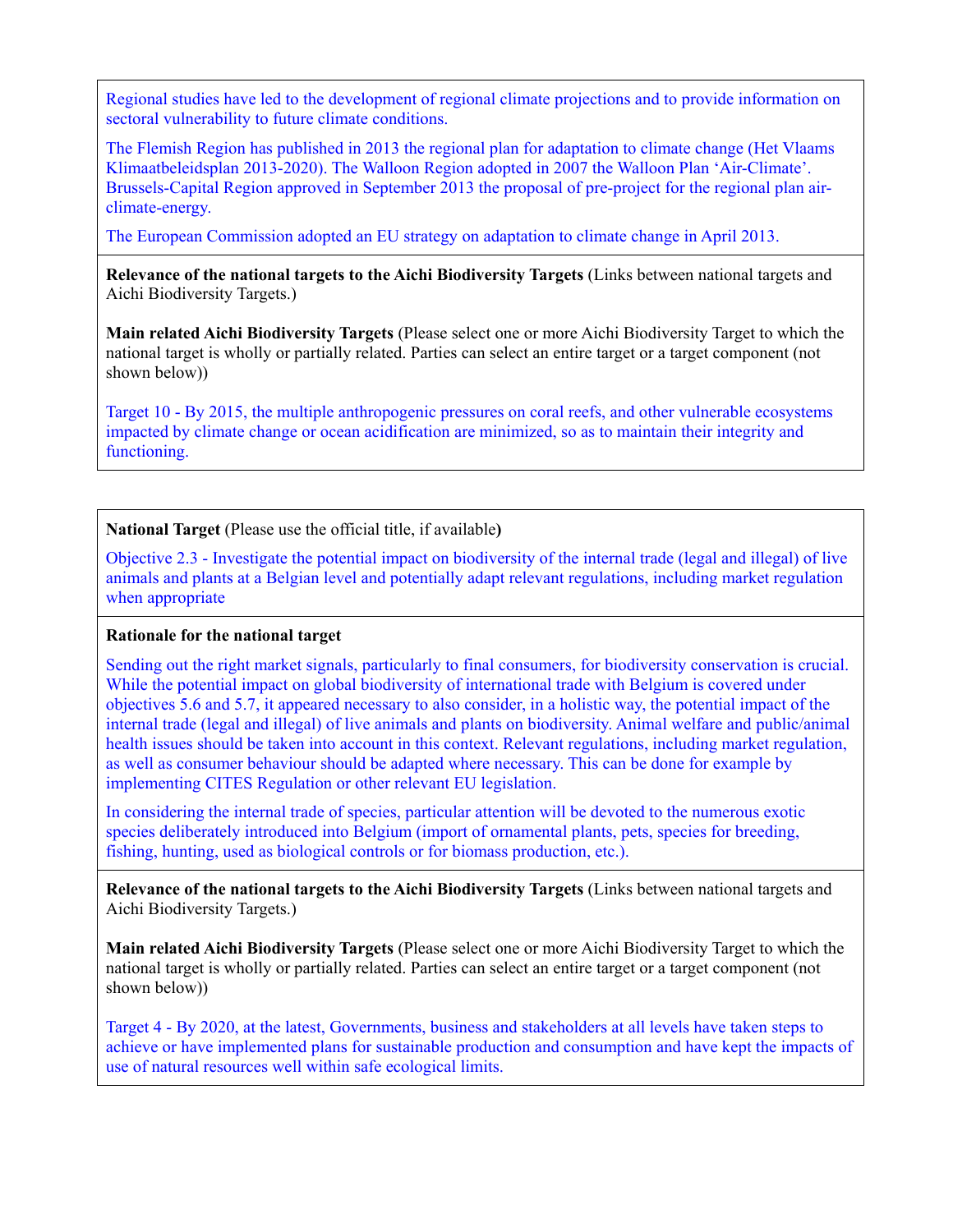Regional studies have led to the development of regional climate projections and to provide information on sectoral vulnerability to future climate conditions.

The Flemish Region has published in 2013 the regional plan for adaptation to climate change (Het Vlaams Klimaatbeleidsplan 2013-2020). The Walloon Region adopted in 2007 the Walloon Plan 'Air-Climate'. Brussels-Capital Region approved in September 2013 the proposal of pre-project for the regional plan air-climate-energy.

The European Commission adopted an EU strategy on adaptation to climate change in April 2013.

**Relevance of the national targets to the Aichi Biodiversity Targets** (Links between national targets and Aichi Biodiversity Targets.)

**Main related Aichi Biodiversity Targets** (Please select one or more Aichi Biodiversity Target to which the national target is wholly or partially related. Parties can select an entire target or a target component (not shown below))

Target 10 - By 2015, the multiple anthropogenic pressures on coral reefs, and other vulnerable ecosystems impacted by climate change or ocean acidification are minimized, so as to maintain their integrity and functioning.

**National Target** (Please use the official title, if available**)**

Objective 2.3 - Investigate the potential impact on biodiversity of the internal trade (legal and illegal) of live animals and plants at a Belgian level and potentially adapt relevant regulations, including market regulation when appropriate

**Rationale for the national target**

Sending out the right market signals, particularly to final consumers, for biodiversity conservation is crucial. While the potential impact on global biodiversity of international trade with Belgium is covered under objectives 5.6 and 5.7, it appeared necessary to also consider, in a holistic way, the potential impact of the internal trade (legal and illegal) of live animals and plants on biodiversity. Animal welfare and public/animal health issues should be taken into account in this context. Relevant regulations, including market regulation, as well as consumer behaviour should be adapted where necessary. This can be done for example by implementing CITES Regulation or other relevant EU legislation.

In considering the internal trade of species, particular attention will be devoted to the numerous exotic species deliberately introduced into Belgium (import of ornamental plants, pets, species for breeding, fishing, hunting, used as biological controls or for biomass production, etc.).

**Relevance of the national targets to the Aichi Biodiversity Targets** (Links between national targets and Aichi Biodiversity Targets.)

**Main related Aichi Biodiversity Targets** (Please select one or more Aichi Biodiversity Target to which the national target is wholly or partially related. Parties can select an entire target or a target component (not shown below))

Target 4 - By 2020, at the latest, Governments, business and stakeholders at all levels have taken steps to achieve or have implemented plans for sustainable production and consumption and have kept the impacts of use of natural resources well within safe ecological limits.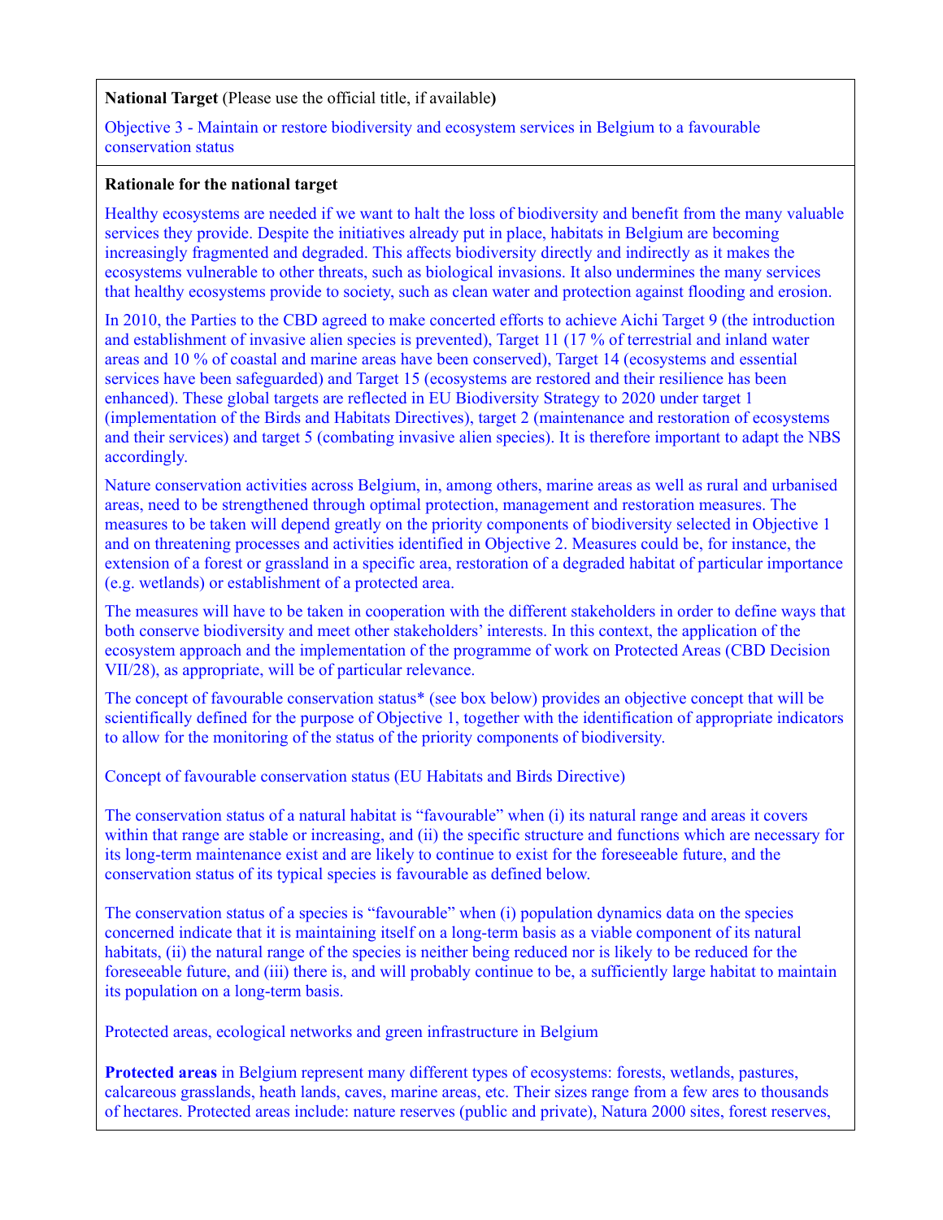**National Target** (Please use the official title, if available**)**

Objective 3 - Maintain or restore biodiversity and ecosystem services in Belgium to a favourable conservation status

**Rationale for the national target**

Healthy ecosystems are needed if we want to halt the loss of biodiversity and benefit from the many valuable services they provide. Despite the initiatives already put in place, habitats in Belgium are becoming increasingly fragmented and degraded. This affects biodiversity directly and indirectly as it makes the ecosystems vulnerable to other threats, such as biological invasions. It also undermines the many services that healthy ecosystems provide to society, such as clean water and protection against flooding and erosion.

In 2010, the Parties to the CBD agreed to make concerted efforts to achieve Aichi Target 9 (the introduction and establishment of invasive alien species is prevented), Target 11 (17 % of terrestrial and inland water areas and 10 % of coastal and marine areas have been conserved), Target 14 (ecosystems and essential services have been safeguarded) and Target 15 (ecosystems are restored and their resilience has been enhanced). These global targets are reflected in EU Biodiversity Strategy to 2020 under target 1 (implementation of the Birds and Habitats Directives), target 2 (maintenance and restoration of ecosystems and their services) and target 5 (combating invasive alien species). It is therefore important to adapt the NBS accordingly.

Nature conservation activities across Belgium, in, among others, marine areas as well as rural and urbanised areas, need to be strengthened through optimal protection, management and restoration measures. The measures to be taken will depend greatly on the priority components of biodiversity selected in Objective 1 and on threatening processes and activities identified in Objective 2. Measures could be, for instance, the extension of a forest or grassland in a specific area, restoration of a degraded habitat of particular importance (e.g. wetlands) or establishment of a protected area.

The measures will have to be taken in cooperation with the different stakeholders in order to define ways that both conserve biodiversity and meet other stakeholders' interests. In this context, the application of the ecosystem approach and the implementation of the programme of work on Protected Areas (CBD Decision VII/28), as appropriate, will be of particular relevance.

The concept of favourable conservation status* (see box below) provides an objective concept that will be scientifically defined for the purpose of Objective 1, together with the identification of appropriate indicators to allow for the monitoring of the status of the priority components of biodiversity.

Concept of favourable conservation status (EU Habitats and Birds Directive)

The conservation status of a natural habitat is "favourable" when (i) its natural range and areas it covers within that range are stable or increasing, and (ii) the specific structure and functions which are necessary for its long-term maintenance exist and are likely to continue to exist for the foreseeable future, and the conservation status of its typical species is favourable as defined below.

The conservation status of a species is "favourable" when (i) population dynamics data on the species concerned indicate that it is maintaining itself on a long-term basis as a viable component of its natural habitats, (ii) the natural range of the species is neither being reduced nor is likely to be reduced for the foreseeable future, and (iii) there is, and will probably continue to be, a sufficiently large habitat to maintain its population on a long-term basis.

Protected areas, ecological networks and green infrastructure in Belgium

**Protected areas** in Belgium represent many different types of ecosystems: forests, wetlands, pastures, calcareous grasslands, heath lands, caves, marine areas, etc. Their sizes range from a few ares to thousands of hectares. Protected areas include: nature reserves (public and private), Natura 2000 sites, forest reserves,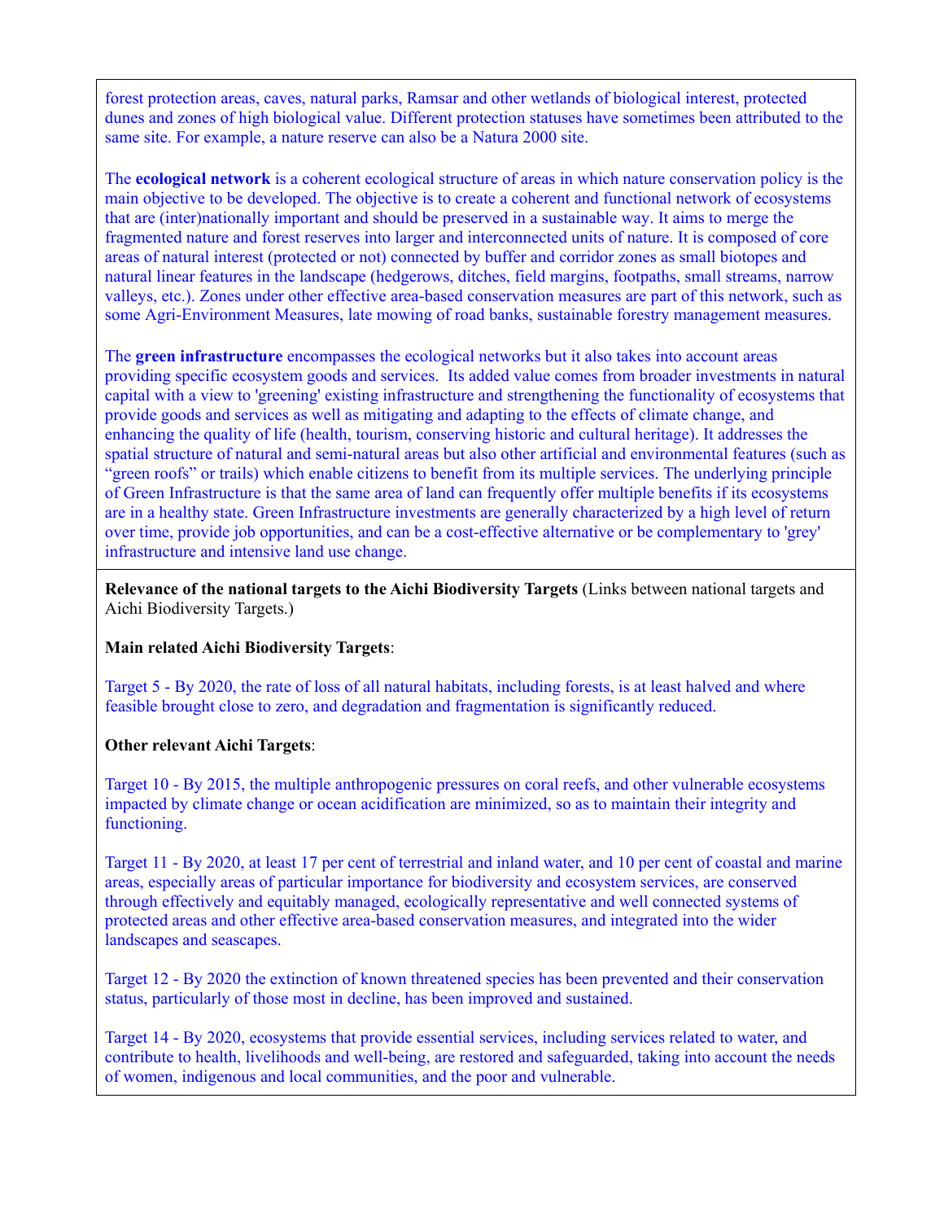forest protection areas, caves, natural parks, Ramsar and other wetlands of biological interest, protected dunes and zones of high biological value. Different protection statuses have sometimes been attributed to the same site. For example, a nature reserve can also be a Natura 2000 site.

The **ecological network** is a coherent ecological structure of areas in which nature conservation policy is the main objective to be developed. The objective is to create a coherent and functional network of ecosystems that are (inter)nationally important and should be preserved in a sustainable way. It aims to merge the fragmented nature and forest reserves into larger and interconnected units of nature. It is composed of core areas of natural interest (protected or not) connected by buffer and corridor zones as small biotopes and natural linear features in the landscape (hedgerows, ditches, field margins, footpaths, small streams, narrow valleys, etc.). Zones under other effective area-based conservation measures are part of this network, such as some Agri-Environment Measures, late mowing of road banks, sustainable forestry management measures.

The **green infrastructure** encompasses the ecological networks but it also takes into account areas providing specific ecosystem goods and services. Its added value comes from broader investments in natural capital with a view to 'greening' existing infrastructure and strengthening the functionality of ecosystems that provide goods and services as well as mitigating and adapting to the effects of climate change, and enhancing the quality of life (health, tourism, conserving historic and cultural heritage). It addresses the spatial structure of natural and semi-natural areas but also other artificial and environmental features (such as "green roofs" or trails) which enable citizens to benefit from its multiple services. The underlying principle of Green Infrastructure is that the same area of land can frequently offer multiple benefits if its ecosystems are in a healthy state. Green Infrastructure investments are generally characterized by a high level of return over time, provide job opportunities, and can be a cost-effective alternative or be complementary to 'grey' infrastructure and intensive land use change.

**Relevance of the national targets to the Aichi Biodiversity Targets** (Links between national targets and Aichi Biodiversity Targets.)

**Main related Aichi Biodiversity Targets**:

Target 5 - By 2020, the rate of loss of all natural habitats, including forests, is at least halved and where feasible brought close to zero, and degradation and fragmentation is significantly reduced.

**Other relevant Aichi Targets**:

Target 10 - By 2015, the multiple anthropogenic pressures on coral reefs, and other vulnerable ecosystems impacted by climate change or ocean acidification are minimized, so as to maintain their integrity and functioning.

Target 11 - By 2020, at least 17 per cent of terrestrial and inland water, and 10 per cent of coastal and marine areas, especially areas of particular importance for biodiversity and ecosystem services, are conserved through effectively and equitably managed, ecologically representative and well connected systems of protected areas and other effective area-based conservation measures, and integrated into the wider landscapes and seascapes.

Target 12 - By 2020 the extinction of known threatened species has been prevented and their conservation status, particularly of those most in decline, has been improved and sustained.

Target 14 - By 2020, ecosystems that provide essential services, including services related to water, and contribute to health, livelihoods and well-being, are restored and safeguarded, taking into account the needs of women, indigenous and local communities, and the poor and vulnerable.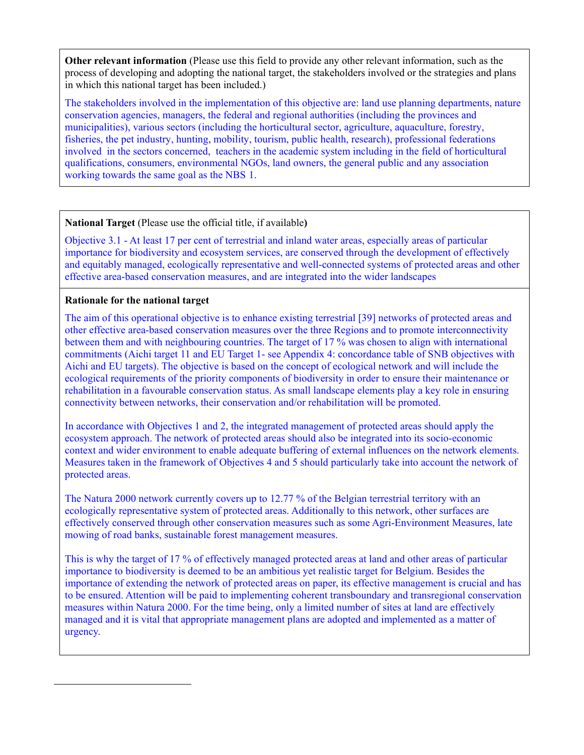**Other relevant information** (Please use this field to provide any other relevant information, such as the process of developing and adopting the national target, the stakeholders involved or the strategies and plans in which this national target has been included.)

The stakeholders involved in the implementation of this objective are: land use planning departments, nature conservation agencies, managers, the federal and regional authorities (including the provinces and municipalities), various sectors (including the horticultural sector, agriculture, aquaculture, forestry, fisheries, the pet industry, hunting, mobility, tourism, public health, research), professional federations involved in the sectors concerned, teachers in the academic system including in the field of horticultural qualifications, consumers, environmental NGOs, land owners, the general public and any association working towards the same goal as the NBS 1.

**National Target** (Please use the official title, if available**)**

Objective 3.1 - At least 17 per cent of terrestrial and inland water areas, especially areas of particular importance for biodiversity and ecosystem services, are conserved through the development of effectively and equitably managed, ecologically representative and well-connected systems of protected areas and other effective area-based conservation measures, and are integrated into the wider landscapes

**Rationale for the national target**

The aim of this operational objective is to enhance existing terrestrial [39] networks of protected areas and other effective area-based conservation measures over the three Regions and to promote interconnectivity between them and with neighbouring countries. The target of 17 % was chosen to align with international commitments (Aichi target 11 and EU Target 1- see Appendix 4: concordance table of SNB objectives with Aichi and EU targets). The objective is based on the concept of ecological network and will include the ecological requirements of the priority components of biodiversity in order to ensure their maintenance or rehabilitation in a favourable conservation status. As small landscape elements play a key role in ensuring connectivity between networks, their conservation and/or rehabilitation will be promoted.

In accordance with Objectives 1 and 2, the integrated management of protected areas should apply the ecosystem approach. The network of protected areas should also be integrated into its socio-economic context and wider environment to enable adequate buffering of external influences on the network elements. Measures taken in the framework of Objectives 4 and 5 should particularly take into account the network of protected areas.

The Natura 2000 network currently covers up to 12.77 % of the Belgian terrestrial territory with an ecologically representative system of protected areas. Additionally to this network, other surfaces are effectively conserved through other conservation measures such as some Agri-Environment Measures, late mowing of road banks, sustainable forest management measures.

This is why the target of 17 % of effectively managed protected areas at land and other areas of particular importance to biodiversity is deemed to be an ambitious yet realistic target for Belgium. Besides the importance of extending the network of protected areas on paper, its effective management is crucial and has to be ensured. Attention will be paid to implementing coherent transboundary and transregional conservation measures within Natura 2000. For the time being, only a limited number of sites at land are effectively managed and it is vital that appropriate management plans are adopted and implemented as a matter of urgency.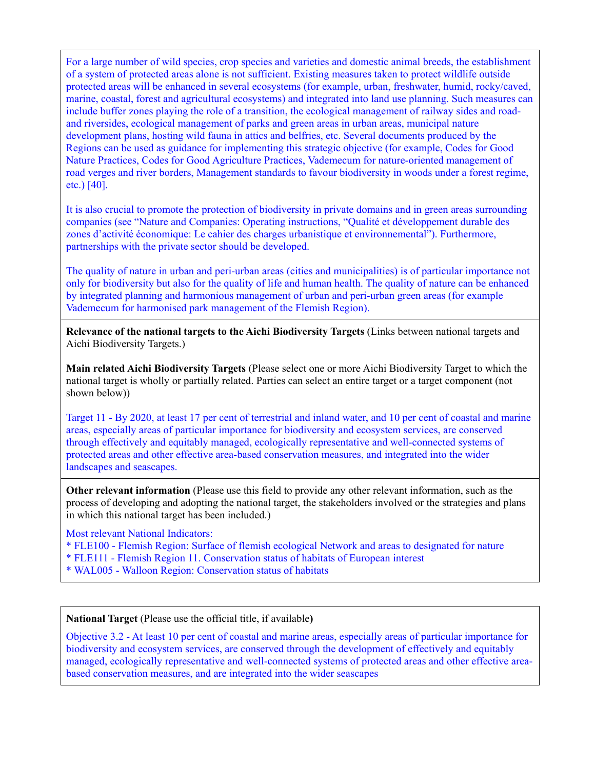For a large number of wild species, crop species and varieties and domestic animal breeds, the establishment of a system of protected areas alone is not sufficient. Existing measures taken to protect wildlife outside protected areas will be enhanced in several ecosystems (for example, urban, freshwater, humid, rocky/caved, marine, coastal, forest and agricultural ecosystems) and integrated into land use planning. Such measures can include buffer zones playing the role of a transition, the ecological management of railway sides and road- and riversides, ecological management of parks and green areas in urban areas, municipal nature development plans, hosting wild fauna in attics and belfries, etc. Several documents produced by the Regions can be used as guidance for implementing this strategic objective (for example, Codes for Good Nature Practices, Codes for Good Agriculture Practices, Vademecum for nature-oriented management of road verges and river borders, Management standards to favour biodiversity in woods under a forest regime, etc.) [40].

It is also crucial to promote the protection of biodiversity in private domains and in green areas surrounding companies (see "Nature and Companies: Operating instructions, "Qualité et développement durable des zones d'activité économique: Le cahier des charges urbanistique et environnemental"). Furthermore, partnerships with the private sector should be developed.

The quality of nature in urban and peri-urban areas (cities and municipalities) is of particular importance not only for biodiversity but also for the quality of life and human health. The quality of nature can be enhanced by integrated planning and harmonious management of urban and peri-urban green areas (for example Vademecum for harmonised park management of the Flemish Region).

**Relevance of the national targets to the Aichi Biodiversity Targets** (Links between national targets and Aichi Biodiversity Targets.)

**Main related Aichi Biodiversity Targets** (Please select one or more Aichi Biodiversity Target to which the national target is wholly or partially related. Parties can select an entire target or a target component (not shown below))

Target 11 - By 2020, at least 17 per cent of terrestrial and inland water, and 10 per cent of coastal and marine areas, especially areas of particular importance for biodiversity and ecosystem services, are conserved through effectively and equitably managed, ecologically representative and well-connected systems of protected areas and other effective area-based conservation measures, and integrated into the wider landscapes and seascapes.

**Other relevant information** (Please use this field to provide any other relevant information, such as the process of developing and adopting the national target, the stakeholders involved or the strategies and plans in which this national target has been included.)

Most relevant National Indicators:
* FLE100 - Flemish Region: Surface of flemish ecological Network and areas to designated for nature
* FLE111 - Flemish Region 11. Conservation status of habitats of European interest
* WAL005 - Walloon Region: Conservation status of habitats

**National Target** (Please use the official title, if available**)**

Objective 3.2 - At least 10 per cent of coastal and marine areas, especially areas of particular importance for biodiversity and ecosystem services, are conserved through the development of effectively and equitably managed, ecologically representative and well-connected systems of protected areas and other effective area-based conservation measures, and are integrated into the wider seascapes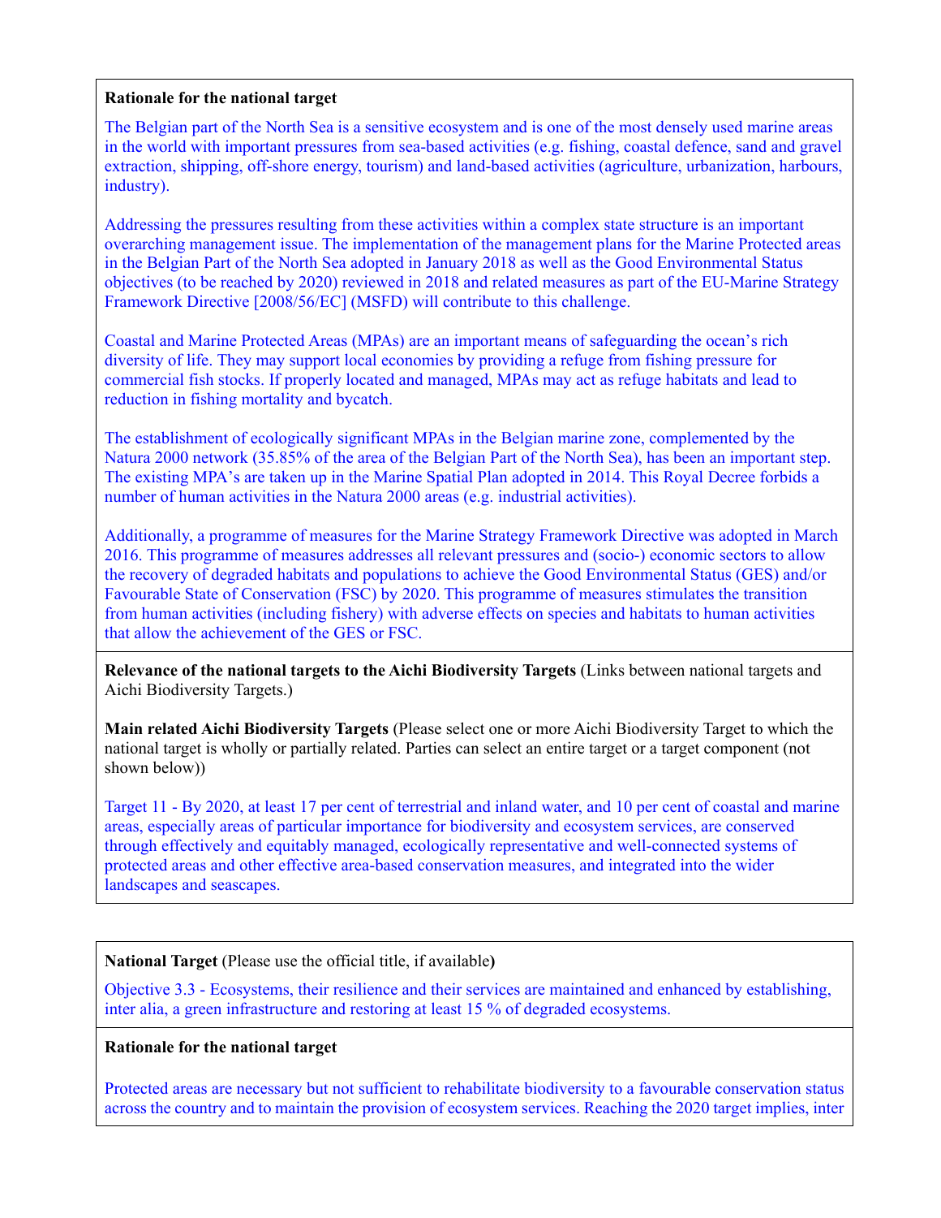**Rationale for the national target**

The Belgian part of the North Sea is a sensitive ecosystem and is one of the most densely used marine areas in the world with important pressures from sea-based activities (e.g. fishing, coastal defence, sand and gravel extraction, shipping, off-shore energy, tourism) and land-based activities (agriculture, urbanization, harbours, industry).

Addressing the pressures resulting from these activities within a complex state structure is an important overarching management issue. The implementation of the management plans for the Marine Protected areas in the Belgian Part of the North Sea adopted in January 2018 as well as the Good Environmental Status objectives (to be reached by 2020) reviewed in 2018 and related measures as part of the EU-Marine Strategy Framework Directive [2008/56/EC] (MSFD) will contribute to this challenge.

Coastal and Marine Protected Areas (MPAs) are an important means of safeguarding the ocean's rich diversity of life. They may support local economies by providing a refuge from fishing pressure for commercial fish stocks. If properly located and managed, MPAs may act as refuge habitats and lead to reduction in fishing mortality and bycatch.

The establishment of ecologically significant MPAs in the Belgian marine zone, complemented by the Natura 2000 network (35.85% of the area of the Belgian Part of the North Sea), has been an important step. The existing MPA's are taken up in the Marine Spatial Plan adopted in 2014. This Royal Decree forbids a number of human activities in the Natura 2000 areas (e.g. industrial activities).

Additionally, a programme of measures for the Marine Strategy Framework Directive was adopted in March 2016. This programme of measures addresses all relevant pressures and (socio-) economic sectors to allow the recovery of degraded habitats and populations to achieve the Good Environmental Status (GES) and/or Favourable State of Conservation (FSC) by 2020. This programme of measures stimulates the transition from human activities (including fishery) with adverse effects on species and habitats to human activities that allow the achievement of the GES or FSC.

**Relevance of the national targets to the Aichi Biodiversity Targets** (Links between national targets and Aichi Biodiversity Targets.)

**Main related Aichi Biodiversity Targets** (Please select one or more Aichi Biodiversity Target to which the national target is wholly or partially related. Parties can select an entire target or a target component (not shown below))

Target 11 - By 2020, at least 17 per cent of terrestrial and inland water, and 10 per cent of coastal and marine areas, especially areas of particular importance for biodiversity and ecosystem services, are conserved through effectively and equitably managed, ecologically representative and well-connected systems of protected areas and other effective area-based conservation measures, and integrated into the wider landscapes and seascapes.

**National Target** (Please use the official title, if available**)**

Objective 3.3 - Ecosystems, their resilience and their services are maintained and enhanced by establishing, inter alia, a green infrastructure and restoring at least 15 % of degraded ecosystems.

**Rationale for the national target**

Protected areas are necessary but not sufficient to rehabilitate biodiversity to a favourable conservation status across the country and to maintain the provision of ecosystem services. Reaching the 2020 target implies, inter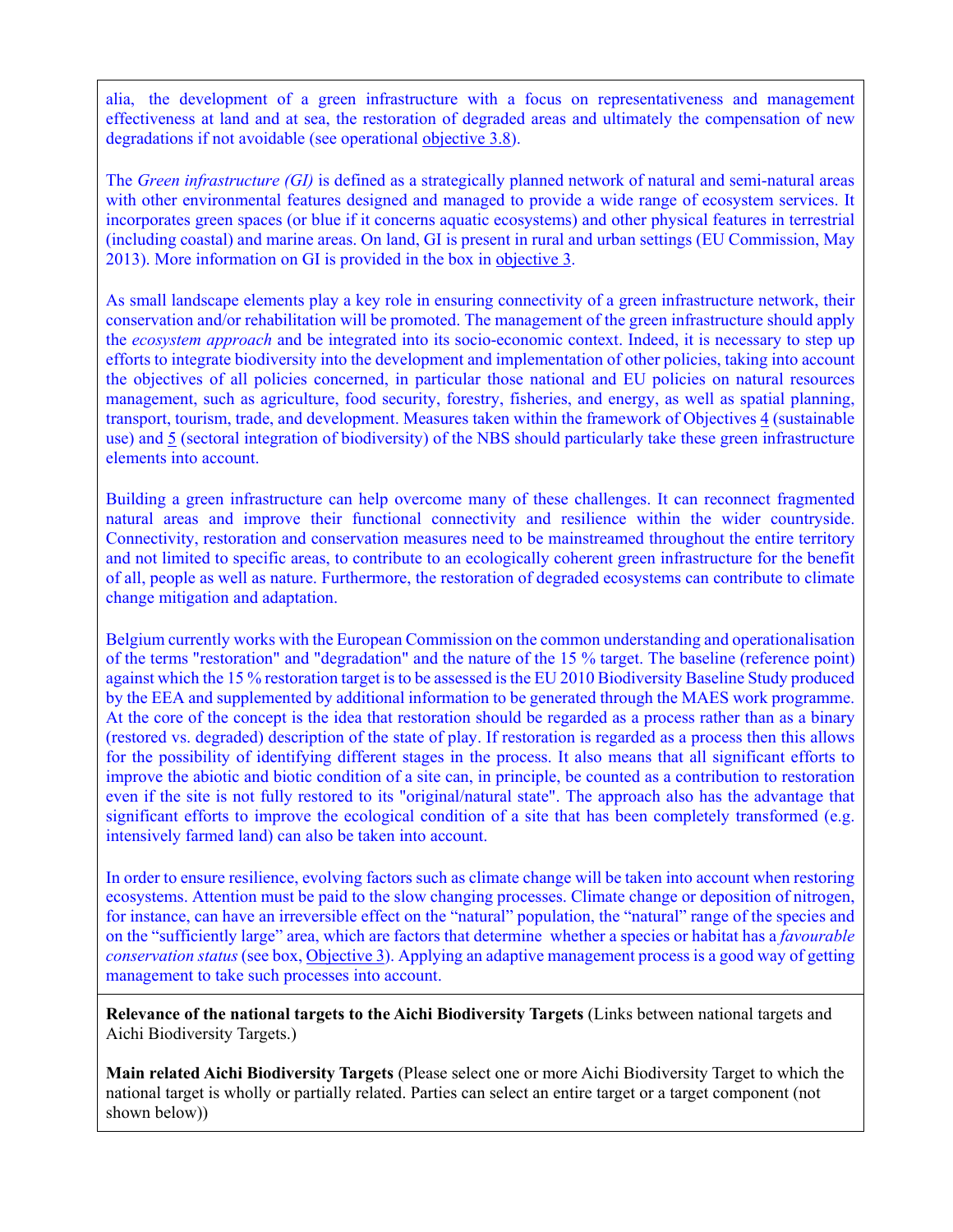alia, the development of a green infrastructure with a focus on representativeness and management effectiveness at land and at sea, the restoration of degraded areas and ultimately the compensation of new degradations if not avoidable (see operational objective 3.8).

The *Green infrastructure (GI)* is defined as a strategically planned network of natural and semi-natural areas with other environmental features designed and managed to provide a wide range of ecosystem services. It incorporates green spaces (or blue if it concerns aquatic ecosystems) and other physical features in terrestrial (including coastal) and marine areas. On land, GI is present in rural and urban settings (EU Commission, May 2013). More information on GI is provided in the box in objective 3.

As small landscape elements play a key role in ensuring connectivity of a green infrastructure network, their conservation and/or rehabilitation will be promoted. The management of the green infrastructure should apply the *ecosystem approach* and be integrated into its socio-economic context. Indeed, it is necessary to step up efforts to integrate biodiversity into the development and implementation of other policies, taking into account the objectives of all policies concerned, in particular those national and EU policies on natural resources management, such as agriculture, food security, forestry, fisheries, and energy, as well as spatial planning, transport, tourism, trade, and development. Measures taken within the framework of Objectives 4 (sustainable use) and 5 (sectoral integration of biodiversity) of the NBS should particularly take these green infrastructure elements into account.

Building a green infrastructure can help overcome many of these challenges. It can reconnect fragmented natural areas and improve their functional connectivity and resilience within the wider countryside. Connectivity, restoration and conservation measures need to be mainstreamed throughout the entire territory and not limited to specific areas, to contribute to an ecologically coherent green infrastructure for the benefit of all, people as well as nature. Furthermore, the restoration of degraded ecosystems can contribute to climate change mitigation and adaptation.

Belgium currently works with the European Commission on the common understanding and operationalisation of the terms "restoration" and "degradation" and the nature of the 15 % target. The baseline (reference point) against which the 15 % restoration target is to be assessed is the EU 2010 Biodiversity Baseline Study produced by the EEA and supplemented by additional information to be generated through the MAES work programme. At the core of the concept is the idea that restoration should be regarded as a process rather than as a binary (restored vs. degraded) description of the state of play. If restoration is regarded as a process then this allows for the possibility of identifying different stages in the process. It also means that all significant efforts to improve the abiotic and biotic condition of a site can, in principle, be counted as a contribution to restoration even if the site is not fully restored to its "original/natural state". The approach also has the advantage that significant efforts to improve the ecological condition of a site that has been completely transformed (e.g. intensively farmed land) can also be taken into account.

In order to ensure resilience, evolving factors such as climate change will be taken into account when restoring ecosystems. Attention must be paid to the slow changing processes. Climate change or deposition of nitrogen, for instance, can have an irreversible effect on the "natural" population, the "natural" range of the species and on the "sufficiently large" area, which are factors that determine whether a species or habitat has a *favourable conservation status* (see box, Objective 3). Applying an adaptive management process is a good way of getting management to take such processes into account.

**Relevance of the national targets to the Aichi Biodiversity Targets** (Links between national targets and Aichi Biodiversity Targets.)

**Main related Aichi Biodiversity Targets** (Please select one or more Aichi Biodiversity Target to which the national target is wholly or partially related. Parties can select an entire target or a target component (not shown below))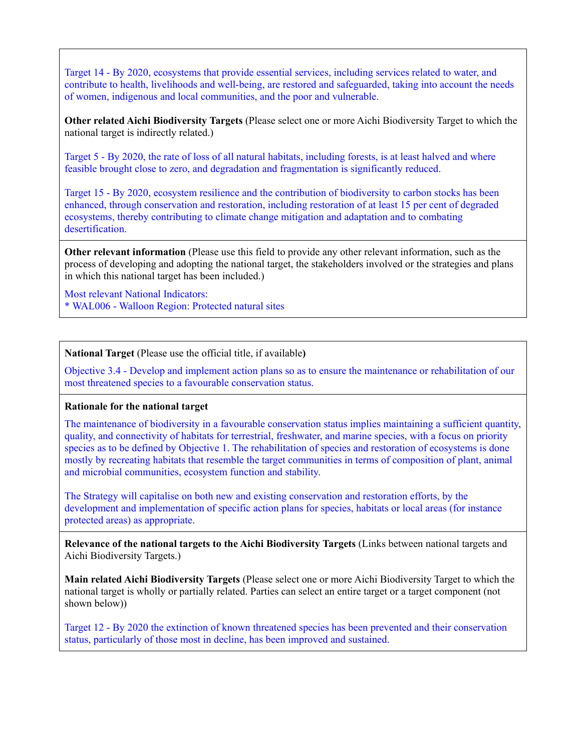Target 14 - By 2020, ecosystems that provide essential services, including services related to water, and contribute to health, livelihoods and well-being, are restored and safeguarded, taking into account the needs of women, indigenous and local communities, and the poor and vulnerable.

**Other related Aichi Biodiversity Targets** (Please select one or more Aichi Biodiversity Target to which the national target is indirectly related.)

Target 5 - By 2020, the rate of loss of all natural habitats, including forests, is at least halved and where feasible brought close to zero, and degradation and fragmentation is significantly reduced.

Target 15 - By 2020, ecosystem resilience and the contribution of biodiversity to carbon stocks has been enhanced, through conservation and restoration, including restoration of at least 15 per cent of degraded ecosystems, thereby contributing to climate change mitigation and adaptation and to combating desertification.

**Other relevant information** (Please use this field to provide any other relevant information, such as the process of developing and adopting the national target, the stakeholders involved or the strategies and plans in which this national target has been included.)

Most relevant National Indicators:
* WAL006 - Walloon Region: Protected natural sites

**National Target** (Please use the official title, if available**)**

Objective 3.4 - Develop and implement action plans so as to ensure the maintenance or rehabilitation of our most threatened species to a favourable conservation status.

**Rationale for the national target**

The maintenance of biodiversity in a favourable conservation status implies maintaining a sufficient quantity, quality, and connectivity of habitats for terrestrial, freshwater, and marine species, with a focus on priority species as to be defined by Objective 1. The rehabilitation of species and restoration of ecosystems is done mostly by recreating habitats that resemble the target communities in terms of composition of plant, animal and microbial communities, ecosystem function and stability.

The Strategy will capitalise on both new and existing conservation and restoration efforts, by the development and implementation of specific action plans for species, habitats or local areas (for instance protected areas) as appropriate.

**Relevance of the national targets to the Aichi Biodiversity Targets** (Links between national targets and Aichi Biodiversity Targets.)

**Main related Aichi Biodiversity Targets** (Please select one or more Aichi Biodiversity Target to which the national target is wholly or partially related. Parties can select an entire target or a target component (not shown below))

Target 12 - By 2020 the extinction of known threatened species has been prevented and their conservation status, particularly of those most in decline, has been improved and sustained.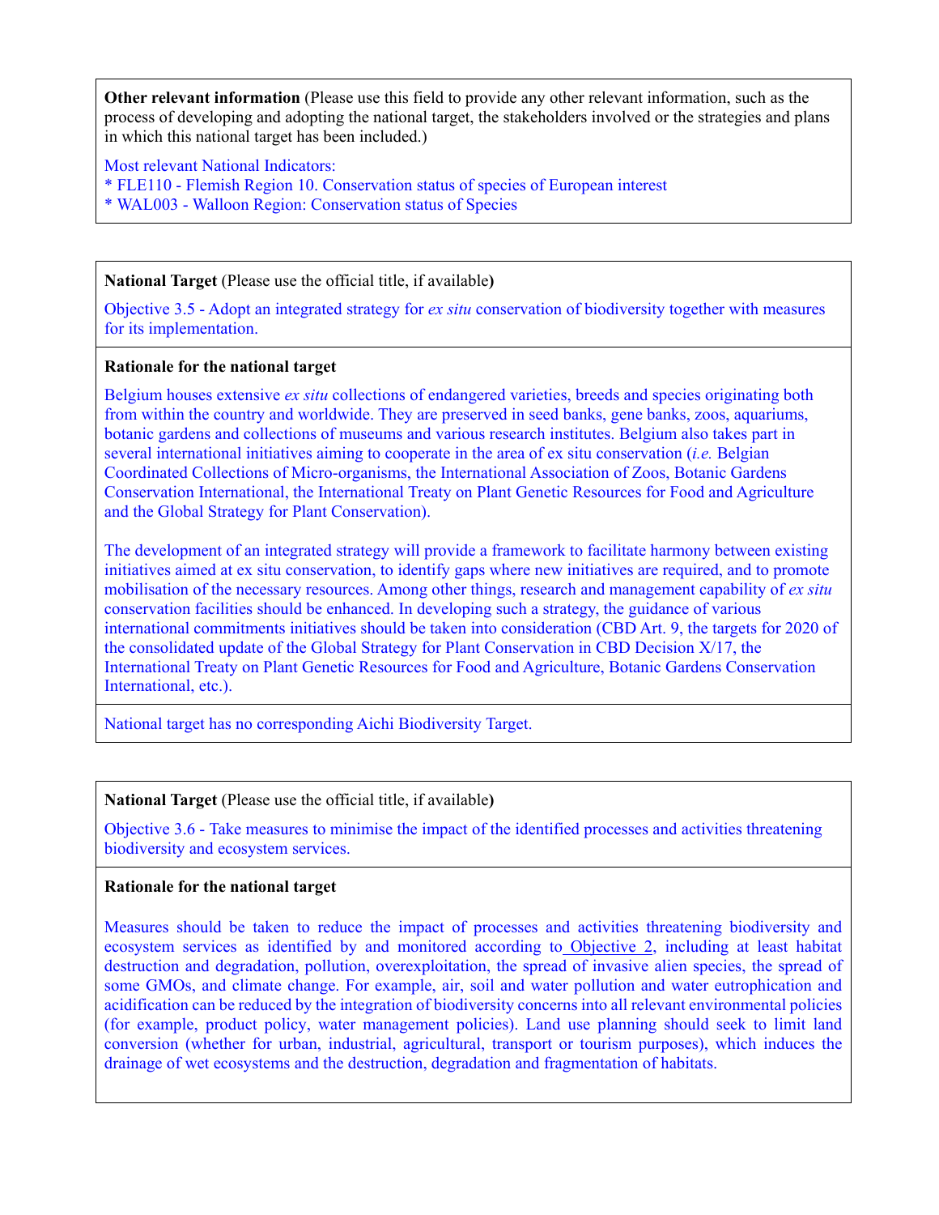**Other relevant information** (Please use this field to provide any other relevant information, such as the process of developing and adopting the national target, the stakeholders involved or the strategies and plans in which this national target has been included.)

Most relevant National Indicators:
* FLE110 - Flemish Region 10. Conservation status of species of European interest
* WAL003 - Walloon Region: Conservation status of Species

---

**National Target** (Please use the official title, if available**)**

Objective 3.5 - Adopt an integrated strategy for *ex situ* conservation of biodiversity together with measures for its implementation.

**Rationale for the national target**

Belgium houses extensive *ex situ* collections of endangered varieties, breeds and species originating both from within the country and worldwide. They are preserved in seed banks, gene banks, zoos, aquariums, botanic gardens and collections of museums and various research institutes. Belgium also takes part in several international initiatives aiming to cooperate in the area of ex situ conservation (*i.e.* Belgian Coordinated Collections of Micro-organisms, the International Association of Zoos, Botanic Gardens Conservation International, the International Treaty on Plant Genetic Resources for Food and Agriculture and the Global Strategy for Plant Conservation).

The development of an integrated strategy will provide a framework to facilitate harmony between existing initiatives aimed at ex situ conservation, to identify gaps where new initiatives are required, and to promote mobilisation of the necessary resources. Among other things, research and management capability of *ex situ* conservation facilities should be enhanced. In developing such a strategy, the guidance of various international commitments initiatives should be taken into consideration (CBD Art. 9, the targets for 2020 of the consolidated update of the Global Strategy for Plant Conservation in CBD Decision X/17, the International Treaty on Plant Genetic Resources for Food and Agriculture, Botanic Gardens Conservation International, etc.).

National target has no corresponding Aichi Biodiversity Target.

---

**National Target** (Please use the official title, if available**)**

Objective 3.6 - Take measures to minimise the impact of the identified processes and activities threatening biodiversity and ecosystem services.

**Rationale for the national target**

Measures should be taken to reduce the impact of processes and activities threatening biodiversity and ecosystem services as identified by and monitored according to Objective 2, including at least habitat destruction and degradation, pollution, overexploitation, the spread of invasive alien species, the spread of some GMOs, and climate change. For example, air, soil and water pollution and water eutrophication and acidification can be reduced by the integration of biodiversity concerns into all relevant environmental policies (for example, product policy, water management policies). Land use planning should seek to limit land conversion (whether for urban, industrial, agricultural, transport or tourism purposes), which induces the drainage of wet ecosystems and the destruction, degradation and fragmentation of habitats.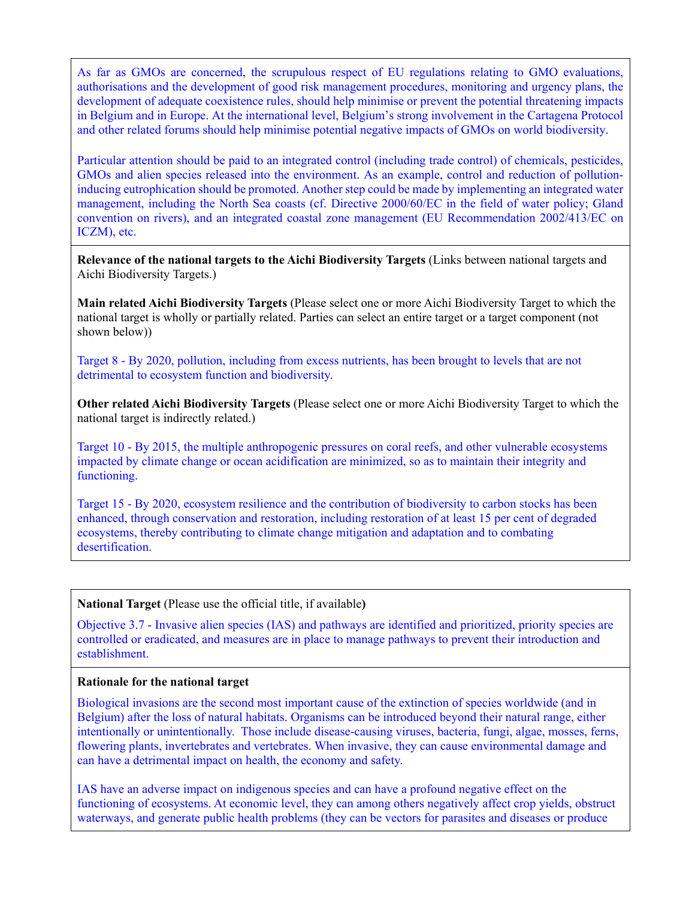As far as GMOs are concerned, the scrupulous respect of EU regulations relating to GMO evaluations, authorisations and the development of good risk management procedures, monitoring and urgency plans, the development of adequate coexistence rules, should help minimise or prevent the potential threatening impacts in Belgium and in Europe. At the international level, Belgium's strong involvement in the Cartagena Protocol and other related forums should help minimise potential negative impacts of GMOs on world biodiversity.

Particular attention should be paid to an integrated control (including trade control) of chemicals, pesticides, GMOs and alien species released into the environment. As an example, control and reduction of pollution-inducing eutrophication should be promoted. Another step could be made by implementing an integrated water management, including the North Sea coasts (cf. Directive 2000/60/EC in the field of water policy; Gland convention on rivers), and an integrated coastal zone management (EU Recommendation 2002/413/EC on ICZM), etc.

**Relevance of the national targets to the Aichi Biodiversity Targets** (Links between national targets and Aichi Biodiversity Targets.)

**Main related Aichi Biodiversity Targets** (Please select one or more Aichi Biodiversity Target to which the national target is wholly or partially related. Parties can select an entire target or a target component (not shown below))

Target 8 - By 2020, pollution, including from excess nutrients, has been brought to levels that are not detrimental to ecosystem function and biodiversity.

**Other related Aichi Biodiversity Targets** (Please select one or more Aichi Biodiversity Target to which the national target is indirectly related.)

Target 10 - By 2015, the multiple anthropogenic pressures on coral reefs, and other vulnerable ecosystems impacted by climate change or ocean acidification are minimized, so as to maintain their integrity and functioning.

Target 15 - By 2020, ecosystem resilience and the contribution of biodiversity to carbon stocks has been enhanced, through conservation and restoration, including restoration of at least 15 per cent of degraded ecosystems, thereby contributing to climate change mitigation and adaptation and to combating desertification.

**National Target** (Please use the official title, if available**)**

Objective 3.7 - Invasive alien species (IAS) and pathways are identified and prioritized, priority species are controlled or eradicated, and measures are in place to manage pathways to prevent their introduction and establishment.

**Rationale for the national target**

Biological invasions are the second most important cause of the extinction of species worldwide (and in Belgium) after the loss of natural habitats. Organisms can be introduced beyond their natural range, either intentionally or unintentionally. Those include disease-causing viruses, bacteria, fungi, algae, mosses, ferns, flowering plants, invertebrates and vertebrates. When invasive, they can cause environmental damage and can have a detrimental impact on health, the economy and safety.

IAS have an adverse impact on indigenous species and can have a profound negative effect on the functioning of ecosystems. At economic level, they can among others negatively affect crop yields, obstruct waterways, and generate public health problems (they can be vectors for parasites and diseases or produce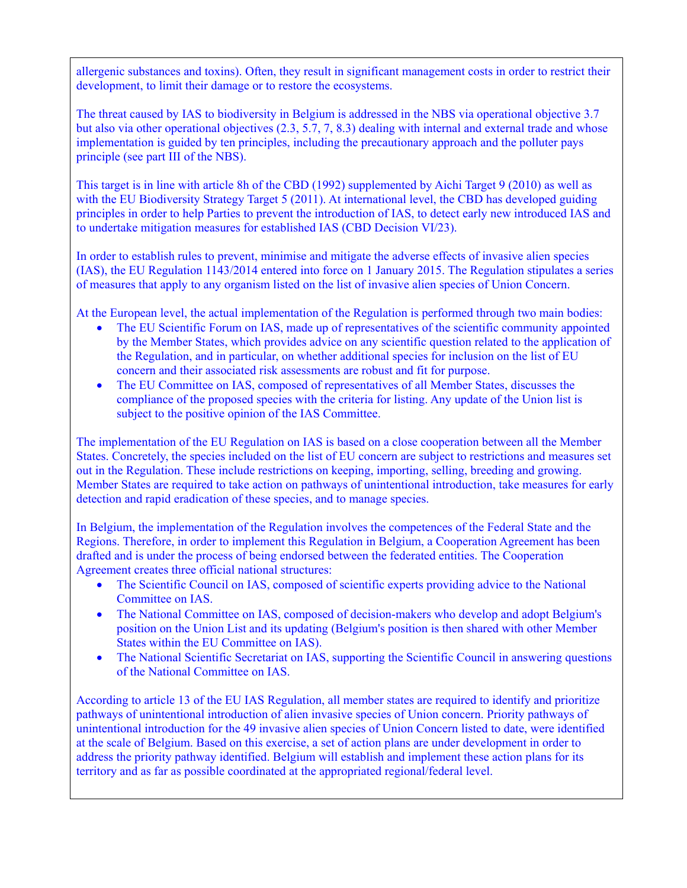allergenic substances and toxins). Often, they result in significant management costs in order to restrict their development, to limit their damage or to restore the ecosystems.

The threat caused by IAS to biodiversity in Belgium is addressed in the NBS via operational objective 3.7 but also via other operational objectives (2.3, 5.7, 7, 8.3) dealing with internal and external trade and whose implementation is guided by ten principles, including the precautionary approach and the polluter pays principle (see part III of the NBS).

This target is in line with article 8h of the CBD (1992) supplemented by Aichi Target 9 (2010) as well as with the EU Biodiversity Strategy Target 5 (2011). At international level, the CBD has developed guiding principles in order to help Parties to prevent the introduction of IAS, to detect early new introduced IAS and to undertake mitigation measures for established IAS (CBD Decision VI/23).

In order to establish rules to prevent, minimise and mitigate the adverse effects of invasive alien species (IAS), the EU Regulation 1143/2014 entered into force on 1 January 2015. The Regulation stipulates a series of measures that apply to any organism listed on the list of invasive alien species of Union Concern.

At the European level, the actual implementation of the Regulation is performed through two main bodies:

- The EU Scientific Forum on IAS, made up of representatives of the scientific community appointed by the Member States, which provides advice on any scientific question related to the application of the Regulation, and in particular, on whether additional species for inclusion on the list of EU concern and their associated risk assessments are robust and fit for purpose.
- The EU Committee on IAS, composed of representatives of all Member States, discusses the compliance of the proposed species with the criteria for listing. Any update of the Union list is subject to the positive opinion of the IAS Committee.

The implementation of the EU Regulation on IAS is based on a close cooperation between all the Member States. Concretely, the species included on the list of EU concern are subject to restrictions and measures set out in the Regulation. These include restrictions on keeping, importing, selling, breeding and growing. Member States are required to take action on pathways of unintentional introduction, take measures for early detection and rapid eradication of these species, and to manage species.

In Belgium, the implementation of the Regulation involves the competences of the Federal State and the Regions. Therefore, in order to implement this Regulation in Belgium, a Cooperation Agreement has been drafted and is under the process of being endorsed between the federated entities. The Cooperation Agreement creates three official national structures:

- The Scientific Council on IAS, composed of scientific experts providing advice to the National Committee on IAS.
- The National Committee on IAS, composed of decision-makers who develop and adopt Belgium's position on the Union List and its updating (Belgium's position is then shared with other Member States within the EU Committee on IAS).
- The National Scientific Secretariat on IAS, supporting the Scientific Council in answering questions of the National Committee on IAS.

According to article 13 of the EU IAS Regulation, all member states are required to identify and prioritize pathways of unintentional introduction of alien invasive species of Union concern. Priority pathways of unintentional introduction for the 49 invasive alien species of Union Concern listed to date, were identified at the scale of Belgium. Based on this exercise, a set of action plans are under development in order to address the priority pathway identified. Belgium will establish and implement these action plans for its territory and as far as possible coordinated at the appropriated regional/federal level.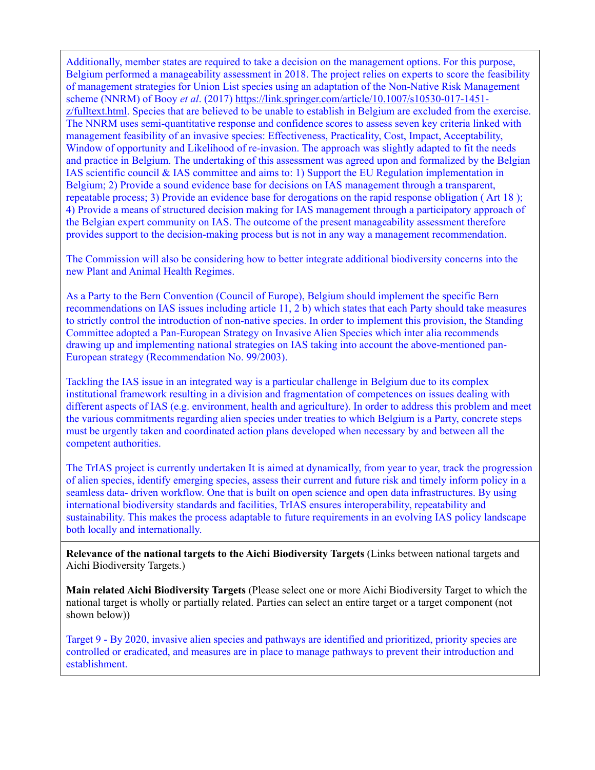Additionally, member states are required to take a decision on the management options. For this purpose, Belgium performed a manageability assessment in 2018. The project relies on experts to score the feasibility of management strategies for Union List species using an adaptation of the Non-Native Risk Management scheme (NNRM) of Booy *et al*. (2017) https://link.springer.com/article/10.1007/s10530-017-1451-z/fulltext.html. Species that are believed to be unable to establish in Belgium are excluded from the exercise. The NNRM uses semi-quantitative response and confidence scores to assess seven key criteria linked with management feasibility of an invasive species: Effectiveness, Practicality, Cost, Impact, Acceptability, Window of opportunity and Likelihood of re-invasion. The approach was slightly adapted to fit the needs and practice in Belgium. The undertaking of this assessment was agreed upon and formalized by the Belgian IAS scientific council & IAS committee and aims to: 1) Support the EU Regulation implementation in Belgium; 2) Provide a sound evidence base for decisions on IAS management through a transparent, repeatable process; 3) Provide an evidence base for derogations on the rapid response obligation ( Art 18 ); 4) Provide a means of structured decision making for IAS management through a participatory approach of the Belgian expert community on IAS. The outcome of the present manageability assessment therefore provides support to the decision-making process but is not in any way a management recommendation.

The Commission will also be considering how to better integrate additional biodiversity concerns into the new Plant and Animal Health Regimes.

As a Party to the Bern Convention (Council of Europe), Belgium should implement the specific Bern recommendations on IAS issues including article 11, 2 b) which states that each Party should take measures to strictly control the introduction of non-native species. In order to implement this provision, the Standing Committee adopted a Pan-European Strategy on Invasive Alien Species which inter alia recommends drawing up and implementing national strategies on IAS taking into account the above-mentioned pan-European strategy (Recommendation No. 99/2003).

Tackling the IAS issue in an integrated way is a particular challenge in Belgium due to its complex institutional framework resulting in a division and fragmentation of competences on issues dealing with different aspects of IAS (e.g. environment, health and agriculture). In order to address this problem and meet the various commitments regarding alien species under treaties to which Belgium is a Party, concrete steps must be urgently taken and coordinated action plans developed when necessary by and between all the competent authorities.

The TrIAS project is currently undertaken It is aimed at dynamically, from year to year, track the progression of alien species, identify emerging species, assess their current and future risk and timely inform policy in a seamless data- driven workflow. One that is built on open science and open data infrastructures. By using international biodiversity standards and facilities, TrIAS ensures interoperability, repeatability and sustainability. This makes the process adaptable to future requirements in an evolving IAS policy landscape both locally and internationally.

**Relevance of the national targets to the Aichi Biodiversity Targets** (Links between national targets and Aichi Biodiversity Targets.)

**Main related Aichi Biodiversity Targets** (Please select one or more Aichi Biodiversity Target to which the national target is wholly or partially related. Parties can select an entire target or a target component (not shown below))

Target 9 - By 2020, invasive alien species and pathways are identified and prioritized, priority species are controlled or eradicated, and measures are in place to manage pathways to prevent their introduction and establishment.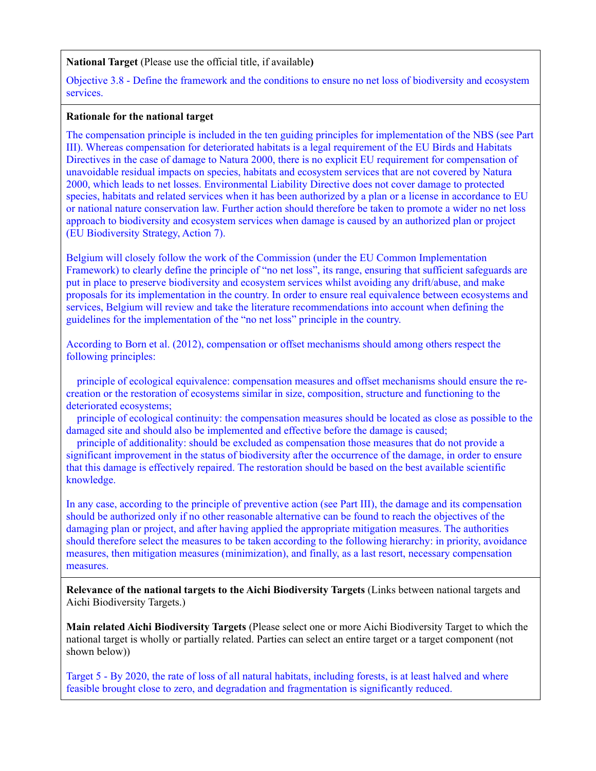**National Target** (Please use the official title, if available**)**

Objective 3.8 - Define the framework and the conditions to ensure no net loss of biodiversity and ecosystem services.

**Rationale for the national target**

The compensation principle is included in the ten guiding principles for implementation of the NBS (see Part III). Whereas compensation for deteriorated habitats is a legal requirement of the EU Birds and Habitats Directives in the case of damage to Natura 2000, there is no explicit EU requirement for compensation of unavoidable residual impacts on species, habitats and ecosystem services that are not covered by Natura 2000, which leads to net losses. Environmental Liability Directive does not cover damage to protected species, habitats and related services when it has been authorized by a plan or a license in accordance to EU or national nature conservation law. Further action should therefore be taken to promote a wider no net loss approach to biodiversity and ecosystem services when damage is caused by an authorized plan or project (EU Biodiversity Strategy, Action 7).

Belgium will closely follow the work of the Commission (under the EU Common Implementation Framework) to clearly define the principle of "no net loss", its range, ensuring that sufficient safeguards are put in place to preserve biodiversity and ecosystem services whilst avoiding any drift/abuse, and make proposals for its implementation in the country. In order to ensure real equivalence between ecosystems and services, Belgium will review and take the literature recommendations into account when defining the guidelines for the implementation of the "no net loss" principle in the country.

According to Born et al. (2012), compensation or offset mechanisms should among others respect the following principles:

- principle of ecological equivalence: compensation measures and offset mechanisms should ensure the re-creation or the restoration of ecosystems similar in size, composition, structure and functioning to the deteriorated ecosystems;
- principle of ecological continuity: the compensation measures should be located as close as possible to the damaged site and should also be implemented and effective before the damage is caused;
- principle of additionality: should be excluded as compensation those measures that do not provide a significant improvement in the status of biodiversity after the occurrence of the damage, in order to ensure that this damage is effectively repaired. The restoration should be based on the best available scientific knowledge.

In any case, according to the principle of preventive action (see Part III), the damage and its compensation should be authorized only if no other reasonable alternative can be found to reach the objectives of the damaging plan or project, and after having applied the appropriate mitigation measures. The authorities should therefore select the measures to be taken according to the following hierarchy: in priority, avoidance measures, then mitigation measures (minimization), and finally, as a last resort, necessary compensation measures.

**Relevance of the national targets to the Aichi Biodiversity Targets** (Links between national targets and Aichi Biodiversity Targets.)

**Main related Aichi Biodiversity Targets** (Please select one or more Aichi Biodiversity Target to which the national target is wholly or partially related. Parties can select an entire target or a target component (not shown below))

Target 5 - By 2020, the rate of loss of all natural habitats, including forests, is at least halved and where feasible brought close to zero, and degradation and fragmentation is significantly reduced.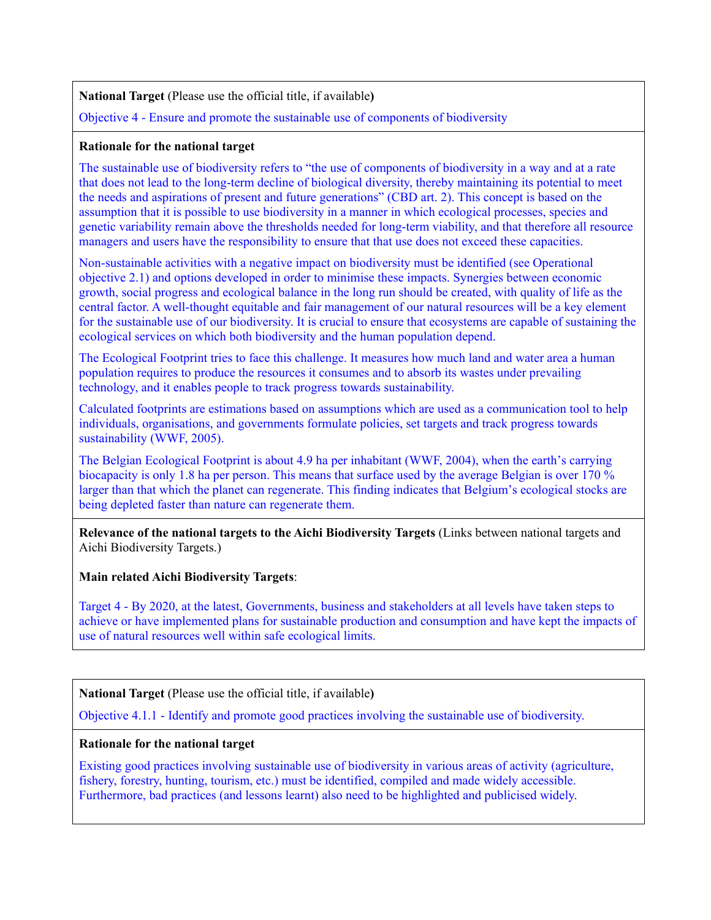**National Target** (Please use the official title, if available**)**

Objective 4 - Ensure and promote the sustainable use of components of biodiversity

**Rationale for the national target**

The sustainable use of biodiversity refers to "the use of components of biodiversity in a way and at a rate that does not lead to the long-term decline of biological diversity, thereby maintaining its potential to meet the needs and aspirations of present and future generations" (CBD art. 2). This concept is based on the assumption that it is possible to use biodiversity in a manner in which ecological processes, species and genetic variability remain above the thresholds needed for long-term viability, and that therefore all resource managers and users have the responsibility to ensure that that use does not exceed these capacities.

Non-sustainable activities with a negative impact on biodiversity must be identified (see Operational objective 2.1) and options developed in order to minimise these impacts. Synergies between economic growth, social progress and ecological balance in the long run should be created, with quality of life as the central factor. A well-thought equitable and fair management of our natural resources will be a key element for the sustainable use of our biodiversity. It is crucial to ensure that ecosystems are capable of sustaining the ecological services on which both biodiversity and the human population depend.

The Ecological Footprint tries to face this challenge. It measures how much land and water area a human population requires to produce the resources it consumes and to absorb its wastes under prevailing technology, and it enables people to track progress towards sustainability.

Calculated footprints are estimations based on assumptions which are used as a communication tool to help individuals, organisations, and governments formulate policies, set targets and track progress towards sustainability (WWF, 2005).

The Belgian Ecological Footprint is about 4.9 ha per inhabitant (WWF, 2004), when the earth's carrying biocapacity is only 1.8 ha per person. This means that surface used by the average Belgian is over 170 % larger than that which the planet can regenerate. This finding indicates that Belgium's ecological stocks are being depleted faster than nature can regenerate them.

**Relevance of the national targets to the Aichi Biodiversity Targets** (Links between national targets and Aichi Biodiversity Targets.)

**Main related Aichi Biodiversity Targets**:

Target 4 - By 2020, at the latest, Governments, business and stakeholders at all levels have taken steps to achieve or have implemented plans for sustainable production and consumption and have kept the impacts of use of natural resources well within safe ecological limits.

**National Target** (Please use the official title, if available**)**

Objective 4.1.1 - Identify and promote good practices involving the sustainable use of biodiversity.

**Rationale for the national target**

Existing good practices involving sustainable use of biodiversity in various areas of activity (agriculture, fishery, forestry, hunting, tourism, etc.) must be identified, compiled and made widely accessible. Furthermore, bad practices (and lessons learnt) also need to be highlighted and publicised widely.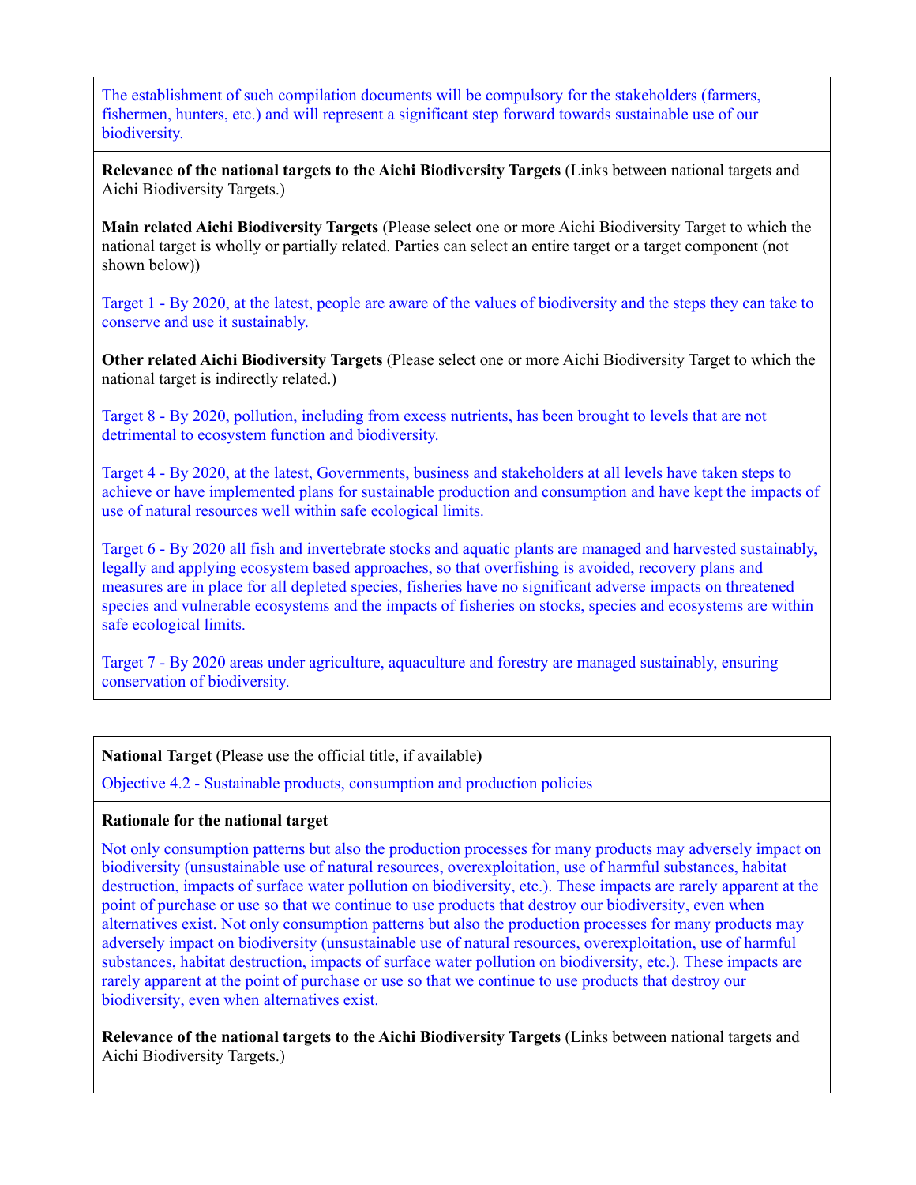The establishment of such compilation documents will be compulsory for the stakeholders (farmers, fishermen, hunters, etc.) and will represent a significant step forward towards sustainable use of our biodiversity.

**Relevance of the national targets to the Aichi Biodiversity Targets** (Links between national targets and Aichi Biodiversity Targets.)

**Main related Aichi Biodiversity Targets** (Please select one or more Aichi Biodiversity Target to which the national target is wholly or partially related. Parties can select an entire target or a target component (not shown below))

Target 1 - By 2020, at the latest, people are aware of the values of biodiversity and the steps they can take to conserve and use it sustainably.

**Other related Aichi Biodiversity Targets** (Please select one or more Aichi Biodiversity Target to which the national target is indirectly related.)

Target 8 - By 2020, pollution, including from excess nutrients, has been brought to levels that are not detrimental to ecosystem function and biodiversity.

Target 4 - By 2020, at the latest, Governments, business and stakeholders at all levels have taken steps to achieve or have implemented plans for sustainable production and consumption and have kept the impacts of use of natural resources well within safe ecological limits.

Target 6 - By 2020 all fish and invertebrate stocks and aquatic plants are managed and harvested sustainably, legally and applying ecosystem based approaches, so that overfishing is avoided, recovery plans and measures are in place for all depleted species, fisheries have no significant adverse impacts on threatened species and vulnerable ecosystems and the impacts of fisheries on stocks, species and ecosystems are within safe ecological limits.

Target 7 - By 2020 areas under agriculture, aquaculture and forestry are managed sustainably, ensuring conservation of biodiversity.

**National Target** (Please use the official title, if available**)**

Objective 4.2 - Sustainable products, consumption and production policies

**Rationale for the national target**

Not only consumption patterns but also the production processes for many products may adversely impact on biodiversity (unsustainable use of natural resources, overexploitation, use of harmful substances, habitat destruction, impacts of surface water pollution on biodiversity, etc.). These impacts are rarely apparent at the point of purchase or use so that we continue to use products that destroy our biodiversity, even when alternatives exist. Not only consumption patterns but also the production processes for many products may adversely impact on biodiversity (unsustainable use of natural resources, overexploitation, use of harmful substances, habitat destruction, impacts of surface water pollution on biodiversity, etc.). These impacts are rarely apparent at the point of purchase or use so that we continue to use products that destroy our biodiversity, even when alternatives exist.

**Relevance of the national targets to the Aichi Biodiversity Targets** (Links between national targets and Aichi Biodiversity Targets.)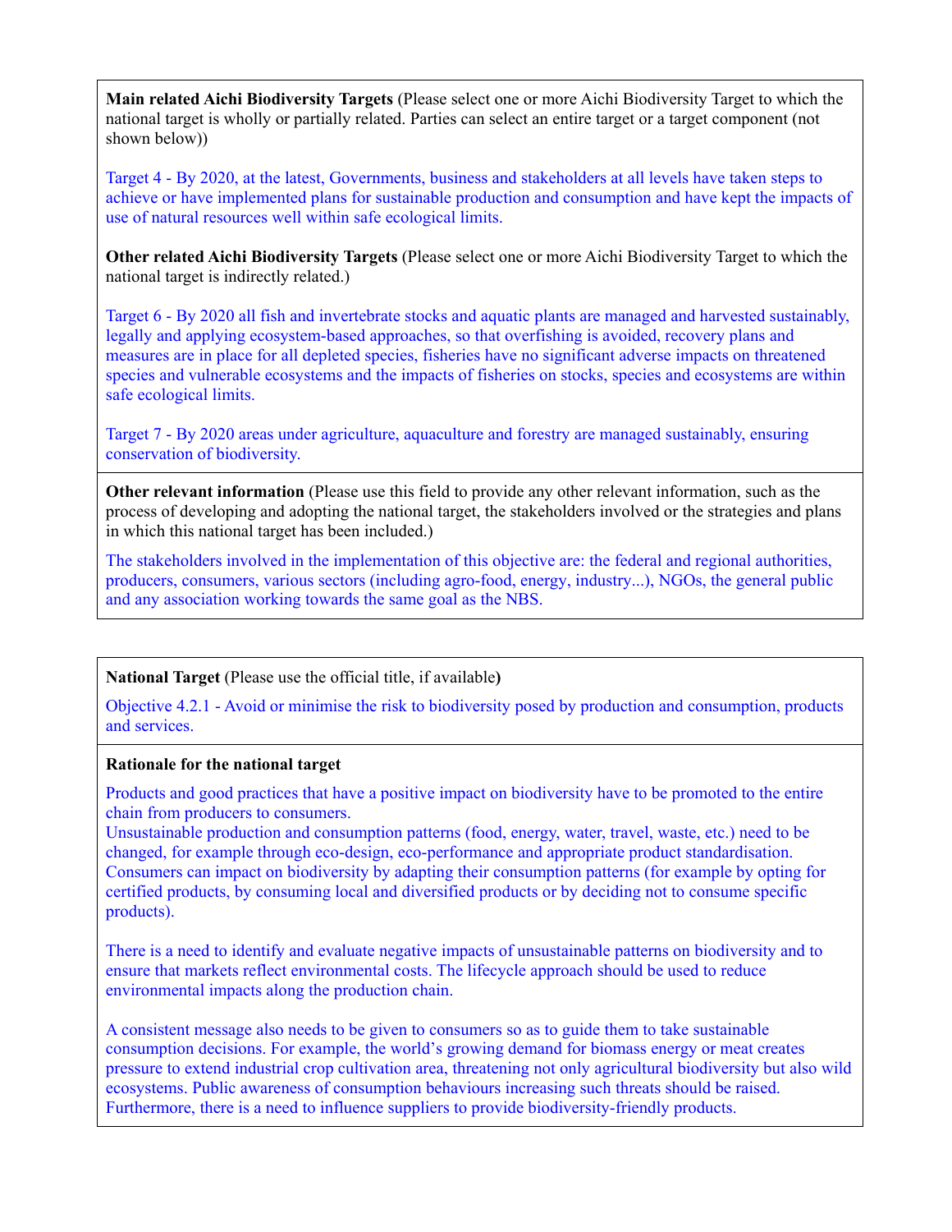**Main related Aichi Biodiversity Targets** (Please select one or more Aichi Biodiversity Target to which the national target is wholly or partially related. Parties can select an entire target or a target component (not shown below))

Target 4 - By 2020, at the latest, Governments, business and stakeholders at all levels have taken steps to achieve or have implemented plans for sustainable production and consumption and have kept the impacts of use of natural resources well within safe ecological limits.

**Other related Aichi Biodiversity Targets** (Please select one or more Aichi Biodiversity Target to which the national target is indirectly related.)

Target 6 - By 2020 all fish and invertebrate stocks and aquatic plants are managed and harvested sustainably, legally and applying ecosystem-based approaches, so that overfishing is avoided, recovery plans and measures are in place for all depleted species, fisheries have no significant adverse impacts on threatened species and vulnerable ecosystems and the impacts of fisheries on stocks, species and ecosystems are within safe ecological limits.

Target 7 - By 2020 areas under agriculture, aquaculture and forestry are managed sustainably, ensuring conservation of biodiversity.

**Other relevant information** (Please use this field to provide any other relevant information, such as the process of developing and adopting the national target, the stakeholders involved or the strategies and plans in which this national target has been included.)

The stakeholders involved in the implementation of this objective are: the federal and regional authorities, producers, consumers, various sectors (including agro-food, energy, industry...), NGOs, the general public and any association working towards the same goal as the NBS.

**National Target** (Please use the official title, if available**)**

Objective 4.2.1 - Avoid or minimise the risk to biodiversity posed by production and consumption, products and services.

**Rationale for the national target**

Products and good practices that have a positive impact on biodiversity have to be promoted to the entire chain from producers to consumers.
Unsustainable production and consumption patterns (food, energy, water, travel, waste, etc.) need to be changed, for example through eco-design, eco-performance and appropriate product standardisation. Consumers can impact on biodiversity by adapting their consumption patterns (for example by opting for certified products, by consuming local and diversified products or by deciding not to consume specific products).

There is a need to identify and evaluate negative impacts of unsustainable patterns on biodiversity and to ensure that markets reflect environmental costs. The lifecycle approach should be used to reduce environmental impacts along the production chain.

A consistent message also needs to be given to consumers so as to guide them to take sustainable consumption decisions. For example, the world's growing demand for biomass energy or meat creates pressure to extend industrial crop cultivation area, threatening not only agricultural biodiversity but also wild ecosystems. Public awareness of consumption behaviours increasing such threats should be raised. Furthermore, there is a need to influence suppliers to provide biodiversity-friendly products.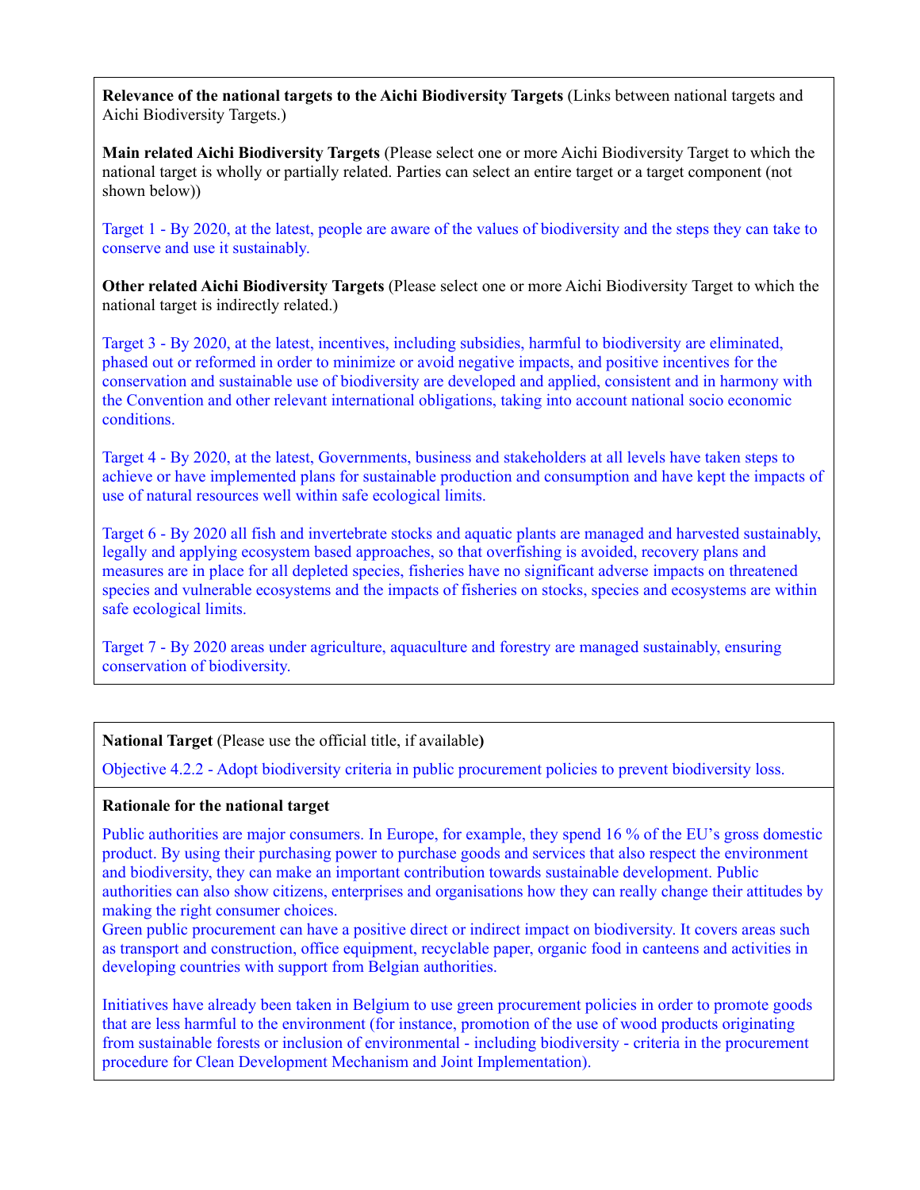**Relevance of the national targets to the Aichi Biodiversity Targets** (Links between national targets and Aichi Biodiversity Targets.)

**Main related Aichi Biodiversity Targets** (Please select one or more Aichi Biodiversity Target to which the national target is wholly or partially related. Parties can select an entire target or a target component (not shown below))

Target 1 - By 2020, at the latest, people are aware of the values of biodiversity and the steps they can take to conserve and use it sustainably.

**Other related Aichi Biodiversity Targets** (Please select one or more Aichi Biodiversity Target to which the national target is indirectly related.)

Target 3 - By 2020, at the latest, incentives, including subsidies, harmful to biodiversity are eliminated, phased out or reformed in order to minimize or avoid negative impacts, and positive incentives for the conservation and sustainable use of biodiversity are developed and applied, consistent and in harmony with the Convention and other relevant international obligations, taking into account national socio economic conditions.

Target 4 - By 2020, at the latest, Governments, business and stakeholders at all levels have taken steps to achieve or have implemented plans for sustainable production and consumption and have kept the impacts of use of natural resources well within safe ecological limits.

Target 6 - By 2020 all fish and invertebrate stocks and aquatic plants are managed and harvested sustainably, legally and applying ecosystem based approaches, so that overfishing is avoided, recovery plans and measures are in place for all depleted species, fisheries have no significant adverse impacts on threatened species and vulnerable ecosystems and the impacts of fisheries on stocks, species and ecosystems are within safe ecological limits.

Target 7 - By 2020 areas under agriculture, aquaculture and forestry are managed sustainably, ensuring conservation of biodiversity.

**National Target** (Please use the official title, if available**)**

Objective 4.2.2 - Adopt biodiversity criteria in public procurement policies to prevent biodiversity loss.

**Rationale for the national target**

Public authorities are major consumers. In Europe, for example, they spend 16 % of the EU's gross domestic product. By using their purchasing power to purchase goods and services that also respect the environment and biodiversity, they can make an important contribution towards sustainable development. Public authorities can also show citizens, enterprises and organisations how they can really change their attitudes by making the right consumer choices.
Green public procurement can have a positive direct or indirect impact on biodiversity. It covers areas such as transport and construction, office equipment, recyclable paper, organic food in canteens and activities in developing countries with support from Belgian authorities.

Initiatives have already been taken in Belgium to use green procurement policies in order to promote goods that are less harmful to the environment (for instance, promotion of the use of wood products originating from sustainable forests or inclusion of environmental - including biodiversity - criteria in the procurement procedure for Clean Development Mechanism and Joint Implementation).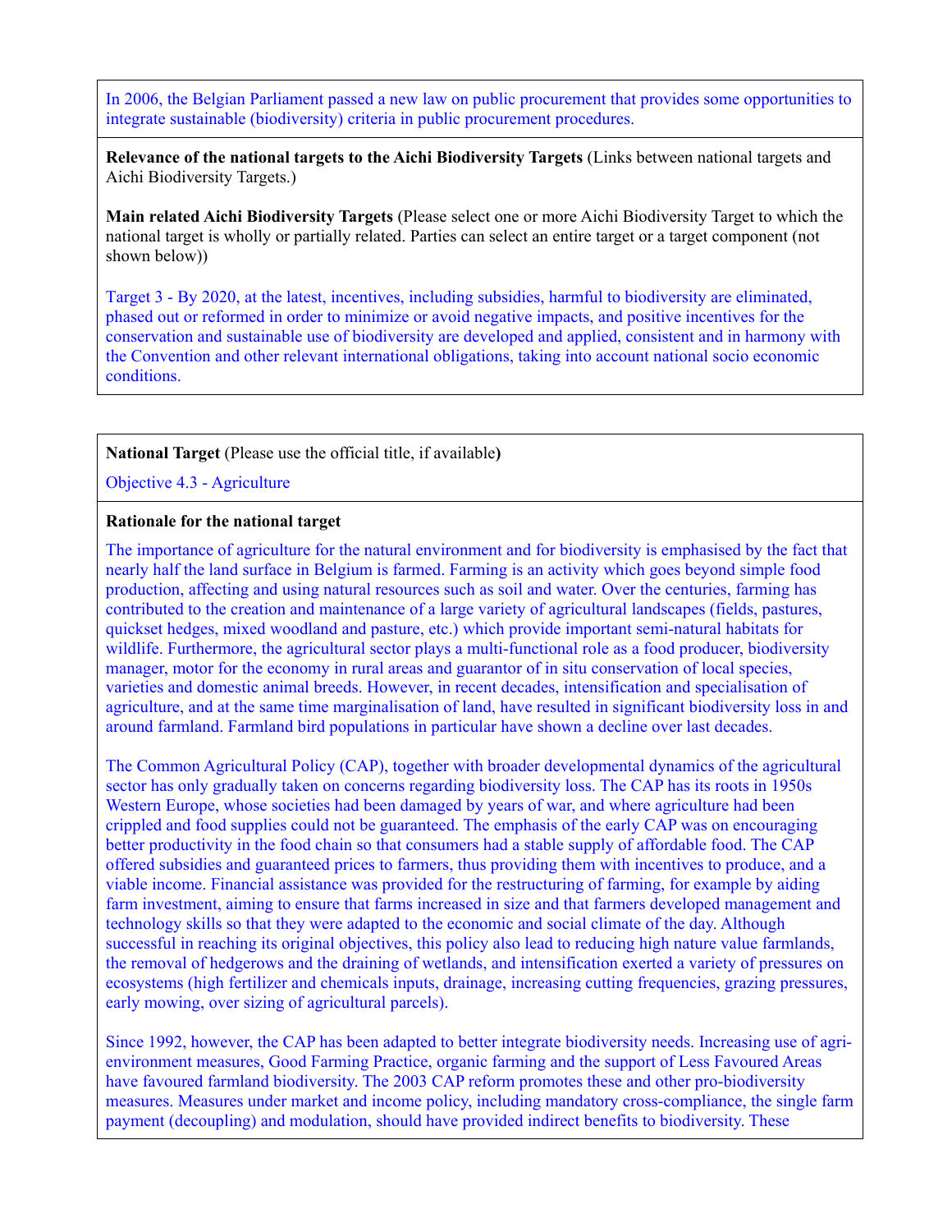In 2006, the Belgian Parliament passed a new law on public procurement that provides some opportunities to integrate sustainable (biodiversity) criteria in public procurement procedures.

**Relevance of the national targets to the Aichi Biodiversity Targets** (Links between national targets and Aichi Biodiversity Targets.)

**Main related Aichi Biodiversity Targets** (Please select one or more Aichi Biodiversity Target to which the national target is wholly or partially related. Parties can select an entire target or a target component (not shown below))

Target 3 - By 2020, at the latest, incentives, including subsidies, harmful to biodiversity are eliminated, phased out or reformed in order to minimize or avoid negative impacts, and positive incentives for the conservation and sustainable use of biodiversity are developed and applied, consistent and in harmony with the Convention and other relevant international obligations, taking into account national socio economic conditions.

**National Target** (Please use the official title, if available**)**

Objective 4.3 - Agriculture

**Rationale for the national target**

The importance of agriculture for the natural environment and for biodiversity is emphasised by the fact that nearly half the land surface in Belgium is farmed. Farming is an activity which goes beyond simple food production, affecting and using natural resources such as soil and water. Over the centuries, farming has contributed to the creation and maintenance of a large variety of agricultural landscapes (fields, pastures, quickset hedges, mixed woodland and pasture, etc.) which provide important semi-natural habitats for wildlife. Furthermore, the agricultural sector plays a multi-functional role as a food producer, biodiversity manager, motor for the economy in rural areas and guarantor of in situ conservation of local species, varieties and domestic animal breeds. However, in recent decades, intensification and specialisation of agriculture, and at the same time marginalisation of land, have resulted in significant biodiversity loss in and around farmland. Farmland bird populations in particular have shown a decline over last decades.

The Common Agricultural Policy (CAP), together with broader developmental dynamics of the agricultural sector has only gradually taken on concerns regarding biodiversity loss. The CAP has its roots in 1950s Western Europe, whose societies had been damaged by years of war, and where agriculture had been crippled and food supplies could not be guaranteed. The emphasis of the early CAP was on encouraging better productivity in the food chain so that consumers had a stable supply of affordable food. The CAP offered subsidies and guaranteed prices to farmers, thus providing them with incentives to produce, and a viable income. Financial assistance was provided for the restructuring of farming, for example by aiding farm investment, aiming to ensure that farms increased in size and that farmers developed management and technology skills so that they were adapted to the economic and social climate of the day. Although successful in reaching its original objectives, this policy also lead to reducing high nature value farmlands, the removal of hedgerows and the draining of wetlands, and intensification exerted a variety of pressures on ecosystems (high fertilizer and chemicals inputs, drainage, increasing cutting frequencies, grazing pressures, early mowing, over sizing of agricultural parcels).

Since 1992, however, the CAP has been adapted to better integrate biodiversity needs. Increasing use of agri-environment measures, Good Farming Practice, organic farming and the support of Less Favoured Areas have favoured farmland biodiversity. The 2003 CAP reform promotes these and other pro-biodiversity measures. Measures under market and income policy, including mandatory cross-compliance, the single farm payment (decoupling) and modulation, should have provided indirect benefits to biodiversity. These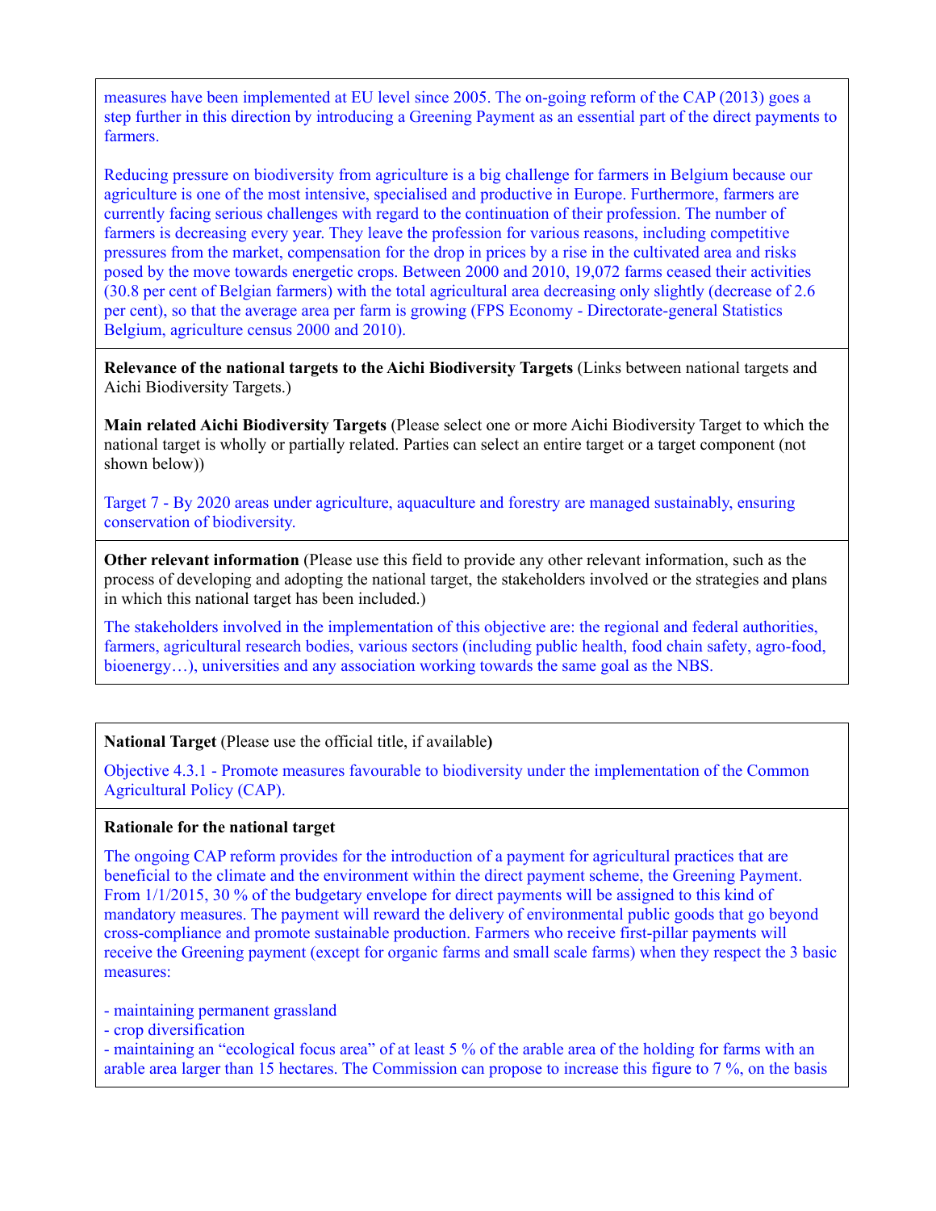measures have been implemented at EU level since 2005. The on-going reform of the CAP (2013) goes a step further in this direction by introducing a Greening Payment as an essential part of the direct payments to farmers.

Reducing pressure on biodiversity from agriculture is a big challenge for farmers in Belgium because our agriculture is one of the most intensive, specialised and productive in Europe. Furthermore, farmers are currently facing serious challenges with regard to the continuation of their profession. The number of farmers is decreasing every year. They leave the profession for various reasons, including competitive pressures from the market, compensation for the drop in prices by a rise in the cultivated area and risks posed by the move towards energetic crops. Between 2000 and 2010, 19,072 farms ceased their activities (30.8 per cent of Belgian farmers) with the total agricultural area decreasing only slightly (decrease of 2.6 per cent), so that the average area per farm is growing (FPS Economy - Directorate-general Statistics Belgium, agriculture census 2000 and 2010).

**Relevance of the national targets to the Aichi Biodiversity Targets** (Links between national targets and Aichi Biodiversity Targets.)

**Main related Aichi Biodiversity Targets** (Please select one or more Aichi Biodiversity Target to which the national target is wholly or partially related. Parties can select an entire target or a target component (not shown below))

Target 7 - By 2020 areas under agriculture, aquaculture and forestry are managed sustainably, ensuring conservation of biodiversity.

**Other relevant information** (Please use this field to provide any other relevant information, such as the process of developing and adopting the national target, the stakeholders involved or the strategies and plans in which this national target has been included.)

The stakeholders involved in the implementation of this objective are: the regional and federal authorities, farmers, agricultural research bodies, various sectors (including public health, food chain safety, agro-food, bioenergy…), universities and any association working towards the same goal as the NBS.

**National Target** (Please use the official title, if available**)**

Objective 4.3.1 - Promote measures favourable to biodiversity under the implementation of the Common Agricultural Policy (CAP).

**Rationale for the national target**

The ongoing CAP reform provides for the introduction of a payment for agricultural practices that are beneficial to the climate and the environment within the direct payment scheme, the Greening Payment. From 1/1/2015, 30 % of the budgetary envelope for direct payments will be assigned to this kind of mandatory measures. The payment will reward the delivery of environmental public goods that go beyond cross-compliance and promote sustainable production. Farmers who receive first-pillar payments will receive the Greening payment (except for organic farms and small scale farms) when they respect the 3 basic measures:

- maintaining permanent grassland
- crop diversification
- maintaining an "ecological focus area" of at least 5 % of the arable area of the holding for farms with an arable area larger than 15 hectares. The Commission can propose to increase this figure to 7 %, on the basis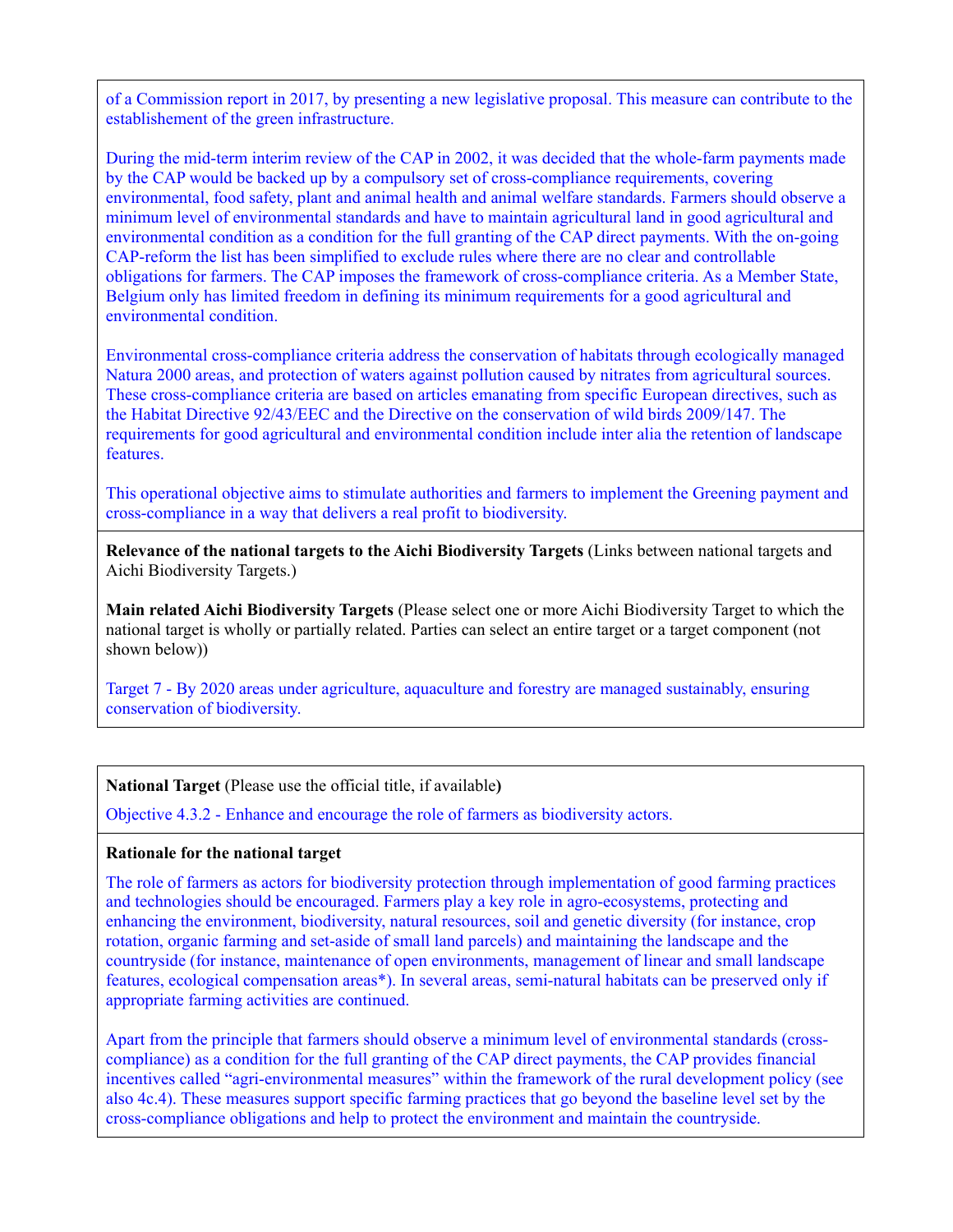of a Commission report in 2017, by presenting a new legislative proposal. This measure can contribute to the establishement of the green infrastructure.

During the mid-term interim review of the CAP in 2002, it was decided that the whole-farm payments made by the CAP would be backed up by a compulsory set of cross-compliance requirements, covering environmental, food safety, plant and animal health and animal welfare standards. Farmers should observe a minimum level of environmental standards and have to maintain agricultural land in good agricultural and environmental condition as a condition for the full granting of the CAP direct payments. With the on-going CAP-reform the list has been simplified to exclude rules where there are no clear and controllable obligations for farmers. The CAP imposes the framework of cross-compliance criteria. As a Member State, Belgium only has limited freedom in defining its minimum requirements for a good agricultural and environmental condition.

Environmental cross-compliance criteria address the conservation of habitats through ecologically managed Natura 2000 areas, and protection of waters against pollution caused by nitrates from agricultural sources. These cross-compliance criteria are based on articles emanating from specific European directives, such as the Habitat Directive 92/43/EEC and the Directive on the conservation of wild birds 2009/147. The requirements for good agricultural and environmental condition include inter alia the retention of landscape features.

This operational objective aims to stimulate authorities and farmers to implement the Greening payment and cross-compliance in a way that delivers a real profit to biodiversity.

**Relevance of the national targets to the Aichi Biodiversity Targets** (Links between national targets and Aichi Biodiversity Targets.)

**Main related Aichi Biodiversity Targets** (Please select one or more Aichi Biodiversity Target to which the national target is wholly or partially related. Parties can select an entire target or a target component (not shown below))

Target 7 - By 2020 areas under agriculture, aquaculture and forestry are managed sustainably, ensuring conservation of biodiversity.

**National Target** (Please use the official title, if available**)**

Objective 4.3.2 - Enhance and encourage the role of farmers as biodiversity actors.

**Rationale for the national target**

The role of farmers as actors for biodiversity protection through implementation of good farming practices and technologies should be encouraged. Farmers play a key role in agro-ecosystems, protecting and enhancing the environment, biodiversity, natural resources, soil and genetic diversity (for instance, crop rotation, organic farming and set-aside of small land parcels) and maintaining the landscape and the countryside (for instance, maintenance of open environments, management of linear and small landscape features, ecological compensation areas*). In several areas, semi-natural habitats can be preserved only if appropriate farming activities are continued.

Apart from the principle that farmers should observe a minimum level of environmental standards (cross-compliance) as a condition for the full granting of the CAP direct payments, the CAP provides financial incentives called "agri-environmental measures" within the framework of the rural development policy (see also 4c.4). These measures support specific farming practices that go beyond the baseline level set by the cross-compliance obligations and help to protect the environment and maintain the countryside.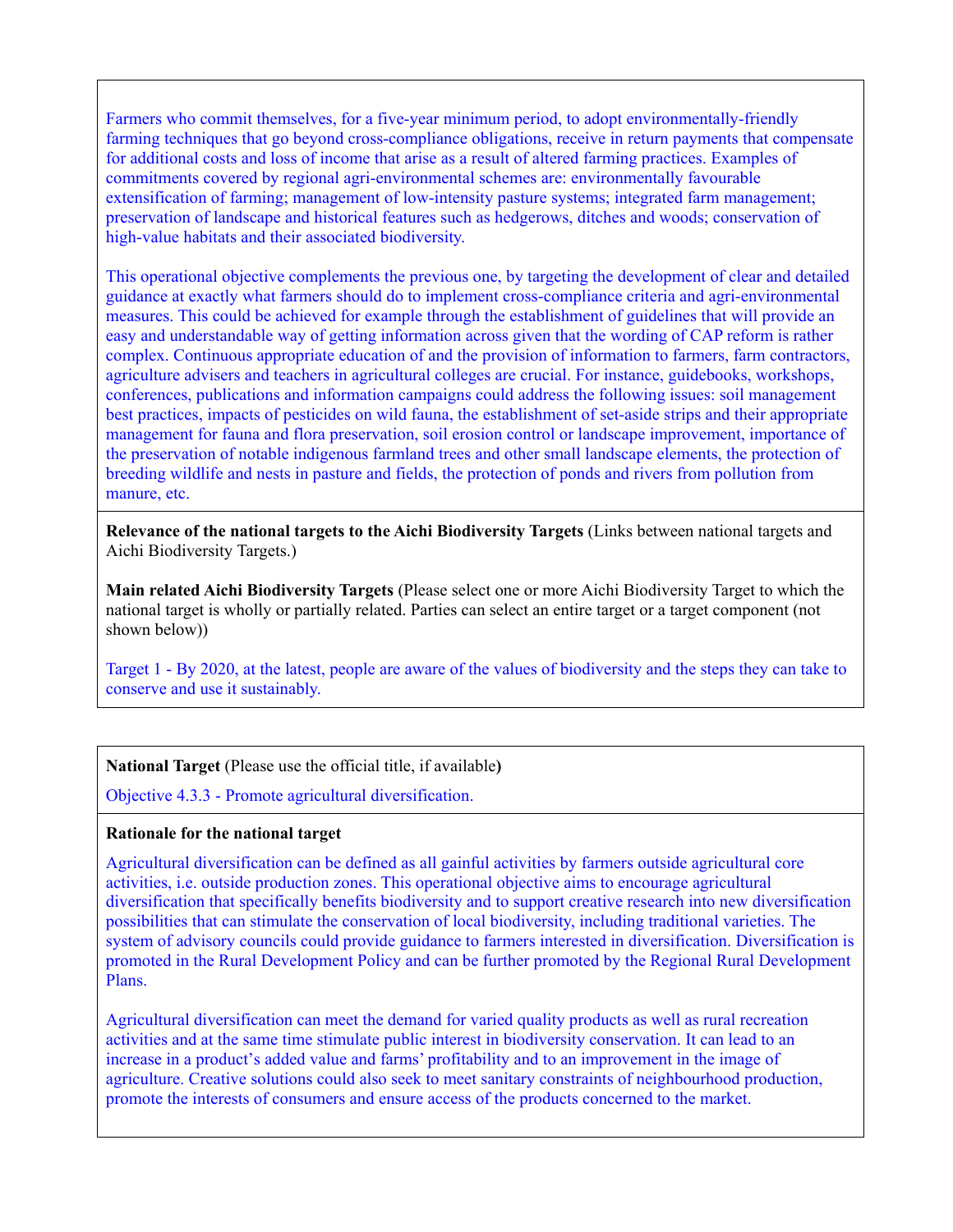Farmers who commit themselves, for a five-year minimum period, to adopt environmentally-friendly farming techniques that go beyond cross-compliance obligations, receive in return payments that compensate for additional costs and loss of income that arise as a result of altered farming practices. Examples of commitments covered by regional agri-environmental schemes are: environmentally favourable extensification of farming; management of low-intensity pasture systems; integrated farm management; preservation of landscape and historical features such as hedgerows, ditches and woods; conservation of high-value habitats and their associated biodiversity.

This operational objective complements the previous one, by targeting the development of clear and detailed guidance at exactly what farmers should do to implement cross-compliance criteria and agri-environmental measures. This could be achieved for example through the establishment of guidelines that will provide an easy and understandable way of getting information across given that the wording of CAP reform is rather complex. Continuous appropriate education of and the provision of information to farmers, farm contractors, agriculture advisers and teachers in agricultural colleges are crucial. For instance, guidebooks, workshops, conferences, publications and information campaigns could address the following issues: soil management best practices, impacts of pesticides on wild fauna, the establishment of set-aside strips and their appropriate management for fauna and flora preservation, soil erosion control or landscape improvement, importance of the preservation of notable indigenous farmland trees and other small landscape elements, the protection of breeding wildlife and nests in pasture and fields, the protection of ponds and rivers from pollution from manure, etc.

**Relevance of the national targets to the Aichi Biodiversity Targets** (Links between national targets and Aichi Biodiversity Targets.)

**Main related Aichi Biodiversity Targets** (Please select one or more Aichi Biodiversity Target to which the national target is wholly or partially related. Parties can select an entire target or a target component (not shown below))

Target 1 - By 2020, at the latest, people are aware of the values of biodiversity and the steps they can take to conserve and use it sustainably.

**National Target** (Please use the official title, if available**)**

Objective 4.3.3 - Promote agricultural diversification.

**Rationale for the national target**

Agricultural diversification can be defined as all gainful activities by farmers outside agricultural core activities, i.e. outside production zones. This operational objective aims to encourage agricultural diversification that specifically benefits biodiversity and to support creative research into new diversification possibilities that can stimulate the conservation of local biodiversity, including traditional varieties. The system of advisory councils could provide guidance to farmers interested in diversification. Diversification is promoted in the Rural Development Policy and can be further promoted by the Regional Rural Development Plans.

Agricultural diversification can meet the demand for varied quality products as well as rural recreation activities and at the same time stimulate public interest in biodiversity conservation. It can lead to an increase in a product's added value and farms' profitability and to an improvement in the image of agriculture. Creative solutions could also seek to meet sanitary constraints of neighbourhood production, promote the interests of consumers and ensure access of the products concerned to the market.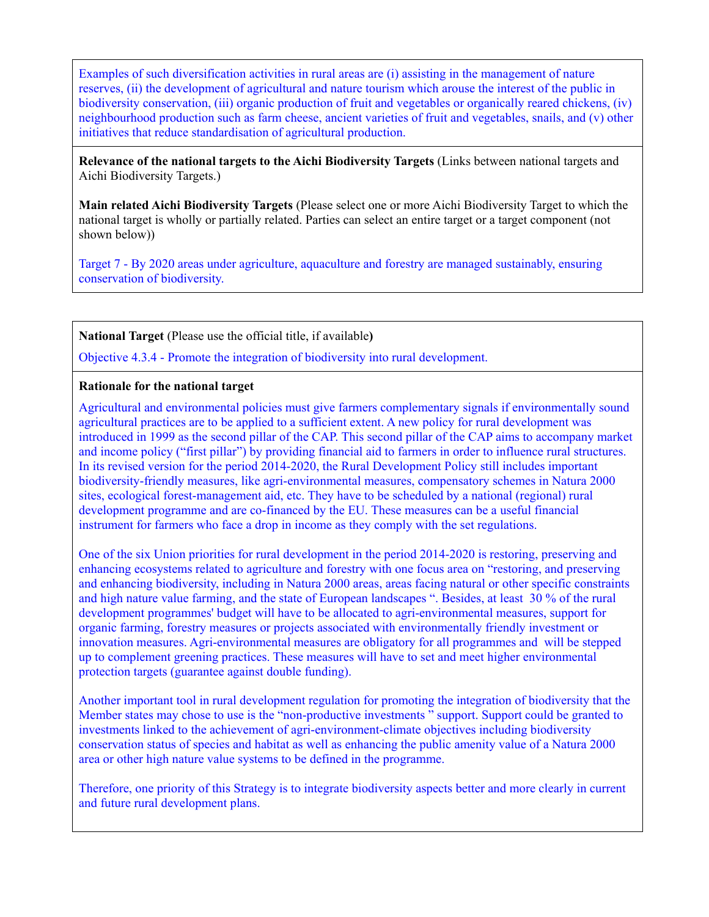Examples of such diversification activities in rural areas are (i) assisting in the management of nature reserves, (ii) the development of agricultural and nature tourism which arouse the interest of the public in biodiversity conservation, (iii) organic production of fruit and vegetables or organically reared chickens, (iv) neighbourhood production such as farm cheese, ancient varieties of fruit and vegetables, snails, and (v) other initiatives that reduce standardisation of agricultural production.

**Relevance of the national targets to the Aichi Biodiversity Targets** (Links between national targets and Aichi Biodiversity Targets.)

**Main related Aichi Biodiversity Targets** (Please select one or more Aichi Biodiversity Target to which the national target is wholly or partially related. Parties can select an entire target or a target component (not shown below))

Target 7 - By 2020 areas under agriculture, aquaculture and forestry are managed sustainably, ensuring conservation of biodiversity.

**National Target** (Please use the official title, if available**)**

Objective 4.3.4 - Promote the integration of biodiversity into rural development.

**Rationale for the national target**

Agricultural and environmental policies must give farmers complementary signals if environmentally sound agricultural practices are to be applied to a sufficient extent. A new policy for rural development was introduced in 1999 as the second pillar of the CAP. This second pillar of the CAP aims to accompany market and income policy ("first pillar") by providing financial aid to farmers in order to influence rural structures. In its revised version for the period 2014-2020, the Rural Development Policy still includes important biodiversity-friendly measures, like agri-environmental measures, compensatory schemes in Natura 2000 sites, ecological forest-management aid, etc. They have to be scheduled by a national (regional) rural development programme and are co-financed by the EU. These measures can be a useful financial instrument for farmers who face a drop in income as they comply with the set regulations.

One of the six Union priorities for rural development in the period 2014-2020 is restoring, preserving and enhancing ecosystems related to agriculture and forestry with one focus area on "restoring, and preserving and enhancing biodiversity, including in Natura 2000 areas, areas facing natural or other specific constraints and high nature value farming, and the state of European landscapes ". Besides, at least 30 % of the rural development programmes' budget will have to be allocated to agri-environmental measures, support for organic farming, forestry measures or projects associated with environmentally friendly investment or innovation measures. Agri-environmental measures are obligatory for all programmes and will be stepped up to complement greening practices. These measures will have to set and meet higher environmental protection targets (guarantee against double funding).

Another important tool in rural development regulation for promoting the integration of biodiversity that the Member states may chose to use is the "non-productive investments " support. Support could be granted to investments linked to the achievement of agri-environment-climate objectives including biodiversity conservation status of species and habitat as well as enhancing the public amenity value of a Natura 2000 area or other high nature value systems to be defined in the programme.

Therefore, one priority of this Strategy is to integrate biodiversity aspects better and more clearly in current and future rural development plans.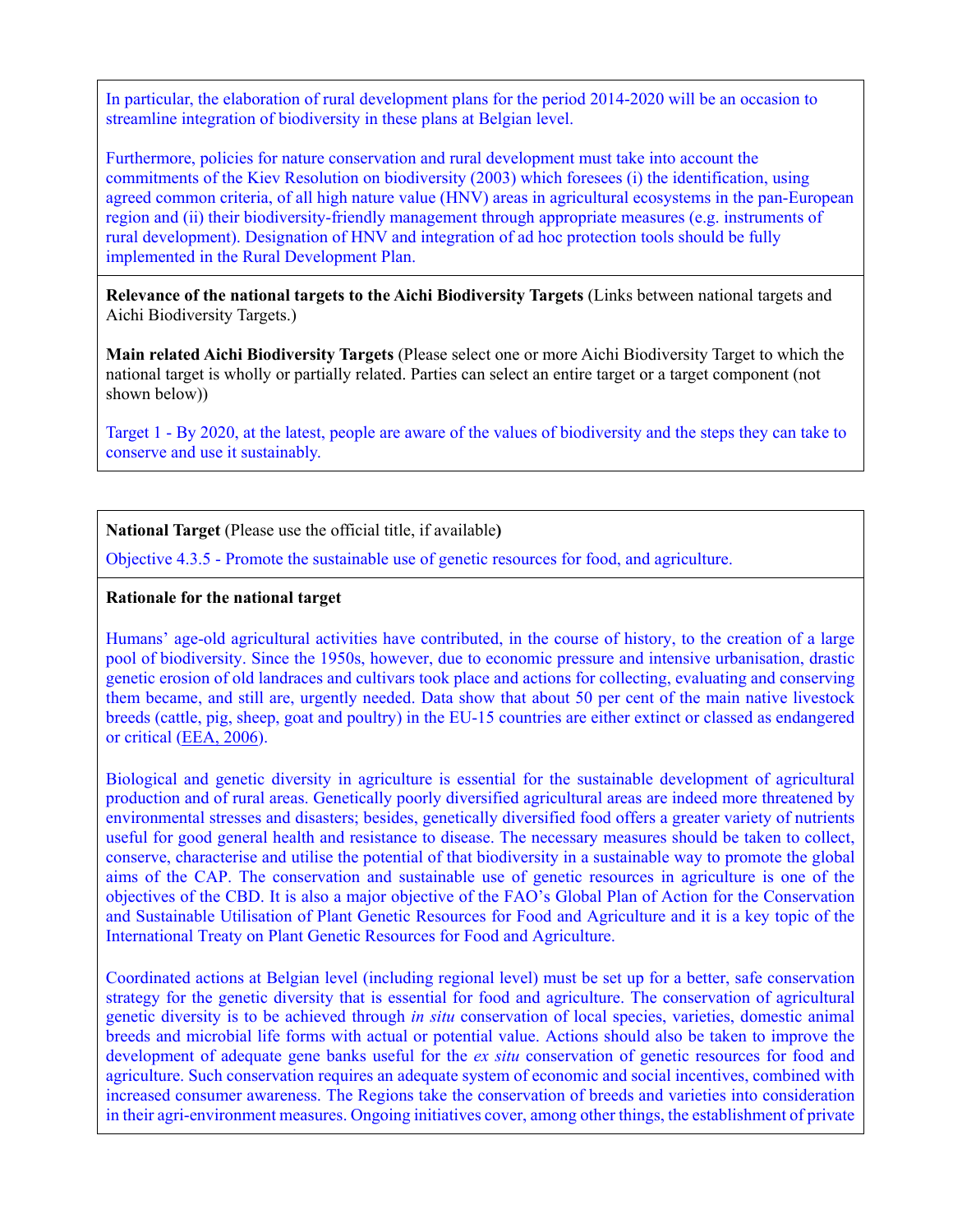In particular, the elaboration of rural development plans for the period 2014-2020 will be an occasion to streamline integration of biodiversity in these plans at Belgian level.

Furthermore, policies for nature conservation and rural development must take into account the commitments of the Kiev Resolution on biodiversity (2003) which foresees (i) the identification, using agreed common criteria, of all high nature value (HNV) areas in agricultural ecosystems in the pan-European region and (ii) their biodiversity-friendly management through appropriate measures (e.g. instruments of rural development). Designation of HNV and integration of ad hoc protection tools should be fully implemented in the Rural Development Plan.

**Relevance of the national targets to the Aichi Biodiversity Targets** (Links between national targets and Aichi Biodiversity Targets.)

**Main related Aichi Biodiversity Targets** (Please select one or more Aichi Biodiversity Target to which the national target is wholly or partially related. Parties can select an entire target or a target component (not shown below))

Target 1 - By 2020, at the latest, people are aware of the values of biodiversity and the steps they can take to conserve and use it sustainably.

**National Target** (Please use the official title, if available**)**

Objective 4.3.5 - Promote the sustainable use of genetic resources for food, and agriculture.

**Rationale for the national target**

Humans' age-old agricultural activities have contributed, in the course of history, to the creation of a large pool of biodiversity. Since the 1950s, however, due to economic pressure and intensive urbanisation, drastic genetic erosion of old landraces and cultivars took place and actions for collecting, evaluating and conserving them became, and still are, urgently needed. Data show that about 50 per cent of the main native livestock breeds (cattle, pig, sheep, goat and poultry) in the EU-15 countries are either extinct or classed as endangered or critical (EEA, 2006).

Biological and genetic diversity in agriculture is essential for the sustainable development of agricultural production and of rural areas. Genetically poorly diversified agricultural areas are indeed more threatened by environmental stresses and disasters; besides, genetically diversified food offers a greater variety of nutrients useful for good general health and resistance to disease. The necessary measures should be taken to collect, conserve, characterise and utilise the potential of that biodiversity in a sustainable way to promote the global aims of the CAP. The conservation and sustainable use of genetic resources in agriculture is one of the objectives of the CBD. It is also a major objective of the FAO's Global Plan of Action for the Conservation and Sustainable Utilisation of Plant Genetic Resources for Food and Agriculture and it is a key topic of the International Treaty on Plant Genetic Resources for Food and Agriculture.

Coordinated actions at Belgian level (including regional level) must be set up for a better, safe conservation strategy for the genetic diversity that is essential for food and agriculture. The conservation of agricultural genetic diversity is to be achieved through *in situ* conservation of local species, varieties, domestic animal breeds and microbial life forms with actual or potential value. Actions should also be taken to improve the development of adequate gene banks useful for the *ex situ* conservation of genetic resources for food and agriculture. Such conservation requires an adequate system of economic and social incentives, combined with increased consumer awareness. The Regions take the conservation of breeds and varieties into consideration in their agri-environment measures. Ongoing initiatives cover, among other things, the establishment of private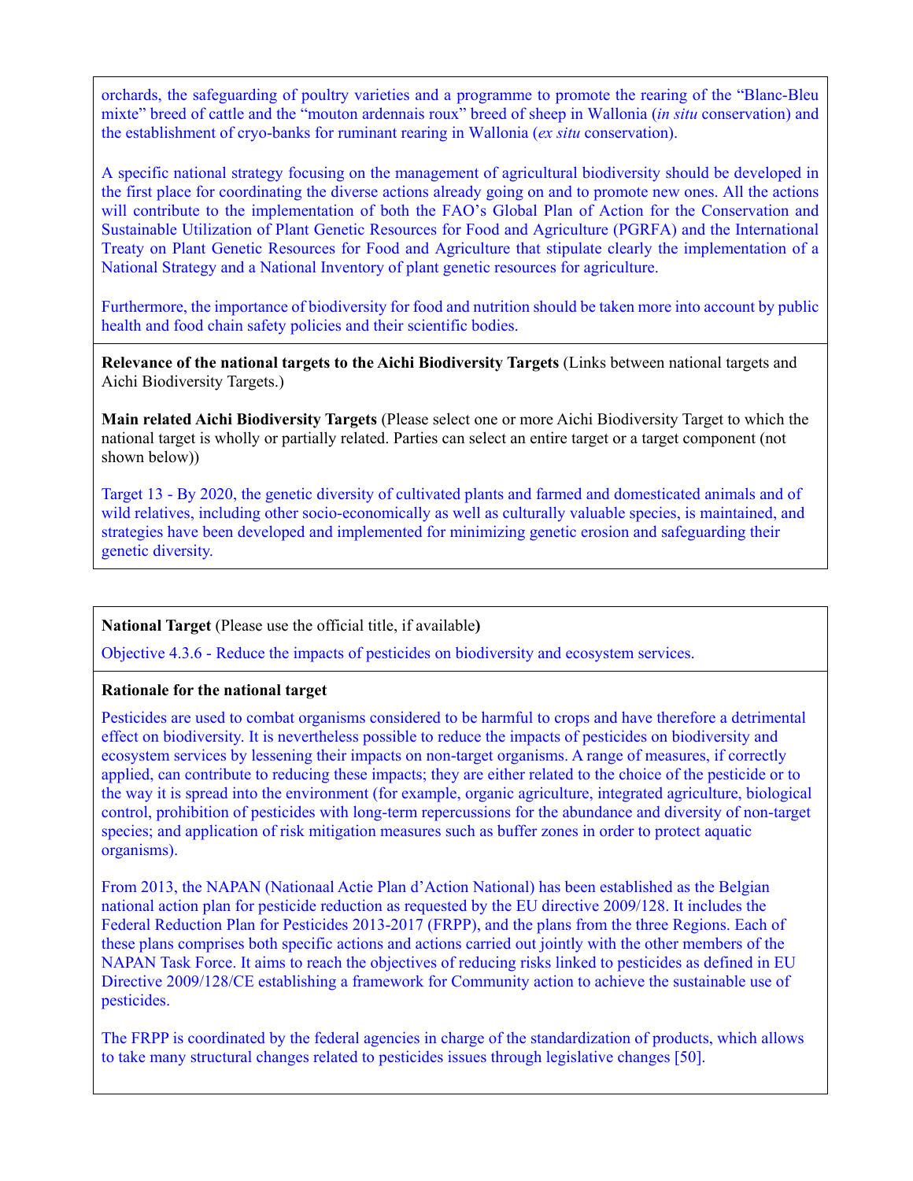orchards, the safeguarding of poultry varieties and a programme to promote the rearing of the "Blanc-Bleu mixte" breed of cattle and the "mouton ardennais roux" breed of sheep in Wallonia (*in situ* conservation) and the establishment of cryo-banks for ruminant rearing in Wallonia (*ex situ* conservation).

A specific national strategy focusing on the management of agricultural biodiversity should be developed in the first place for coordinating the diverse actions already going on and to promote new ones. All the actions will contribute to the implementation of both the FAO's Global Plan of Action for the Conservation and Sustainable Utilization of Plant Genetic Resources for Food and Agriculture (PGRFA) and the International Treaty on Plant Genetic Resources for Food and Agriculture that stipulate clearly the implementation of a National Strategy and a National Inventory of plant genetic resources for agriculture.

Furthermore, the importance of biodiversity for food and nutrition should be taken more into account by public health and food chain safety policies and their scientific bodies.

**Relevance of the national targets to the Aichi Biodiversity Targets** (Links between national targets and Aichi Biodiversity Targets.)

**Main related Aichi Biodiversity Targets** (Please select one or more Aichi Biodiversity Target to which the national target is wholly or partially related. Parties can select an entire target or a target component (not shown below))

Target 13 - By 2020, the genetic diversity of cultivated plants and farmed and domesticated animals and of wild relatives, including other socio-economically as well as culturally valuable species, is maintained, and strategies have been developed and implemented for minimizing genetic erosion and safeguarding their genetic diversity.

**National Target** (Please use the official title, if available**)**

Objective 4.3.6 - Reduce the impacts of pesticides on biodiversity and ecosystem services.

**Rationale for the national target**

Pesticides are used to combat organisms considered to be harmful to crops and have therefore a detrimental effect on biodiversity. It is nevertheless possible to reduce the impacts of pesticides on biodiversity and ecosystem services by lessening their impacts on non-target organisms. A range of measures, if correctly applied, can contribute to reducing these impacts; they are either related to the choice of the pesticide or to the way it is spread into the environment (for example, organic agriculture, integrated agriculture, biological control, prohibition of pesticides with long-term repercussions for the abundance and diversity of non-target species; and application of risk mitigation measures such as buffer zones in order to protect aquatic organisms).

From 2013, the NAPAN (Nationaal Actie Plan d'Action National) has been established as the Belgian national action plan for pesticide reduction as requested by the EU directive 2009/128. It includes the Federal Reduction Plan for Pesticides 2013-2017 (FRPP), and the plans from the three Regions. Each of these plans comprises both specific actions and actions carried out jointly with the other members of the NAPAN Task Force. It aims to reach the objectives of reducing risks linked to pesticides as defined in EU Directive 2009/128/CE establishing a framework for Community action to achieve the sustainable use of pesticides.

The FRPP is coordinated by the federal agencies in charge of the standardization of products, which allows to take many structural changes related to pesticides issues through legislative changes [50].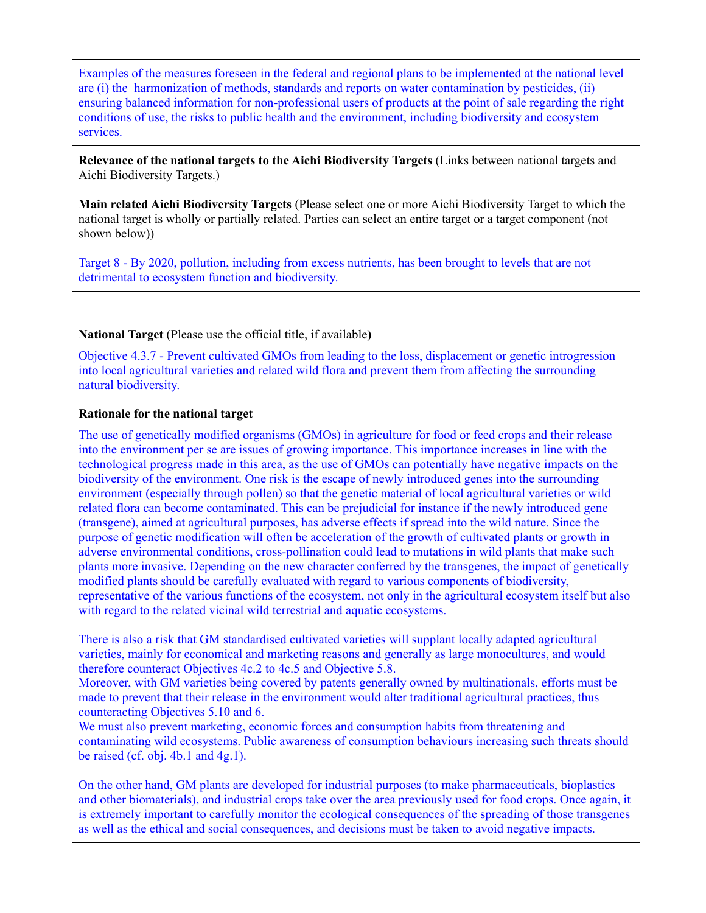Examples of the measures foreseen in the federal and regional plans to be implemented at the national level are (i) the harmonization of methods, standards and reports on water contamination by pesticides, (ii) ensuring balanced information for non-professional users of products at the point of sale regarding the right conditions of use, the risks to public health and the environment, including biodiversity and ecosystem services.

**Relevance of the national targets to the Aichi Biodiversity Targets** (Links between national targets and Aichi Biodiversity Targets.)

**Main related Aichi Biodiversity Targets** (Please select one or more Aichi Biodiversity Target to which the national target is wholly or partially related. Parties can select an entire target or a target component (not shown below))

Target 8 - By 2020, pollution, including from excess nutrients, has been brought to levels that are not detrimental to ecosystem function and biodiversity.

---

**National Target** (Please use the official title, if available**)**

Objective 4.3.7 - Prevent cultivated GMOs from leading to the loss, displacement or genetic introgression into local agricultural varieties and related wild flora and prevent them from affecting the surrounding natural biodiversity.

**Rationale for the national target**

The use of genetically modified organisms (GMOs) in agriculture for food or feed crops and their release into the environment per se are issues of growing importance. This importance increases in line with the technological progress made in this area, as the use of GMOs can potentially have negative impacts on the biodiversity of the environment. One risk is the escape of newly introduced genes into the surrounding environment (especially through pollen) so that the genetic material of local agricultural varieties or wild related flora can become contaminated. This can be prejudicial for instance if the newly introduced gene (transgene), aimed at agricultural purposes, has adverse effects if spread into the wild nature. Since the purpose of genetic modification will often be acceleration of the growth of cultivated plants or growth in adverse environmental conditions, cross-pollination could lead to mutations in wild plants that make such plants more invasive. Depending on the new character conferred by the transgenes, the impact of genetically modified plants should be carefully evaluated with regard to various components of biodiversity, representative of the various functions of the ecosystem, not only in the agricultural ecosystem itself but also with regard to the related vicinal wild terrestrial and aquatic ecosystems.

There is also a risk that GM standardised cultivated varieties will supplant locally adapted agricultural varieties, mainly for economical and marketing reasons and generally as large monocultures, and would therefore counteract Objectives 4c.2 to 4c.5 and Objective 5.8.
Moreover, with GM varieties being covered by patents generally owned by multinationals, efforts must be made to prevent that their release in the environment would alter traditional agricultural practices, thus counteracting Objectives 5.10 and 6.
We must also prevent marketing, economic forces and consumption habits from threatening and contaminating wild ecosystems. Public awareness of consumption behaviours increasing such threats should be raised (cf. obj. 4b.1 and 4g.1).

On the other hand, GM plants are developed for industrial purposes (to make pharmaceuticals, bioplastics and other biomaterials), and industrial crops take over the area previously used for food crops. Once again, it is extremely important to carefully monitor the ecological consequences of the spreading of those transgenes as well as the ethical and social consequences, and decisions must be taken to avoid negative impacts.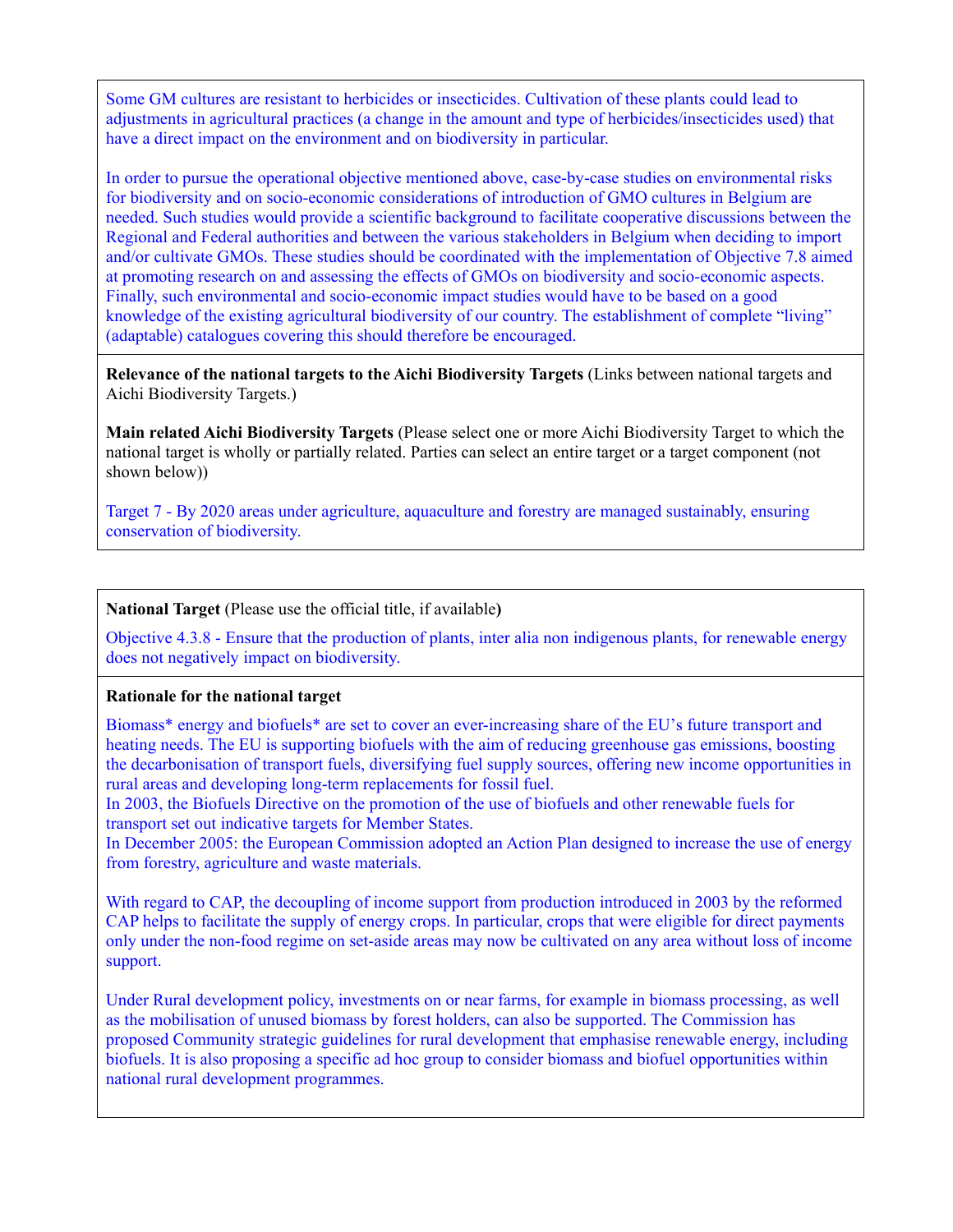Some GM cultures are resistant to herbicides or insecticides. Cultivation of these plants could lead to adjustments in agricultural practices (a change in the amount and type of herbicides/insecticides used) that have a direct impact on the environment and on biodiversity in particular.

In order to pursue the operational objective mentioned above, case-by-case studies on environmental risks for biodiversity and on socio-economic considerations of introduction of GMO cultures in Belgium are needed. Such studies would provide a scientific background to facilitate cooperative discussions between the Regional and Federal authorities and between the various stakeholders in Belgium when deciding to import and/or cultivate GMOs. These studies should be coordinated with the implementation of Objective 7.8 aimed at promoting research on and assessing the effects of GMOs on biodiversity and socio-economic aspects. Finally, such environmental and socio-economic impact studies would have to be based on a good knowledge of the existing agricultural biodiversity of our country. The establishment of complete "living" (adaptable) catalogues covering this should therefore be encouraged.

**Relevance of the national targets to the Aichi Biodiversity Targets** (Links between national targets and Aichi Biodiversity Targets.)

**Main related Aichi Biodiversity Targets** (Please select one or more Aichi Biodiversity Target to which the national target is wholly or partially related. Parties can select an entire target or a target component (not shown below))

Target 7 - By 2020 areas under agriculture, aquaculture and forestry are managed sustainably, ensuring conservation of biodiversity.

**National Target** (Please use the official title, if available**)**

Objective 4.3.8 - Ensure that the production of plants, inter alia non indigenous plants, for renewable energy does not negatively impact on biodiversity.

**Rationale for the national target**

Biomass* energy and biofuels* are set to cover an ever-increasing share of the EU's future transport and heating needs. The EU is supporting biofuels with the aim of reducing greenhouse gas emissions, boosting the decarbonisation of transport fuels, diversifying fuel supply sources, offering new income opportunities in rural areas and developing long-term replacements for fossil fuel.
In 2003, the Biofuels Directive on the promotion of the use of biofuels and other renewable fuels for transport set out indicative targets for Member States.
In December 2005: the European Commission adopted an Action Plan designed to increase the use of energy from forestry, agriculture and waste materials.

With regard to CAP, the decoupling of income support from production introduced in 2003 by the reformed CAP helps to facilitate the supply of energy crops. In particular, crops that were eligible for direct payments only under the non-food regime on set-aside areas may now be cultivated on any area without loss of income support.

Under Rural development policy, investments on or near farms, for example in biomass processing, as well as the mobilisation of unused biomass by forest holders, can also be supported. The Commission has proposed Community strategic guidelines for rural development that emphasise renewable energy, including biofuels. It is also proposing a specific ad hoc group to consider biomass and biofuel opportunities within national rural development programmes.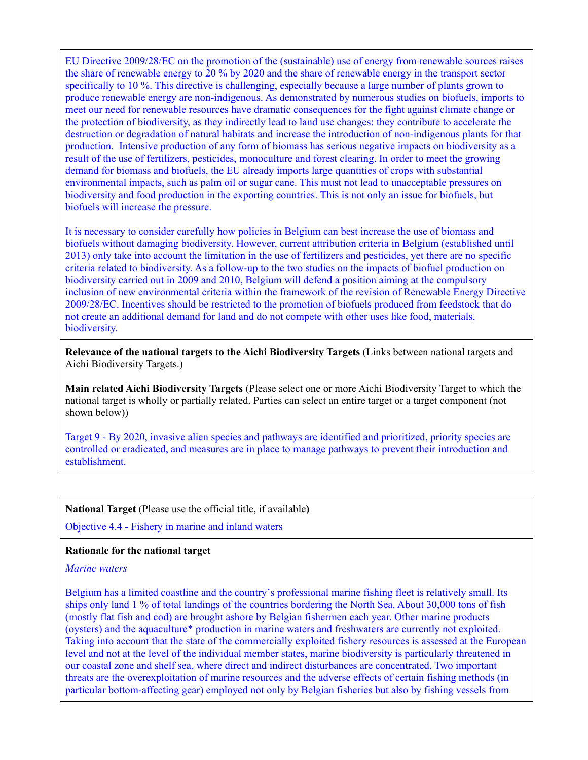EU Directive 2009/28/EC on the promotion of the (sustainable) use of energy from renewable sources raises the share of renewable energy to 20 % by 2020 and the share of renewable energy in the transport sector specifically to 10 %. This directive is challenging, especially because a large number of plants grown to produce renewable energy are non-indigenous. As demonstrated by numerous studies on biofuels, imports to meet our need for renewable resources have dramatic consequences for the fight against climate change or the protection of biodiversity, as they indirectly lead to land use changes: they contribute to accelerate the destruction or degradation of natural habitats and increase the introduction of non-indigenous plants for that production. Intensive production of any form of biomass has serious negative impacts on biodiversity as a result of the use of fertilizers, pesticides, monoculture and forest clearing. In order to meet the growing demand for biomass and biofuels, the EU already imports large quantities of crops with substantial environmental impacts, such as palm oil or sugar cane. This must not lead to unacceptable pressures on biodiversity and food production in the exporting countries. This is not only an issue for biofuels, but biofuels will increase the pressure.

It is necessary to consider carefully how policies in Belgium can best increase the use of biomass and biofuels without damaging biodiversity. However, current attribution criteria in Belgium (established until 2013) only take into account the limitation in the use of fertilizers and pesticides, yet there are no specific criteria related to biodiversity. As a follow-up to the two studies on the impacts of biofuel production on biodiversity carried out in 2009 and 2010, Belgium will defend a position aiming at the compulsory inclusion of new environmental criteria within the framework of the revision of Renewable Energy Directive 2009/28/EC. Incentives should be restricted to the promotion of biofuels produced from feedstock that do not create an additional demand for land and do not compete with other uses like food, materials, biodiversity.

**Relevance of the national targets to the Aichi Biodiversity Targets** (Links between national targets and Aichi Biodiversity Targets.)

**Main related Aichi Biodiversity Targets** (Please select one or more Aichi Biodiversity Target to which the national target is wholly or partially related. Parties can select an entire target or a target component (not shown below))

Target 9 - By 2020, invasive alien species and pathways are identified and prioritized, priority species are controlled or eradicated, and measures are in place to manage pathways to prevent their introduction and establishment.

**National Target** (Please use the official title, if available**)**

Objective 4.4 - Fishery in marine and inland waters

**Rationale for the national target**

*Marine waters*

Belgium has a limited coastline and the country's professional marine fishing fleet is relatively small. Its ships only land 1 % of total landings of the countries bordering the North Sea. About 30,000 tons of fish (mostly flat fish and cod) are brought ashore by Belgian fishermen each year. Other marine products (oysters) and the aquaculture* production in marine waters and freshwaters are currently not exploited. Taking into account that the state of the commercially exploited fishery resources is assessed at the European level and not at the level of the individual member states, marine biodiversity is particularly threatened in our coastal zone and shelf sea, where direct and indirect disturbances are concentrated. Two important threats are the overexploitation of marine resources and the adverse effects of certain fishing methods (in particular bottom-affecting gear) employed not only by Belgian fisheries but also by fishing vessels from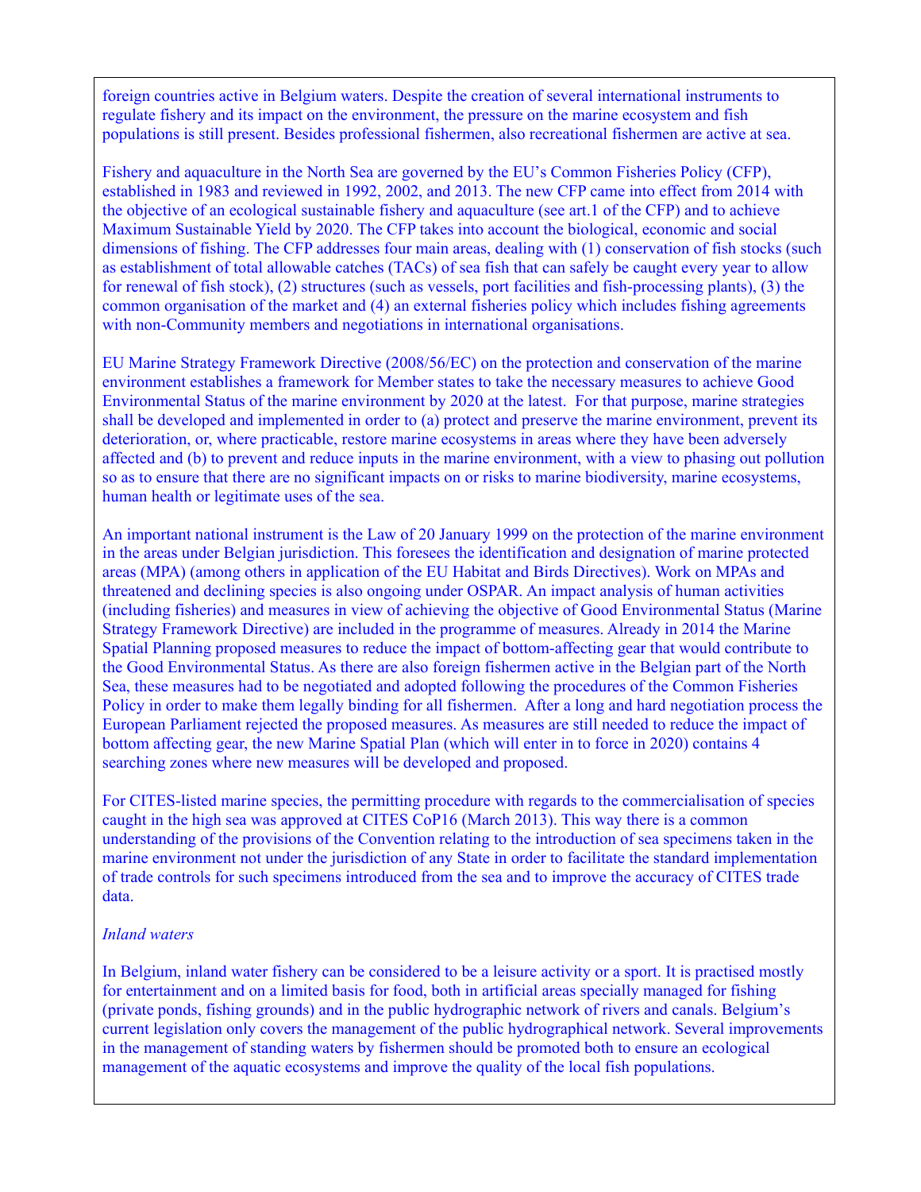foreign countries active in Belgium waters. Despite the creation of several international instruments to regulate fishery and its impact on the environment, the pressure on the marine ecosystem and fish populations is still present. Besides professional fishermen, also recreational fishermen are active at sea.

Fishery and aquaculture in the North Sea are governed by the EU's Common Fisheries Policy (CFP), established in 1983 and reviewed in 1992, 2002, and 2013. The new CFP came into effect from 2014 with the objective of an ecological sustainable fishery and aquaculture (see art.1 of the CFP) and to achieve Maximum Sustainable Yield by 2020. The CFP takes into account the biological, economic and social dimensions of fishing. The CFP addresses four main areas, dealing with (1) conservation of fish stocks (such as establishment of total allowable catches (TACs) of sea fish that can safely be caught every year to allow for renewal of fish stock), (2) structures (such as vessels, port facilities and fish-processing plants), (3) the common organisation of the market and (4) an external fisheries policy which includes fishing agreements with non-Community members and negotiations in international organisations.

EU Marine Strategy Framework Directive (2008/56/EC) on the protection and conservation of the marine environment establishes a framework for Member states to take the necessary measures to achieve Good Environmental Status of the marine environment by 2020 at the latest. For that purpose, marine strategies shall be developed and implemented in order to (a) protect and preserve the marine environment, prevent its deterioration, or, where practicable, restore marine ecosystems in areas where they have been adversely affected and (b) to prevent and reduce inputs in the marine environment, with a view to phasing out pollution so as to ensure that there are no significant impacts on or risks to marine biodiversity, marine ecosystems, human health or legitimate uses of the sea.

An important national instrument is the Law of 20 January 1999 on the protection of the marine environment in the areas under Belgian jurisdiction. This foresees the identification and designation of marine protected areas (MPA) (among others in application of the EU Habitat and Birds Directives). Work on MPAs and threatened and declining species is also ongoing under OSPAR. An impact analysis of human activities (including fisheries) and measures in view of achieving the objective of Good Environmental Status (Marine Strategy Framework Directive) are included in the programme of measures. Already in 2014 the Marine Spatial Planning proposed measures to reduce the impact of bottom-affecting gear that would contribute to the Good Environmental Status. As there are also foreign fishermen active in the Belgian part of the North Sea, these measures had to be negotiated and adopted following the procedures of the Common Fisheries Policy in order to make them legally binding for all fishermen. After a long and hard negotiation process the European Parliament rejected the proposed measures. As measures are still needed to reduce the impact of bottom affecting gear, the new Marine Spatial Plan (which will enter in to force in 2020) contains 4 searching zones where new measures will be developed and proposed.

For CITES-listed marine species, the permitting procedure with regards to the commercialisation of species caught in the high sea was approved at CITES CoP16 (March 2013). This way there is a common understanding of the provisions of the Convention relating to the introduction of sea specimens taken in the marine environment not under the jurisdiction of any State in order to facilitate the standard implementation of trade controls for such specimens introduced from the sea and to improve the accuracy of CITES trade data.

*Inland waters*

In Belgium, inland water fishery can be considered to be a leisure activity or a sport. It is practised mostly for entertainment and on a limited basis for food, both in artificial areas specially managed for fishing (private ponds, fishing grounds) and in the public hydrographic network of rivers and canals. Belgium's current legislation only covers the management of the public hydrographical network. Several improvements in the management of standing waters by fishermen should be promoted both to ensure an ecological management of the aquatic ecosystems and improve the quality of the local fish populations.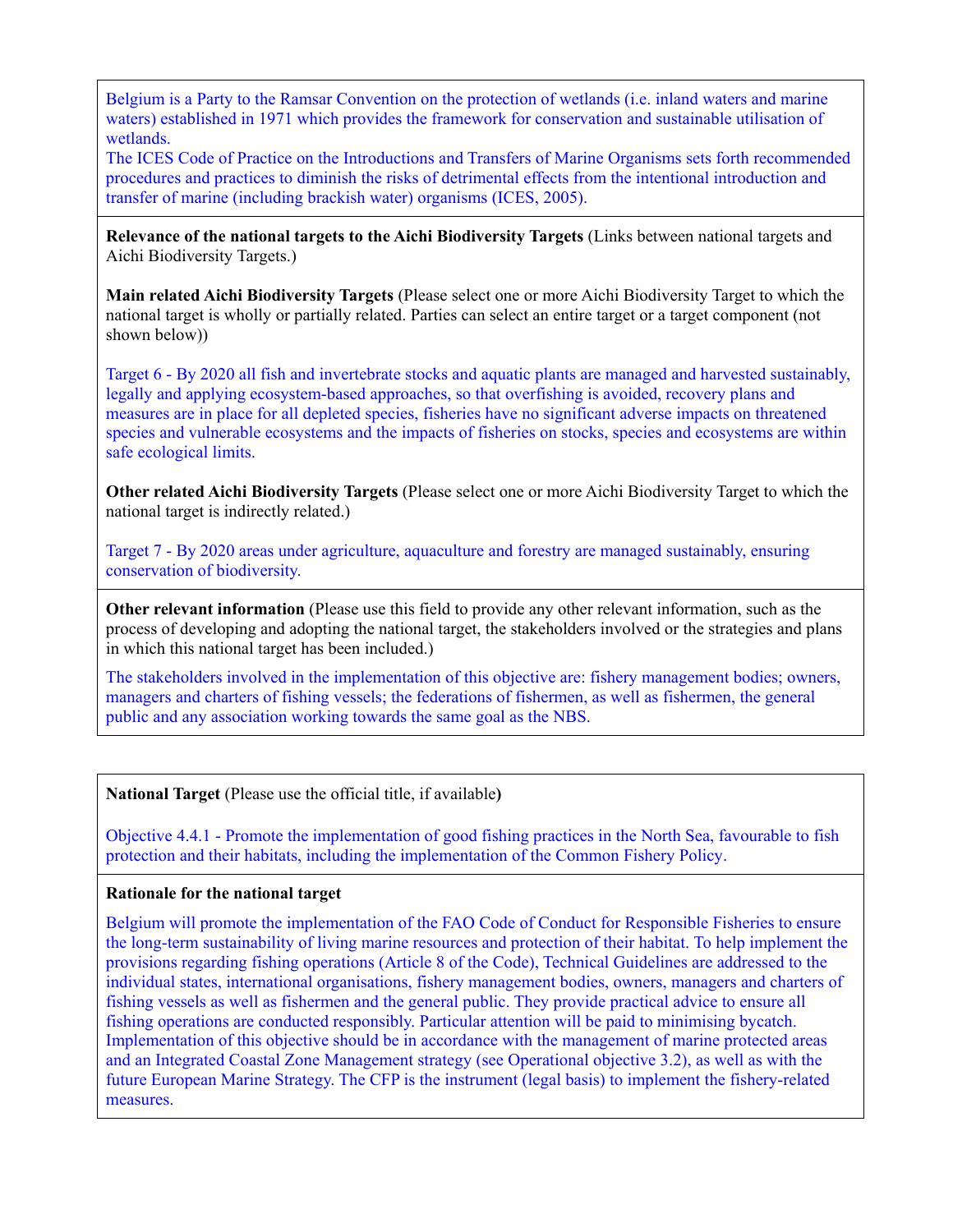Belgium is a Party to the Ramsar Convention on the protection of wetlands (i.e. inland waters and marine waters) established in 1971 which provides the framework for conservation and sustainable utilisation of wetlands.
The ICES Code of Practice on the Introductions and Transfers of Marine Organisms sets forth recommended procedures and practices to diminish the risks of detrimental effects from the intentional introduction and transfer of marine (including brackish water) organisms (ICES, 2005).

**Relevance of the national targets to the Aichi Biodiversity Targets** (Links between national targets and Aichi Biodiversity Targets.)

**Main related Aichi Biodiversity Targets** (Please select one or more Aichi Biodiversity Target to which the national target is wholly or partially related. Parties can select an entire target or a target component (not shown below))

Target 6 - By 2020 all fish and invertebrate stocks and aquatic plants are managed and harvested sustainably, legally and applying ecosystem-based approaches, so that overfishing is avoided, recovery plans and measures are in place for all depleted species, fisheries have no significant adverse impacts on threatened species and vulnerable ecosystems and the impacts of fisheries on stocks, species and ecosystems are within safe ecological limits.

**Other related Aichi Biodiversity Targets** (Please select one or more Aichi Biodiversity Target to which the national target is indirectly related.)

Target 7 - By 2020 areas under agriculture, aquaculture and forestry are managed sustainably, ensuring conservation of biodiversity.

**Other relevant information** (Please use this field to provide any other relevant information, such as the process of developing and adopting the national target, the stakeholders involved or the strategies and plans in which this national target has been included.)

The stakeholders involved in the implementation of this objective are: fishery management bodies; owners, managers and charters of fishing vessels; the federations of fishermen, as well as fishermen, the general public and any association working towards the same goal as the NBS.

**National Target** (Please use the official title, if available**)**

Objective 4.4.1 - Promote the implementation of good fishing practices in the North Sea, favourable to fish protection and their habitats, including the implementation of the Common Fishery Policy.

**Rationale for the national target**

Belgium will promote the implementation of the FAO Code of Conduct for Responsible Fisheries to ensure the long-term sustainability of living marine resources and protection of their habitat. To help implement the provisions regarding fishing operations (Article 8 of the Code), Technical Guidelines are addressed to the individual states, international organisations, fishery management bodies, owners, managers and charters of fishing vessels as well as fishermen and the general public. They provide practical advice to ensure all fishing operations are conducted responsibly. Particular attention will be paid to minimising bycatch. Implementation of this objective should be in accordance with the management of marine protected areas and an Integrated Coastal Zone Management strategy (see Operational objective 3.2), as well as with the future European Marine Strategy. The CFP is the instrument (legal basis) to implement the fishery-related measures.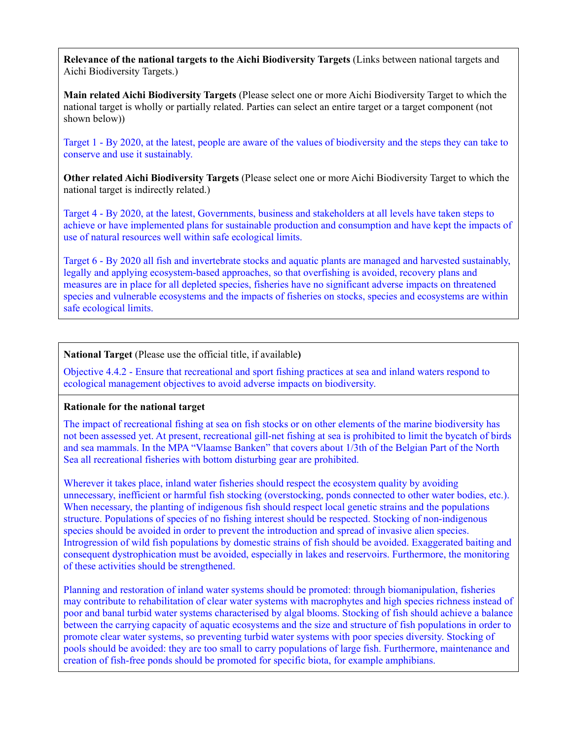**Relevance of the national targets to the Aichi Biodiversity Targets** (Links between national targets and Aichi Biodiversity Targets.)

**Main related Aichi Biodiversity Targets** (Please select one or more Aichi Biodiversity Target to which the national target is wholly or partially related. Parties can select an entire target or a target component (not shown below))

Target 1 - By 2020, at the latest, people are aware of the values of biodiversity and the steps they can take to conserve and use it sustainably.

**Other related Aichi Biodiversity Targets** (Please select one or more Aichi Biodiversity Target to which the national target is indirectly related.)

Target 4 - By 2020, at the latest, Governments, business and stakeholders at all levels have taken steps to achieve or have implemented plans for sustainable production and consumption and have kept the impacts of use of natural resources well within safe ecological limits.

Target 6 - By 2020 all fish and invertebrate stocks and aquatic plants are managed and harvested sustainably, legally and applying ecosystem-based approaches, so that overfishing is avoided, recovery plans and measures are in place for all depleted species, fisheries have no significant adverse impacts on threatened species and vulnerable ecosystems and the impacts of fisheries on stocks, species and ecosystems are within safe ecological limits.

**National Target** (Please use the official title, if available**)**

Objective 4.4.2 - Ensure that recreational and sport fishing practices at sea and inland waters respond to ecological management objectives to avoid adverse impacts on biodiversity.

**Rationale for the national target**

The impact of recreational fishing at sea on fish stocks or on other elements of the marine biodiversity has not been assessed yet. At present, recreational gill-net fishing at sea is prohibited to limit the bycatch of birds and sea mammals. In the MPA "Vlaamse Banken" that covers about 1/3th of the Belgian Part of the North Sea all recreational fisheries with bottom disturbing gear are prohibited.

Wherever it takes place, inland water fisheries should respect the ecosystem quality by avoiding unnecessary, inefficient or harmful fish stocking (overstocking, ponds connected to other water bodies, etc.). When necessary, the planting of indigenous fish should respect local genetic strains and the populations structure. Populations of species of no fishing interest should be respected. Stocking of non-indigenous species should be avoided in order to prevent the introduction and spread of invasive alien species. Introgression of wild fish populations by domestic strains of fish should be avoided. Exaggerated baiting and consequent dystrophication must be avoided, especially in lakes and reservoirs. Furthermore, the monitoring of these activities should be strengthened.

Planning and restoration of inland water systems should be promoted: through biomanipulation, fisheries may contribute to rehabilitation of clear water systems with macrophytes and high species richness instead of poor and banal turbid water systems characterised by algal blooms. Stocking of fish should achieve a balance between the carrying capacity of aquatic ecosystems and the size and structure of fish populations in order to promote clear water systems, so preventing turbid water systems with poor species diversity. Stocking of pools should be avoided: they are too small to carry populations of large fish. Furthermore, maintenance and creation of fish-free ponds should be promoted for specific biota, for example amphibians.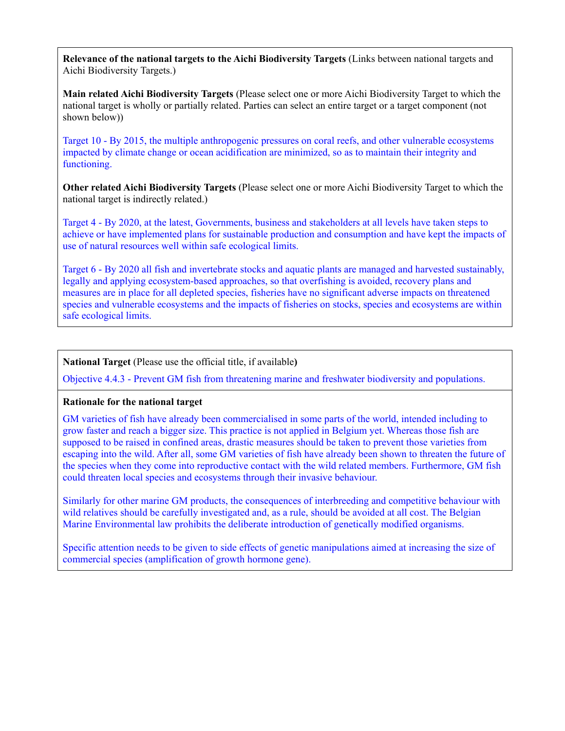**Relevance of the national targets to the Aichi Biodiversity Targets** (Links between national targets and Aichi Biodiversity Targets.)

**Main related Aichi Biodiversity Targets** (Please select one or more Aichi Biodiversity Target to which the national target is wholly or partially related. Parties can select an entire target or a target component (not shown below))

Target 10 - By 2015, the multiple anthropogenic pressures on coral reefs, and other vulnerable ecosystems impacted by climate change or ocean acidification are minimized, so as to maintain their integrity and functioning.

**Other related Aichi Biodiversity Targets** (Please select one or more Aichi Biodiversity Target to which the national target is indirectly related.)

Target 4 - By 2020, at the latest, Governments, business and stakeholders at all levels have taken steps to achieve or have implemented plans for sustainable production and consumption and have kept the impacts of use of natural resources well within safe ecological limits.

Target 6 - By 2020 all fish and invertebrate stocks and aquatic plants are managed and harvested sustainably, legally and applying ecosystem-based approaches, so that overfishing is avoided, recovery plans and measures are in place for all depleted species, fisheries have no significant adverse impacts on threatened species and vulnerable ecosystems and the impacts of fisheries on stocks, species and ecosystems are within safe ecological limits.

**National Target** (Please use the official title, if available**)**

Objective 4.4.3 - Prevent GM fish from threatening marine and freshwater biodiversity and populations.

**Rationale for the national target**

GM varieties of fish have already been commercialised in some parts of the world, intended including to grow faster and reach a bigger size. This practice is not applied in Belgium yet. Whereas those fish are supposed to be raised in confined areas, drastic measures should be taken to prevent those varieties from escaping into the wild. After all, some GM varieties of fish have already been shown to threaten the future of the species when they come into reproductive contact with the wild related members. Furthermore, GM fish could threaten local species and ecosystems through their invasive behaviour.

Similarly for other marine GM products, the consequences of interbreeding and competitive behaviour with wild relatives should be carefully investigated and, as a rule, should be avoided at all cost. The Belgian Marine Environmental law prohibits the deliberate introduction of genetically modified organisms.

Specific attention needs to be given to side effects of genetic manipulations aimed at increasing the size of commercial species (amplification of growth hormone gene).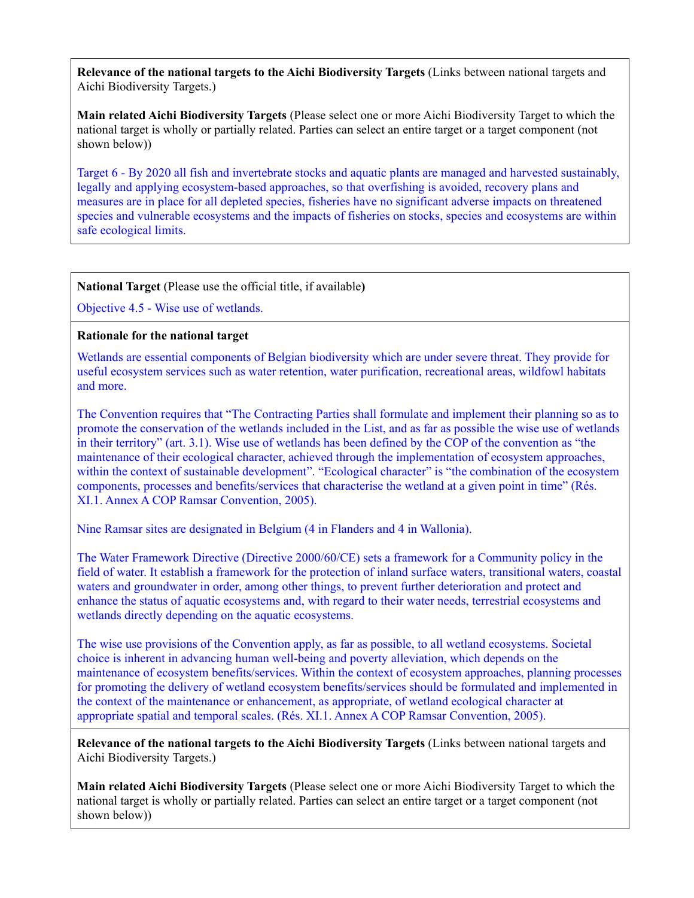**Relevance of the national targets to the Aichi Biodiversity Targets** (Links between national targets and Aichi Biodiversity Targets.)

**Main related Aichi Biodiversity Targets** (Please select one or more Aichi Biodiversity Target to which the national target is wholly or partially related. Parties can select an entire target or a target component (not shown below))

Target 6 - By 2020 all fish and invertebrate stocks and aquatic plants are managed and harvested sustainably, legally and applying ecosystem-based approaches, so that overfishing is avoided, recovery plans and measures are in place for all depleted species, fisheries have no significant adverse impacts on threatened species and vulnerable ecosystems and the impacts of fisheries on stocks, species and ecosystems are within safe ecological limits.

**National Target** (Please use the official title, if available**)**

Objective 4.5 - Wise use of wetlands.

**Rationale for the national target**

Wetlands are essential components of Belgian biodiversity which are under severe threat. They provide for useful ecosystem services such as water retention, water purification, recreational areas, wildfowl habitats and more.

The Convention requires that "The Contracting Parties shall formulate and implement their planning so as to promote the conservation of the wetlands included in the List, and as far as possible the wise use of wetlands in their territory" (art. 3.1). Wise use of wetlands has been defined by the COP of the convention as "the maintenance of their ecological character, achieved through the implementation of ecosystem approaches, within the context of sustainable development". "Ecological character" is "the combination of the ecosystem components, processes and benefits/services that characterise the wetland at a given point in time" (Rés. XI.1. Annex A COP Ramsar Convention, 2005).

Nine Ramsar sites are designated in Belgium (4 in Flanders and 4 in Wallonia).

The Water Framework Directive (Directive 2000/60/CE) sets a framework for a Community policy in the field of water. It establish a framework for the protection of inland surface waters, transitional waters, coastal waters and groundwater in order, among other things, to prevent further deterioration and protect and enhance the status of aquatic ecosystems and, with regard to their water needs, terrestrial ecosystems and wetlands directly depending on the aquatic ecosystems.

The wise use provisions of the Convention apply, as far as possible, to all wetland ecosystems. Societal choice is inherent in advancing human well-being and poverty alleviation, which depends on the maintenance of ecosystem benefits/services. Within the context of ecosystem approaches, planning processes for promoting the delivery of wetland ecosystem benefits/services should be formulated and implemented in the context of the maintenance or enhancement, as appropriate, of wetland ecological character at appropriate spatial and temporal scales. (Rés. XI.1. Annex A COP Ramsar Convention, 2005).

**Relevance of the national targets to the Aichi Biodiversity Targets** (Links between national targets and Aichi Biodiversity Targets.)

**Main related Aichi Biodiversity Targets** (Please select one or more Aichi Biodiversity Target to which the national target is wholly or partially related. Parties can select an entire target or a target component (not shown below))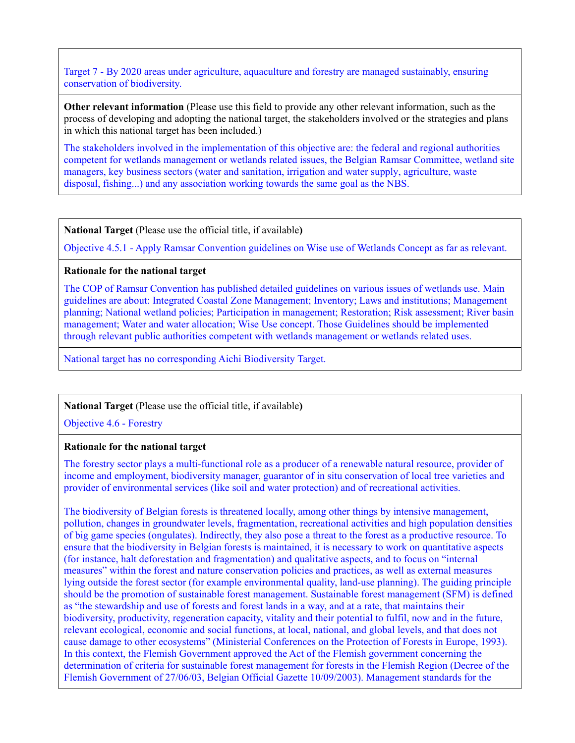Target 7 - By 2020 areas under agriculture, aquaculture and forestry are managed sustainably, ensuring conservation of biodiversity.

**Other relevant information** (Please use this field to provide any other relevant information, such as the process of developing and adopting the national target, the stakeholders involved or the strategies and plans in which this national target has been included.)

The stakeholders involved in the implementation of this objective are: the federal and regional authorities competent for wetlands management or wetlands related issues, the Belgian Ramsar Committee, wetland site managers, key business sectors (water and sanitation, irrigation and water supply, agriculture, waste disposal, fishing...) and any association working towards the same goal as the NBS.

**National Target** (Please use the official title, if available**)**

Objective 4.5.1 - Apply Ramsar Convention guidelines on Wise use of Wetlands Concept as far as relevant.

**Rationale for the national target**

The COP of Ramsar Convention has published detailed guidelines on various issues of wetlands use. Main guidelines are about: Integrated Coastal Zone Management; Inventory; Laws and institutions; Management planning; National wetland policies; Participation in management; Restoration; Risk assessment; River basin management; Water and water allocation; Wise Use concept. Those Guidelines should be implemented through relevant public authorities competent with wetlands management or wetlands related uses.

National target has no corresponding Aichi Biodiversity Target.

**National Target** (Please use the official title, if available**)**

Objective 4.6 - Forestry

**Rationale for the national target**

The forestry sector plays a multi-functional role as a producer of a renewable natural resource, provider of income and employment, biodiversity manager, guarantor of in situ conservation of local tree varieties and provider of environmental services (like soil and water protection) and of recreational activities.

The biodiversity of Belgian forests is threatened locally, among other things by intensive management, pollution, changes in groundwater levels, fragmentation, recreational activities and high population densities of big game species (ongulates). Indirectly, they also pose a threat to the forest as a productive resource. To ensure that the biodiversity in Belgian forests is maintained, it is necessary to work on quantitative aspects (for instance, halt deforestation and fragmentation) and qualitative aspects, and to focus on "internal measures" within the forest and nature conservation policies and practices, as well as external measures lying outside the forest sector (for example environmental quality, land-use planning). The guiding principle should be the promotion of sustainable forest management. Sustainable forest management (SFM) is defined as "the stewardship and use of forests and forest lands in a way, and at a rate, that maintains their biodiversity, productivity, regeneration capacity, vitality and their potential to fulfil, now and in the future, relevant ecological, economic and social functions, at local, national, and global levels, and that does not cause damage to other ecosystems" (Ministerial Conferences on the Protection of Forests in Europe, 1993). In this context, the Flemish Government approved the Act of the Flemish government concerning the determination of criteria for sustainable forest management for forests in the Flemish Region (Decree of the Flemish Government of 27/06/03, Belgian Official Gazette 10/09/2003). Management standards for the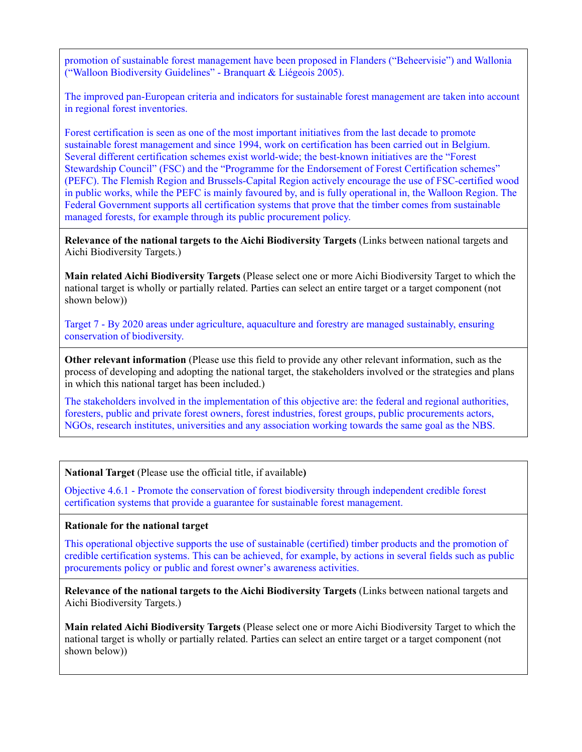promotion of sustainable forest management have been proposed in Flanders (“Beheervisie”) and Wallonia (“Walloon Biodiversity Guidelines” - Branquart & Liégeois 2005).

The improved pan-European criteria and indicators for sustainable forest management are taken into account in regional forest inventories.

Forest certification is seen as one of the most important initiatives from the last decade to promote sustainable forest management and since 1994, work on certification has been carried out in Belgium. Several different certification schemes exist world-wide; the best-known initiatives are the “Forest Stewardship Council” (FSC) and the “Programme for the Endorsement of Forest Certification schemes” (PEFC). The Flemish Region and Brussels-Capital Region actively encourage the use of FSC-certified wood in public works, while the PEFC is mainly favoured by, and is fully operational in, the Walloon Region. The Federal Government supports all certification systems that prove that the timber comes from sustainable managed forests, for example through its public procurement policy.

**Relevance of the national targets to the Aichi Biodiversity Targets** (Links between national targets and Aichi Biodiversity Targets.)

**Main related Aichi Biodiversity Targets** (Please select one or more Aichi Biodiversity Target to which the national target is wholly or partially related. Parties can select an entire target or a target component (not shown below))

Target 7 - By 2020 areas under agriculture, aquaculture and forestry are managed sustainably, ensuring conservation of biodiversity.

**Other relevant information** (Please use this field to provide any other relevant information, such as the process of developing and adopting the national target, the stakeholders involved or the strategies and plans in which this national target has been included.)

The stakeholders involved in the implementation of this objective are: the federal and regional authorities, foresters, public and private forest owners, forest industries, forest groups, public procurements actors, NGOs, research institutes, universities and any association working towards the same goal as the NBS.

**National Target** (Please use the official title, if available**)**

Objective 4.6.1 - Promote the conservation of forest biodiversity through independent credible forest certification systems that provide a guarantee for sustainable forest management.

**Rationale for the national target**

This operational objective supports the use of sustainable (certified) timber products and the promotion of credible certification systems. This can be achieved, for example, by actions in several fields such as public procurements policy or public and forest owner’s awareness activities.

**Relevance of the national targets to the Aichi Biodiversity Targets** (Links between national targets and Aichi Biodiversity Targets.)

**Main related Aichi Biodiversity Targets** (Please select one or more Aichi Biodiversity Target to which the national target is wholly or partially related. Parties can select an entire target or a target component (not shown below))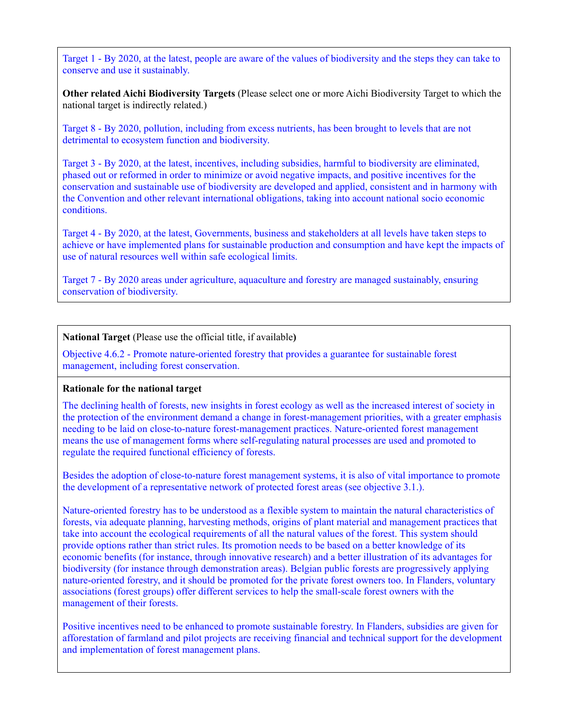Target 1 - By 2020, at the latest, people are aware of the values of biodiversity and the steps they can take to conserve and use it sustainably.

**Other related Aichi Biodiversity Targets** (Please select one or more Aichi Biodiversity Target to which the national target is indirectly related.)

Target 8 - By 2020, pollution, including from excess nutrients, has been brought to levels that are not detrimental to ecosystem function and biodiversity.

Target 3 - By 2020, at the latest, incentives, including subsidies, harmful to biodiversity are eliminated, phased out or reformed in order to minimize or avoid negative impacts, and positive incentives for the conservation and sustainable use of biodiversity are developed and applied, consistent and in harmony with the Convention and other relevant international obligations, taking into account national socio economic conditions.

Target 4 - By 2020, at the latest, Governments, business and stakeholders at all levels have taken steps to achieve or have implemented plans for sustainable production and consumption and have kept the impacts of use of natural resources well within safe ecological limits.

Target 7 - By 2020 areas under agriculture, aquaculture and forestry are managed sustainably, ensuring conservation of biodiversity.

**National Target** (Please use the official title, if available**)**

Objective 4.6.2 - Promote nature-oriented forestry that provides a guarantee for sustainable forest management, including forest conservation.

**Rationale for the national target**

The declining health of forests, new insights in forest ecology as well as the increased interest of society in the protection of the environment demand a change in forest-management priorities, with a greater emphasis needing to be laid on close-to-nature forest-management practices. Nature-oriented forest management means the use of management forms where self-regulating natural processes are used and promoted to regulate the required functional efficiency of forests.

Besides the adoption of close-to-nature forest management systems, it is also of vital importance to promote the development of a representative network of protected forest areas (see objective 3.1.).

Nature-oriented forestry has to be understood as a flexible system to maintain the natural characteristics of forests, via adequate planning, harvesting methods, origins of plant material and management practices that take into account the ecological requirements of all the natural values of the forest. This system should provide options rather than strict rules. Its promotion needs to be based on a better knowledge of its economic benefits (for instance, through innovative research) and a better illustration of its advantages for biodiversity (for instance through demonstration areas). Belgian public forests are progressively applying nature-oriented forestry, and it should be promoted for the private forest owners too. In Flanders, voluntary associations (forest groups) offer different services to help the small-scale forest owners with the management of their forests.

Positive incentives need to be enhanced to promote sustainable forestry. In Flanders, subsidies are given for afforestation of farmland and pilot projects are receiving financial and technical support for the development and implementation of forest management plans.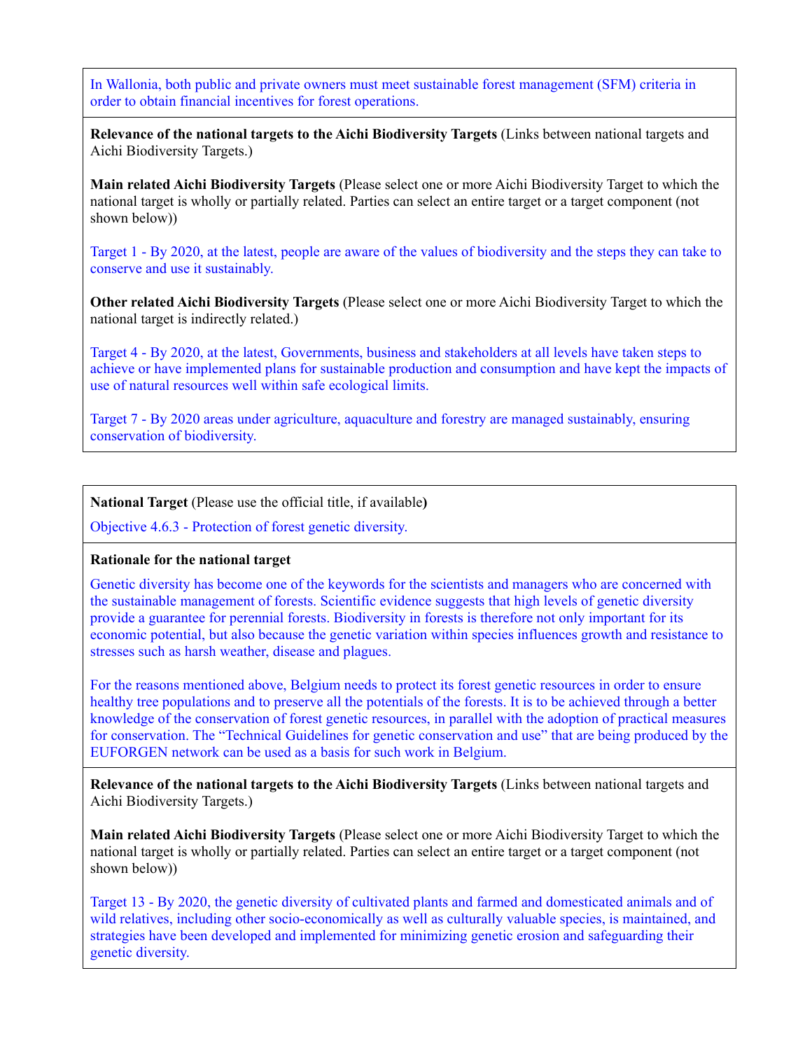In Wallonia, both public and private owners must meet sustainable forest management (SFM) criteria in order to obtain financial incentives for forest operations.

**Relevance of the national targets to the Aichi Biodiversity Targets** (Links between national targets and Aichi Biodiversity Targets.)

**Main related Aichi Biodiversity Targets** (Please select one or more Aichi Biodiversity Target to which the national target is wholly or partially related. Parties can select an entire target or a target component (not shown below))

Target 1 - By 2020, at the latest, people are aware of the values of biodiversity and the steps they can take to conserve and use it sustainably.

**Other related Aichi Biodiversity Targets** (Please select one or more Aichi Biodiversity Target to which the national target is indirectly related.)

Target 4 - By 2020, at the latest, Governments, business and stakeholders at all levels have taken steps to achieve or have implemented plans for sustainable production and consumption and have kept the impacts of use of natural resources well within safe ecological limits.

Target 7 - By 2020 areas under agriculture, aquaculture and forestry are managed sustainably, ensuring conservation of biodiversity.

---

**National Target** (Please use the official title, if available**)**

Objective 4.6.3 - Protection of forest genetic diversity.

**Rationale for the national target**

Genetic diversity has become one of the keywords for the scientists and managers who are concerned with the sustainable management of forests. Scientific evidence suggests that high levels of genetic diversity provide a guarantee for perennial forests. Biodiversity in forests is therefore not only important for its economic potential, but also because the genetic variation within species influences growth and resistance to stresses such as harsh weather, disease and plagues.

For the reasons mentioned above, Belgium needs to protect its forest genetic resources in order to ensure healthy tree populations and to preserve all the potentials of the forests. It is to be achieved through a better knowledge of the conservation of forest genetic resources, in parallel with the adoption of practical measures for conservation. The "Technical Guidelines for genetic conservation and use" that are being produced by the EUFORGEN network can be used as a basis for such work in Belgium.

**Relevance of the national targets to the Aichi Biodiversity Targets** (Links between national targets and Aichi Biodiversity Targets.)

**Main related Aichi Biodiversity Targets** (Please select one or more Aichi Biodiversity Target to which the national target is wholly or partially related. Parties can select an entire target or a target component (not shown below))

Target 13 - By 2020, the genetic diversity of cultivated plants and farmed and domesticated animals and of wild relatives, including other socio-economically as well as culturally valuable species, is maintained, and strategies have been developed and implemented for minimizing genetic erosion and safeguarding their genetic diversity.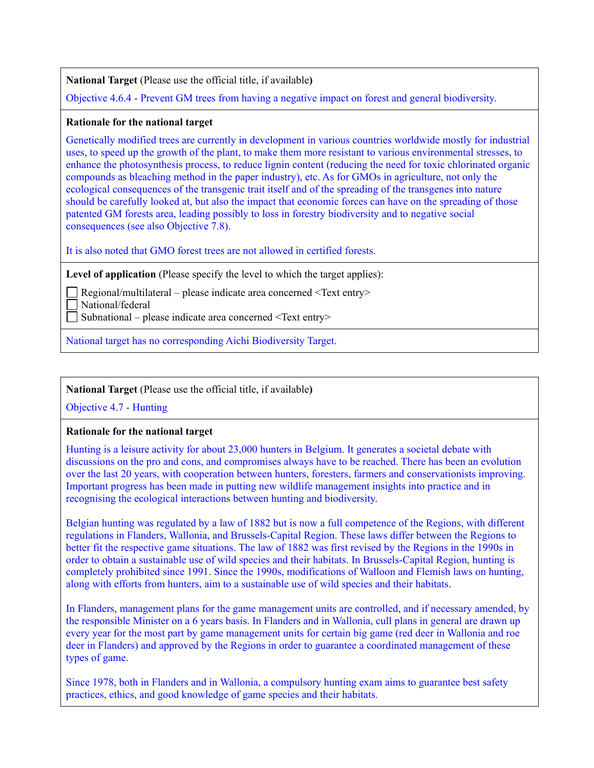**National Target** (Please use the official title, if available)

Objective 4.6.4 - Prevent GM trees from having a negative impact on forest and general biodiversity.

**Rationale for the national target**

Genetically modified trees are currently in development in various countries worldwide mostly for industrial uses, to speed up the growth of the plant, to make them more resistant to various environmental stresses, to enhance the photosynthesis process, to reduce lignin content (reducing the need for toxic chlorinated organic compounds as bleaching method in the paper industry), etc. As for GMOs in agriculture, not only the ecological consequences of the transgenic trait itself and of the spreading of the transgenes into nature should be carefully looked at, but also the impact that economic forces can have on the spreading of those patented GM forests area, leading possibly to loss in forestry biodiversity and to negative social consequences (see also Objective 7.8).

It is also noted that GMO forest trees are not allowed in certified forests.

**Level of application** (Please specify the level to which the target applies):

- ☐ Regional/multilateral – please indicate area concerned <Text entry>
- ☐ National/federal
- ☐ Subnational – please indicate area concerned <Text entry>

National target has no corresponding Aichi Biodiversity Target.

---

**National Target** (Please use the official title, if available)

Objective 4.7 - Hunting

**Rationale for the national target**

Hunting is a leisure activity for about 23,000 hunters in Belgium. It generates a societal debate with discussions on the pro and cons, and compromises always have to be reached. There has been an evolution over the last 20 years, with cooperation between hunters, foresters, farmers and conservationists improving. Important progress has been made in putting new wildlife management insights into practice and in recognising the ecological interactions between hunting and biodiversity.

Belgian hunting was regulated by a law of 1882 but is now a full competence of the Regions, with different regulations in Flanders, Wallonia, and Brussels-Capital Region. These laws differ between the Regions to better fit the respective game situations. The law of 1882 was first revised by the Regions in the 1990s in order to obtain a sustainable use of wild species and their habitats. In Brussels-Capital Region, hunting is completely prohibited since 1991. Since the 1990s, modifications of Walloon and Flemish laws on hunting, along with efforts from hunters, aim to a sustainable use of wild species and their habitats.

In Flanders, management plans for the game management units are controlled, and if necessary amended, by the responsible Minister on a 6 years basis. In Flanders and in Wallonia, cull plans in general are drawn up every year for the most part by game management units for certain big game (red deer in Wallonia and roe deer in Flanders) and approved by the Regions in order to guarantee a coordinated management of these types of game.

Since 1978, both in Flanders and in Wallonia, a compulsory hunting exam aims to guarantee best safety practices, ethics, and good knowledge of game species and their habitats.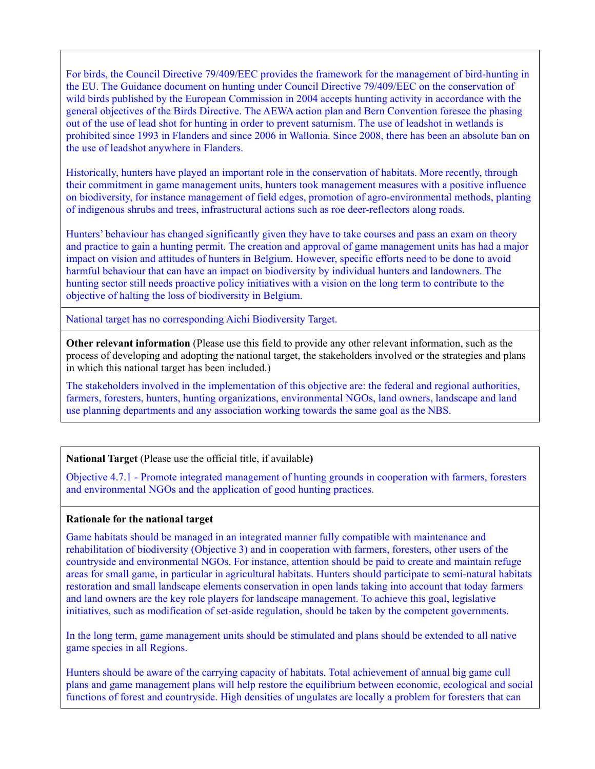For birds, the Council Directive 79/409/EEC provides the framework for the management of bird-hunting in the EU. The Guidance document on hunting under Council Directive 79/409/EEC on the conservation of wild birds published by the European Commission in 2004 accepts hunting activity in accordance with the general objectives of the Birds Directive. The AEWA action plan and Bern Convention foresee the phasing out of the use of lead shot for hunting in order to prevent saturnism. The use of leadshot in wetlands is prohibited since 1993 in Flanders and since 2006 in Wallonia. Since 2008, there has been an absolute ban on the use of leadshot anywhere in Flanders.

Historically, hunters have played an important role in the conservation of habitats. More recently, through their commitment in game management units, hunters took management measures with a positive influence on biodiversity, for instance management of field edges, promotion of agro-environmental methods, planting of indigenous shrubs and trees, infrastructural actions such as roe deer-reflectors along roads.

Hunters' behaviour has changed significantly given they have to take courses and pass an exam on theory and practice to gain a hunting permit. The creation and approval of game management units has had a major impact on vision and attitudes of hunters in Belgium. However, specific efforts need to be done to avoid harmful behaviour that can have an impact on biodiversity by individual hunters and landowners. The hunting sector still needs proactive policy initiatives with a vision on the long term to contribute to the objective of halting the loss of biodiversity in Belgium.

National target has no corresponding Aichi Biodiversity Target.

**Other relevant information** (Please use this field to provide any other relevant information, such as the process of developing and adopting the national target, the stakeholders involved or the strategies and plans in which this national target has been included.)

The stakeholders involved in the implementation of this objective are: the federal and regional authorities, farmers, foresters, hunters, hunting organizations, environmental NGOs, land owners, landscape and land use planning departments and any association working towards the same goal as the NBS.

**National Target** (Please use the official title, if available**)**

Objective 4.7.1 - Promote integrated management of hunting grounds in cooperation with farmers, foresters and environmental NGOs and the application of good hunting practices.

**Rationale for the national target**

Game habitats should be managed in an integrated manner fully compatible with maintenance and rehabilitation of biodiversity (Objective 3) and in cooperation with farmers, foresters, other users of the countryside and environmental NGOs. For instance, attention should be paid to create and maintain refuge areas for small game, in particular in agricultural habitats. Hunters should participate to semi-natural habitats restoration and small landscape elements conservation in open lands taking into account that today farmers and land owners are the key role players for landscape management. To achieve this goal, legislative initiatives, such as modification of set-aside regulation, should be taken by the competent governments.

In the long term, game management units should be stimulated and plans should be extended to all native game species in all Regions.

Hunters should be aware of the carrying capacity of habitats. Total achievement of annual big game cull plans and game management plans will help restore the equilibrium between economic, ecological and social functions of forest and countryside. High densities of ungulates are locally a problem for foresters that can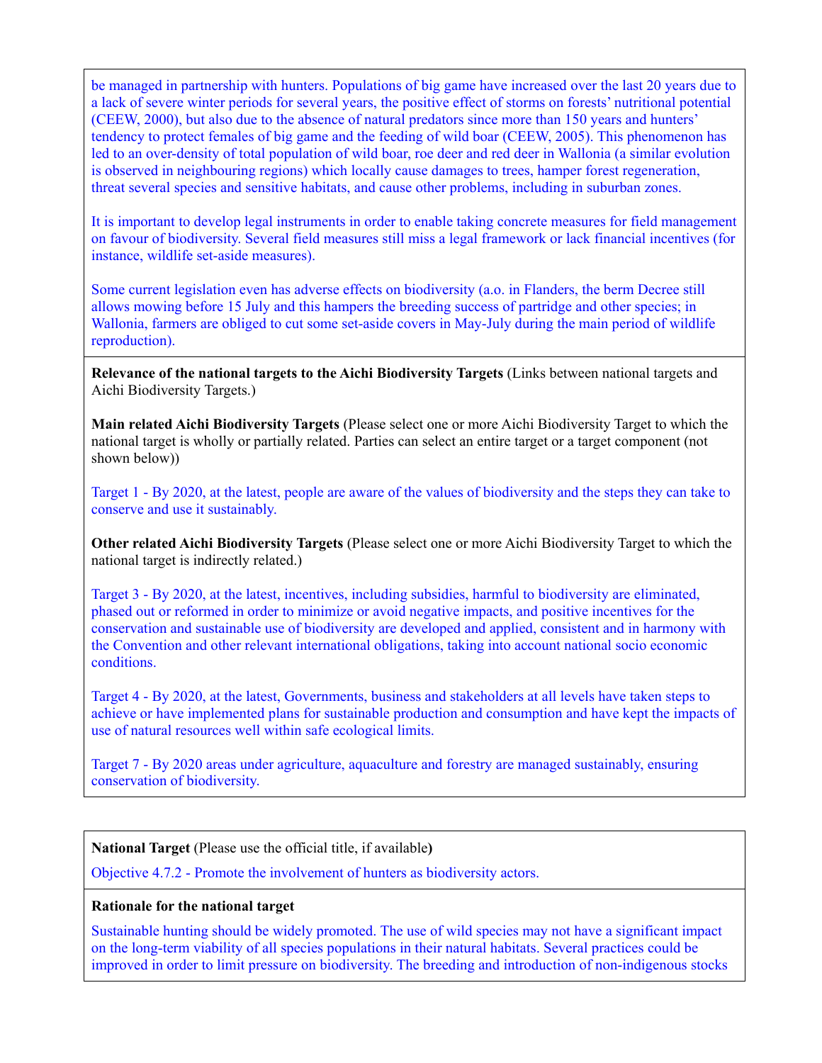be managed in partnership with hunters. Populations of big game have increased over the last 20 years due to a lack of severe winter periods for several years, the positive effect of storms on forests' nutritional potential (CEEW, 2000), but also due to the absence of natural predators since more than 150 years and hunters' tendency to protect females of big game and the feeding of wild boar (CEEW, 2005). This phenomenon has led to an over-density of total population of wild boar, roe deer and red deer in Wallonia (a similar evolution is observed in neighbouring regions) which locally cause damages to trees, hamper forest regeneration, threat several species and sensitive habitats, and cause other problems, including in suburban zones.

It is important to develop legal instruments in order to enable taking concrete measures for field management on favour of biodiversity. Several field measures still miss a legal framework or lack financial incentives (for instance, wildlife set-aside measures).

Some current legislation even has adverse effects on biodiversity (a.o. in Flanders, the berm Decree still allows mowing before 15 July and this hampers the breeding success of partridge and other species; in Wallonia, farmers are obliged to cut some set-aside covers in May-July during the main period of wildlife reproduction).

**Relevance of the national targets to the Aichi Biodiversity Targets** (Links between national targets and Aichi Biodiversity Targets.)

**Main related Aichi Biodiversity Targets** (Please select one or more Aichi Biodiversity Target to which the national target is wholly or partially related. Parties can select an entire target or a target component (not shown below))

Target 1 - By 2020, at the latest, people are aware of the values of biodiversity and the steps they can take to conserve and use it sustainably.

**Other related Aichi Biodiversity Targets** (Please select one or more Aichi Biodiversity Target to which the national target is indirectly related.)

Target 3 - By 2020, at the latest, incentives, including subsidies, harmful to biodiversity are eliminated, phased out or reformed in order to minimize or avoid negative impacts, and positive incentives for the conservation and sustainable use of biodiversity are developed and applied, consistent and in harmony with the Convention and other relevant international obligations, taking into account national socio economic conditions.

Target 4 - By 2020, at the latest, Governments, business and stakeholders at all levels have taken steps to achieve or have implemented plans for sustainable production and consumption and have kept the impacts of use of natural resources well within safe ecological limits.

Target 7 - By 2020 areas under agriculture, aquaculture and forestry are managed sustainably, ensuring conservation of biodiversity.

**National Target** (Please use the official title, if available**)**

Objective 4.7.2 - Promote the involvement of hunters as biodiversity actors.

**Rationale for the national target**

Sustainable hunting should be widely promoted. The use of wild species may not have a significant impact on the long-term viability of all species populations in their natural habitats. Several practices could be improved in order to limit pressure on biodiversity. The breeding and introduction of non-indigenous stocks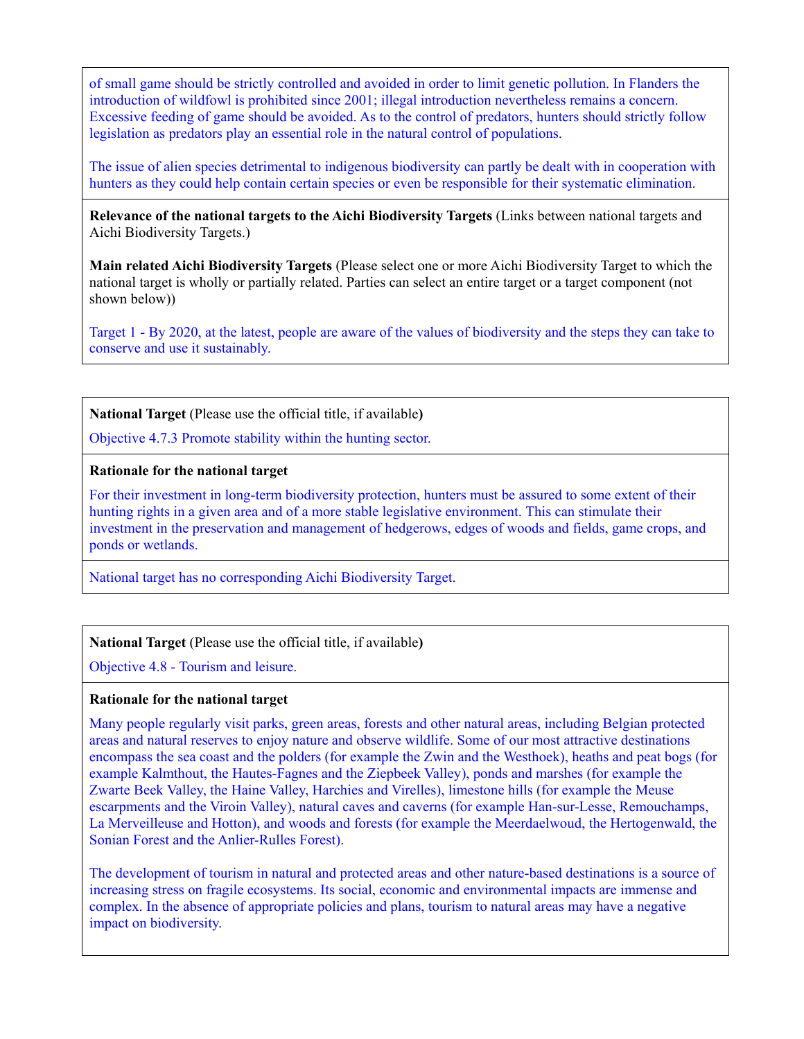of small game should be strictly controlled and avoided in order to limit genetic pollution. In Flanders the introduction of wildfowl is prohibited since 2001; illegal introduction nevertheless remains a concern. Excessive feeding of game should be avoided. As to the control of predators, hunters should strictly follow legislation as predators play an essential role in the natural control of populations.

The issue of alien species detrimental to indigenous biodiversity can partly be dealt with in cooperation with hunters as they could help contain certain species or even be responsible for their systematic elimination.

**Relevance of the national targets to the Aichi Biodiversity Targets** (Links between national targets and Aichi Biodiversity Targets.)

**Main related Aichi Biodiversity Targets** (Please select one or more Aichi Biodiversity Target to which the national target is wholly or partially related. Parties can select an entire target or a target component (not shown below))

Target 1 - By 2020, at the latest, people are aware of the values of biodiversity and the steps they can take to conserve and use it sustainably.

---

**National Target** (Please use the official title, if available**)**

Objective 4.7.3 Promote stability within the hunting sector.

**Rationale for the national target**

For their investment in long-term biodiversity protection, hunters must be assured to some extent of their hunting rights in a given area and of a more stable legislative environment. This can stimulate their investment in the preservation and management of hedgerows, edges of woods and fields, game crops, and ponds or wetlands.

National target has no corresponding Aichi Biodiversity Target.

---

**National Target** (Please use the official title, if available**)**

Objective 4.8 - Tourism and leisure.

**Rationale for the national target**

Many people regularly visit parks, green areas, forests and other natural areas, including Belgian protected areas and natural reserves to enjoy nature and observe wildlife. Some of our most attractive destinations encompass the sea coast and the polders (for example the Zwin and the Westhoek), heaths and peat bogs (for example Kalmthout, the Hautes-Fagnes and the Ziepbeek Valley), ponds and marshes (for example the Zwarte Beek Valley, the Haine Valley, Harchies and Virelles), limestone hills (for example the Meuse escarpments and the Viroin Valley), natural caves and caverns (for example Han-sur-Lesse, Remouchamps, La Merveilleuse and Hotton), and woods and forests (for example the Meerdaelwoud, the Hertogenwald, the Sonian Forest and the Anlier-Rulles Forest).

The development of tourism in natural and protected areas and other nature-based destinations is a source of increasing stress on fragile ecosystems. Its social, economic and environmental impacts are immense and complex. In the absence of appropriate policies and plans, tourism to natural areas may have a negative impact on biodiversity.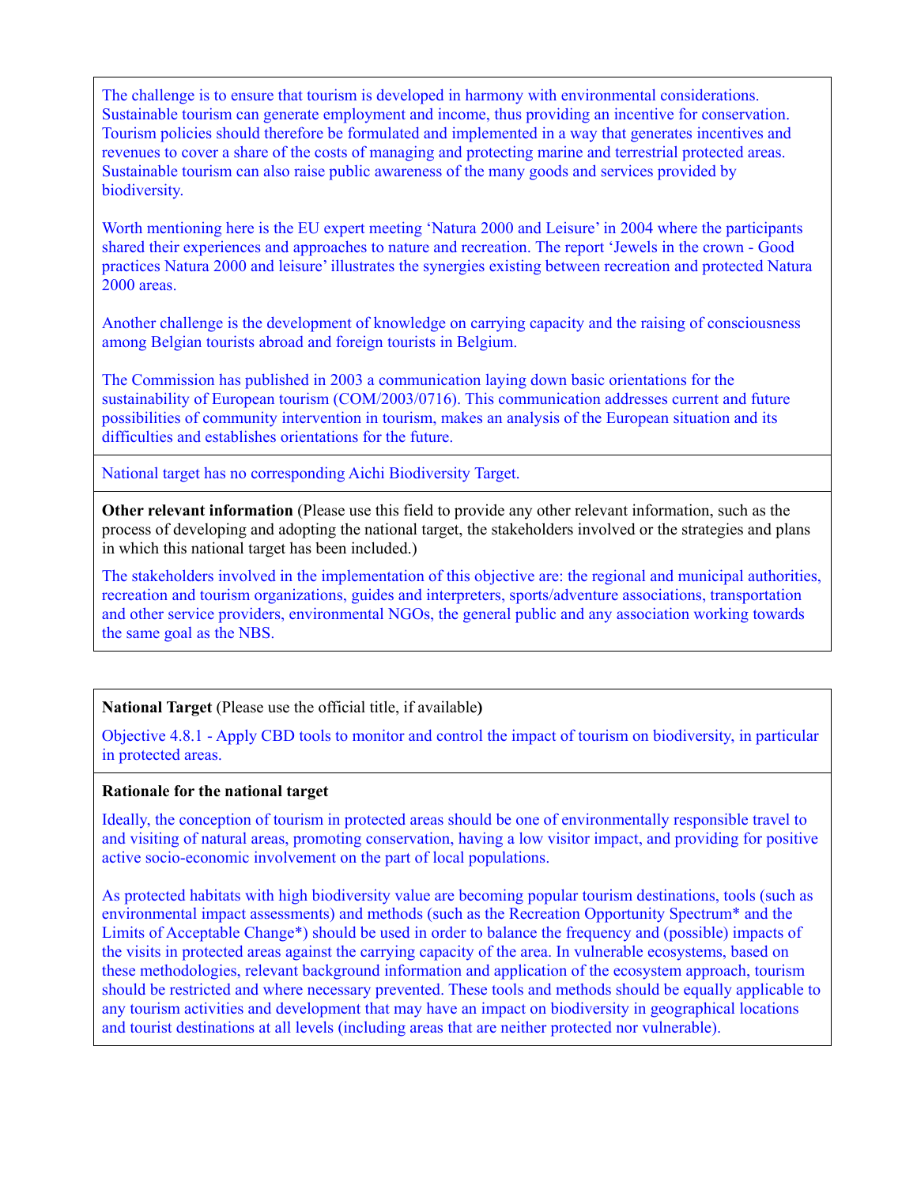The challenge is to ensure that tourism is developed in harmony with environmental considerations. Sustainable tourism can generate employment and income, thus providing an incentive for conservation. Tourism policies should therefore be formulated and implemented in a way that generates incentives and revenues to cover a share of the costs of managing and protecting marine and terrestrial protected areas. Sustainable tourism can also raise public awareness of the many goods and services provided by biodiversity.

Worth mentioning here is the EU expert meeting 'Natura 2000 and Leisure' in 2004 where the participants shared their experiences and approaches to nature and recreation. The report 'Jewels in the crown - Good practices Natura 2000 and leisure' illustrates the synergies existing between recreation and protected Natura 2000 areas.

Another challenge is the development of knowledge on carrying capacity and the raising of consciousness among Belgian tourists abroad and foreign tourists in Belgium.

The Commission has published in 2003 a communication laying down basic orientations for the sustainability of European tourism (COM/2003/0716). This communication addresses current and future possibilities of community intervention in tourism, makes an analysis of the European situation and its difficulties and establishes orientations for the future.

National target has no corresponding Aichi Biodiversity Target.

**Other relevant information** (Please use this field to provide any other relevant information, such as the process of developing and adopting the national target, the stakeholders involved or the strategies and plans in which this national target has been included.)

The stakeholders involved in the implementation of this objective are: the regional and municipal authorities, recreation and tourism organizations, guides and interpreters, sports/adventure associations, transportation and other service providers, environmental NGOs, the general public and any association working towards the same goal as the NBS.

**National Target** (Please use the official title, if available**)**

Objective 4.8.1 - Apply CBD tools to monitor and control the impact of tourism on biodiversity, in particular in protected areas.

**Rationale for the national target**

Ideally, the conception of tourism in protected areas should be one of environmentally responsible travel to and visiting of natural areas, promoting conservation, having a low visitor impact, and providing for positive active socio-economic involvement on the part of local populations.

As protected habitats with high biodiversity value are becoming popular tourism destinations, tools (such as environmental impact assessments) and methods (such as the Recreation Opportunity Spectrum* and the Limits of Acceptable Change*) should be used in order to balance the frequency and (possible) impacts of the visits in protected areas against the carrying capacity of the area. In vulnerable ecosystems, based on these methodologies, relevant background information and application of the ecosystem approach, tourism should be restricted and where necessary prevented. These tools and methods should be equally applicable to any tourism activities and development that may have an impact on biodiversity in geographical locations and tourist destinations at all levels (including areas that are neither protected nor vulnerable).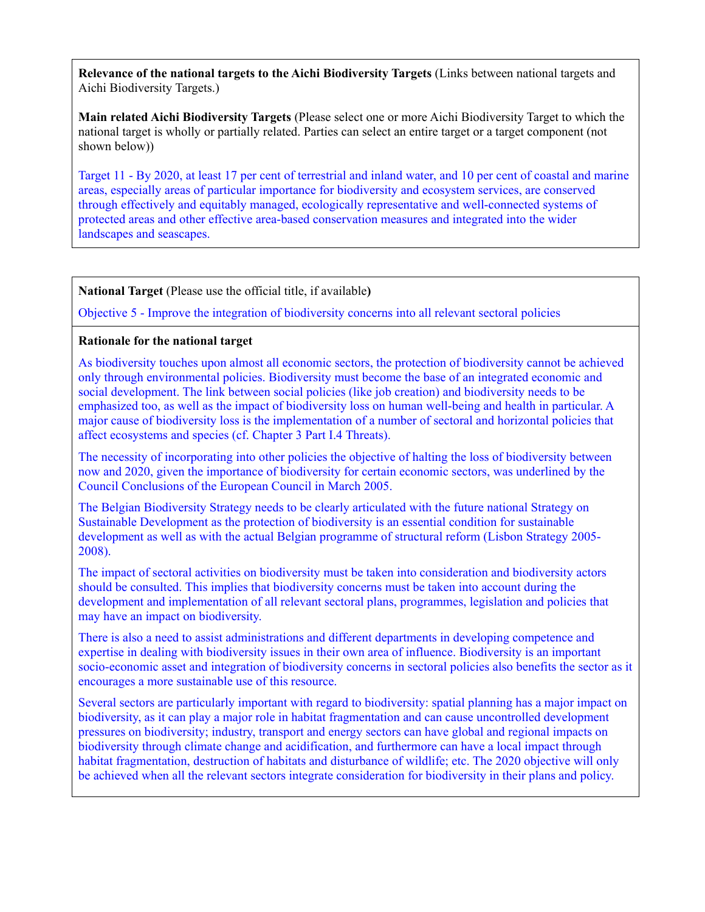**Relevance of the national targets to the Aichi Biodiversity Targets** (Links between national targets and Aichi Biodiversity Targets.)

**Main related Aichi Biodiversity Targets** (Please select one or more Aichi Biodiversity Target to which the national target is wholly or partially related. Parties can select an entire target or a target component (not shown below))

Target 11 - By 2020, at least 17 per cent of terrestrial and inland water, and 10 per cent of coastal and marine areas, especially areas of particular importance for biodiversity and ecosystem services, are conserved through effectively and equitably managed, ecologically representative and well-connected systems of protected areas and other effective area-based conservation measures and integrated into the wider landscapes and seascapes.

**National Target** (Please use the official title, if available**)**

Objective 5 - Improve the integration of biodiversity concerns into all relevant sectoral policies

**Rationale for the national target**

As biodiversity touches upon almost all economic sectors, the protection of biodiversity cannot be achieved only through environmental policies. Biodiversity must become the base of an integrated economic and social development. The link between social policies (like job creation) and biodiversity needs to be emphasized too, as well as the impact of biodiversity loss on human well-being and health in particular. A major cause of biodiversity loss is the implementation of a number of sectoral and horizontal policies that affect ecosystems and species (cf. Chapter 3 Part I.4 Threats).

The necessity of incorporating into other policies the objective of halting the loss of biodiversity between now and 2020, given the importance of biodiversity for certain economic sectors, was underlined by the Council Conclusions of the European Council in March 2005.

The Belgian Biodiversity Strategy needs to be clearly articulated with the future national Strategy on Sustainable Development as the protection of biodiversity is an essential condition for sustainable development as well as with the actual Belgian programme of structural reform (Lisbon Strategy 2005-2008).

The impact of sectoral activities on biodiversity must be taken into consideration and biodiversity actors should be consulted. This implies that biodiversity concerns must be taken into account during the development and implementation of all relevant sectoral plans, programmes, legislation and policies that may have an impact on biodiversity.

There is also a need to assist administrations and different departments in developing competence and expertise in dealing with biodiversity issues in their own area of influence. Biodiversity is an important socio-economic asset and integration of biodiversity concerns in sectoral policies also benefits the sector as it encourages a more sustainable use of this resource.

Several sectors are particularly important with regard to biodiversity: spatial planning has a major impact on biodiversity, as it can play a major role in habitat fragmentation and can cause uncontrolled development pressures on biodiversity; industry, transport and energy sectors can have global and regional impacts on biodiversity through climate change and acidification, and furthermore can have a local impact through habitat fragmentation, destruction of habitats and disturbance of wildlife; etc. The 2020 objective will only be achieved when all the relevant sectors integrate consideration for biodiversity in their plans and policy.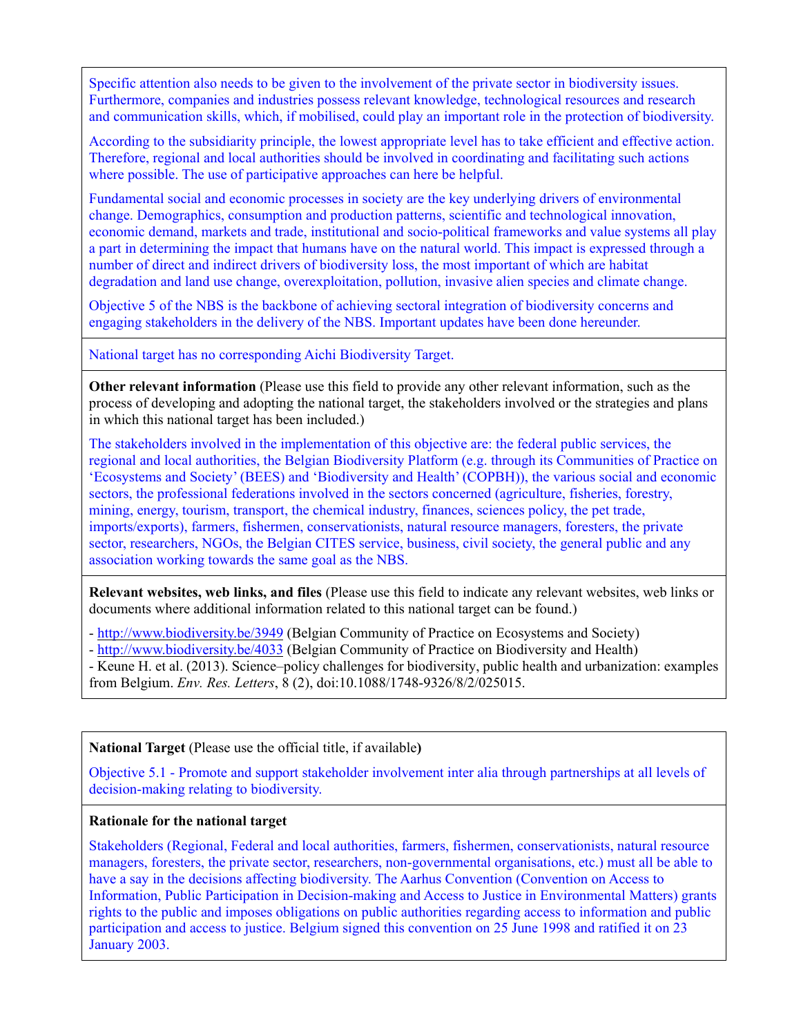Specific attention also needs to be given to the involvement of the private sector in biodiversity issues. Furthermore, companies and industries possess relevant knowledge, technological resources and research and communication skills, which, if mobilised, could play an important role in the protection of biodiversity.

According to the subsidiarity principle, the lowest appropriate level has to take efficient and effective action. Therefore, regional and local authorities should be involved in coordinating and facilitating such actions where possible. The use of participative approaches can here be helpful.

Fundamental social and economic processes in society are the key underlying drivers of environmental change. Demographics, consumption and production patterns, scientific and technological innovation, economic demand, markets and trade, institutional and socio-political frameworks and value systems all play a part in determining the impact that humans have on the natural world. This impact is expressed through a number of direct and indirect drivers of biodiversity loss, the most important of which are habitat degradation and land use change, overexploitation, pollution, invasive alien species and climate change.

Objective 5 of the NBS is the backbone of achieving sectoral integration of biodiversity concerns and engaging stakeholders in the delivery of the NBS. Important updates have been done hereunder.

National target has no corresponding Aichi Biodiversity Target.

**Other relevant information** (Please use this field to provide any other relevant information, such as the process of developing and adopting the national target, the stakeholders involved or the strategies and plans in which this national target has been included.)

The stakeholders involved in the implementation of this objective are: the federal public services, the regional and local authorities, the Belgian Biodiversity Platform (e.g. through its Communities of Practice on 'Ecosystems and Society' (BEES) and 'Biodiversity and Health' (COPBH)), the various social and economic sectors, the professional federations involved in the sectors concerned (agriculture, fisheries, forestry, mining, energy, tourism, transport, the chemical industry, finances, sciences policy, the pet trade, imports/exports), farmers, fishermen, conservationists, natural resource managers, foresters, the private sector, researchers, NGOs, the Belgian CITES service, business, civil society, the general public and any association working towards the same goal as the NBS.

**Relevant websites, web links, and files** (Please use this field to indicate any relevant websites, web links or documents where additional information related to this national target can be found.)

- http://www.biodiversity.be/3949 (Belgian Community of Practice on Ecosystems and Society)
- http://www.biodiversity.be/4033 (Belgian Community of Practice on Biodiversity and Health)
- Keune H. et al. (2013). Science–policy challenges for biodiversity, public health and urbanization: examples from Belgium. *Env. Res. Letters*, 8 (2), doi:10.1088/1748-9326/8/2/025015.

**National Target** (Please use the official title, if available**)**

Objective 5.1 - Promote and support stakeholder involvement inter alia through partnerships at all levels of decision-making relating to biodiversity.

**Rationale for the national target**

Stakeholders (Regional, Federal and local authorities, farmers, fishermen, conservationists, natural resource managers, foresters, the private sector, researchers, non-governmental organisations, etc.) must all be able to have a say in the decisions affecting biodiversity. The Aarhus Convention (Convention on Access to Information, Public Participation in Decision-making and Access to Justice in Environmental Matters) grants rights to the public and imposes obligations on public authorities regarding access to information and public participation and access to justice. Belgium signed this convention on 25 June 1998 and ratified it on 23 January 2003.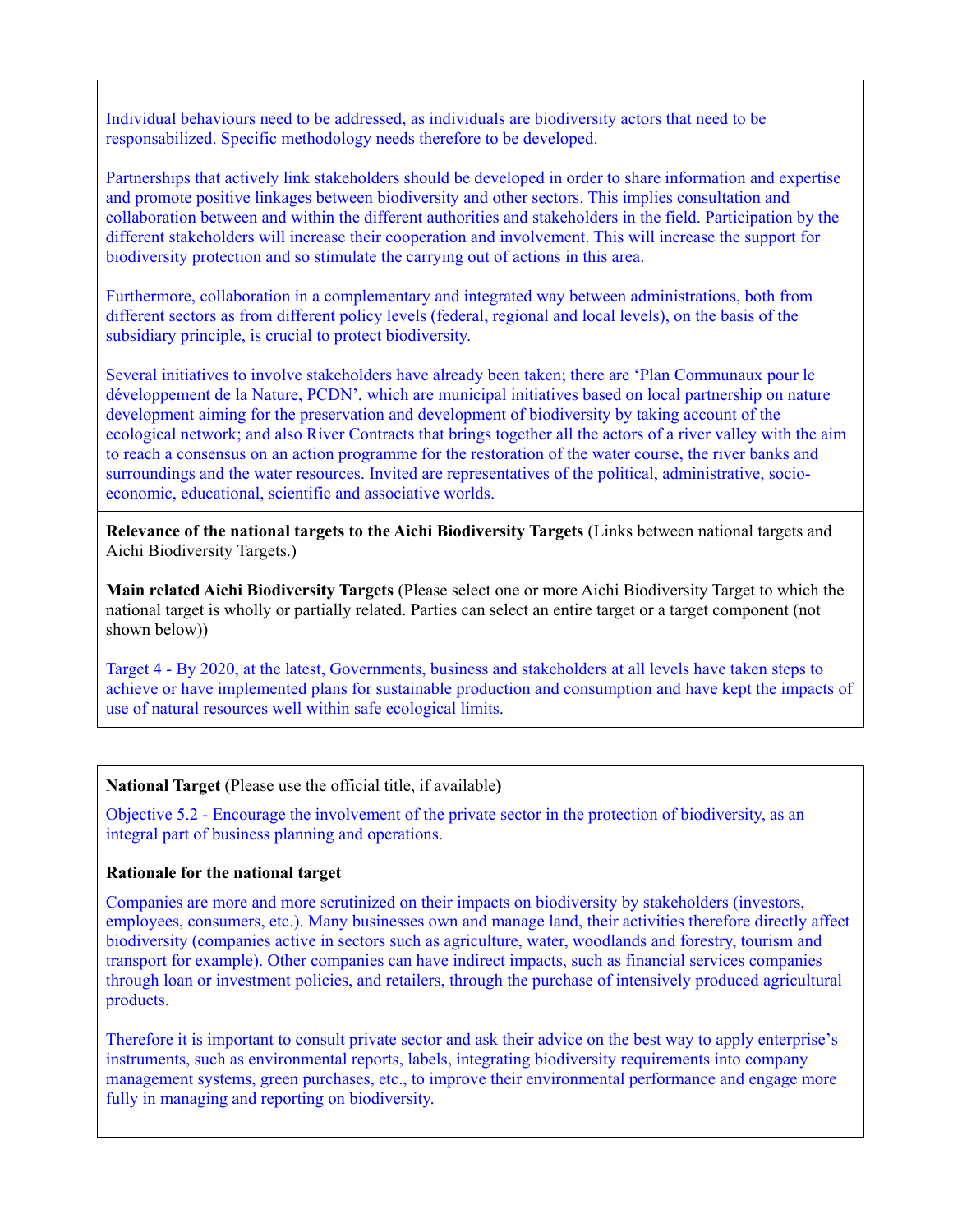Individual behaviours need to be addressed, as individuals are biodiversity actors that need to be responsabilized. Specific methodology needs therefore to be developed.

Partnerships that actively link stakeholders should be developed in order to share information and expertise and promote positive linkages between biodiversity and other sectors. This implies consultation and collaboration between and within the different authorities and stakeholders in the field. Participation by the different stakeholders will increase their cooperation and involvement. This will increase the support for biodiversity protection and so stimulate the carrying out of actions in this area.

Furthermore, collaboration in a complementary and integrated way between administrations, both from different sectors as from different policy levels (federal, regional and local levels), on the basis of the subsidiary principle, is crucial to protect biodiversity.

Several initiatives to involve stakeholders have already been taken; there are 'Plan Communaux pour le développement de la Nature, PCDN', which are municipal initiatives based on local partnership on nature development aiming for the preservation and development of biodiversity by taking account of the ecological network; and also River Contracts that brings together all the actors of a river valley with the aim to reach a consensus on an action programme for the restoration of the water course, the river banks and surroundings and the water resources. Invited are representatives of the political, administrative, socio-economic, educational, scientific and associative worlds.

**Relevance of the national targets to the Aichi Biodiversity Targets** (Links between national targets and Aichi Biodiversity Targets.)

**Main related Aichi Biodiversity Targets** (Please select one or more Aichi Biodiversity Target to which the national target is wholly or partially related. Parties can select an entire target or a target component (not shown below))

Target 4 - By 2020, at the latest, Governments, business and stakeholders at all levels have taken steps to achieve or have implemented plans for sustainable production and consumption and have kept the impacts of use of natural resources well within safe ecological limits.

**National Target** (Please use the official title, if available**)**

Objective 5.2 - Encourage the involvement of the private sector in the protection of biodiversity, as an integral part of business planning and operations.

**Rationale for the national target**

Companies are more and more scrutinized on their impacts on biodiversity by stakeholders (investors, employees, consumers, etc.). Many businesses own and manage land, their activities therefore directly affect biodiversity (companies active in sectors such as agriculture, water, woodlands and forestry, tourism and transport for example). Other companies can have indirect impacts, such as financial services companies through loan or investment policies, and retailers, through the purchase of intensively produced agricultural products.

Therefore it is important to consult private sector and ask their advice on the best way to apply enterprise's instruments, such as environmental reports, labels, integrating biodiversity requirements into company management systems, green purchases, etc., to improve their environmental performance and engage more fully in managing and reporting on biodiversity.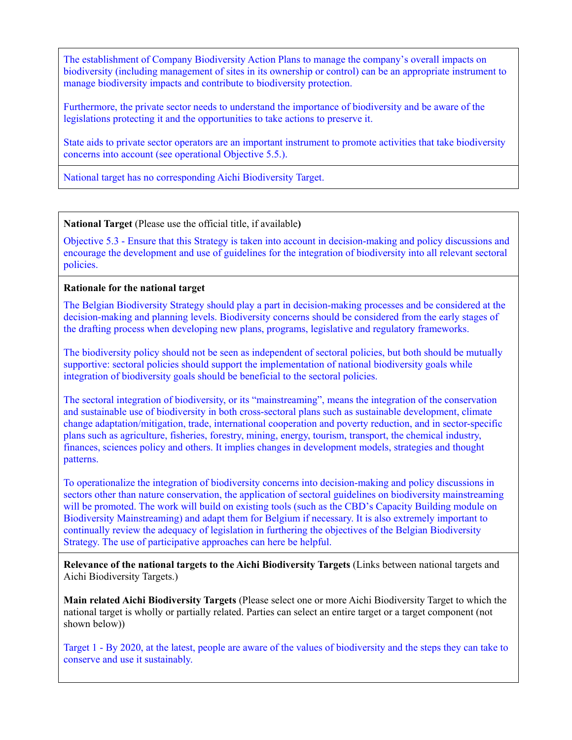The establishment of Company Biodiversity Action Plans to manage the company's overall impacts on biodiversity (including management of sites in its ownership or control) can be an appropriate instrument to manage biodiversity impacts and contribute to biodiversity protection.

Furthermore, the private sector needs to understand the importance of biodiversity and be aware of the legislations protecting it and the opportunities to take actions to preserve it.

State aids to private sector operators are an important instrument to promote activities that take biodiversity concerns into account (see operational Objective 5.5.).

National target has no corresponding Aichi Biodiversity Target.

---

**National Target** (Please use the official title, if available**)**

Objective 5.3 - Ensure that this Strategy is taken into account in decision-making and policy discussions and encourage the development and use of guidelines for the integration of biodiversity into all relevant sectoral policies.

**Rationale for the national target**

The Belgian Biodiversity Strategy should play a part in decision-making processes and be considered at the decision-making and planning levels. Biodiversity concerns should be considered from the early stages of the drafting process when developing new plans, programs, legislative and regulatory frameworks.

The biodiversity policy should not be seen as independent of sectoral policies, but both should be mutually supportive: sectoral policies should support the implementation of national biodiversity goals while integration of biodiversity goals should be beneficial to the sectoral policies.

The sectoral integration of biodiversity, or its "mainstreaming", means the integration of the conservation and sustainable use of biodiversity in both cross-sectoral plans such as sustainable development, climate change adaptation/mitigation, trade, international cooperation and poverty reduction, and in sector-specific plans such as agriculture, fisheries, forestry, mining, energy, tourism, transport, the chemical industry, finances, sciences policy and others. It implies changes in development models, strategies and thought patterns.

To operationalize the integration of biodiversity concerns into decision-making and policy discussions in sectors other than nature conservation, the application of sectoral guidelines on biodiversity mainstreaming will be promoted. The work will build on existing tools (such as the CBD's Capacity Building module on Biodiversity Mainstreaming) and adapt them for Belgium if necessary. It is also extremely important to continually review the adequacy of legislation in furthering the objectives of the Belgian Biodiversity Strategy. The use of participative approaches can here be helpful.

**Relevance of the national targets to the Aichi Biodiversity Targets** (Links between national targets and Aichi Biodiversity Targets.)

**Main related Aichi Biodiversity Targets** (Please select one or more Aichi Biodiversity Target to which the national target is wholly or partially related. Parties can select an entire target or a target component (not shown below))

Target 1 - By 2020, at the latest, people are aware of the values of biodiversity and the steps they can take to conserve and use it sustainably.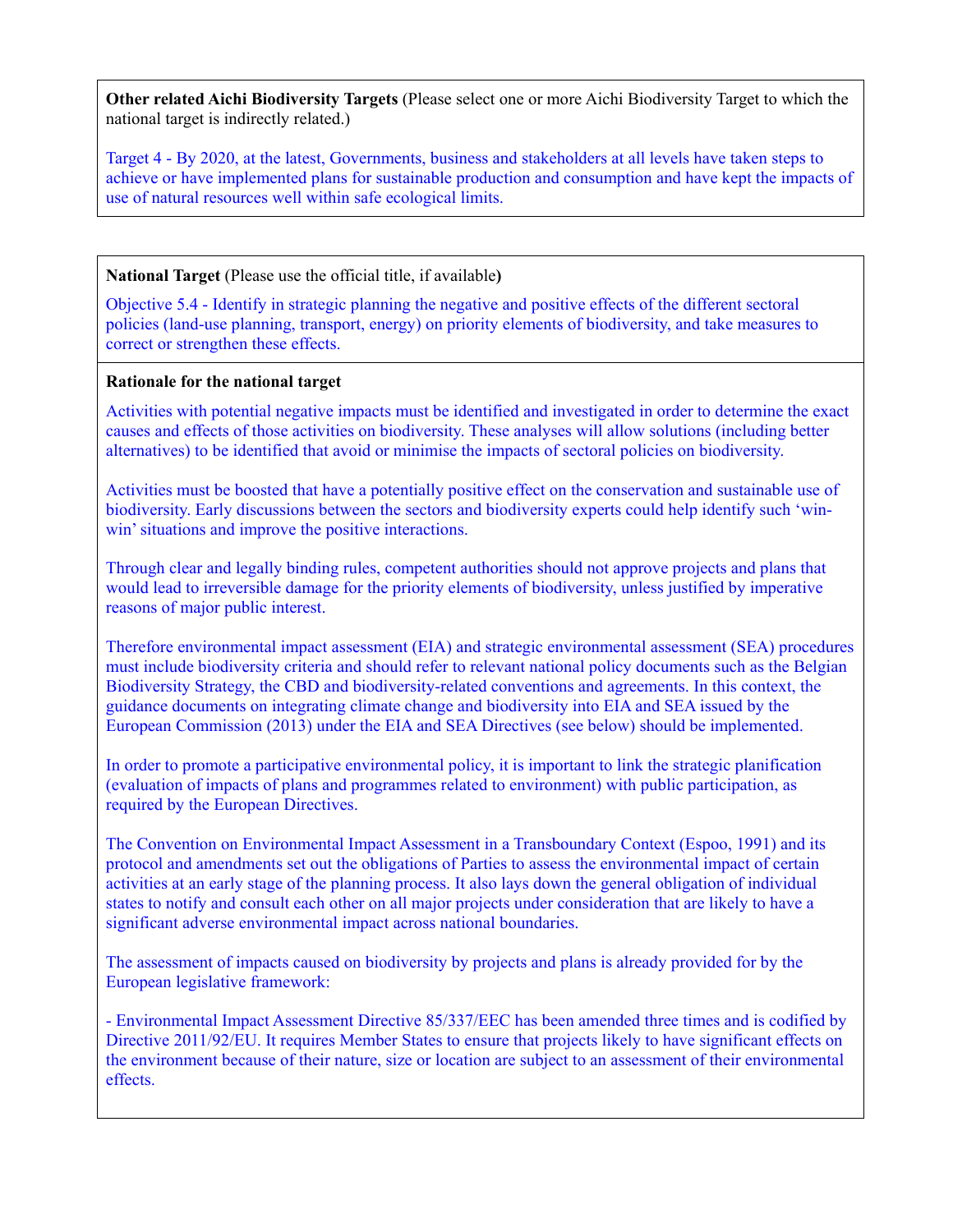**Other related Aichi Biodiversity Targets** (Please select one or more Aichi Biodiversity Target to which the national target is indirectly related.)

Target 4 - By 2020, at the latest, Governments, business and stakeholders at all levels have taken steps to achieve or have implemented plans for sustainable production and consumption and have kept the impacts of use of natural resources well within safe ecological limits.

**National Target** (Please use the official title, if available**)**

Objective 5.4 - Identify in strategic planning the negative and positive effects of the different sectoral policies (land-use planning, transport, energy) on priority elements of biodiversity, and take measures to correct or strengthen these effects.

**Rationale for the national target**

Activities with potential negative impacts must be identified and investigated in order to determine the exact causes and effects of those activities on biodiversity. These analyses will allow solutions (including better alternatives) to be identified that avoid or minimise the impacts of sectoral policies on biodiversity.

Activities must be boosted that have a potentially positive effect on the conservation and sustainable use of biodiversity. Early discussions between the sectors and biodiversity experts could help identify such 'win-win' situations and improve the positive interactions.

Through clear and legally binding rules, competent authorities should not approve projects and plans that would lead to irreversible damage for the priority elements of biodiversity, unless justified by imperative reasons of major public interest.

Therefore environmental impact assessment (EIA) and strategic environmental assessment (SEA) procedures must include biodiversity criteria and should refer to relevant national policy documents such as the Belgian Biodiversity Strategy, the CBD and biodiversity-related conventions and agreements. In this context, the guidance documents on integrating climate change and biodiversity into EIA and SEA issued by the European Commission (2013) under the EIA and SEA Directives (see below) should be implemented.

In order to promote a participative environmental policy, it is important to link the strategic planification (evaluation of impacts of plans and programmes related to environment) with public participation, as required by the European Directives.

The Convention on Environmental Impact Assessment in a Transboundary Context (Espoo, 1991) and its protocol and amendments set out the obligations of Parties to assess the environmental impact of certain activities at an early stage of the planning process. It also lays down the general obligation of individual states to notify and consult each other on all major projects under consideration that are likely to have a significant adverse environmental impact across national boundaries.

The assessment of impacts caused on biodiversity by projects and plans is already provided for by the European legislative framework:

- Environmental Impact Assessment Directive 85/337/EEC has been amended three times and is codified by Directive 2011/92/EU. It requires Member States to ensure that projects likely to have significant effects on the environment because of their nature, size or location are subject to an assessment of their environmental effects.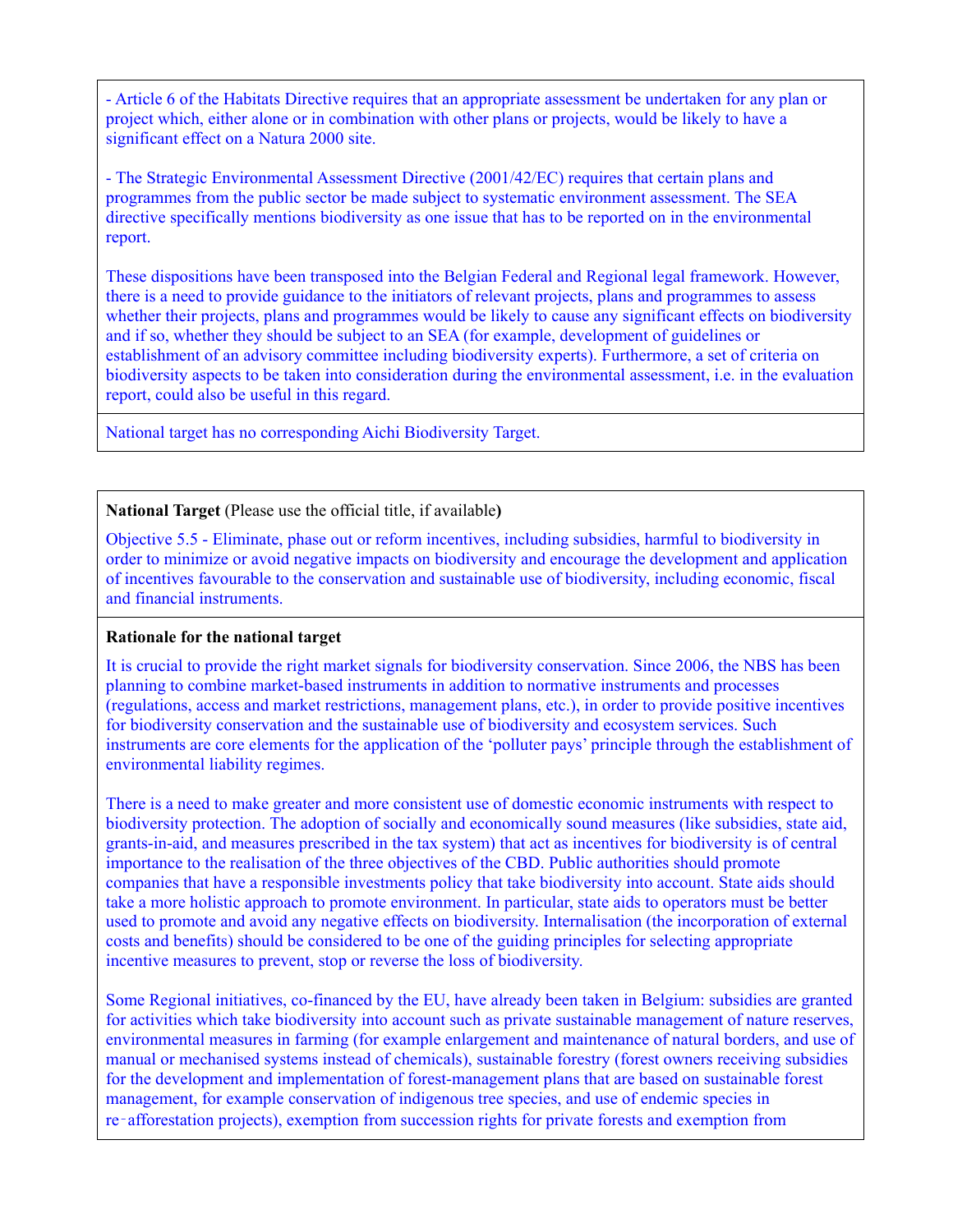- Article 6 of the Habitats Directive requires that an appropriate assessment be undertaken for any plan or project which, either alone or in combination with other plans or projects, would be likely to have a significant effect on a Natura 2000 site.

- The Strategic Environmental Assessment Directive (2001/42/EC) requires that certain plans and programmes from the public sector be made subject to systematic environment assessment. The SEA directive specifically mentions biodiversity as one issue that has to be reported on in the environmental report.

These dispositions have been transposed into the Belgian Federal and Regional legal framework. However, there is a need to provide guidance to the initiators of relevant projects, plans and programmes to assess whether their projects, plans and programmes would be likely to cause any significant effects on biodiversity and if so, whether they should be subject to an SEA (for example, development of guidelines or establishment of an advisory committee including biodiversity experts). Furthermore, a set of criteria on biodiversity aspects to be taken into consideration during the environmental assessment, i.e. in the evaluation report, could also be useful in this regard.

National target has no corresponding Aichi Biodiversity Target.

**National Target** (Please use the official title, if available**)**

Objective 5.5 - Eliminate, phase out or reform incentives, including subsidies, harmful to biodiversity in order to minimize or avoid negative impacts on biodiversity and encourage the development and application of incentives favourable to the conservation and sustainable use of biodiversity, including economic, fiscal and financial instruments.

**Rationale for the national target**

It is crucial to provide the right market signals for biodiversity conservation. Since 2006, the NBS has been planning to combine market-based instruments in addition to normative instruments and processes (regulations, access and market restrictions, management plans, etc.), in order to provide positive incentives for biodiversity conservation and the sustainable use of biodiversity and ecosystem services. Such instruments are core elements for the application of the 'polluter pays' principle through the establishment of environmental liability regimes.

There is a need to make greater and more consistent use of domestic economic instruments with respect to biodiversity protection. The adoption of socially and economically sound measures (like subsidies, state aid, grants-in-aid, and measures prescribed in the tax system) that act as incentives for biodiversity is of central importance to the realisation of the three objectives of the CBD. Public authorities should promote companies that have a responsible investments policy that take biodiversity into account. State aids should take a more holistic approach to promote environment. In particular, state aids to operators must be better used to promote and avoid any negative effects on biodiversity. Internalisation (the incorporation of external costs and benefits) should be considered to be one of the guiding principles for selecting appropriate incentive measures to prevent, stop or reverse the loss of biodiversity.

Some Regional initiatives, co-financed by the EU, have already been taken in Belgium: subsidies are granted for activities which take biodiversity into account such as private sustainable management of nature reserves, environmental measures in farming (for example enlargement and maintenance of natural borders, and use of manual or mechanised systems instead of chemicals), sustainable forestry (forest owners receiving subsidies for the development and implementation of forest-management plans that are based on sustainable forest management, for example conservation of indigenous tree species, and use of endemic species in re-afforestation projects), exemption from succession rights for private forests and exemption from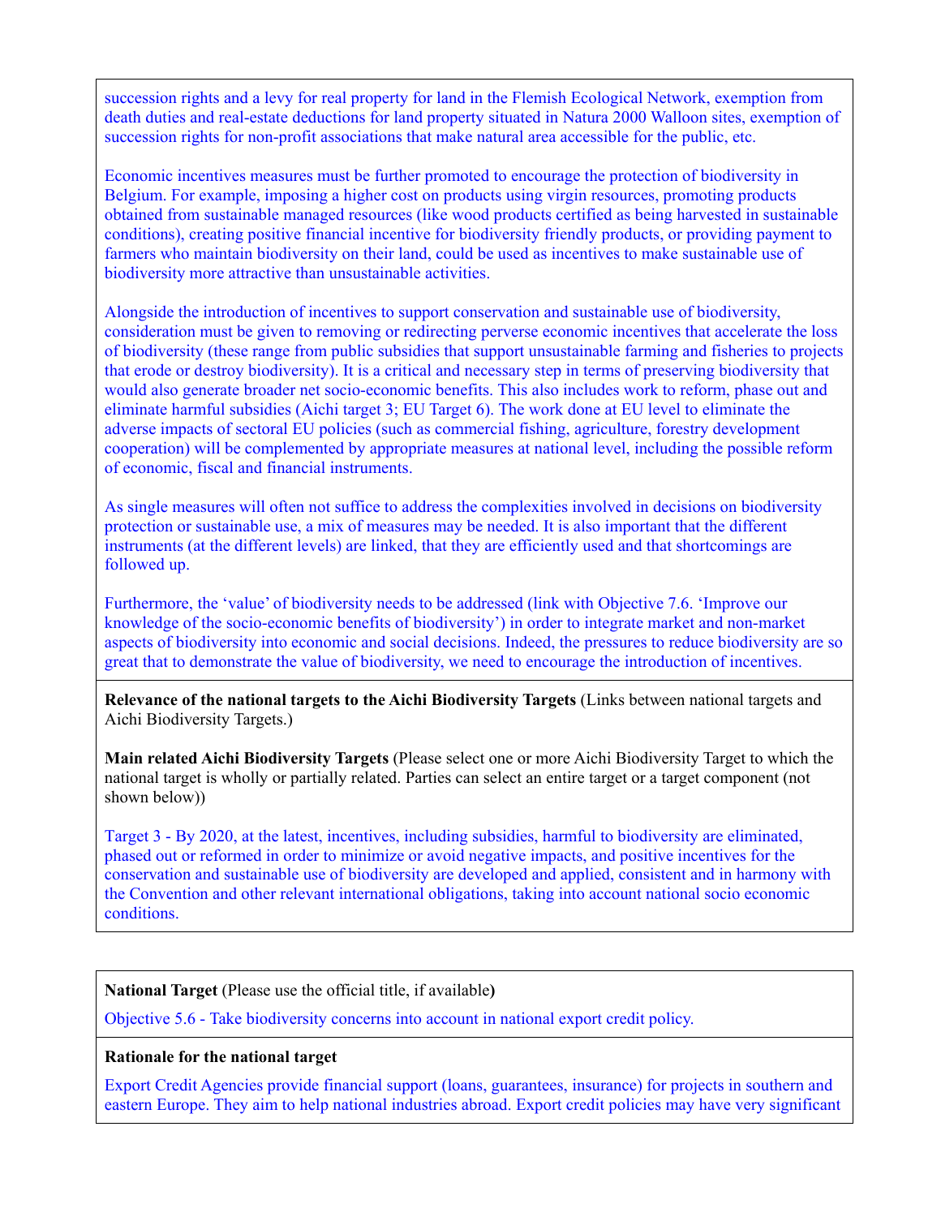succession rights and a levy for real property for land in the Flemish Ecological Network, exemption from death duties and real-estate deductions for land property situated in Natura 2000 Walloon sites, exemption of succession rights for non-profit associations that make natural area accessible for the public, etc.

Economic incentives measures must be further promoted to encourage the protection of biodiversity in Belgium. For example, imposing a higher cost on products using virgin resources, promoting products obtained from sustainable managed resources (like wood products certified as being harvested in sustainable conditions), creating positive financial incentive for biodiversity friendly products, or providing payment to farmers who maintain biodiversity on their land, could be used as incentives to make sustainable use of biodiversity more attractive than unsustainable activities.

Alongside the introduction of incentives to support conservation and sustainable use of biodiversity, consideration must be given to removing or redirecting perverse economic incentives that accelerate the loss of biodiversity (these range from public subsidies that support unsustainable farming and fisheries to projects that erode or destroy biodiversity). It is a critical and necessary step in terms of preserving biodiversity that would also generate broader net socio-economic benefits. This also includes work to reform, phase out and eliminate harmful subsidies (Aichi target 3; EU Target 6). The work done at EU level to eliminate the adverse impacts of sectoral EU policies (such as commercial fishing, agriculture, forestry development cooperation) will be complemented by appropriate measures at national level, including the possible reform of economic, fiscal and financial instruments.

As single measures will often not suffice to address the complexities involved in decisions on biodiversity protection or sustainable use, a mix of measures may be needed. It is also important that the different instruments (at the different levels) are linked, that they are efficiently used and that shortcomings are followed up.

Furthermore, the 'value' of biodiversity needs to be addressed (link with Objective 7.6. 'Improve our knowledge of the socio-economic benefits of biodiversity') in order to integrate market and non-market aspects of biodiversity into economic and social decisions. Indeed, the pressures to reduce biodiversity are so great that to demonstrate the value of biodiversity, we need to encourage the introduction of incentives.

**Relevance of the national targets to the Aichi Biodiversity Targets** (Links between national targets and Aichi Biodiversity Targets.)

**Main related Aichi Biodiversity Targets** (Please select one or more Aichi Biodiversity Target to which the national target is wholly or partially related. Parties can select an entire target or a target component (not shown below))

Target 3 - By 2020, at the latest, incentives, including subsidies, harmful to biodiversity are eliminated, phased out or reformed in order to minimize or avoid negative impacts, and positive incentives for the conservation and sustainable use of biodiversity are developed and applied, consistent and in harmony with the Convention and other relevant international obligations, taking into account national socio economic conditions.

**National Target** (Please use the official title, if available**)**

Objective 5.6 - Take biodiversity concerns into account in national export credit policy.

**Rationale for the national target**

Export Credit Agencies provide financial support (loans, guarantees, insurance) for projects in southern and eastern Europe. They aim to help national industries abroad. Export credit policies may have very significant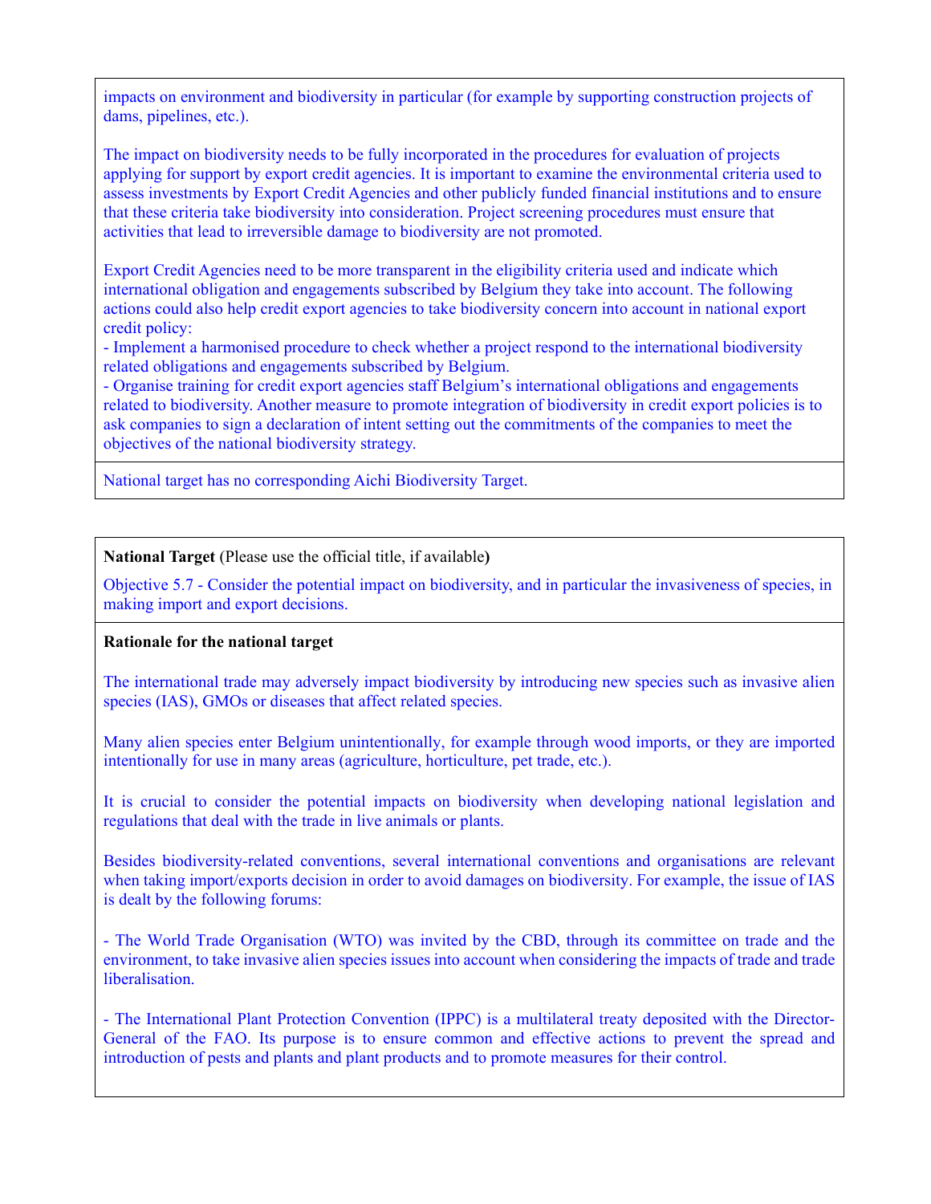impacts on environment and biodiversity in particular (for example by supporting construction projects of dams, pipelines, etc.).

The impact on biodiversity needs to be fully incorporated in the procedures for evaluation of projects applying for support by export credit agencies. It is important to examine the environmental criteria used to assess investments by Export Credit Agencies and other publicly funded financial institutions and to ensure that these criteria take biodiversity into consideration. Project screening procedures must ensure that activities that lead to irreversible damage to biodiversity are not promoted.

Export Credit Agencies need to be more transparent in the eligibility criteria used and indicate which international obligation and engagements subscribed by Belgium they take into account. The following actions could also help credit export agencies to take biodiversity concern into account in national export credit policy:

- Implement a harmonised procedure to check whether a project respond to the international biodiversity related obligations and engagements subscribed by Belgium.
- Organise training for credit export agencies staff Belgium's international obligations and engagements related to biodiversity. Another measure to promote integration of biodiversity in credit export policies is to ask companies to sign a declaration of intent setting out the commitments of the companies to meet the objectives of the national biodiversity strategy.

National target has no corresponding Aichi Biodiversity Target.

**National Target** (Please use the official title, if available**)**

Objective 5.7 - Consider the potential impact on biodiversity, and in particular the invasiveness of species, in making import and export decisions.

**Rationale for the national target**

The international trade may adversely impact biodiversity by introducing new species such as invasive alien species (IAS), GMOs or diseases that affect related species.

Many alien species enter Belgium unintentionally, for example through wood imports, or they are imported intentionally for use in many areas (agriculture, horticulture, pet trade, etc.).

It is crucial to consider the potential impacts on biodiversity when developing national legislation and regulations that deal with the trade in live animals or plants.

Besides biodiversity-related conventions, several international conventions and organisations are relevant when taking import/exports decision in order to avoid damages on biodiversity. For example, the issue of IAS is dealt by the following forums:

- The World Trade Organisation (WTO) was invited by the CBD, through its committee on trade and the environment, to take invasive alien species issues into account when considering the impacts of trade and trade liberalisation.

- The International Plant Protection Convention (IPPC) is a multilateral treaty deposited with the Director-General of the FAO. Its purpose is to ensure common and effective actions to prevent the spread and introduction of pests and plants and plant products and to promote measures for their control.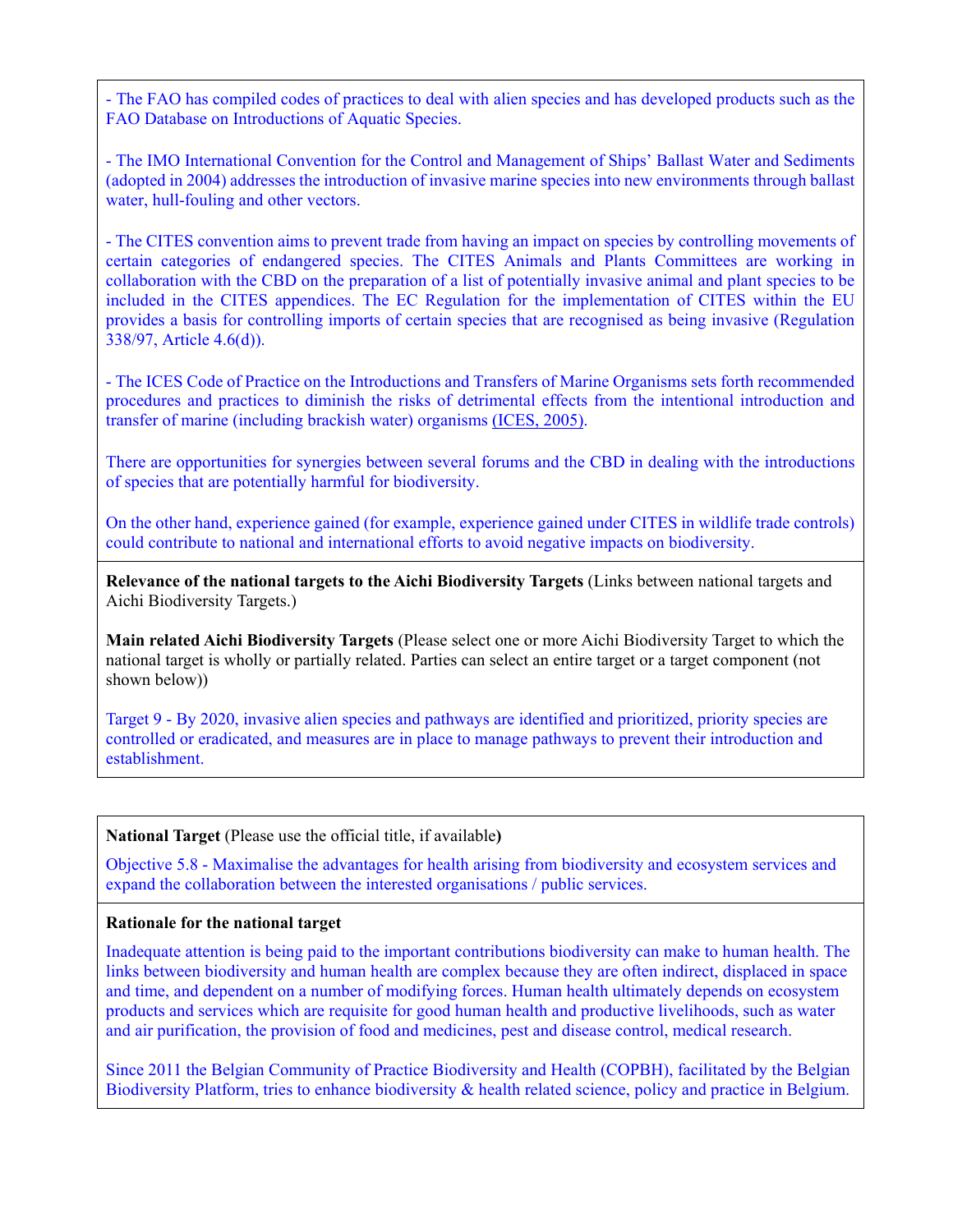- The FAO has compiled codes of practices to deal with alien species and has developed products such as the FAO Database on Introductions of Aquatic Species.

- The IMO International Convention for the Control and Management of Ships' Ballast Water and Sediments (adopted in 2004) addresses the introduction of invasive marine species into new environments through ballast water, hull-fouling and other vectors.

- The CITES convention aims to prevent trade from having an impact on species by controlling movements of certain categories of endangered species. The CITES Animals and Plants Committees are working in collaboration with the CBD on the preparation of a list of potentially invasive animal and plant species to be included in the CITES appendices. The EC Regulation for the implementation of CITES within the EU provides a basis for controlling imports of certain species that are recognised as being invasive (Regulation 338/97, Article 4.6(d)).

- The ICES Code of Practice on the Introductions and Transfers of Marine Organisms sets forth recommended procedures and practices to diminish the risks of detrimental effects from the intentional introduction and transfer of marine (including brackish water) organisms (ICES, 2005).

There are opportunities for synergies between several forums and the CBD in dealing with the introductions of species that are potentially harmful for biodiversity.

On the other hand, experience gained (for example, experience gained under CITES in wildlife trade controls) could contribute to national and international efforts to avoid negative impacts on biodiversity.

**Relevance of the national targets to the Aichi Biodiversity Targets** (Links between national targets and Aichi Biodiversity Targets.)

**Main related Aichi Biodiversity Targets** (Please select one or more Aichi Biodiversity Target to which the national target is wholly or partially related. Parties can select an entire target or a target component (not shown below))

Target 9 - By 2020, invasive alien species and pathways are identified and prioritized, priority species are controlled or eradicated, and measures are in place to manage pathways to prevent their introduction and establishment.

**National Target** (Please use the official title, if available**)**

Objective 5.8 - Maximalise the advantages for health arising from biodiversity and ecosystem services and expand the collaboration between the interested organisations / public services.

**Rationale for the national target**

Inadequate attention is being paid to the important contributions biodiversity can make to human health. The links between biodiversity and human health are complex because they are often indirect, displaced in space and time, and dependent on a number of modifying forces. Human health ultimately depends on ecosystem products and services which are requisite for good human health and productive livelihoods, such as water and air purification, the provision of food and medicines, pest and disease control, medical research.

Since 2011 the Belgian Community of Practice Biodiversity and Health (COPBH), facilitated by the Belgian Biodiversity Platform, tries to enhance biodiversity & health related science, policy and practice in Belgium.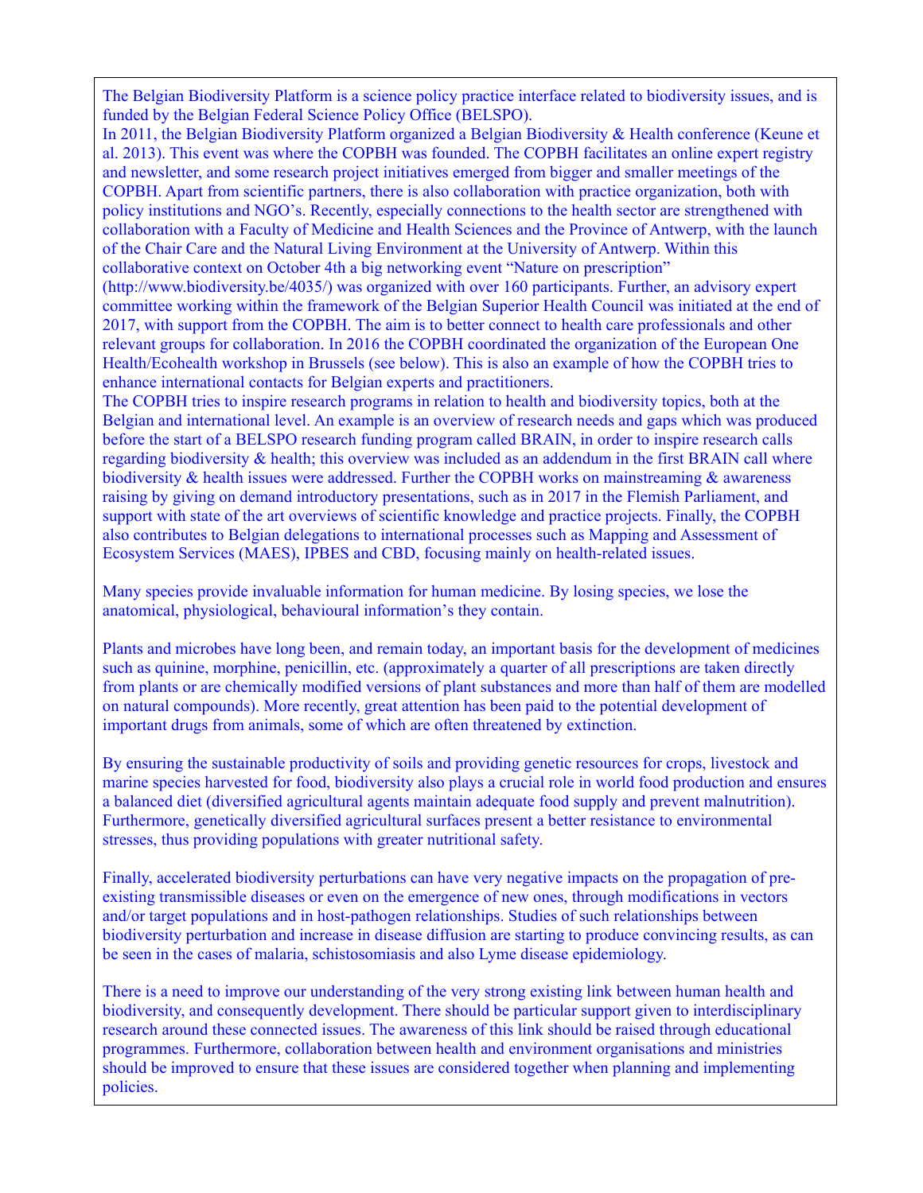The Belgian Biodiversity Platform is a science policy practice interface related to biodiversity issues, and is funded by the Belgian Federal Science Policy Office (BELSPO).
In 2011, the Belgian Biodiversity Platform organized a Belgian Biodiversity & Health conference (Keune et al. 2013). This event was where the COPBH was founded. The COPBH facilitates an online expert registry and newsletter, and some research project initiatives emerged from bigger and smaller meetings of the COPBH. Apart from scientific partners, there is also collaboration with practice organization, both with policy institutions and NGO's. Recently, especially connections to the health sector are strengthened with collaboration with a Faculty of Medicine and Health Sciences and the Province of Antwerp, with the launch of the Chair Care and the Natural Living Environment at the University of Antwerp. Within this collaborative context on October 4th a big networking event "Nature on prescription" (http://www.biodiversity.be/4035/) was organized with over 160 participants. Further, an advisory expert committee working within the framework of the Belgian Superior Health Council was initiated at the end of 2017, with support from the COPBH. The aim is to better connect to health care professionals and other relevant groups for collaboration. In 2016 the COPBH coordinated the organization of the European One Health/Ecohealth workshop in Brussels (see below). This is also an example of how the COPBH tries to enhance international contacts for Belgian experts and practitioners.
The COPBH tries to inspire research programs in relation to health and biodiversity topics, both at the Belgian and international level. An example is an overview of research needs and gaps which was produced before the start of a BELSPO research funding program called BRAIN, in order to inspire research calls regarding biodiversity & health; this overview was included as an addendum in the first BRAIN call where biodiversity & health issues were addressed. Further the COPBH works on mainstreaming & awareness raising by giving on demand introductory presentations, such as in 2017 in the Flemish Parliament, and support with state of the art overviews of scientific knowledge and practice projects. Finally, the COPBH also contributes to Belgian delegations to international processes such as Mapping and Assessment of Ecosystem Services (MAES), IPBES and CBD, focusing mainly on health-related issues.

Many species provide invaluable information for human medicine. By losing species, we lose the anatomical, physiological, behavioural information's they contain.

Plants and microbes have long been, and remain today, an important basis for the development of medicines such as quinine, morphine, penicillin, etc. (approximately a quarter of all prescriptions are taken directly from plants or are chemically modified versions of plant substances and more than half of them are modelled on natural compounds). More recently, great attention has been paid to the potential development of important drugs from animals, some of which are often threatened by extinction.

By ensuring the sustainable productivity of soils and providing genetic resources for crops, livestock and marine species harvested for food, biodiversity also plays a crucial role in world food production and ensures a balanced diet (diversified agricultural agents maintain adequate food supply and prevent malnutrition). Furthermore, genetically diversified agricultural surfaces present a better resistance to environmental stresses, thus providing populations with greater nutritional safety.

Finally, accelerated biodiversity perturbations can have very negative impacts on the propagation of pre-existing transmissible diseases or even on the emergence of new ones, through modifications in vectors and/or target populations and in host-pathogen relationships. Studies of such relationships between biodiversity perturbation and increase in disease diffusion are starting to produce convincing results, as can be seen in the cases of malaria, schistosomiasis and also Lyme disease epidemiology.

There is a need to improve our understanding of the very strong existing link between human health and biodiversity, and consequently development. There should be particular support given to interdisciplinary research around these connected issues. The awareness of this link should be raised through educational programmes. Furthermore, collaboration between health and environment organisations and ministries should be improved to ensure that these issues are considered together when planning and implementing policies.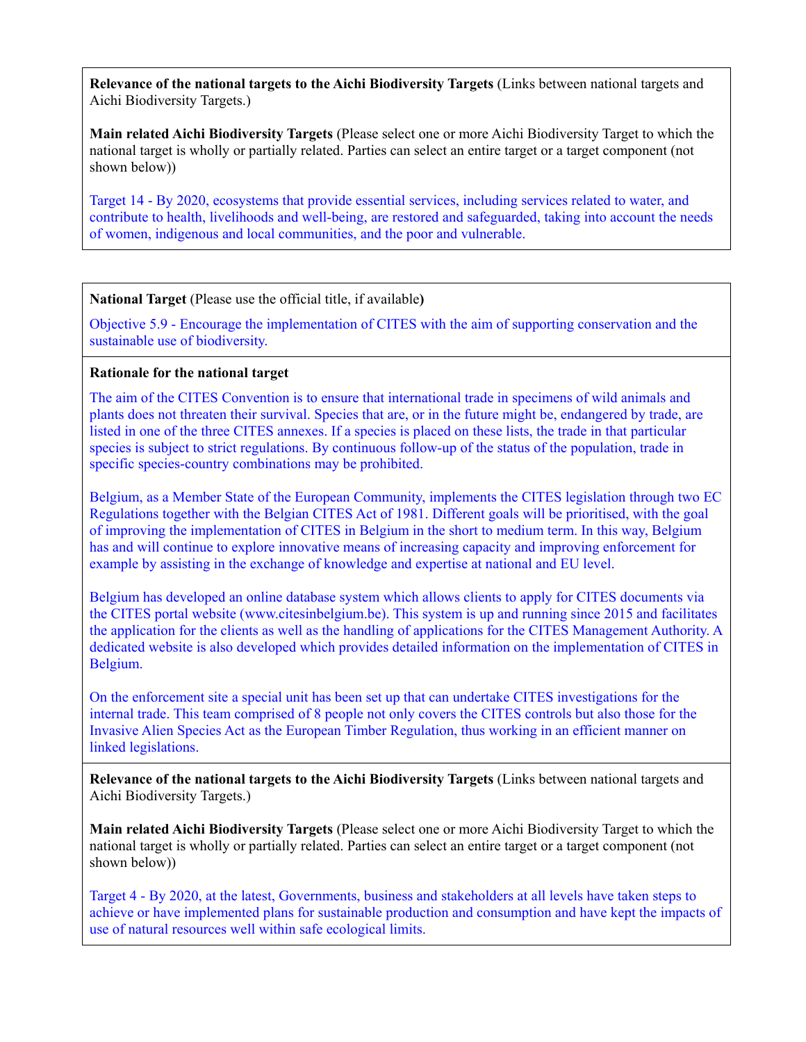**Relevance of the national targets to the Aichi Biodiversity Targets** (Links between national targets and Aichi Biodiversity Targets.)

**Main related Aichi Biodiversity Targets** (Please select one or more Aichi Biodiversity Target to which the national target is wholly or partially related. Parties can select an entire target or a target component (not shown below))

Target 14 - By 2020, ecosystems that provide essential services, including services related to water, and contribute to health, livelihoods and well-being, are restored and safeguarded, taking into account the needs of women, indigenous and local communities, and the poor and vulnerable.

---

**National Target** (Please use the official title, if available**)**

Objective 5.9 - Encourage the implementation of CITES with the aim of supporting conservation and the sustainable use of biodiversity.

**Rationale for the national target**

The aim of the CITES Convention is to ensure that international trade in specimens of wild animals and plants does not threaten their survival. Species that are, or in the future might be, endangered by trade, are listed in one of the three CITES annexes. If a species is placed on these lists, the trade in that particular species is subject to strict regulations. By continuous follow-up of the status of the population, trade in specific species-country combinations may be prohibited.

Belgium, as a Member State of the European Community, implements the CITES legislation through two EC Regulations together with the Belgian CITES Act of 1981. Different goals will be prioritised, with the goal of improving the implementation of CITES in Belgium in the short to medium term. In this way, Belgium has and will continue to explore innovative means of increasing capacity and improving enforcement for example by assisting in the exchange of knowledge and expertise at national and EU level.

Belgium has developed an online database system which allows clients to apply for CITES documents via the CITES portal website (www.citesinbelgium.be). This system is up and running since 2015 and facilitates the application for the clients as well as the handling of applications for the CITES Management Authority. A dedicated website is also developed which provides detailed information on the implementation of CITES in Belgium.

On the enforcement site a special unit has been set up that can undertake CITES investigations for the internal trade. This team comprised of 8 people not only covers the CITES controls but also those for the Invasive Alien Species Act as the European Timber Regulation, thus working in an efficient manner on linked legislations.

**Relevance of the national targets to the Aichi Biodiversity Targets** (Links between national targets and Aichi Biodiversity Targets.)

**Main related Aichi Biodiversity Targets** (Please select one or more Aichi Biodiversity Target to which the national target is wholly or partially related. Parties can select an entire target or a target component (not shown below))

Target 4 - By 2020, at the latest, Governments, business and stakeholders at all levels have taken steps to achieve or have implemented plans for sustainable production and consumption and have kept the impacts of use of natural resources well within safe ecological limits.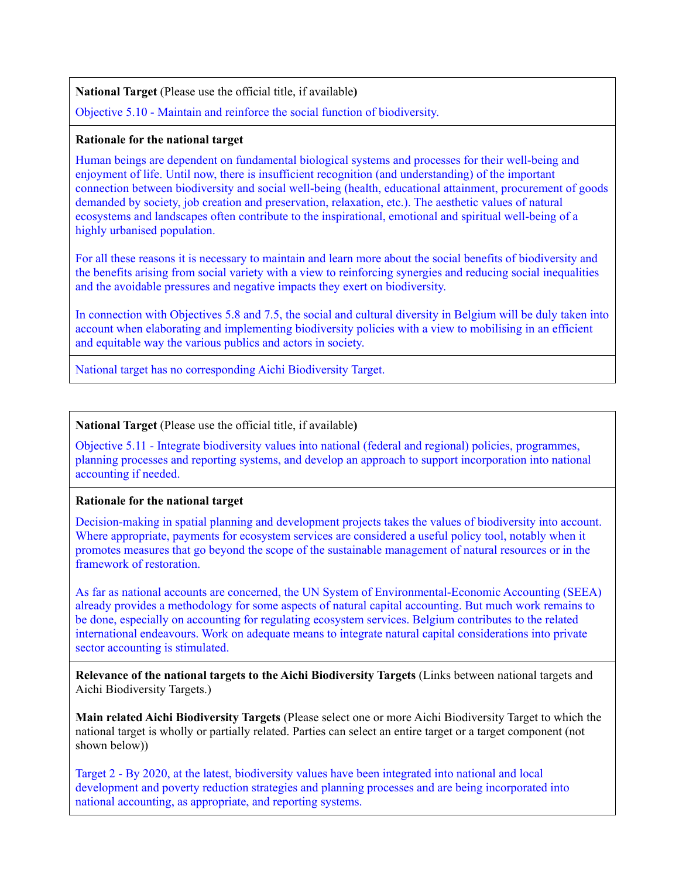**National Target** (Please use the official title, if available**)**

Objective 5.10 - Maintain and reinforce the social function of biodiversity.

**Rationale for the national target**

Human beings are dependent on fundamental biological systems and processes for their well-being and enjoyment of life. Until now, there is insufficient recognition (and understanding) of the important connection between biodiversity and social well-being (health, educational attainment, procurement of goods demanded by society, job creation and preservation, relaxation, etc.). The aesthetic values of natural ecosystems and landscapes often contribute to the inspirational, emotional and spiritual well-being of a highly urbanised population.

For all these reasons it is necessary to maintain and learn more about the social benefits of biodiversity and the benefits arising from social variety with a view to reinforcing synergies and reducing social inequalities and the avoidable pressures and negative impacts they exert on biodiversity.

In connection with Objectives 5.8 and 7.5, the social and cultural diversity in Belgium will be duly taken into account when elaborating and implementing biodiversity policies with a view to mobilising in an efficient and equitable way the various publics and actors in society.

National target has no corresponding Aichi Biodiversity Target.

---

**National Target** (Please use the official title, if available**)**

Objective 5.11 - Integrate biodiversity values into national (federal and regional) policies, programmes, planning processes and reporting systems, and develop an approach to support incorporation into national accounting if needed.

**Rationale for the national target**

Decision-making in spatial planning and development projects takes the values of biodiversity into account. Where appropriate, payments for ecosystem services are considered a useful policy tool, notably when it promotes measures that go beyond the scope of the sustainable management of natural resources or in the framework of restoration.

As far as national accounts are concerned, the UN System of Environmental-Economic Accounting (SEEA) already provides a methodology for some aspects of natural capital accounting. But much work remains to be done, especially on accounting for regulating ecosystem services. Belgium contributes to the related international endeavours. Work on adequate means to integrate natural capital considerations into private sector accounting is stimulated.

**Relevance of the national targets to the Aichi Biodiversity Targets** (Links between national targets and Aichi Biodiversity Targets.)

**Main related Aichi Biodiversity Targets** (Please select one or more Aichi Biodiversity Target to which the national target is wholly or partially related. Parties can select an entire target or a target component (not shown below))

Target 2 - By 2020, at the latest, biodiversity values have been integrated into national and local development and poverty reduction strategies and planning processes and are being incorporated into national accounting, as appropriate, and reporting systems.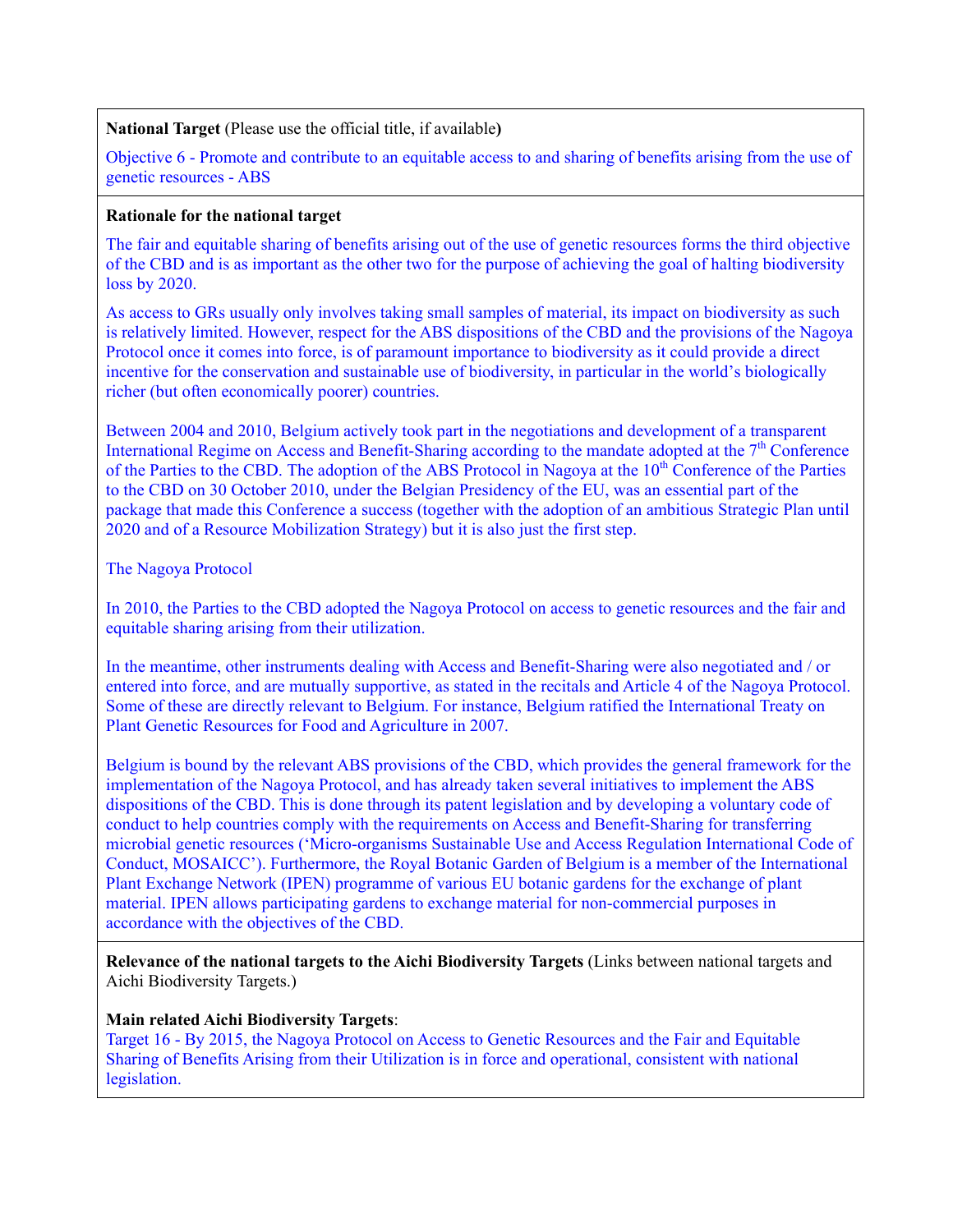**National Target** (Please use the official title, if available**)**

Objective 6 - Promote and contribute to an equitable access to and sharing of benefits arising from the use of genetic resources - ABS

**Rationale for the national target**

The fair and equitable sharing of benefits arising out of the use of genetic resources forms the third objective of the CBD and is as important as the other two for the purpose of achieving the goal of halting biodiversity loss by 2020.

As access to GRs usually only involves taking small samples of material, its impact on biodiversity as such is relatively limited. However, respect for the ABS dispositions of the CBD and the provisions of the Nagoya Protocol once it comes into force, is of paramount importance to biodiversity as it could provide a direct incentive for the conservation and sustainable use of biodiversity, in particular in the world's biologically richer (but often economically poorer) countries.

Between 2004 and 2010, Belgium actively took part in the negotiations and development of a transparent International Regime on Access and Benefit-Sharing according to the mandate adopted at the 7th Conference of the Parties to the CBD. The adoption of the ABS Protocol in Nagoya at the 10th Conference of the Parties to the CBD on 30 October 2010, under the Belgian Presidency of the EU, was an essential part of the package that made this Conference a success (together with the adoption of an ambitious Strategic Plan until 2020 and of a Resource Mobilization Strategy) but it is also just the first step.

The Nagoya Protocol

In 2010, the Parties to the CBD adopted the Nagoya Protocol on access to genetic resources and the fair and equitable sharing arising from their utilization.

In the meantime, other instruments dealing with Access and Benefit-Sharing were also negotiated and / or entered into force, and are mutually supportive, as stated in the recitals and Article 4 of the Nagoya Protocol. Some of these are directly relevant to Belgium. For instance, Belgium ratified the International Treaty on Plant Genetic Resources for Food and Agriculture in 2007.

Belgium is bound by the relevant ABS provisions of the CBD, which provides the general framework for the implementation of the Nagoya Protocol, and has already taken several initiatives to implement the ABS dispositions of the CBD. This is done through its patent legislation and by developing a voluntary code of conduct to help countries comply with the requirements on Access and Benefit-Sharing for transferring microbial genetic resources ('Micro-organisms Sustainable Use and Access Regulation International Code of Conduct, MOSAICC'). Furthermore, the Royal Botanic Garden of Belgium is a member of the International Plant Exchange Network (IPEN) programme of various EU botanic gardens for the exchange of plant material. IPEN allows participating gardens to exchange material for non-commercial purposes in accordance with the objectives of the CBD.

**Relevance of the national targets to the Aichi Biodiversity Targets** (Links between national targets and Aichi Biodiversity Targets.)

**Main related Aichi Biodiversity Targets**:
Target 16 - By 2015, the Nagoya Protocol on Access to Genetic Resources and the Fair and Equitable Sharing of Benefits Arising from their Utilization is in force and operational, consistent with national legislation.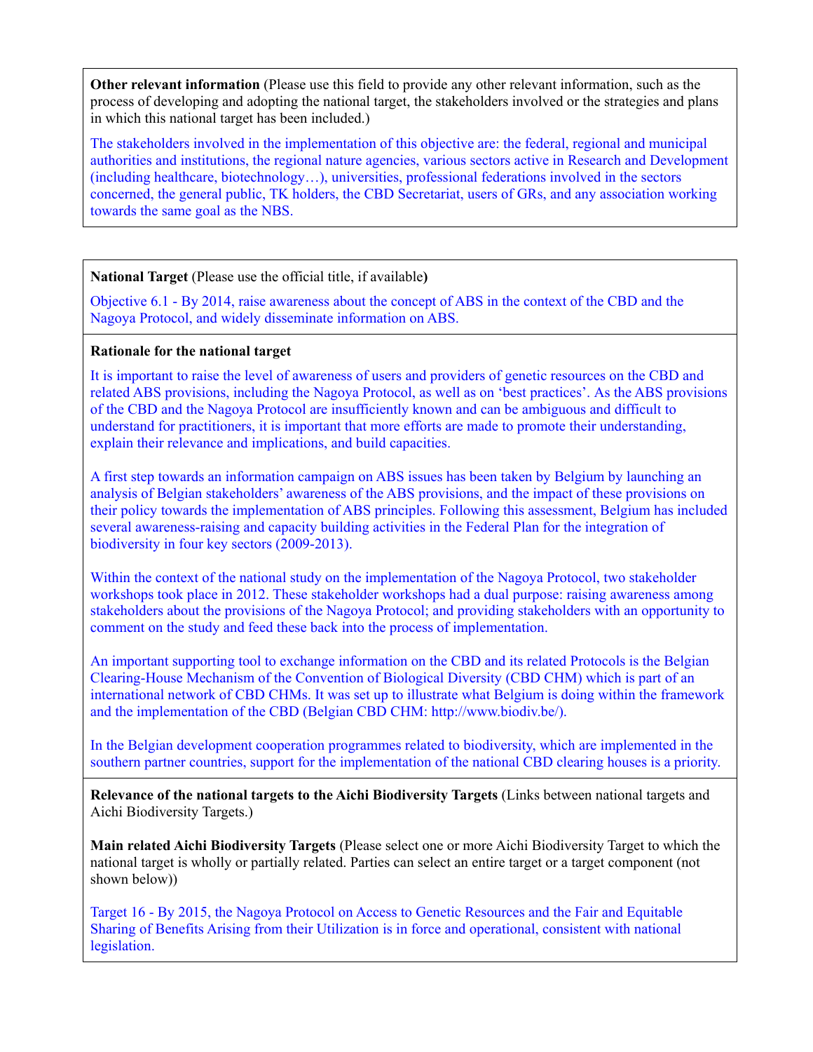**Other relevant information** (Please use this field to provide any other relevant information, such as the process of developing and adopting the national target, the stakeholders involved or the strategies and plans in which this national target has been included.)

The stakeholders involved in the implementation of this objective are: the federal, regional and municipal authorities and institutions, the regional nature agencies, various sectors active in Research and Development (including healthcare, biotechnology…), universities, professional federations involved in the sectors concerned, the general public, TK holders, the CBD Secretariat, users of GRs, and any association working towards the same goal as the NBS.

**National Target** (Please use the official title, if available**)**

Objective 6.1 - By 2014, raise awareness about the concept of ABS in the context of the CBD and the Nagoya Protocol, and widely disseminate information on ABS.

**Rationale for the national target**

It is important to raise the level of awareness of users and providers of genetic resources on the CBD and related ABS provisions, including the Nagoya Protocol, as well as on 'best practices'. As the ABS provisions of the CBD and the Nagoya Protocol are insufficiently known and can be ambiguous and difficult to understand for practitioners, it is important that more efforts are made to promote their understanding, explain their relevance and implications, and build capacities.

A first step towards an information campaign on ABS issues has been taken by Belgium by launching an analysis of Belgian stakeholders' awareness of the ABS provisions, and the impact of these provisions on their policy towards the implementation of ABS principles. Following this assessment, Belgium has included several awareness-raising and capacity building activities in the Federal Plan for the integration of biodiversity in four key sectors (2009-2013).

Within the context of the national study on the implementation of the Nagoya Protocol, two stakeholder workshops took place in 2012. These stakeholder workshops had a dual purpose: raising awareness among stakeholders about the provisions of the Nagoya Protocol; and providing stakeholders with an opportunity to comment on the study and feed these back into the process of implementation.

An important supporting tool to exchange information on the CBD and its related Protocols is the Belgian Clearing-House Mechanism of the Convention of Biological Diversity (CBD CHM) which is part of an international network of CBD CHMs. It was set up to illustrate what Belgium is doing within the framework and the implementation of the CBD (Belgian CBD CHM: http://www.biodiv.be/).

In the Belgian development cooperation programmes related to biodiversity, which are implemented in the southern partner countries, support for the implementation of the national CBD clearing houses is a priority.

**Relevance of the national targets to the Aichi Biodiversity Targets** (Links between national targets and Aichi Biodiversity Targets.)

**Main related Aichi Biodiversity Targets** (Please select one or more Aichi Biodiversity Target to which the national target is wholly or partially related. Parties can select an entire target or a target component (not shown below))

Target 16 - By 2015, the Nagoya Protocol on Access to Genetic Resources and the Fair and Equitable Sharing of Benefits Arising from their Utilization is in force and operational, consistent with national legislation.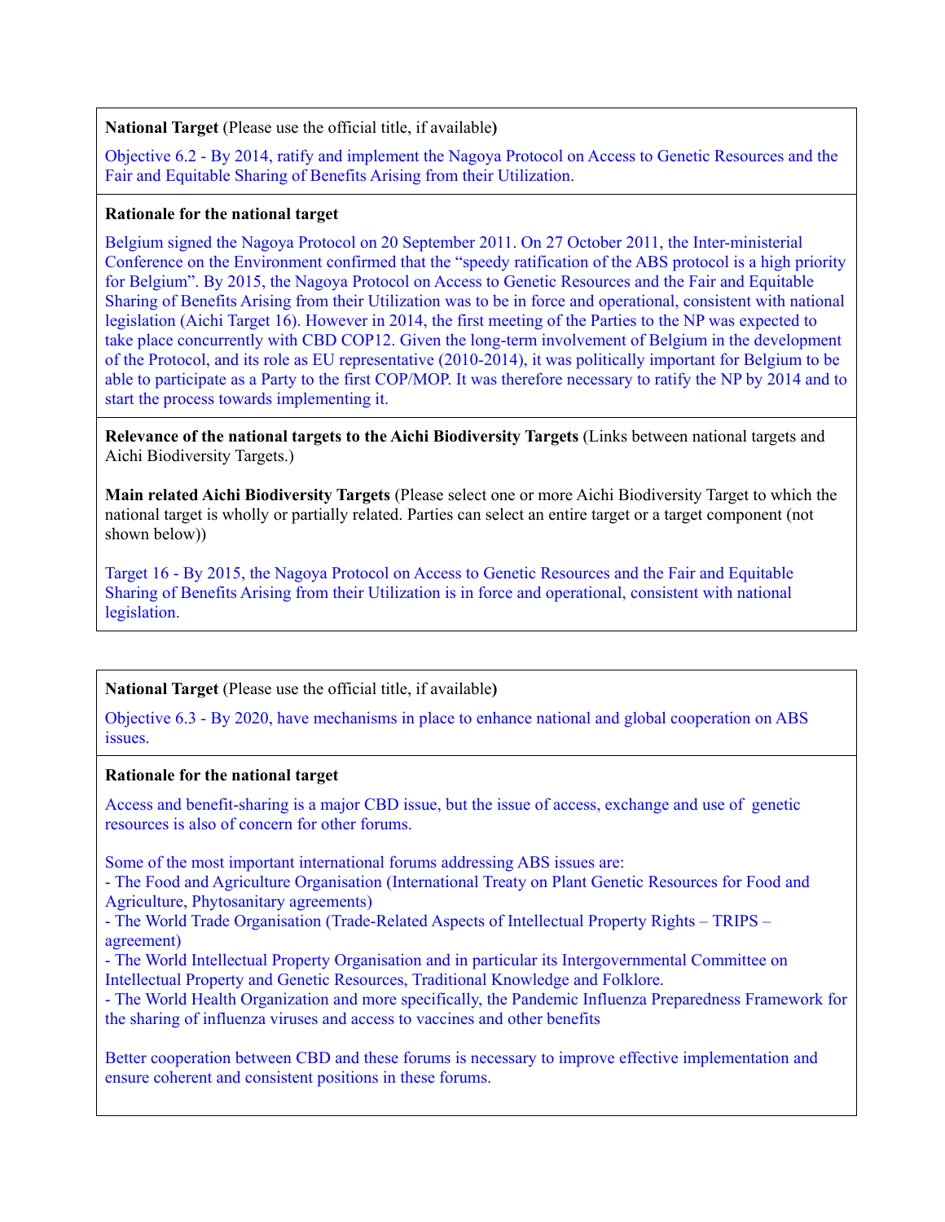**National Target** (Please use the official title, if available**)**

Objective 6.2 - By 2014, ratify and implement the Nagoya Protocol on Access to Genetic Resources and the Fair and Equitable Sharing of Benefits Arising from their Utilization.

**Rationale for the national target**

Belgium signed the Nagoya Protocol on 20 September 2011. On 27 October 2011, the Inter-ministerial Conference on the Environment confirmed that the "speedy ratification of the ABS protocol is a high priority for Belgium". By 2015, the Nagoya Protocol on Access to Genetic Resources and the Fair and Equitable Sharing of Benefits Arising from their Utilization was to be in force and operational, consistent with national legislation (Aichi Target 16). However in 2014, the first meeting of the Parties to the NP was expected to take place concurrently with CBD COP12. Given the long-term involvement of Belgium in the development of the Protocol, and its role as EU representative (2010-2014), it was politically important for Belgium to be able to participate as a Party to the first COP/MOP. It was therefore necessary to ratify the NP by 2014 and to start the process towards implementing it.

**Relevance of the national targets to the Aichi Biodiversity Targets** (Links between national targets and Aichi Biodiversity Targets.)

**Main related Aichi Biodiversity Targets** (Please select one or more Aichi Biodiversity Target to which the national target is wholly or partially related. Parties can select an entire target or a target component (not shown below))

Target 16 - By 2015, the Nagoya Protocol on Access to Genetic Resources and the Fair and Equitable Sharing of Benefits Arising from their Utilization is in force and operational, consistent with national legislation.

**National Target** (Please use the official title, if available**)**

Objective 6.3 - By 2020, have mechanisms in place to enhance national and global cooperation on ABS issues.

**Rationale for the national target**

Access and benefit-sharing is a major CBD issue, but the issue of access, exchange and use of genetic resources is also of concern for other forums.

Some of the most important international forums addressing ABS issues are:
- The Food and Agriculture Organisation (International Treaty on Plant Genetic Resources for Food and Agriculture, Phytosanitary agreements)
- The World Trade Organisation (Trade-Related Aspects of Intellectual Property Rights – TRIPS – agreement)
- The World Intellectual Property Organisation and in particular its Intergovernmental Committee on Intellectual Property and Genetic Resources, Traditional Knowledge and Folklore.
- The World Health Organization and more specifically, the Pandemic Influenza Preparedness Framework for the sharing of influenza viruses and access to vaccines and other benefits

Better cooperation between CBD and these forums is necessary to improve effective implementation and ensure coherent and consistent positions in these forums.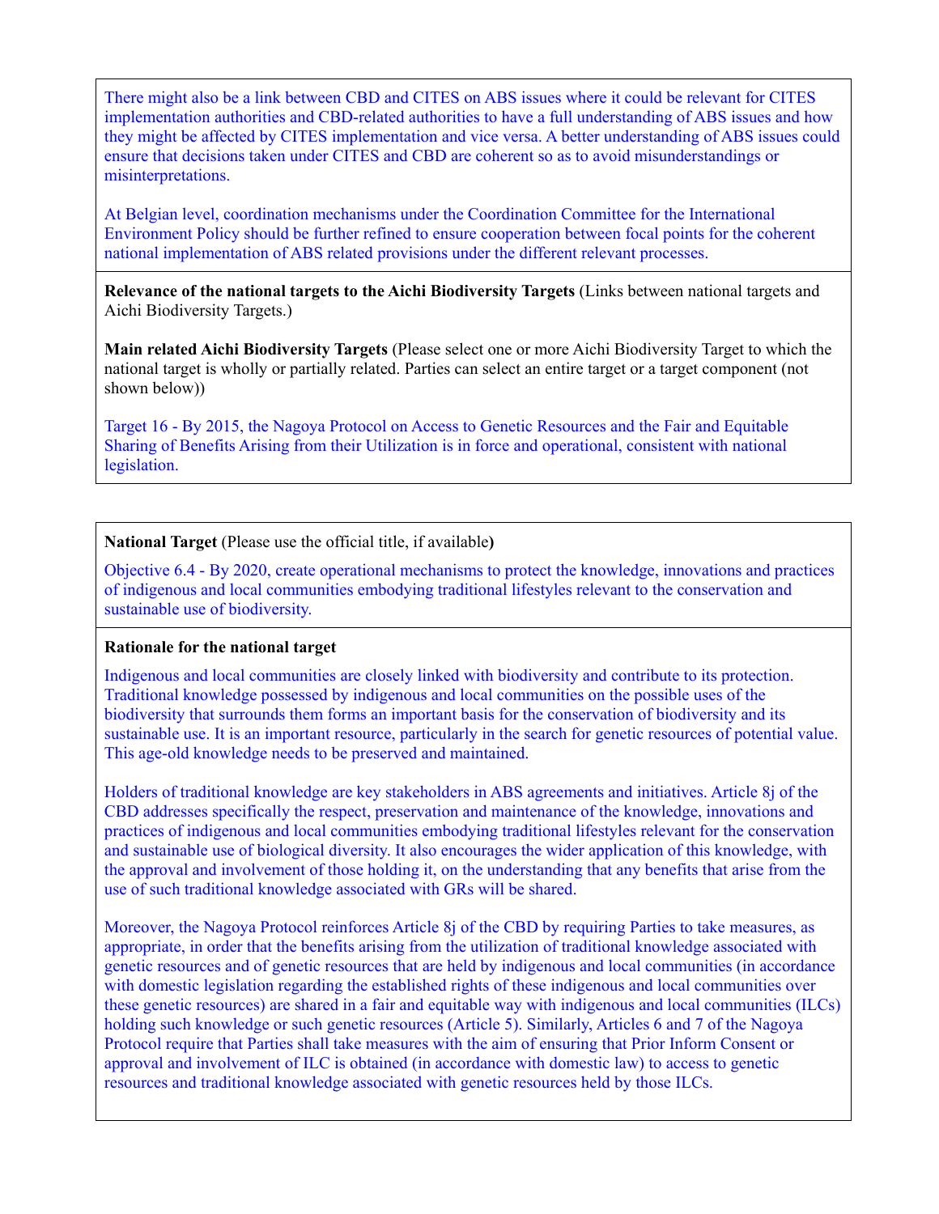There might also be a link between CBD and CITES on ABS issues where it could be relevant for CITES implementation authorities and CBD-related authorities to have a full understanding of ABS issues and how they might be affected by CITES implementation and vice versa. A better understanding of ABS issues could ensure that decisions taken under CITES and CBD are coherent so as to avoid misunderstandings or misinterpretations.

At Belgian level, coordination mechanisms under the Coordination Committee for the International Environment Policy should be further refined to ensure cooperation between focal points for the coherent national implementation of ABS related provisions under the different relevant processes.

**Relevance of the national targets to the Aichi Biodiversity Targets** (Links between national targets and Aichi Biodiversity Targets.)

**Main related Aichi Biodiversity Targets** (Please select one or more Aichi Biodiversity Target to which the national target is wholly or partially related. Parties can select an entire target or a target component (not shown below))

Target 16 - By 2015, the Nagoya Protocol on Access to Genetic Resources and the Fair and Equitable Sharing of Benefits Arising from their Utilization is in force and operational, consistent with national legislation.

**National Target** (Please use the official title, if available**)**

Objective 6.4 - By 2020, create operational mechanisms to protect the knowledge, innovations and practices of indigenous and local communities embodying traditional lifestyles relevant to the conservation and sustainable use of biodiversity.

**Rationale for the national target**

Indigenous and local communities are closely linked with biodiversity and contribute to its protection. Traditional knowledge possessed by indigenous and local communities on the possible uses of the biodiversity that surrounds them forms an important basis for the conservation of biodiversity and its sustainable use. It is an important resource, particularly in the search for genetic resources of potential value. This age-old knowledge needs to be preserved and maintained.

Holders of traditional knowledge are key stakeholders in ABS agreements and initiatives. Article 8j of the CBD addresses specifically the respect, preservation and maintenance of the knowledge, innovations and practices of indigenous and local communities embodying traditional lifestyles relevant for the conservation and sustainable use of biological diversity. It also encourages the wider application of this knowledge, with the approval and involvement of those holding it, on the understanding that any benefits that arise from the use of such traditional knowledge associated with GRs will be shared.

Moreover, the Nagoya Protocol reinforces Article 8j of the CBD by requiring Parties to take measures, as appropriate, in order that the benefits arising from the utilization of traditional knowledge associated with genetic resources and of genetic resources that are held by indigenous and local communities (in accordance with domestic legislation regarding the established rights of these indigenous and local communities over these genetic resources) are shared in a fair and equitable way with indigenous and local communities (ILCs) holding such knowledge or such genetic resources (Article 5). Similarly, Articles 6 and 7 of the Nagoya Protocol require that Parties shall take measures with the aim of ensuring that Prior Inform Consent or approval and involvement of ILC is obtained (in accordance with domestic law) to access to genetic resources and traditional knowledge associated with genetic resources held by those ILCs.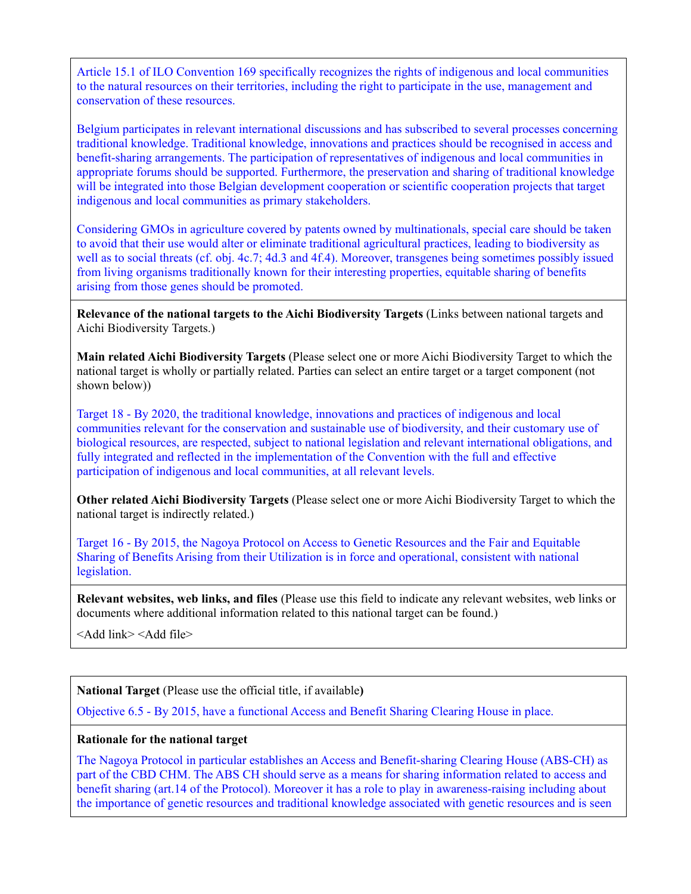Article 15.1 of ILO Convention 169 specifically recognizes the rights of indigenous and local communities to the natural resources on their territories, including the right to participate in the use, management and conservation of these resources.

Belgium participates in relevant international discussions and has subscribed to several processes concerning traditional knowledge. Traditional knowledge, innovations and practices should be recognised in access and benefit-sharing arrangements. The participation of representatives of indigenous and local communities in appropriate forums should be supported. Furthermore, the preservation and sharing of traditional knowledge will be integrated into those Belgian development cooperation or scientific cooperation projects that target indigenous and local communities as primary stakeholders.

Considering GMOs in agriculture covered by patents owned by multinationals, special care should be taken to avoid that their use would alter or eliminate traditional agricultural practices, leading to biodiversity as well as to social threats (cf. obj. 4c.7; 4d.3 and 4f.4). Moreover, transgenes being sometimes possibly issued from living organisms traditionally known for their interesting properties, equitable sharing of benefits arising from those genes should be promoted.

**Relevance of the national targets to the Aichi Biodiversity Targets** (Links between national targets and Aichi Biodiversity Targets.)

**Main related Aichi Biodiversity Targets** (Please select one or more Aichi Biodiversity Target to which the national target is wholly or partially related. Parties can select an entire target or a target component (not shown below))

Target 18 - By 2020, the traditional knowledge, innovations and practices of indigenous and local communities relevant for the conservation and sustainable use of biodiversity, and their customary use of biological resources, are respected, subject to national legislation and relevant international obligations, and fully integrated and reflected in the implementation of the Convention with the full and effective participation of indigenous and local communities, at all relevant levels.

**Other related Aichi Biodiversity Targets** (Please select one or more Aichi Biodiversity Target to which the national target is indirectly related.)

Target 16 - By 2015, the Nagoya Protocol on Access to Genetic Resources and the Fair and Equitable Sharing of Benefits Arising from their Utilization is in force and operational, consistent with national legislation.

**Relevant websites, web links, and files** (Please use this field to indicate any relevant websites, web links or documents where additional information related to this national target can be found.)

<Add link> <Add file>

**National Target** (Please use the official title, if available**)**

Objective 6.5 - By 2015, have a functional Access and Benefit Sharing Clearing House in place.

**Rationale for the national target**

The Nagoya Protocol in particular establishes an Access and Benefit-sharing Clearing House (ABS-CH) as part of the CBD CHM. The ABS CH should serve as a means for sharing information related to access and benefit sharing (art.14 of the Protocol). Moreover it has a role to play in awareness-raising including about the importance of genetic resources and traditional knowledge associated with genetic resources and is seen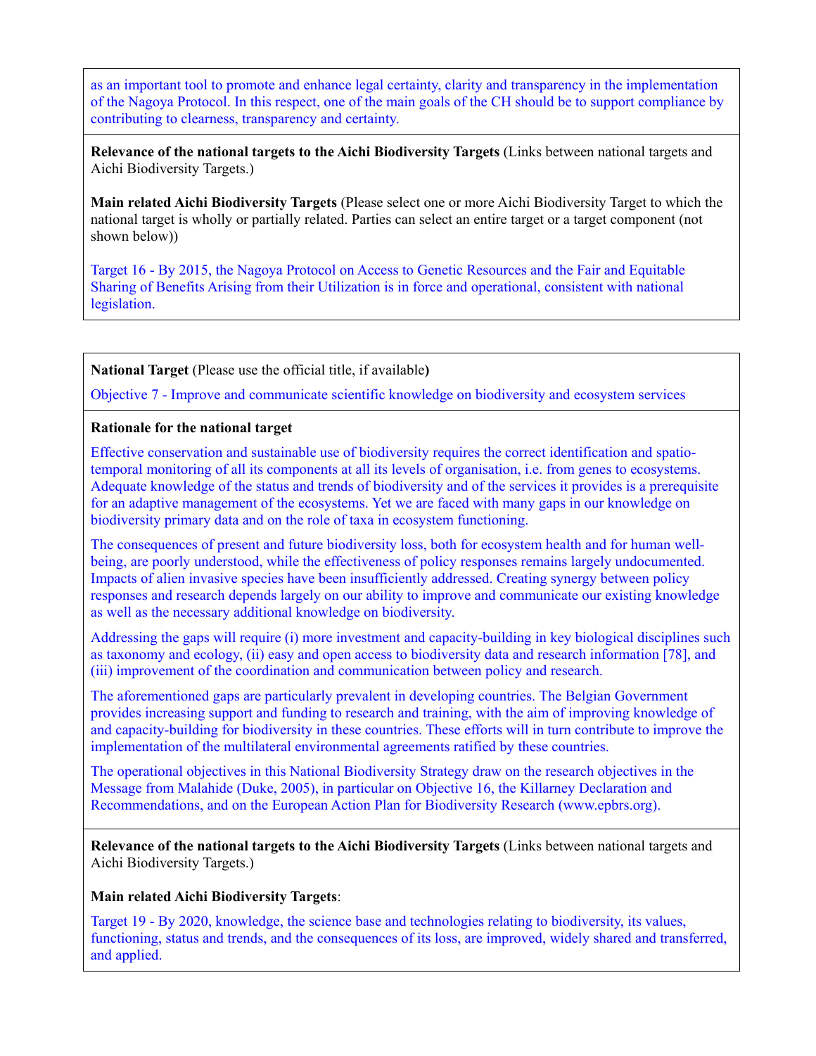as an important tool to promote and enhance legal certainty, clarity and transparency in the implementation of the Nagoya Protocol. In this respect, one of the main goals of the CH should be to support compliance by contributing to clearness, transparency and certainty.

**Relevance of the national targets to the Aichi Biodiversity Targets** (Links between national targets and Aichi Biodiversity Targets.)

**Main related Aichi Biodiversity Targets** (Please select one or more Aichi Biodiversity Target to which the national target is wholly or partially related. Parties can select an entire target or a target component (not shown below))

Target 16 - By 2015, the Nagoya Protocol on Access to Genetic Resources and the Fair and Equitable Sharing of Benefits Arising from their Utilization is in force and operational, consistent with national legislation.

**National Target** (Please use the official title, if available**)**

Objective 7 - Improve and communicate scientific knowledge on biodiversity and ecosystem services

**Rationale for the national target**

Effective conservation and sustainable use of biodiversity requires the correct identification and spatio-temporal monitoring of all its components at all its levels of organisation, i.e. from genes to ecosystems. Adequate knowledge of the status and trends of biodiversity and of the services it provides is a prerequisite for an adaptive management of the ecosystems. Yet we are faced with many gaps in our knowledge on biodiversity primary data and on the role of taxa in ecosystem functioning.

The consequences of present and future biodiversity loss, both for ecosystem health and for human well-being, are poorly understood, while the effectiveness of policy responses remains largely undocumented. Impacts of alien invasive species have been insufficiently addressed. Creating synergy between policy responses and research depends largely on our ability to improve and communicate our existing knowledge as well as the necessary additional knowledge on biodiversity.

Addressing the gaps will require (i) more investment and capacity-building in key biological disciplines such as taxonomy and ecology, (ii) easy and open access to biodiversity data and research information [78], and (iii) improvement of the coordination and communication between policy and research.

The aforementioned gaps are particularly prevalent in developing countries. The Belgian Government provides increasing support and funding to research and training, with the aim of improving knowledge of and capacity-building for biodiversity in these countries. These efforts will in turn contribute to improve the implementation of the multilateral environmental agreements ratified by these countries.

The operational objectives in this National Biodiversity Strategy draw on the research objectives in the Message from Malahide (Duke, 2005), in particular on Objective 16, the Killarney Declaration and Recommendations, and on the European Action Plan for Biodiversity Research (www.epbrs.org).

**Relevance of the national targets to the Aichi Biodiversity Targets** (Links between national targets and Aichi Biodiversity Targets.)

**Main related Aichi Biodiversity Targets**:

Target 19 - By 2020, knowledge, the science base and technologies relating to biodiversity, its values, functioning, status and trends, and the consequences of its loss, are improved, widely shared and transferred, and applied.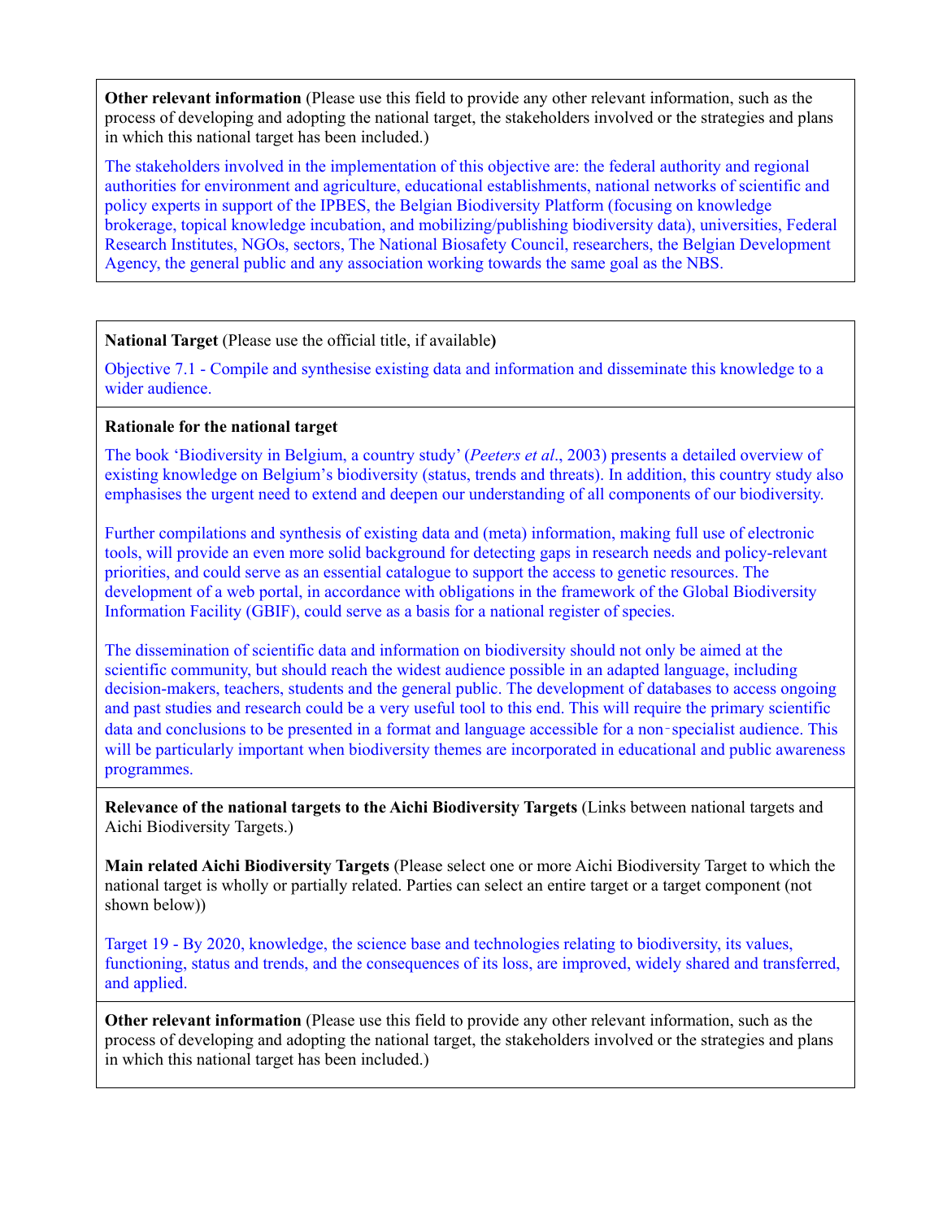**Other relevant information** (Please use this field to provide any other relevant information, such as the process of developing and adopting the national target, the stakeholders involved or the strategies and plans in which this national target has been included.)

The stakeholders involved in the implementation of this objective are: the federal authority and regional authorities for environment and agriculture, educational establishments, national networks of scientific and policy experts in support of the IPBES, the Belgian Biodiversity Platform (focusing on knowledge brokerage, topical knowledge incubation, and mobilizing/publishing biodiversity data), universities, Federal Research Institutes, NGOs, sectors, The National Biosafety Council, researchers, the Belgian Development Agency, the general public and any association working towards the same goal as the NBS.

---

**National Target** (Please use the official title, if available**)**

Objective 7.1 - Compile and synthesise existing data and information and disseminate this knowledge to a wider audience.

**Rationale for the national target**

The book 'Biodiversity in Belgium, a country study' (*Peeters et al*., 2003) presents a detailed overview of existing knowledge on Belgium's biodiversity (status, trends and threats). In addition, this country study also emphasises the urgent need to extend and deepen our understanding of all components of our biodiversity.

Further compilations and synthesis of existing data and (meta) information, making full use of electronic tools, will provide an even more solid background for detecting gaps in research needs and policy-relevant priorities, and could serve as an essential catalogue to support the access to genetic resources. The development of a web portal, in accordance with obligations in the framework of the Global Biodiversity Information Facility (GBIF), could serve as a basis for a national register of species.

The dissemination of scientific data and information on biodiversity should not only be aimed at the scientific community, but should reach the widest audience possible in an adapted language, including decision-makers, teachers, students and the general public. The development of databases to access ongoing and past studies and research could be a very useful tool to this end. This will require the primary scientific data and conclusions to be presented in a format and language accessible for a non‑specialist audience. This will be particularly important when biodiversity themes are incorporated in educational and public awareness programmes.

**Relevance of the national targets to the Aichi Biodiversity Targets** (Links between national targets and Aichi Biodiversity Targets.)

**Main related Aichi Biodiversity Targets** (Please select one or more Aichi Biodiversity Target to which the national target is wholly or partially related. Parties can select an entire target or a target component (not shown below))

Target 19 - By 2020, knowledge, the science base and technologies relating to biodiversity, its values, functioning, status and trends, and the consequences of its loss, are improved, widely shared and transferred, and applied.

**Other relevant information** (Please use this field to provide any other relevant information, such as the process of developing and adopting the national target, the stakeholders involved or the strategies and plans in which this national target has been included.)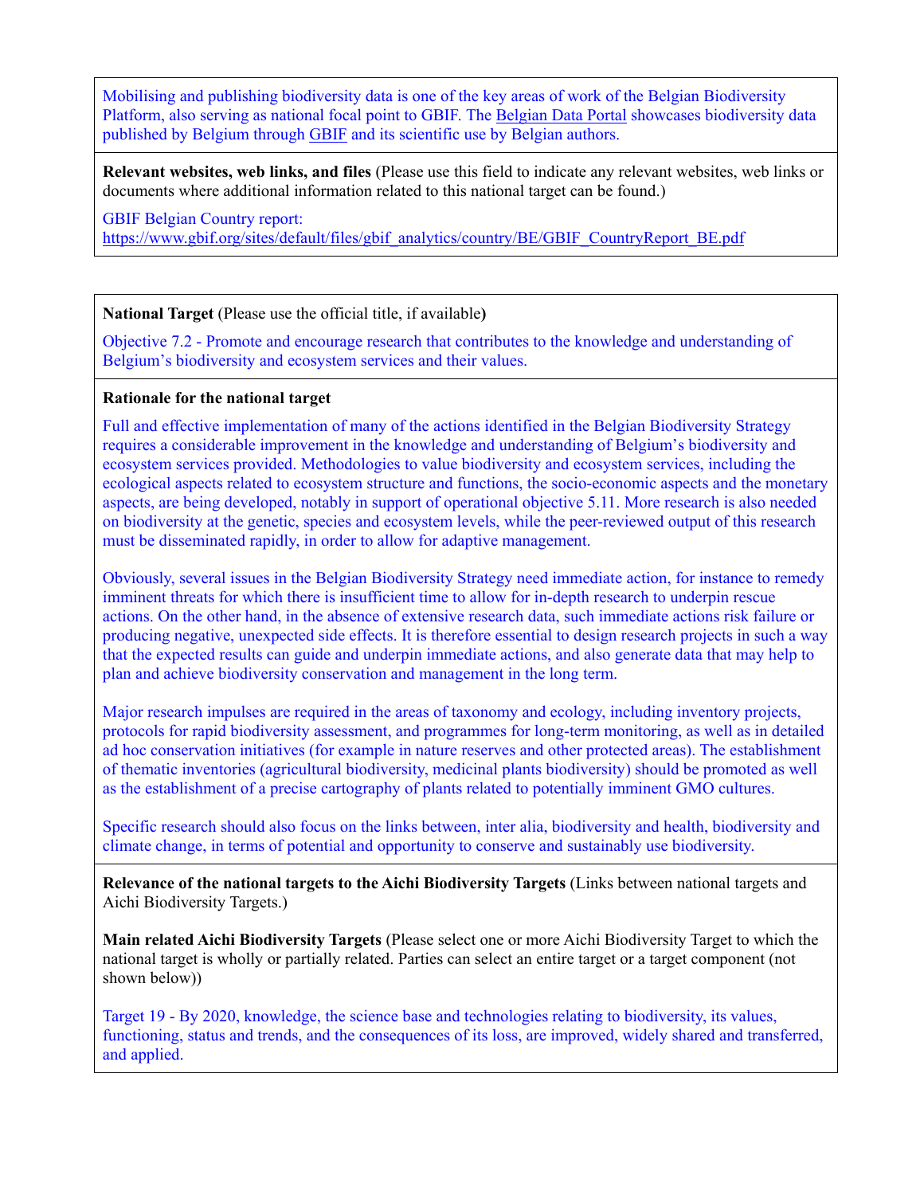Mobilising and publishing biodiversity data is one of the key areas of work of the Belgian Biodiversity Platform, also serving as national focal point to GBIF. The Belgian Data Portal showcases biodiversity data published by Belgium through GBIF and its scientific use by Belgian authors.

**Relevant websites, web links, and files** (Please use this field to indicate any relevant websites, web links or documents where additional information related to this national target can be found.)

GBIF Belgian Country report:
https://www.gbif.org/sites/default/files/gbif_analytics/country/BE/GBIF_CountryReport_BE.pdf

---

**National Target** (Please use the official title, if available**)**

Objective 7.2 - Promote and encourage research that contributes to the knowledge and understanding of Belgium's biodiversity and ecosystem services and their values.

**Rationale for the national target**

Full and effective implementation of many of the actions identified in the Belgian Biodiversity Strategy requires a considerable improvement in the knowledge and understanding of Belgium's biodiversity and ecosystem services provided. Methodologies to value biodiversity and ecosystem services, including the ecological aspects related to ecosystem structure and functions, the socio-economic aspects and the monetary aspects, are being developed, notably in support of operational objective 5.11. More research is also needed on biodiversity at the genetic, species and ecosystem levels, while the peer-reviewed output of this research must be disseminated rapidly, in order to allow for adaptive management.

Obviously, several issues in the Belgian Biodiversity Strategy need immediate action, for instance to remedy imminent threats for which there is insufficient time to allow for in-depth research to underpin rescue actions. On the other hand, in the absence of extensive research data, such immediate actions risk failure or producing negative, unexpected side effects. It is therefore essential to design research projects in such a way that the expected results can guide and underpin immediate actions, and also generate data that may help to plan and achieve biodiversity conservation and management in the long term.

Major research impulses are required in the areas of taxonomy and ecology, including inventory projects, protocols for rapid biodiversity assessment, and programmes for long-term monitoring, as well as in detailed ad hoc conservation initiatives (for example in nature reserves and other protected areas). The establishment of thematic inventories (agricultural biodiversity, medicinal plants biodiversity) should be promoted as well as the establishment of a precise cartography of plants related to potentially imminent GMO cultures.

Specific research should also focus on the links between, inter alia, biodiversity and health, biodiversity and climate change, in terms of potential and opportunity to conserve and sustainably use biodiversity.

**Relevance of the national targets to the Aichi Biodiversity Targets** (Links between national targets and Aichi Biodiversity Targets.)

**Main related Aichi Biodiversity Targets** (Please select one or more Aichi Biodiversity Target to which the national target is wholly or partially related. Parties can select an entire target or a target component (not shown below))

Target 19 - By 2020, knowledge, the science base and technologies relating to biodiversity, its values, functioning, status and trends, and the consequences of its loss, are improved, widely shared and transferred, and applied.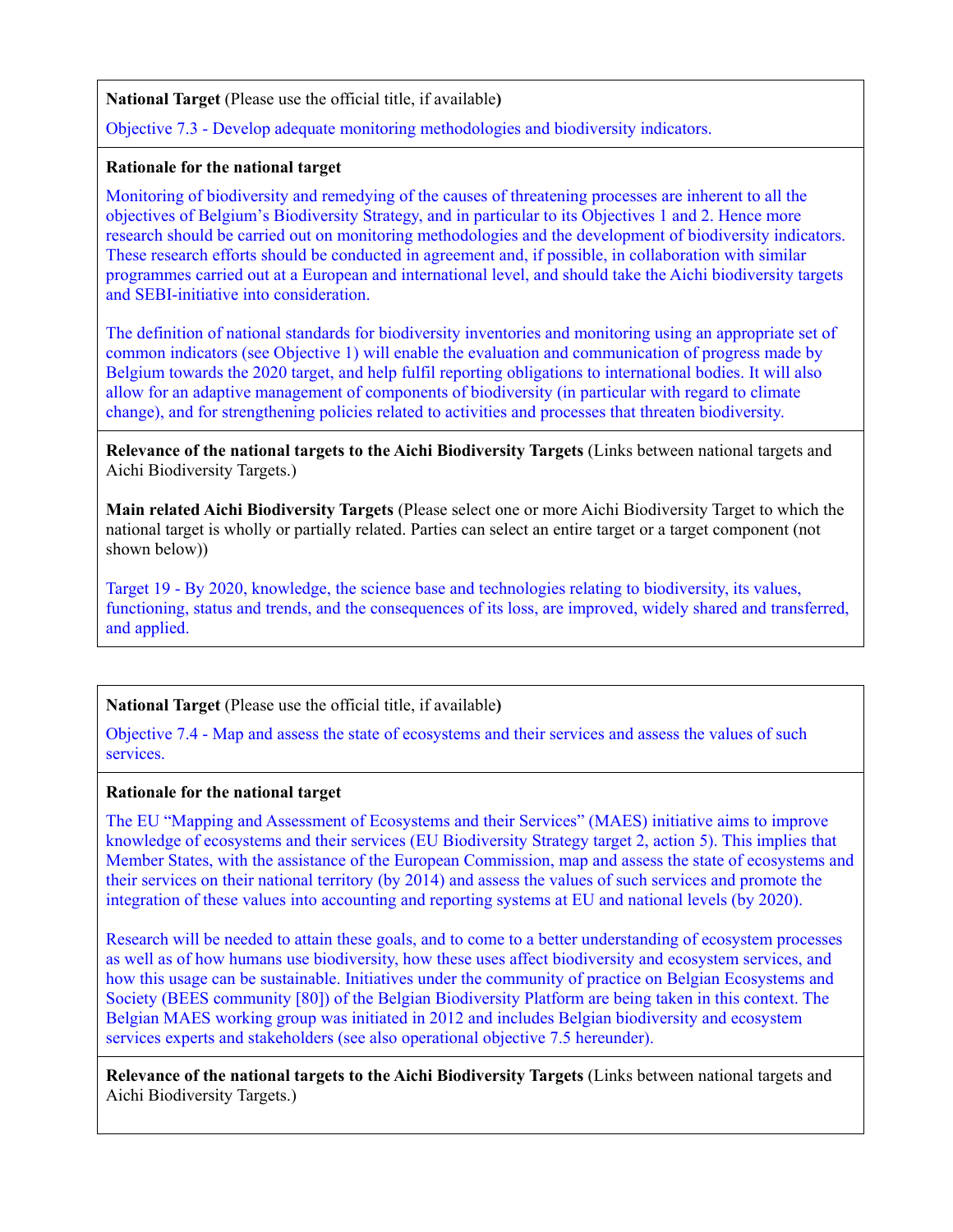**National Target** (Please use the official title, if available**)**

Objective 7.3 - Develop adequate monitoring methodologies and biodiversity indicators.

**Rationale for the national target**

Monitoring of biodiversity and remedying of the causes of threatening processes are inherent to all the objectives of Belgium's Biodiversity Strategy, and in particular to its Objectives 1 and 2. Hence more research should be carried out on monitoring methodologies and the development of biodiversity indicators. These research efforts should be conducted in agreement and, if possible, in collaboration with similar programmes carried out at a European and international level, and should take the Aichi biodiversity targets and SEBI-initiative into consideration.

The definition of national standards for biodiversity inventories and monitoring using an appropriate set of common indicators (see Objective 1) will enable the evaluation and communication of progress made by Belgium towards the 2020 target, and help fulfil reporting obligations to international bodies. It will also allow for an adaptive management of components of biodiversity (in particular with regard to climate change), and for strengthening policies related to activities and processes that threaten biodiversity.

**Relevance of the national targets to the Aichi Biodiversity Targets** (Links between national targets and Aichi Biodiversity Targets.)

**Main related Aichi Biodiversity Targets** (Please select one or more Aichi Biodiversity Target to which the national target is wholly or partially related. Parties can select an entire target or a target component (not shown below))

Target 19 - By 2020, knowledge, the science base and technologies relating to biodiversity, its values, functioning, status and trends, and the consequences of its loss, are improved, widely shared and transferred, and applied.

**National Target** (Please use the official title, if available**)**

Objective 7.4 - Map and assess the state of ecosystems and their services and assess the values of such services.

**Rationale for the national target**

The EU "Mapping and Assessment of Ecosystems and their Services" (MAES) initiative aims to improve knowledge of ecosystems and their services (EU Biodiversity Strategy target 2, action 5). This implies that Member States, with the assistance of the European Commission, map and assess the state of ecosystems and their services on their national territory (by 2014) and assess the values of such services and promote the integration of these values into accounting and reporting systems at EU and national levels (by 2020).

Research will be needed to attain these goals, and to come to a better understanding of ecosystem processes as well as of how humans use biodiversity, how these uses affect biodiversity and ecosystem services, and how this usage can be sustainable. Initiatives under the community of practice on Belgian Ecosystems and Society (BEES community [80]) of the Belgian Biodiversity Platform are being taken in this context. The Belgian MAES working group was initiated in 2012 and includes Belgian biodiversity and ecosystem services experts and stakeholders (see also operational objective 7.5 hereunder).

**Relevance of the national targets to the Aichi Biodiversity Targets** (Links between national targets and Aichi Biodiversity Targets.)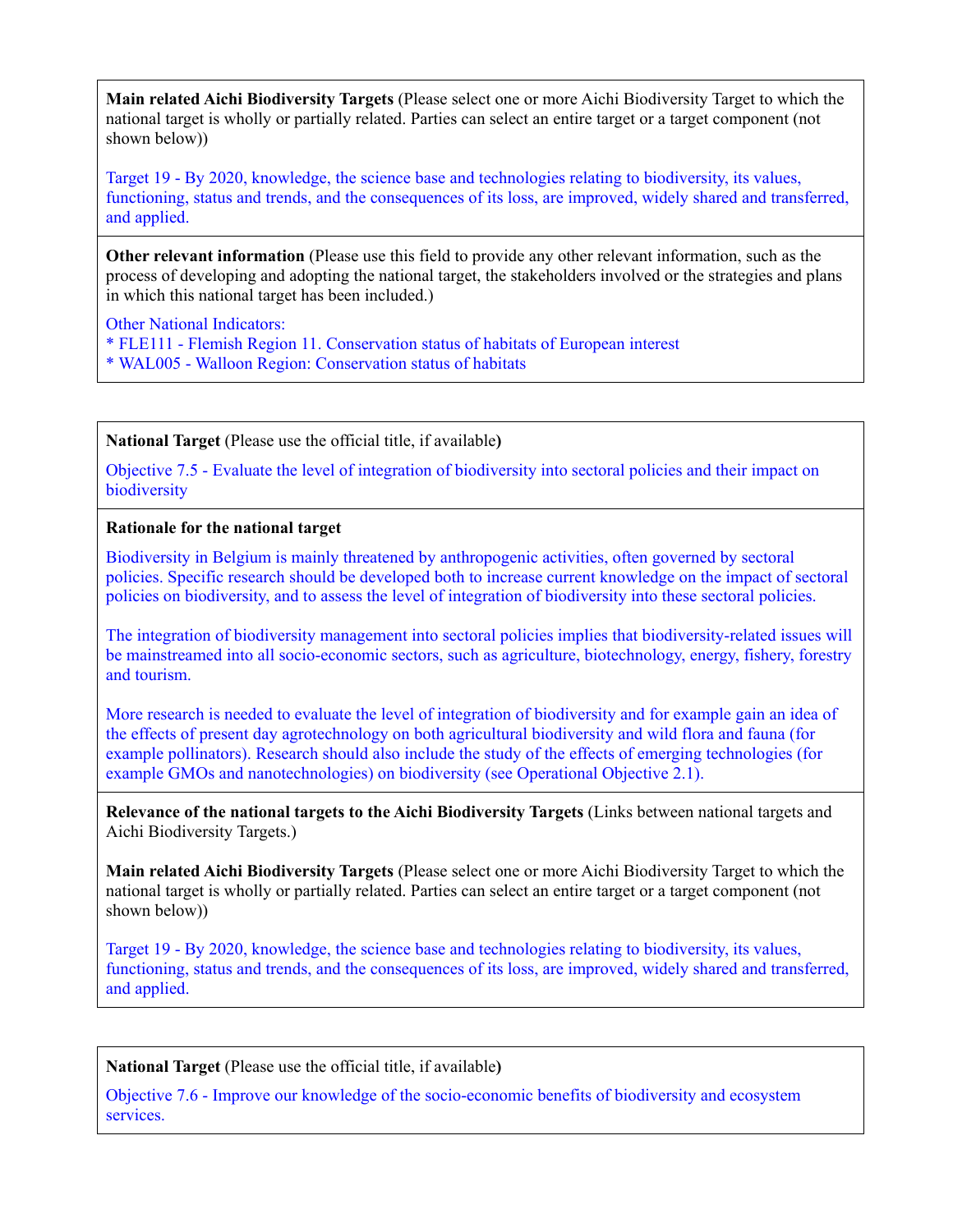**Main related Aichi Biodiversity Targets** (Please select one or more Aichi Biodiversity Target to which the national target is wholly or partially related. Parties can select an entire target or a target component (not shown below))

Target 19 - By 2020, knowledge, the science base and technologies relating to biodiversity, its values, functioning, status and trends, and the consequences of its loss, are improved, widely shared and transferred, and applied.

**Other relevant information** (Please use this field to provide any other relevant information, such as the process of developing and adopting the national target, the stakeholders involved or the strategies and plans in which this national target has been included.)

Other National Indicators:
* FLE111 - Flemish Region 11. Conservation status of habitats of European interest
* WAL005 - Walloon Region: Conservation status of habitats

**National Target** (Please use the official title, if available**)**

Objective 7.5 - Evaluate the level of integration of biodiversity into sectoral policies and their impact on biodiversity

**Rationale for the national target**

Biodiversity in Belgium is mainly threatened by anthropogenic activities, often governed by sectoral policies. Specific research should be developed both to increase current knowledge on the impact of sectoral policies on biodiversity, and to assess the level of integration of biodiversity into these sectoral policies.

The integration of biodiversity management into sectoral policies implies that biodiversity-related issues will be mainstreamed into all socio-economic sectors, such as agriculture, biotechnology, energy, fishery, forestry and tourism.

More research is needed to evaluate the level of integration of biodiversity and for example gain an idea of the effects of present day agrotechnology on both agricultural biodiversity and wild flora and fauna (for example pollinators). Research should also include the study of the effects of emerging technologies (for example GMOs and nanotechnologies) on biodiversity (see Operational Objective 2.1).

**Relevance of the national targets to the Aichi Biodiversity Targets** (Links between national targets and Aichi Biodiversity Targets.)

**Main related Aichi Biodiversity Targets** (Please select one or more Aichi Biodiversity Target to which the national target is wholly or partially related. Parties can select an entire target or a target component (not shown below))

Target 19 - By 2020, knowledge, the science base and technologies relating to biodiversity, its values, functioning, status and trends, and the consequences of its loss, are improved, widely shared and transferred, and applied.

**National Target** (Please use the official title, if available**)**

Objective 7.6 - Improve our knowledge of the socio-economic benefits of biodiversity and ecosystem services.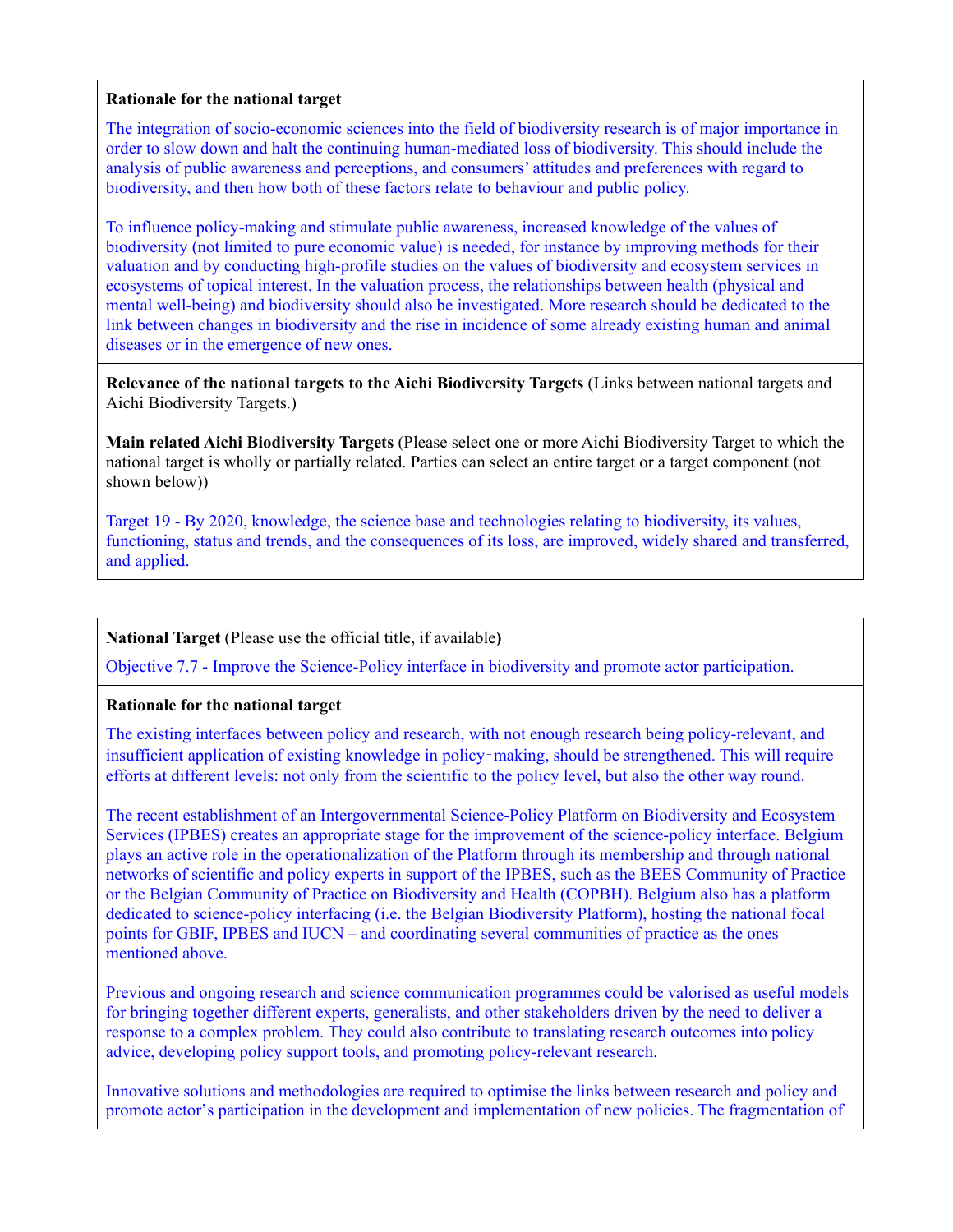**Rationale for the national target**

The integration of socio-economic sciences into the field of biodiversity research is of major importance in order to slow down and halt the continuing human-mediated loss of biodiversity. This should include the analysis of public awareness and perceptions, and consumers' attitudes and preferences with regard to biodiversity, and then how both of these factors relate to behaviour and public policy.

To influence policy-making and stimulate public awareness, increased knowledge of the values of biodiversity (not limited to pure economic value) is needed, for instance by improving methods for their valuation and by conducting high-profile studies on the values of biodiversity and ecosystem services in ecosystems of topical interest. In the valuation process, the relationships between health (physical and mental well-being) and biodiversity should also be investigated. More research should be dedicated to the link between changes in biodiversity and the rise in incidence of some already existing human and animal diseases or in the emergence of new ones.

**Relevance of the national targets to the Aichi Biodiversity Targets** (Links between national targets and Aichi Biodiversity Targets.)

**Main related Aichi Biodiversity Targets** (Please select one or more Aichi Biodiversity Target to which the national target is wholly or partially related. Parties can select an entire target or a target component (not shown below))

Target 19 - By 2020, knowledge, the science base and technologies relating to biodiversity, its values, functioning, status and trends, and the consequences of its loss, are improved, widely shared and transferred, and applied.

**National Target** (Please use the official title, if available**)**

Objective 7.7 - Improve the Science-Policy interface in biodiversity and promote actor participation.

**Rationale for the national target**

The existing interfaces between policy and research, with not enough research being policy-relevant, and insufficient application of existing knowledge in policy‑making, should be strengthened. This will require efforts at different levels: not only from the scientific to the policy level, but also the other way round.

The recent establishment of an Intergovernmental Science-Policy Platform on Biodiversity and Ecosystem Services (IPBES) creates an appropriate stage for the improvement of the science-policy interface. Belgium plays an active role in the operationalization of the Platform through its membership and through national networks of scientific and policy experts in support of the IPBES, such as the BEES Community of Practice or the Belgian Community of Practice on Biodiversity and Health (COPBH). Belgium also has a platform dedicated to science-policy interfacing (i.e. the Belgian Biodiversity Platform), hosting the national focal points for GBIF, IPBES and IUCN – and coordinating several communities of practice as the ones mentioned above.

Previous and ongoing research and science communication programmes could be valorised as useful models for bringing together different experts, generalists, and other stakeholders driven by the need to deliver a response to a complex problem. They could also contribute to translating research outcomes into policy advice, developing policy support tools, and promoting policy-relevant research.

Innovative solutions and methodologies are required to optimise the links between research and policy and promote actor's participation in the development and implementation of new policies. The fragmentation of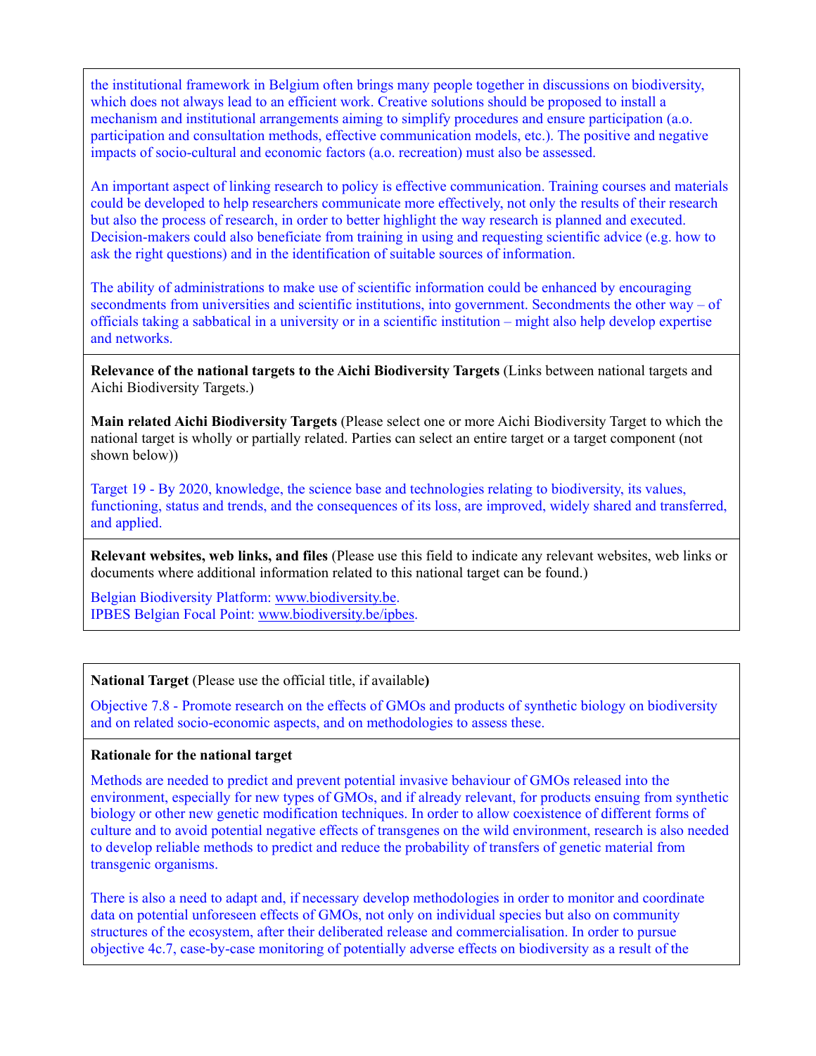the institutional framework in Belgium often brings many people together in discussions on biodiversity, which does not always lead to an efficient work. Creative solutions should be proposed to install a mechanism and institutional arrangements aiming to simplify procedures and ensure participation (a.o. participation and consultation methods, effective communication models, etc.). The positive and negative impacts of socio-cultural and economic factors (a.o. recreation) must also be assessed.

An important aspect of linking research to policy is effective communication. Training courses and materials could be developed to help researchers communicate more effectively, not only the results of their research but also the process of research, in order to better highlight the way research is planned and executed. Decision-makers could also beneficiate from training in using and requesting scientific advice (e.g. how to ask the right questions) and in the identification of suitable sources of information.

The ability of administrations to make use of scientific information could be enhanced by encouraging secondments from universities and scientific institutions, into government. Secondments the other way – of officials taking a sabbatical in a university or in a scientific institution – might also help develop expertise and networks.

**Relevance of the national targets to the Aichi Biodiversity Targets** (Links between national targets and Aichi Biodiversity Targets.)

**Main related Aichi Biodiversity Targets** (Please select one or more Aichi Biodiversity Target to which the national target is wholly or partially related. Parties can select an entire target or a target component (not shown below))

Target 19 - By 2020, knowledge, the science base and technologies relating to biodiversity, its values, functioning, status and trends, and the consequences of its loss, are improved, widely shared and transferred, and applied.

**Relevant websites, web links, and files** (Please use this field to indicate any relevant websites, web links or documents where additional information related to this national target can be found.)

Belgian Biodiversity Platform: www.biodiversity.be.
IPBES Belgian Focal Point: www.biodiversity.be/ipbes.

---

**National Target** (Please use the official title, if available**)**

Objective 7.8 - Promote research on the effects of GMOs and products of synthetic biology on biodiversity and on related socio-economic aspects, and on methodologies to assess these.

**Rationale for the national target**

Methods are needed to predict and prevent potential invasive behaviour of GMOs released into the environment, especially for new types of GMOs, and if already relevant, for products ensuing from synthetic biology or other new genetic modification techniques. In order to allow coexistence of different forms of culture and to avoid potential negative effects of transgenes on the wild environment, research is also needed to develop reliable methods to predict and reduce the probability of transfers of genetic material from transgenic organisms.

There is also a need to adapt and, if necessary develop methodologies in order to monitor and coordinate data on potential unforeseen effects of GMOs, not only on individual species but also on community structures of the ecosystem, after their deliberated release and commercialisation. In order to pursue objective 4c.7, case-by-case monitoring of potentially adverse effects on biodiversity as a result of the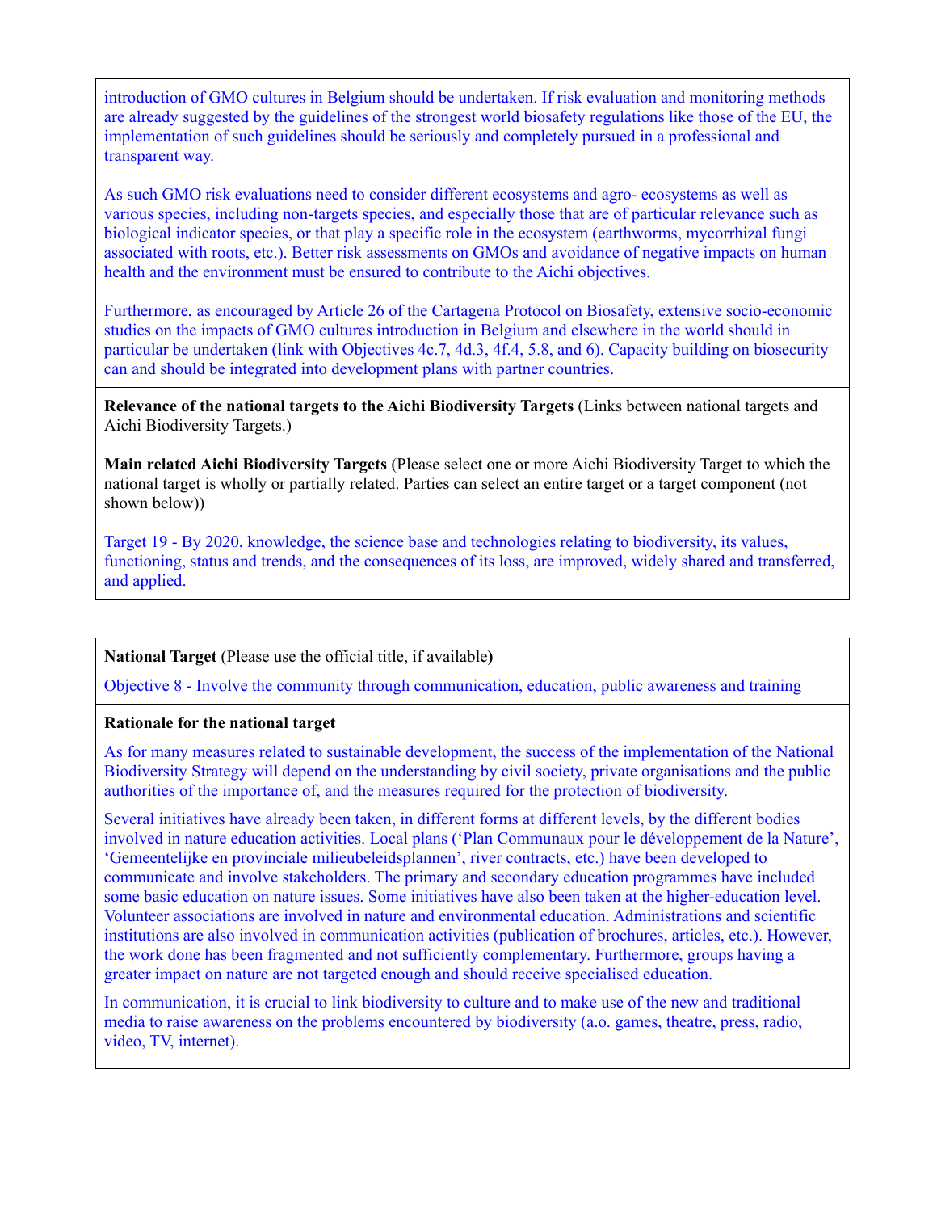introduction of GMO cultures in Belgium should be undertaken. If risk evaluation and monitoring methods are already suggested by the guidelines of the strongest world biosafety regulations like those of the EU, the implementation of such guidelines should be seriously and completely pursued in a professional and transparent way.

As such GMO risk evaluations need to consider different ecosystems and agro- ecosystems as well as various species, including non-targets species, and especially those that are of particular relevance such as biological indicator species, or that play a specific role in the ecosystem (earthworms, mycorrhizal fungi associated with roots, etc.). Better risk assessments on GMOs and avoidance of negative impacts on human health and the environment must be ensured to contribute to the Aichi objectives.

Furthermore, as encouraged by Article 26 of the Cartagena Protocol on Biosafety, extensive socio-economic studies on the impacts of GMO cultures introduction in Belgium and elsewhere in the world should in particular be undertaken (link with Objectives 4c.7, 4d.3, 4f.4, 5.8, and 6). Capacity building on biosecurity can and should be integrated into development plans with partner countries.

**Relevance of the national targets to the Aichi Biodiversity Targets** (Links between national targets and Aichi Biodiversity Targets.)

**Main related Aichi Biodiversity Targets** (Please select one or more Aichi Biodiversity Target to which the national target is wholly or partially related. Parties can select an entire target or a target component (not shown below))

Target 19 - By 2020, knowledge, the science base and technologies relating to biodiversity, its values, functioning, status and trends, and the consequences of its loss, are improved, widely shared and transferred, and applied.

**National Target** (Please use the official title, if available**)**

Objective 8 - Involve the community through communication, education, public awareness and training

**Rationale for the national target**

As for many measures related to sustainable development, the success of the implementation of the National Biodiversity Strategy will depend on the understanding by civil society, private organisations and the public authorities of the importance of, and the measures required for the protection of biodiversity.

Several initiatives have already been taken, in different forms at different levels, by the different bodies involved in nature education activities. Local plans ('Plan Communaux pour le développement de la Nature', 'Gemeentelijke en provinciale milieubeleidsplannen', river contracts, etc.) have been developed to communicate and involve stakeholders. The primary and secondary education programmes have included some basic education on nature issues. Some initiatives have also been taken at the higher-education level. Volunteer associations are involved in nature and environmental education. Administrations and scientific institutions are also involved in communication activities (publication of brochures, articles, etc.). However, the work done has been fragmented and not sufficiently complementary. Furthermore, groups having a greater impact on nature are not targeted enough and should receive specialised education.

In communication, it is crucial to link biodiversity to culture and to make use of the new and traditional media to raise awareness on the problems encountered by biodiversity (a.o. games, theatre, press, radio, video, TV, internet).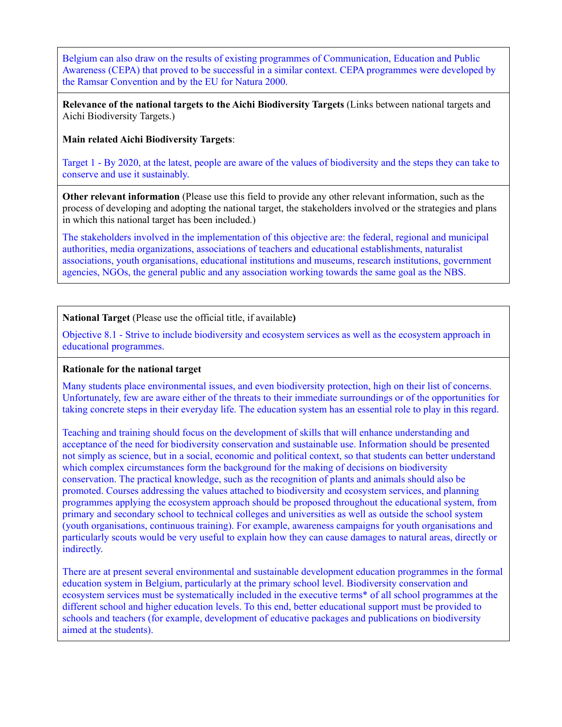Belgium can also draw on the results of existing programmes of Communication, Education and Public Awareness (CEPA) that proved to be successful in a similar context. CEPA programmes were developed by the Ramsar Convention and by the EU for Natura 2000.

**Relevance of the national targets to the Aichi Biodiversity Targets** (Links between national targets and Aichi Biodiversity Targets.)

**Main related Aichi Biodiversity Targets**:

Target 1 - By 2020, at the latest, people are aware of the values of biodiversity and the steps they can take to conserve and use it sustainably.

**Other relevant information** (Please use this field to provide any other relevant information, such as the process of developing and adopting the national target, the stakeholders involved or the strategies and plans in which this national target has been included.)

The stakeholders involved in the implementation of this objective are: the federal, regional and municipal authorities, media organizations, associations of teachers and educational establishments, naturalist associations, youth organisations, educational institutions and museums, research institutions, government agencies, NGOs, the general public and any association working towards the same goal as the NBS.

**National Target** (Please use the official title, if available**)**

Objective 8.1 - Strive to include biodiversity and ecosystem services as well as the ecosystem approach in educational programmes.

**Rationale for the national target**

Many students place environmental issues, and even biodiversity protection, high on their list of concerns. Unfortunately, few are aware either of the threats to their immediate surroundings or of the opportunities for taking concrete steps in their everyday life. The education system has an essential role to play in this regard.

Teaching and training should focus on the development of skills that will enhance understanding and acceptance of the need for biodiversity conservation and sustainable use. Information should be presented not simply as science, but in a social, economic and political context, so that students can better understand which complex circumstances form the background for the making of decisions on biodiversity conservation. The practical knowledge, such as the recognition of plants and animals should also be promoted. Courses addressing the values attached to biodiversity and ecosystem services, and planning programmes applying the ecosystem approach should be proposed throughout the educational system, from primary and secondary school to technical colleges and universities as well as outside the school system (youth organisations, continuous training). For example, awareness campaigns for youth organisations and particularly scouts would be very useful to explain how they can cause damages to natural areas, directly or indirectly.

There are at present several environmental and sustainable development education programmes in the formal education system in Belgium, particularly at the primary school level. Biodiversity conservation and ecosystem services must be systematically included in the executive terms* of all school programmes at the different school and higher education levels. To this end, better educational support must be provided to schools and teachers (for example, development of educative packages and publications on biodiversity aimed at the students).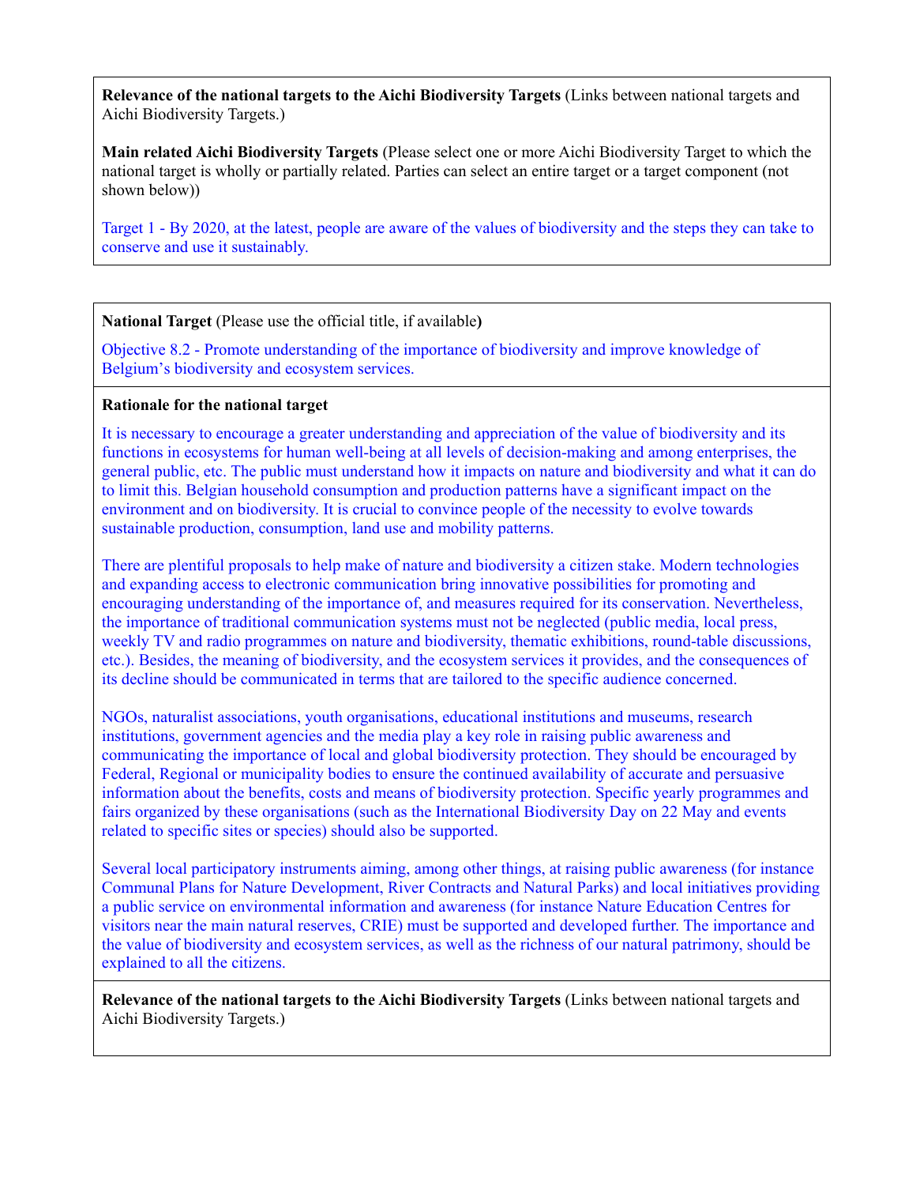**Relevance of the national targets to the Aichi Biodiversity Targets** (Links between national targets and Aichi Biodiversity Targets.)

**Main related Aichi Biodiversity Targets** (Please select one or more Aichi Biodiversity Target to which the national target is wholly or partially related. Parties can select an entire target or a target component (not shown below))

Target 1 - By 2020, at the latest, people are aware of the values of biodiversity and the steps they can take to conserve and use it sustainably.

**National Target** (Please use the official title, if available**)**

Objective 8.2 - Promote understanding of the importance of biodiversity and improve knowledge of Belgium's biodiversity and ecosystem services.

**Rationale for the national target**

It is necessary to encourage a greater understanding and appreciation of the value of biodiversity and its functions in ecosystems for human well-being at all levels of decision-making and among enterprises, the general public, etc. The public must understand how it impacts on nature and biodiversity and what it can do to limit this. Belgian household consumption and production patterns have a significant impact on the environment and on biodiversity. It is crucial to convince people of the necessity to evolve towards sustainable production, consumption, land use and mobility patterns.

There are plentiful proposals to help make of nature and biodiversity a citizen stake. Modern technologies and expanding access to electronic communication bring innovative possibilities for promoting and encouraging understanding of the importance of, and measures required for its conservation. Nevertheless, the importance of traditional communication systems must not be neglected (public media, local press, weekly TV and radio programmes on nature and biodiversity, thematic exhibitions, round-table discussions, etc.). Besides, the meaning of biodiversity, and the ecosystem services it provides, and the consequences of its decline should be communicated in terms that are tailored to the specific audience concerned.

NGOs, naturalist associations, youth organisations, educational institutions and museums, research institutions, government agencies and the media play a key role in raising public awareness and communicating the importance of local and global biodiversity protection. They should be encouraged by Federal, Regional or municipality bodies to ensure the continued availability of accurate and persuasive information about the benefits, costs and means of biodiversity protection. Specific yearly programmes and fairs organized by these organisations (such as the International Biodiversity Day on 22 May and events related to specific sites or species) should also be supported.

Several local participatory instruments aiming, among other things, at raising public awareness (for instance Communal Plans for Nature Development, River Contracts and Natural Parks) and local initiatives providing a public service on environmental information and awareness (for instance Nature Education Centres for visitors near the main natural reserves, CRIE) must be supported and developed further. The importance and the value of biodiversity and ecosystem services, as well as the richness of our natural patrimony, should be explained to all the citizens.

**Relevance of the national targets to the Aichi Biodiversity Targets** (Links between national targets and Aichi Biodiversity Targets.)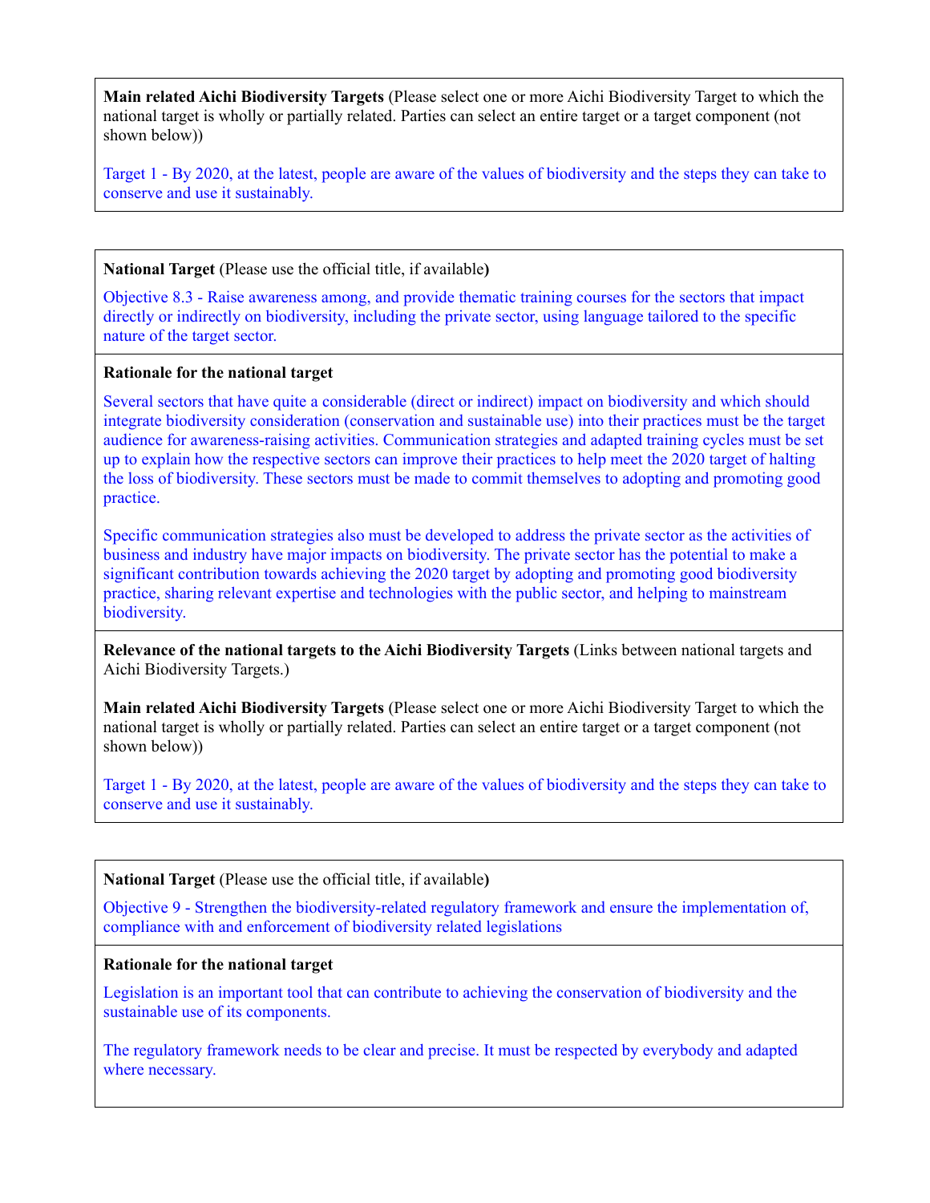**Main related Aichi Biodiversity Targets** (Please select one or more Aichi Biodiversity Target to which the national target is wholly or partially related. Parties can select an entire target or a target component (not shown below))

Target 1 - By 2020, at the latest, people are aware of the values of biodiversity and the steps they can take to conserve and use it sustainably.

**National Target** (Please use the official title, if available**)**

Objective 8.3 - Raise awareness among, and provide thematic training courses for the sectors that impact directly or indirectly on biodiversity, including the private sector, using language tailored to the specific nature of the target sector.

**Rationale for the national target**

Several sectors that have quite a considerable (direct or indirect) impact on biodiversity and which should integrate biodiversity consideration (conservation and sustainable use) into their practices must be the target audience for awareness-raising activities. Communication strategies and adapted training cycles must be set up to explain how the respective sectors can improve their practices to help meet the 2020 target of halting the loss of biodiversity. These sectors must be made to commit themselves to adopting and promoting good practice.

Specific communication strategies also must be developed to address the private sector as the activities of business and industry have major impacts on biodiversity. The private sector has the potential to make a significant contribution towards achieving the 2020 target by adopting and promoting good biodiversity practice, sharing relevant expertise and technologies with the public sector, and helping to mainstream biodiversity.

**Relevance of the national targets to the Aichi Biodiversity Targets** (Links between national targets and Aichi Biodiversity Targets.)

**Main related Aichi Biodiversity Targets** (Please select one or more Aichi Biodiversity Target to which the national target is wholly or partially related. Parties can select an entire target or a target component (not shown below))

Target 1 - By 2020, at the latest, people are aware of the values of biodiversity and the steps they can take to conserve and use it sustainably.

**National Target** (Please use the official title, if available**)**

Objective 9 - Strengthen the biodiversity-related regulatory framework and ensure the implementation of, compliance with and enforcement of biodiversity related legislations

**Rationale for the national target**

Legislation is an important tool that can contribute to achieving the conservation of biodiversity and the sustainable use of its components.

The regulatory framework needs to be clear and precise. It must be respected by everybody and adapted where necessary.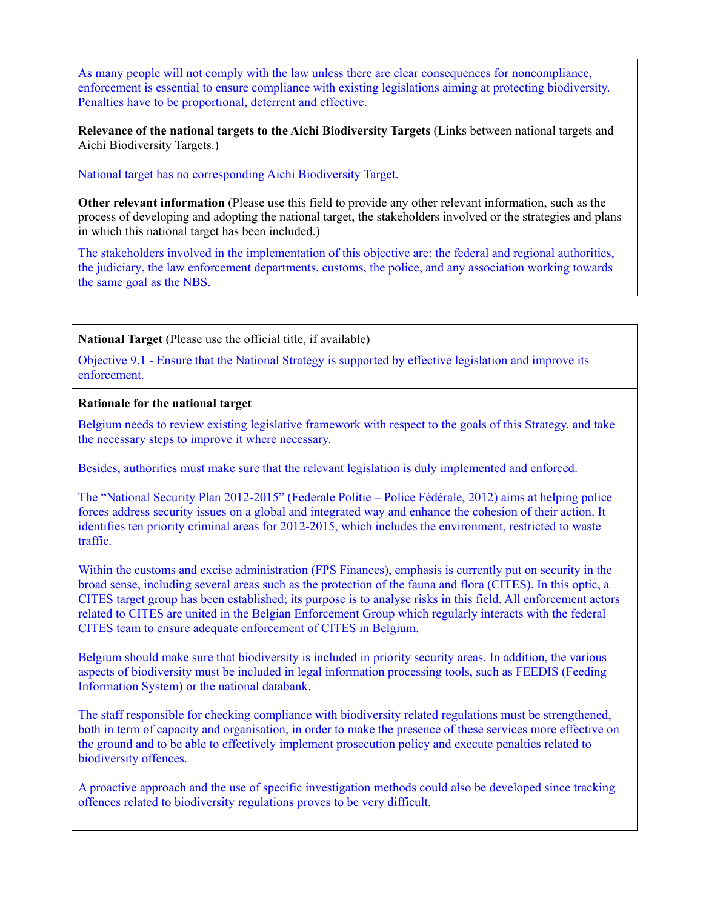As many people will not comply with the law unless there are clear consequences for noncompliance, enforcement is essential to ensure compliance with existing legislations aiming at protecting biodiversity. Penalties have to be proportional, deterrent and effective.

**Relevance of the national targets to the Aichi Biodiversity Targets** (Links between national targets and Aichi Biodiversity Targets.)

National target has no corresponding Aichi Biodiversity Target.

**Other relevant information** (Please use this field to provide any other relevant information, such as the process of developing and adopting the national target, the stakeholders involved or the strategies and plans in which this national target has been included.)

The stakeholders involved in the implementation of this objective are: the federal and regional authorities, the judiciary, the law enforcement departments, customs, the police, and any association working towards the same goal as the NBS.

---

**National Target** (Please use the official title, if available**)**

Objective 9.1 - Ensure that the National Strategy is supported by effective legislation and improve its enforcement.

**Rationale for the national target**

Belgium needs to review existing legislative framework with respect to the goals of this Strategy, and take the necessary steps to improve it where necessary.

Besides, authorities must make sure that the relevant legislation is duly implemented and enforced.

The "National Security Plan 2012-2015" (Federale Politie – Police Fédérale, 2012) aims at helping police forces address security issues on a global and integrated way and enhance the cohesion of their action. It identifies ten priority criminal areas for 2012-2015, which includes the environment, restricted to waste traffic.

Within the customs and excise administration (FPS Finances), emphasis is currently put on security in the broad sense, including several areas such as the protection of the fauna and flora (CITES). In this optic, a CITES target group has been established; its purpose is to analyse risks in this field. All enforcement actors related to CITES are united in the Belgian Enforcement Group which regularly interacts with the federal CITES team to ensure adequate enforcement of CITES in Belgium.

Belgium should make sure that biodiversity is included in priority security areas. In addition, the various aspects of biodiversity must be included in legal information processing tools, such as FEEDIS (Feeding Information System) or the national databank.

The staff responsible for checking compliance with biodiversity related regulations must be strengthened, both in term of capacity and organisation, in order to make the presence of these services more effective on the ground and to be able to effectively implement prosecution policy and execute penalties related to biodiversity offences.

A proactive approach and the use of specific investigation methods could also be developed since tracking offences related to biodiversity regulations proves to be very difficult.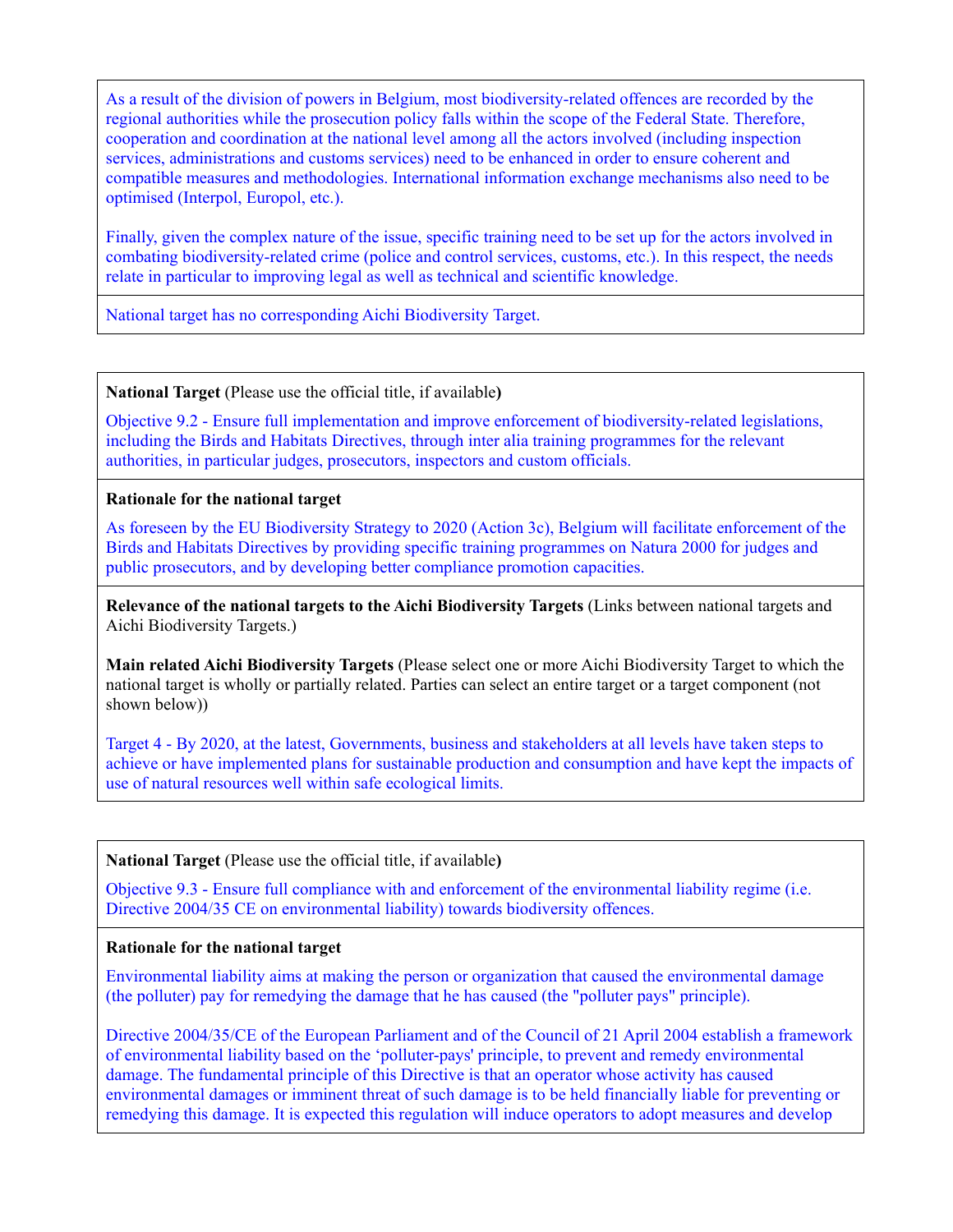As a result of the division of powers in Belgium, most biodiversity-related offences are recorded by the regional authorities while the prosecution policy falls within the scope of the Federal State. Therefore, cooperation and coordination at the national level among all the actors involved (including inspection services, administrations and customs services) need to be enhanced in order to ensure coherent and compatible measures and methodologies. International information exchange mechanisms also need to be optimised (Interpol, Europol, etc.).

Finally, given the complex nature of the issue, specific training need to be set up for the actors involved in combating biodiversity-related crime (police and control services, customs, etc.). In this respect, the needs relate in particular to improving legal as well as technical and scientific knowledge.

National target has no corresponding Aichi Biodiversity Target.

---

**National Target** (Please use the official title, if available**)**

Objective 9.2 - Ensure full implementation and improve enforcement of biodiversity-related legislations, including the Birds and Habitats Directives, through inter alia training programmes for the relevant authorities, in particular judges, prosecutors, inspectors and custom officials.

**Rationale for the national target**

As foreseen by the EU Biodiversity Strategy to 2020 (Action 3c), Belgium will facilitate enforcement of the Birds and Habitats Directives by providing specific training programmes on Natura 2000 for judges and public prosecutors, and by developing better compliance promotion capacities.

**Relevance of the national targets to the Aichi Biodiversity Targets** (Links between national targets and Aichi Biodiversity Targets.)

**Main related Aichi Biodiversity Targets** (Please select one or more Aichi Biodiversity Target to which the national target is wholly or partially related. Parties can select an entire target or a target component (not shown below))

Target 4 - By 2020, at the latest, Governments, business and stakeholders at all levels have taken steps to achieve or have implemented plans for sustainable production and consumption and have kept the impacts of use of natural resources well within safe ecological limits.

---

**National Target** (Please use the official title, if available**)**

Objective 9.3 - Ensure full compliance with and enforcement of the environmental liability regime (i.e. Directive 2004/35 CE on environmental liability) towards biodiversity offences.

**Rationale for the national target**

Environmental liability aims at making the person or organization that caused the environmental damage (the polluter) pay for remedying the damage that he has caused (the "polluter pays" principle).

Directive 2004/35/CE of the European Parliament and of the Council of 21 April 2004 establish a framework of environmental liability based on the 'polluter-pays' principle, to prevent and remedy environmental damage. The fundamental principle of this Directive is that an operator whose activity has caused environmental damages or imminent threat of such damage is to be held financially liable for preventing or remedying this damage. It is expected this regulation will induce operators to adopt measures and develop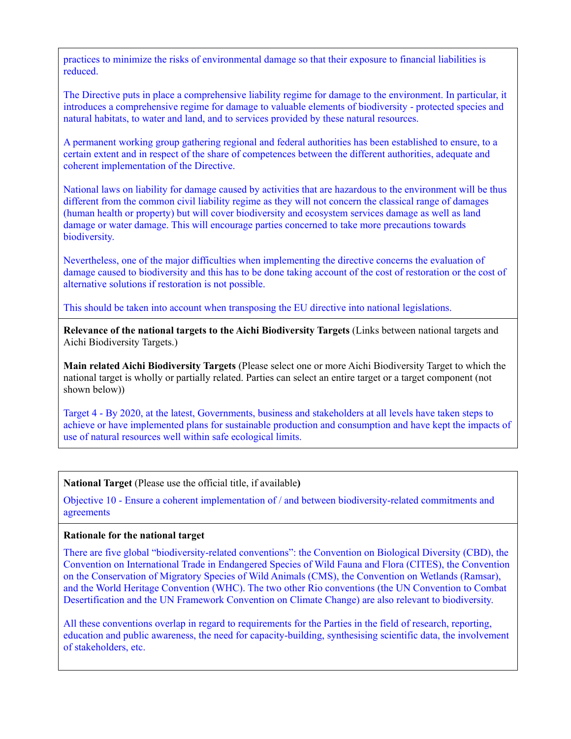practices to minimize the risks of environmental damage so that their exposure to financial liabilities is reduced.

The Directive puts in place a comprehensive liability regime for damage to the environment. In particular, it introduces a comprehensive regime for damage to valuable elements of biodiversity - protected species and natural habitats, to water and land, and to services provided by these natural resources.

A permanent working group gathering regional and federal authorities has been established to ensure, to a certain extent and in respect of the share of competences between the different authorities, adequate and coherent implementation of the Directive.

National laws on liability for damage caused by activities that are hazardous to the environment will be thus different from the common civil liability regime as they will not concern the classical range of damages (human health or property) but will cover biodiversity and ecosystem services damage as well as land damage or water damage. This will encourage parties concerned to take more precautions towards biodiversity.

Nevertheless, one of the major difficulties when implementing the directive concerns the evaluation of damage caused to biodiversity and this has to be done taking account of the cost of restoration or the cost of alternative solutions if restoration is not possible.

This should be taken into account when transposing the EU directive into national legislations.

**Relevance of the national targets to the Aichi Biodiversity Targets** (Links between national targets and Aichi Biodiversity Targets.)

**Main related Aichi Biodiversity Targets** (Please select one or more Aichi Biodiversity Target to which the national target is wholly or partially related. Parties can select an entire target or a target component (not shown below))

Target 4 - By 2020, at the latest, Governments, business and stakeholders at all levels have taken steps to achieve or have implemented plans for sustainable production and consumption and have kept the impacts of use of natural resources well within safe ecological limits.

**National Target** (Please use the official title, if available**)**

Objective 10 - Ensure a coherent implementation of / and between biodiversity-related commitments and agreements

**Rationale for the national target**

There are five global “biodiversity-related conventions”: the Convention on Biological Diversity (CBD), the Convention on International Trade in Endangered Species of Wild Fauna and Flora (CITES), the Convention on the Conservation of Migratory Species of Wild Animals (CMS), the Convention on Wetlands (Ramsar), and the World Heritage Convention (WHC). The two other Rio conventions (the UN Convention to Combat Desertification and the UN Framework Convention on Climate Change) are also relevant to biodiversity.

All these conventions overlap in regard to requirements for the Parties in the field of research, reporting, education and public awareness, the need for capacity-building, synthesising scientific data, the involvement of stakeholders, etc.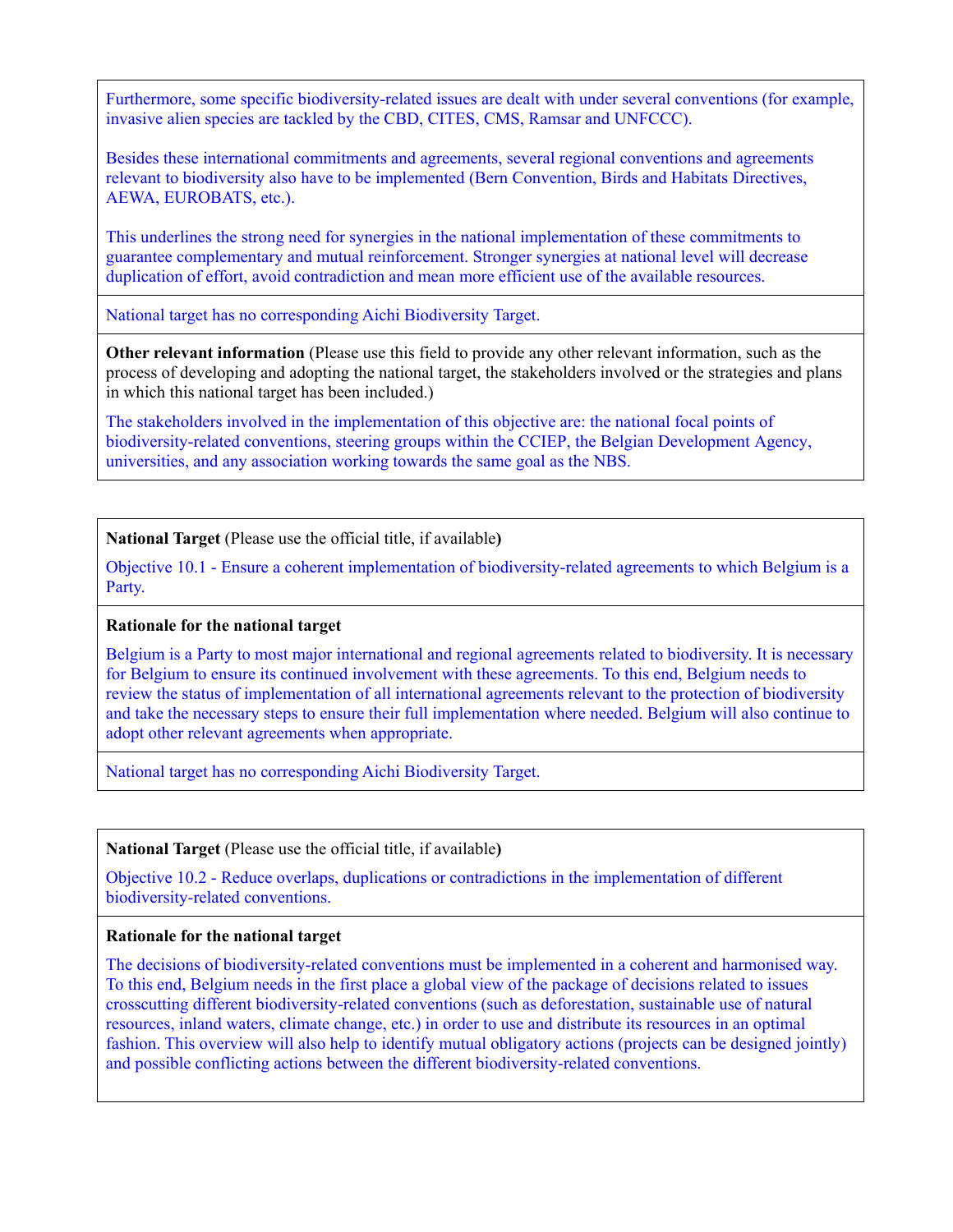Furthermore, some specific biodiversity-related issues are dealt with under several conventions (for example, invasive alien species are tackled by the CBD, CITES, CMS, Ramsar and UNFCCC).

Besides these international commitments and agreements, several regional conventions and agreements relevant to biodiversity also have to be implemented (Bern Convention, Birds and Habitats Directives, AEWA, EUROBATS, etc.).

This underlines the strong need for synergies in the national implementation of these commitments to guarantee complementary and mutual reinforcement. Stronger synergies at national level will decrease duplication of effort, avoid contradiction and mean more efficient use of the available resources.

National target has no corresponding Aichi Biodiversity Target.

**Other relevant information** (Please use this field to provide any other relevant information, such as the process of developing and adopting the national target, the stakeholders involved or the strategies and plans in which this national target has been included.)

The stakeholders involved in the implementation of this objective are: the national focal points of biodiversity-related conventions, steering groups within the CCIEP, the Belgian Development Agency, universities, and any association working towards the same goal as the NBS.

**National Target** (Please use the official title, if available**)**

Objective 10.1 - Ensure a coherent implementation of biodiversity-related agreements to which Belgium is a Party.

**Rationale for the national target**

Belgium is a Party to most major international and regional agreements related to biodiversity. It is necessary for Belgium to ensure its continued involvement with these agreements. To this end, Belgium needs to review the status of implementation of all international agreements relevant to the protection of biodiversity and take the necessary steps to ensure their full implementation where needed. Belgium will also continue to adopt other relevant agreements when appropriate.

National target has no corresponding Aichi Biodiversity Target.

**National Target** (Please use the official title, if available**)**

Objective 10.2 - Reduce overlaps, duplications or contradictions in the implementation of different biodiversity-related conventions.

**Rationale for the national target**

The decisions of biodiversity-related conventions must be implemented in a coherent and harmonised way. To this end, Belgium needs in the first place a global view of the package of decisions related to issues crosscutting different biodiversity-related conventions (such as deforestation, sustainable use of natural resources, inland waters, climate change, etc.) in order to use and distribute its resources in an optimal fashion. This overview will also help to identify mutual obligatory actions (projects can be designed jointly) and possible conflicting actions between the different biodiversity-related conventions.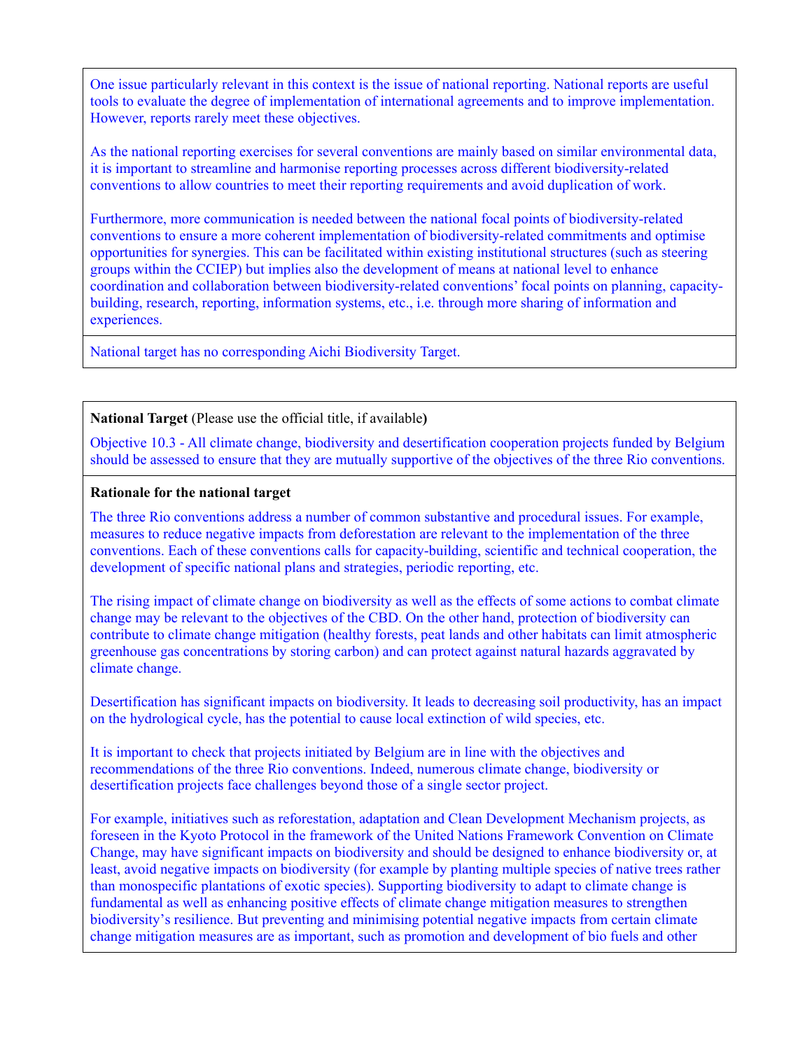One issue particularly relevant in this context is the issue of national reporting. National reports are useful tools to evaluate the degree of implementation of international agreements and to improve implementation. However, reports rarely meet these objectives.

As the national reporting exercises for several conventions are mainly based on similar environmental data, it is important to streamline and harmonise reporting processes across different biodiversity-related conventions to allow countries to meet their reporting requirements and avoid duplication of work.

Furthermore, more communication is needed between the national focal points of biodiversity-related conventions to ensure a more coherent implementation of biodiversity-related commitments and optimise opportunities for synergies. This can be facilitated within existing institutional structures (such as steering groups within the CCIEP) but implies also the development of means at national level to enhance coordination and collaboration between biodiversity-related conventions' focal points on planning, capacity-building, research, reporting, information systems, etc., i.e. through more sharing of information and experiences.

National target has no corresponding Aichi Biodiversity Target.

**National Target** (Please use the official title, if available**)**

Objective 10.3 - All climate change, biodiversity and desertification cooperation projects funded by Belgium should be assessed to ensure that they are mutually supportive of the objectives of the three Rio conventions.

**Rationale for the national target**

The three Rio conventions address a number of common substantive and procedural issues. For example, measures to reduce negative impacts from deforestation are relevant to the implementation of the three conventions. Each of these conventions calls for capacity-building, scientific and technical cooperation, the development of specific national plans and strategies, periodic reporting, etc.

The rising impact of climate change on biodiversity as well as the effects of some actions to combat climate change may be relevant to the objectives of the CBD. On the other hand, protection of biodiversity can contribute to climate change mitigation (healthy forests, peat lands and other habitats can limit atmospheric greenhouse gas concentrations by storing carbon) and can protect against natural hazards aggravated by climate change.

Desertification has significant impacts on biodiversity. It leads to decreasing soil productivity, has an impact on the hydrological cycle, has the potential to cause local extinction of wild species, etc.

It is important to check that projects initiated by Belgium are in line with the objectives and recommendations of the three Rio conventions. Indeed, numerous climate change, biodiversity or desertification projects face challenges beyond those of a single sector project.

For example, initiatives such as reforestation, adaptation and Clean Development Mechanism projects, as foreseen in the Kyoto Protocol in the framework of the United Nations Framework Convention on Climate Change, may have significant impacts on biodiversity and should be designed to enhance biodiversity or, at least, avoid negative impacts on biodiversity (for example by planting multiple species of native trees rather than monospecific plantations of exotic species). Supporting biodiversity to adapt to climate change is fundamental as well as enhancing positive effects of climate change mitigation measures to strengthen biodiversity's resilience. But preventing and minimising potential negative impacts from certain climate change mitigation measures are as important, such as promotion and development of bio fuels and other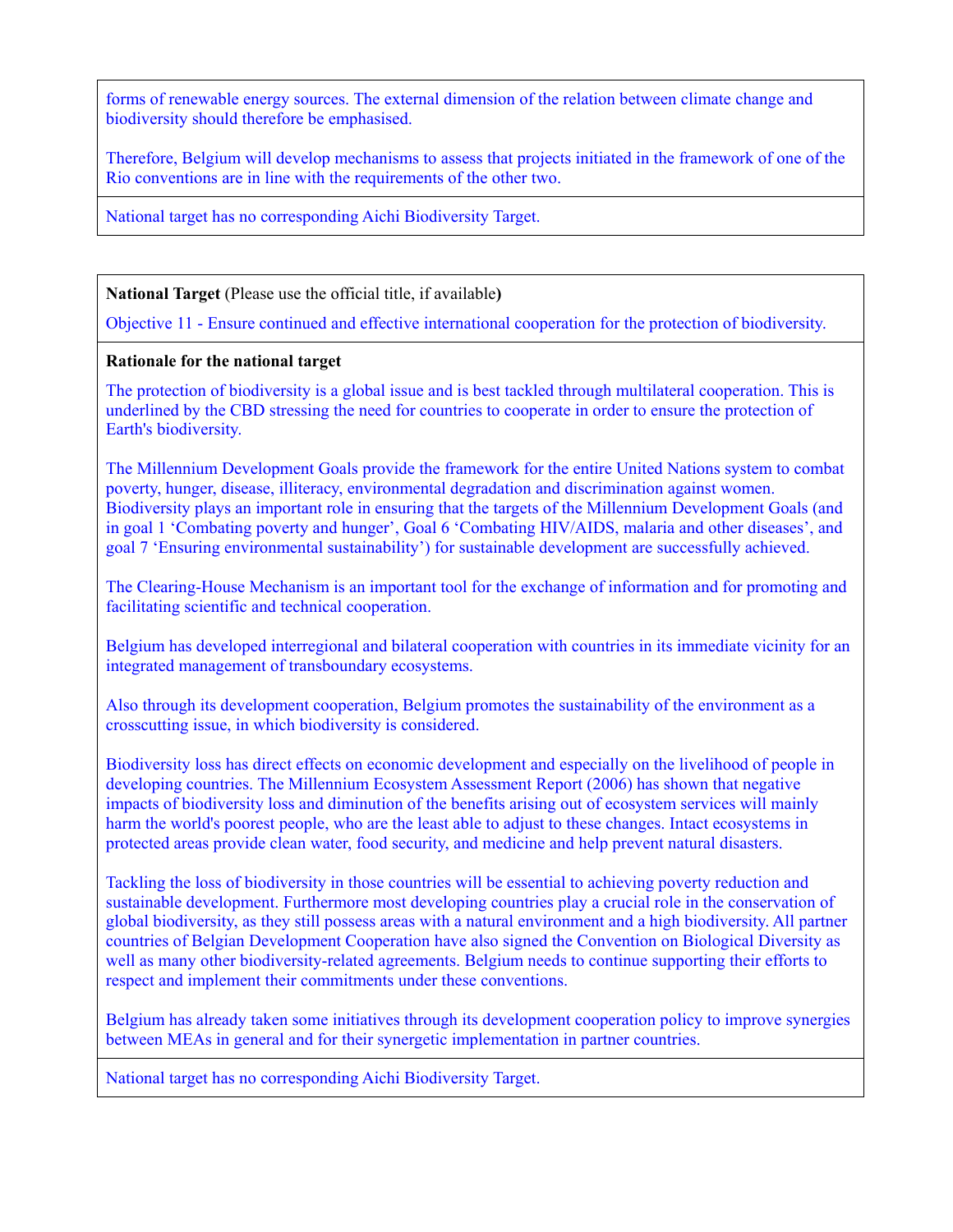forms of renewable energy sources. The external dimension of the relation between climate change and biodiversity should therefore be emphasised.

Therefore, Belgium will develop mechanisms to assess that projects initiated in the framework of one of the Rio conventions are in line with the requirements of the other two.

National target has no corresponding Aichi Biodiversity Target.

**National Target** (Please use the official title, if available**)**

Objective 11 - Ensure continued and effective international cooperation for the protection of biodiversity.

**Rationale for the national target**

The protection of biodiversity is a global issue and is best tackled through multilateral cooperation. This is underlined by the CBD stressing the need for countries to cooperate in order to ensure the protection of Earth's biodiversity.

The Millennium Development Goals provide the framework for the entire United Nations system to combat poverty, hunger, disease, illiteracy, environmental degradation and discrimination against women. Biodiversity plays an important role in ensuring that the targets of the Millennium Development Goals (and in goal 1 'Combating poverty and hunger', Goal 6 'Combating HIV/AIDS, malaria and other diseases', and goal 7 'Ensuring environmental sustainability') for sustainable development are successfully achieved.

The Clearing-House Mechanism is an important tool for the exchange of information and for promoting and facilitating scientific and technical cooperation.

Belgium has developed interregional and bilateral cooperation with countries in its immediate vicinity for an integrated management of transboundary ecosystems.

Also through its development cooperation, Belgium promotes the sustainability of the environment as a crosscutting issue, in which biodiversity is considered.

Biodiversity loss has direct effects on economic development and especially on the livelihood of people in developing countries. The Millennium Ecosystem Assessment Report (2006) has shown that negative impacts of biodiversity loss and diminution of the benefits arising out of ecosystem services will mainly harm the world's poorest people, who are the least able to adjust to these changes. Intact ecosystems in protected areas provide clean water, food security, and medicine and help prevent natural disasters.

Tackling the loss of biodiversity in those countries will be essential to achieving poverty reduction and sustainable development. Furthermore most developing countries play a crucial role in the conservation of global biodiversity, as they still possess areas with a natural environment and a high biodiversity. All partner countries of Belgian Development Cooperation have also signed the Convention on Biological Diversity as well as many other biodiversity-related agreements. Belgium needs to continue supporting their efforts to respect and implement their commitments under these conventions.

Belgium has already taken some initiatives through its development cooperation policy to improve synergies between MEAs in general and for their synergetic implementation in partner countries.

National target has no corresponding Aichi Biodiversity Target.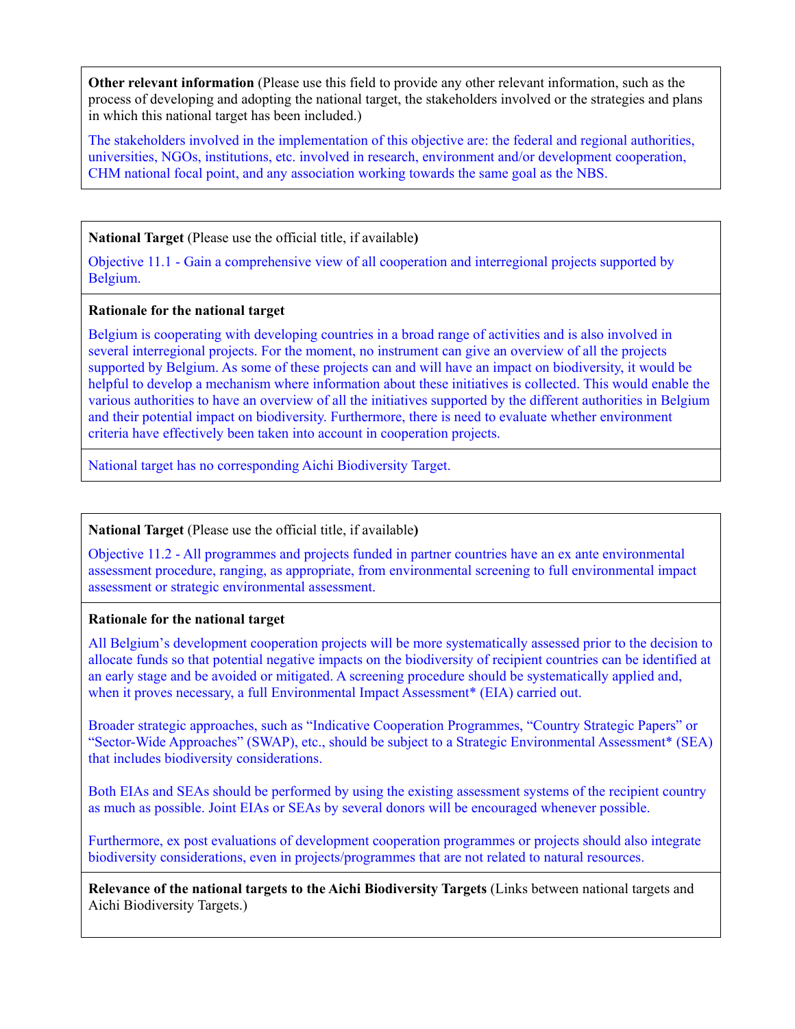**Other relevant information** (Please use this field to provide any other relevant information, such as the process of developing and adopting the national target, the stakeholders involved or the strategies and plans in which this national target has been included.)

The stakeholders involved in the implementation of this objective are: the federal and regional authorities, universities, NGOs, institutions, etc. involved in research, environment and/or development cooperation, CHM national focal point, and any association working towards the same goal as the NBS.

**National Target** (Please use the official title, if available**)**

Objective 11.1 - Gain a comprehensive view of all cooperation and interregional projects supported by Belgium.

**Rationale for the national target**

Belgium is cooperating with developing countries in a broad range of activities and is also involved in several interregional projects. For the moment, no instrument can give an overview of all the projects supported by Belgium. As some of these projects can and will have an impact on biodiversity, it would be helpful to develop a mechanism where information about these initiatives is collected. This would enable the various authorities to have an overview of all the initiatives supported by the different authorities in Belgium and their potential impact on biodiversity. Furthermore, there is need to evaluate whether environment criteria have effectively been taken into account in cooperation projects.

National target has no corresponding Aichi Biodiversity Target.

**National Target** (Please use the official title, if available**)**

Objective 11.2 - All programmes and projects funded in partner countries have an ex ante environmental assessment procedure, ranging, as appropriate, from environmental screening to full environmental impact assessment or strategic environmental assessment.

**Rationale for the national target**

All Belgium's development cooperation projects will be more systematically assessed prior to the decision to allocate funds so that potential negative impacts on the biodiversity of recipient countries can be identified at an early stage and be avoided or mitigated. A screening procedure should be systematically applied and, when it proves necessary, a full Environmental Impact Assessment* (EIA) carried out.

Broader strategic approaches, such as "Indicative Cooperation Programmes, "Country Strategic Papers" or "Sector-Wide Approaches" (SWAP), etc., should be subject to a Strategic Environmental Assessment* (SEA) that includes biodiversity considerations.

Both EIAs and SEAs should be performed by using the existing assessment systems of the recipient country as much as possible. Joint EIAs or SEAs by several donors will be encouraged whenever possible.

Furthermore, ex post evaluations of development cooperation programmes or projects should also integrate biodiversity considerations, even in projects/programmes that are not related to natural resources.

**Relevance of the national targets to the Aichi Biodiversity Targets** (Links between national targets and Aichi Biodiversity Targets.)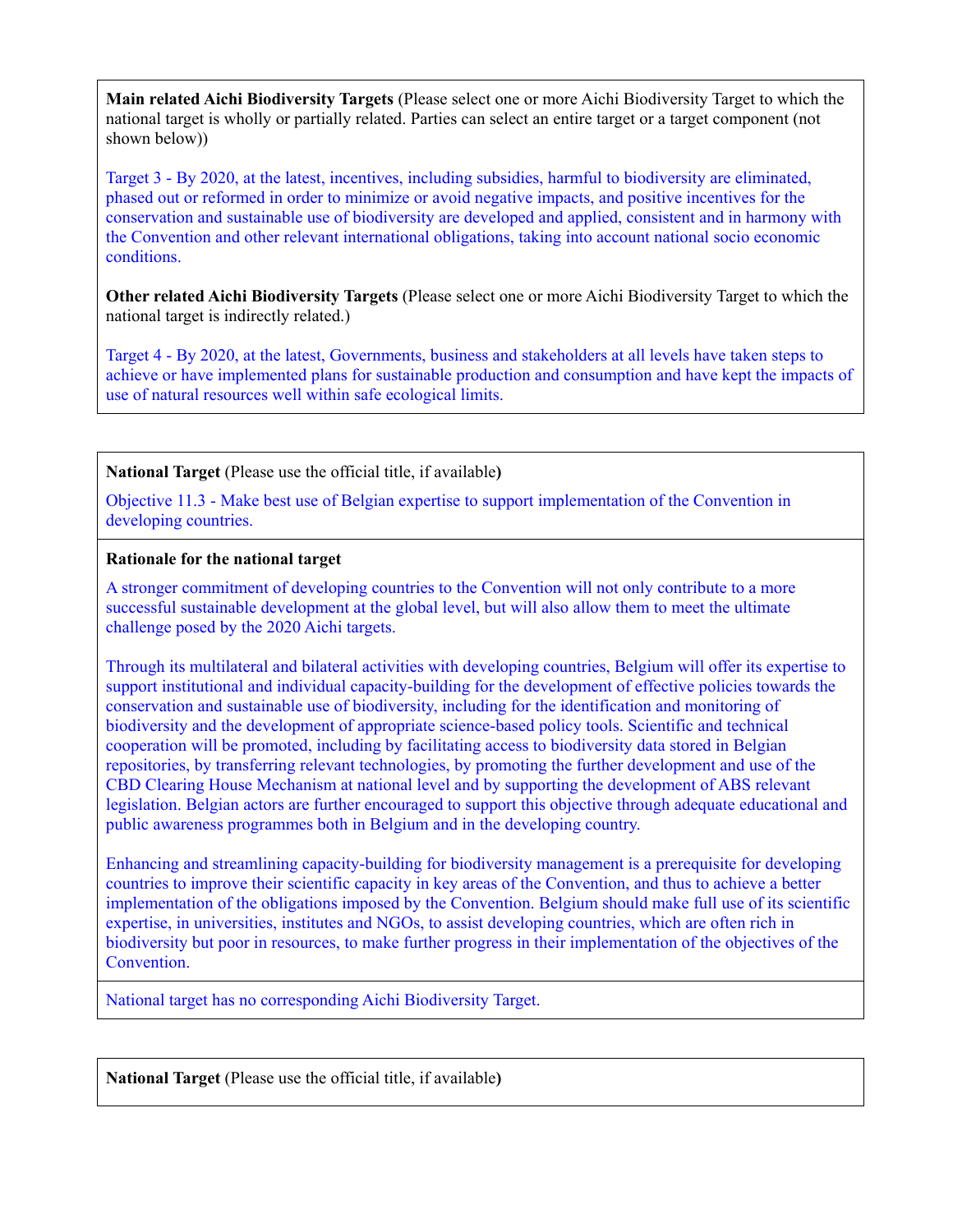**Main related Aichi Biodiversity Targets** (Please select one or more Aichi Biodiversity Target to which the national target is wholly or partially related. Parties can select an entire target or a target component (not shown below))

Target 3 - By 2020, at the latest, incentives, including subsidies, harmful to biodiversity are eliminated, phased out or reformed in order to minimize or avoid negative impacts, and positive incentives for the conservation and sustainable use of biodiversity are developed and applied, consistent and in harmony with the Convention and other relevant international obligations, taking into account national socio economic conditions.

**Other related Aichi Biodiversity Targets** (Please select one or more Aichi Biodiversity Target to which the national target is indirectly related.)

Target 4 - By 2020, at the latest, Governments, business and stakeholders at all levels have taken steps to achieve or have implemented plans for sustainable production and consumption and have kept the impacts of use of natural resources well within safe ecological limits.

**National Target** (Please use the official title, if available**)**

Objective 11.3 - Make best use of Belgian expertise to support implementation of the Convention in developing countries.

**Rationale for the national target**

A stronger commitment of developing countries to the Convention will not only contribute to a more successful sustainable development at the global level, but will also allow them to meet the ultimate challenge posed by the 2020 Aichi targets.

Through its multilateral and bilateral activities with developing countries, Belgium will offer its expertise to support institutional and individual capacity-building for the development of effective policies towards the conservation and sustainable use of biodiversity, including for the identification and monitoring of biodiversity and the development of appropriate science-based policy tools. Scientific and technical cooperation will be promoted, including by facilitating access to biodiversity data stored in Belgian repositories, by transferring relevant technologies, by promoting the further development and use of the CBD Clearing House Mechanism at national level and by supporting the development of ABS relevant legislation. Belgian actors are further encouraged to support this objective through adequate educational and public awareness programmes both in Belgium and in the developing country.

Enhancing and streamlining capacity-building for biodiversity management is a prerequisite for developing countries to improve their scientific capacity in key areas of the Convention, and thus to achieve a better implementation of the obligations imposed by the Convention. Belgium should make full use of its scientific expertise, in universities, institutes and NGOs, to assist developing countries, which are often rich in biodiversity but poor in resources, to make further progress in their implementation of the objectives of the Convention.

National target has no corresponding Aichi Biodiversity Target.

**National Target** (Please use the official title, if available**)**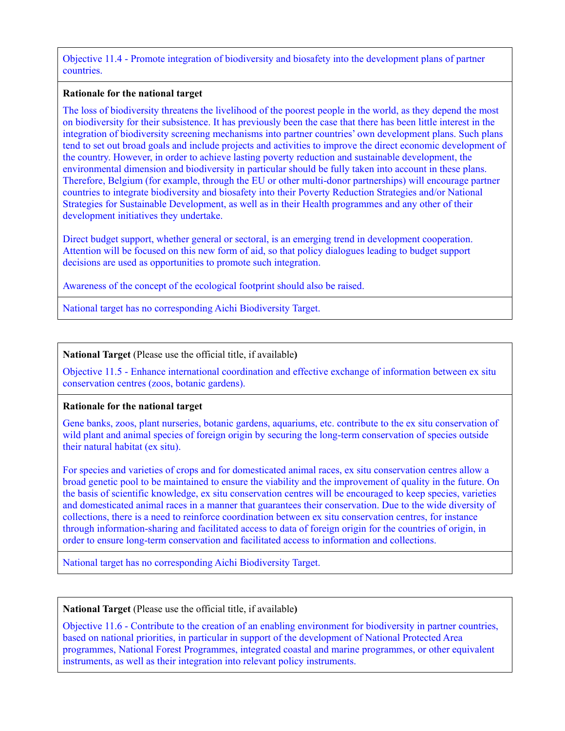Objective 11.4 - Promote integration of biodiversity and biosafety into the development plans of partner countries.

**Rationale for the national target**

The loss of biodiversity threatens the livelihood of the poorest people in the world, as they depend the most on biodiversity for their subsistence. It has previously been the case that there has been little interest in the integration of biodiversity screening mechanisms into partner countries' own development plans. Such plans tend to set out broad goals and include projects and activities to improve the direct economic development of the country. However, in order to achieve lasting poverty reduction and sustainable development, the environmental dimension and biodiversity in particular should be fully taken into account in these plans. Therefore, Belgium (for example, through the EU or other multi-donor partnerships) will encourage partner countries to integrate biodiversity and biosafety into their Poverty Reduction Strategies and/or National Strategies for Sustainable Development, as well as in their Health programmes and any other of their development initiatives they undertake.

Direct budget support, whether general or sectoral, is an emerging trend in development cooperation. Attention will be focused on this new form of aid, so that policy dialogues leading to budget support decisions are used as opportunities to promote such integration.

Awareness of the concept of the ecological footprint should also be raised.

National target has no corresponding Aichi Biodiversity Target.

**National Target** (Please use the official title, if available**)**

Objective 11.5 - Enhance international coordination and effective exchange of information between ex situ conservation centres (zoos, botanic gardens).

**Rationale for the national target**

Gene banks, zoos, plant nurseries, botanic gardens, aquariums, etc. contribute to the ex situ conservation of wild plant and animal species of foreign origin by securing the long-term conservation of species outside their natural habitat (ex situ).

For species and varieties of crops and for domesticated animal races, ex situ conservation centres allow a broad genetic pool to be maintained to ensure the viability and the improvement of quality in the future. On the basis of scientific knowledge, ex situ conservation centres will be encouraged to keep species, varieties and domesticated animal races in a manner that guarantees their conservation. Due to the wide diversity of collections, there is a need to reinforce coordination between ex situ conservation centres, for instance through information-sharing and facilitated access to data of foreign origin for the countries of origin, in order to ensure long-term conservation and facilitated access to information and collections.

National target has no corresponding Aichi Biodiversity Target.

**National Target** (Please use the official title, if available**)**

Objective 11.6 - Contribute to the creation of an enabling environment for biodiversity in partner countries, based on national priorities, in particular in support of the development of National Protected Area programmes, National Forest Programmes, integrated coastal and marine programmes, or other equivalent instruments, as well as their integration into relevant policy instruments.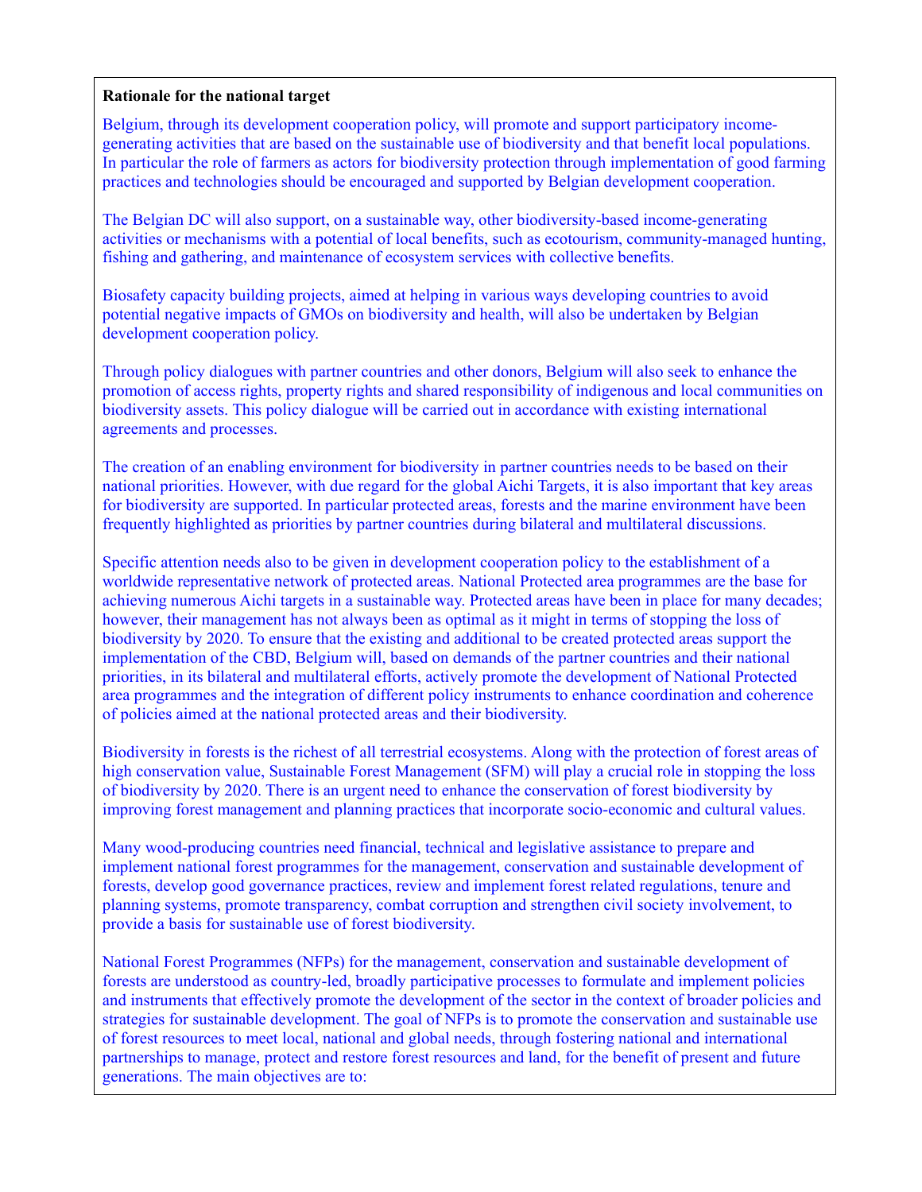**Rationale for the national target**

Belgium, through its development cooperation policy, will promote and support participatory income-generating activities that are based on the sustainable use of biodiversity and that benefit local populations. In particular the role of farmers as actors for biodiversity protection through implementation of good farming practices and technologies should be encouraged and supported by Belgian development cooperation.

The Belgian DC will also support, on a sustainable way, other biodiversity-based income-generating activities or mechanisms with a potential of local benefits, such as ecotourism, community-managed hunting, fishing and gathering, and maintenance of ecosystem services with collective benefits.

Biosafety capacity building projects, aimed at helping in various ways developing countries to avoid potential negative impacts of GMOs on biodiversity and health, will also be undertaken by Belgian development cooperation policy.

Through policy dialogues with partner countries and other donors, Belgium will also seek to enhance the promotion of access rights, property rights and shared responsibility of indigenous and local communities on biodiversity assets. This policy dialogue will be carried out in accordance with existing international agreements and processes.

The creation of an enabling environment for biodiversity in partner countries needs to be based on their national priorities. However, with due regard for the global Aichi Targets, it is also important that key areas for biodiversity are supported. In particular protected areas, forests and the marine environment have been frequently highlighted as priorities by partner countries during bilateral and multilateral discussions.

Specific attention needs also to be given in development cooperation policy to the establishment of a worldwide representative network of protected areas. National Protected area programmes are the base for achieving numerous Aichi targets in a sustainable way. Protected areas have been in place for many decades; however, their management has not always been as optimal as it might in terms of stopping the loss of biodiversity by 2020. To ensure that the existing and additional to be created protected areas support the implementation of the CBD, Belgium will, based on demands of the partner countries and their national priorities, in its bilateral and multilateral efforts, actively promote the development of National Protected area programmes and the integration of different policy instruments to enhance coordination and coherence of policies aimed at the national protected areas and their biodiversity.

Biodiversity in forests is the richest of all terrestrial ecosystems. Along with the protection of forest areas of high conservation value, Sustainable Forest Management (SFM) will play a crucial role in stopping the loss of biodiversity by 2020. There is an urgent need to enhance the conservation of forest biodiversity by improving forest management and planning practices that incorporate socio-economic and cultural values.

Many wood-producing countries need financial, technical and legislative assistance to prepare and implement national forest programmes for the management, conservation and sustainable development of forests, develop good governance practices, review and implement forest related regulations, tenure and planning systems, promote transparency, combat corruption and strengthen civil society involvement, to provide a basis for sustainable use of forest biodiversity.

National Forest Programmes (NFPs) for the management, conservation and sustainable development of forests are understood as country-led, broadly participative processes to formulate and implement policies and instruments that effectively promote the development of the sector in the context of broader policies and strategies for sustainable development. The goal of NFPs is to promote the conservation and sustainable use of forest resources to meet local, national and global needs, through fostering national and international partnerships to manage, protect and restore forest resources and land, for the benefit of present and future generations. The main objectives are to: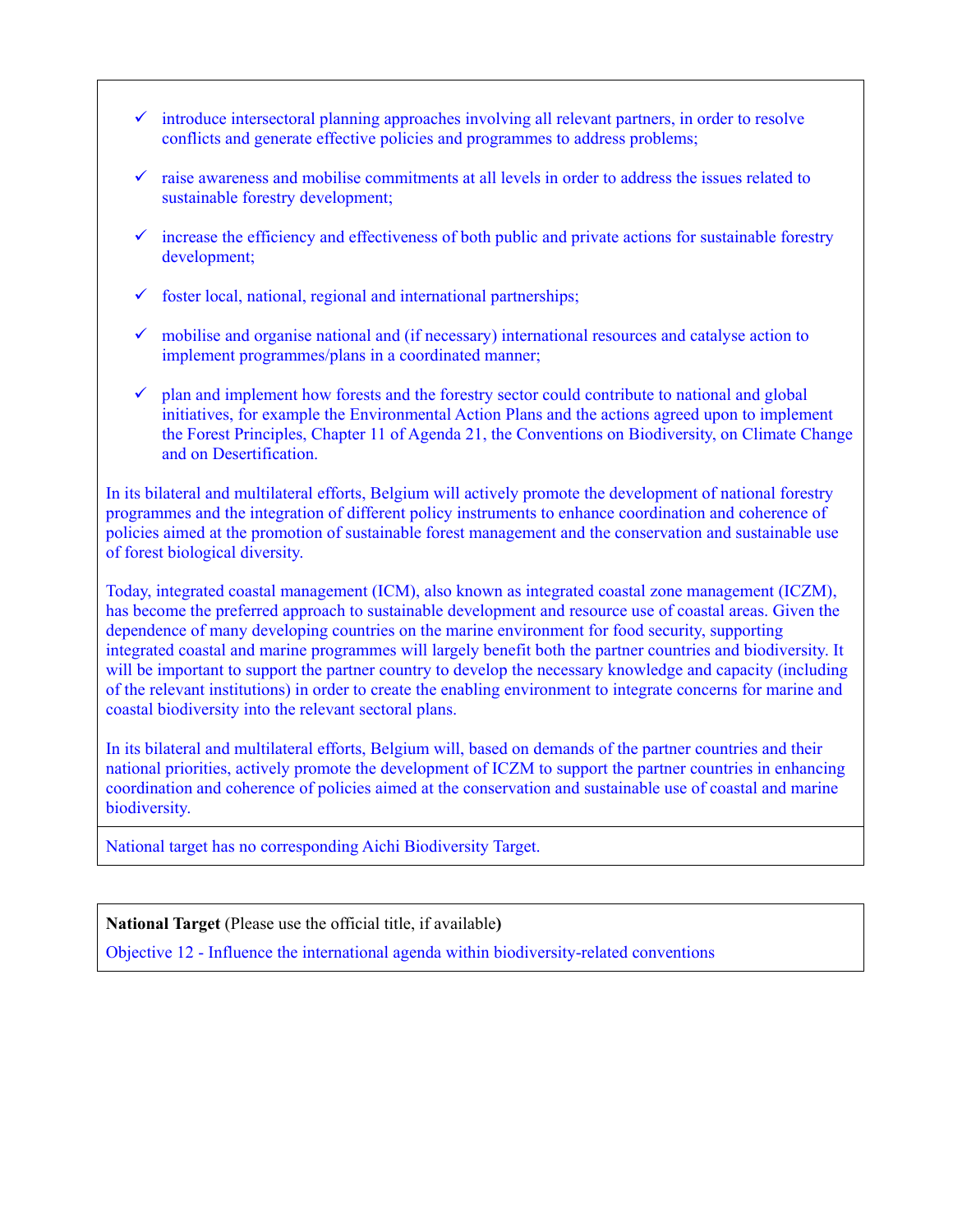- ✓ introduce intersectoral planning approaches involving all relevant partners, in order to resolve conflicts and generate effective policies and programmes to address problems;
- ✓ raise awareness and mobilise commitments at all levels in order to address the issues related to sustainable forestry development;
- ✓ increase the efficiency and effectiveness of both public and private actions for sustainable forestry development;
- ✓ foster local, national, regional and international partnerships;
- ✓ mobilise and organise national and (if necessary) international resources and catalyse action to implement programmes/plans in a coordinated manner;
- ✓ plan and implement how forests and the forestry sector could contribute to national and global initiatives, for example the Environmental Action Plans and the actions agreed upon to implement the Forest Principles, Chapter 11 of Agenda 21, the Conventions on Biodiversity, on Climate Change and on Desertification.

In its bilateral and multilateral efforts, Belgium will actively promote the development of national forestry programmes and the integration of different policy instruments to enhance coordination and coherence of policies aimed at the promotion of sustainable forest management and the conservation and sustainable use of forest biological diversity.

Today, integrated coastal management (ICM), also known as integrated coastal zone management (ICZM), has become the preferred approach to sustainable development and resource use of coastal areas. Given the dependence of many developing countries on the marine environment for food security, supporting integrated coastal and marine programmes will largely benefit both the partner countries and biodiversity. It will be important to support the partner country to develop the necessary knowledge and capacity (including of the relevant institutions) in order to create the enabling environment to integrate concerns for marine and coastal biodiversity into the relevant sectoral plans.

In its bilateral and multilateral efforts, Belgium will, based on demands of the partner countries and their national priorities, actively promote the development of ICZM to support the partner countries in enhancing coordination and coherence of policies aimed at the conservation and sustainable use of coastal and marine biodiversity.

National target has no corresponding Aichi Biodiversity Target.

**National Target** (Please use the official title, if available**)**

Objective 12 - Influence the international agenda within biodiversity-related conventions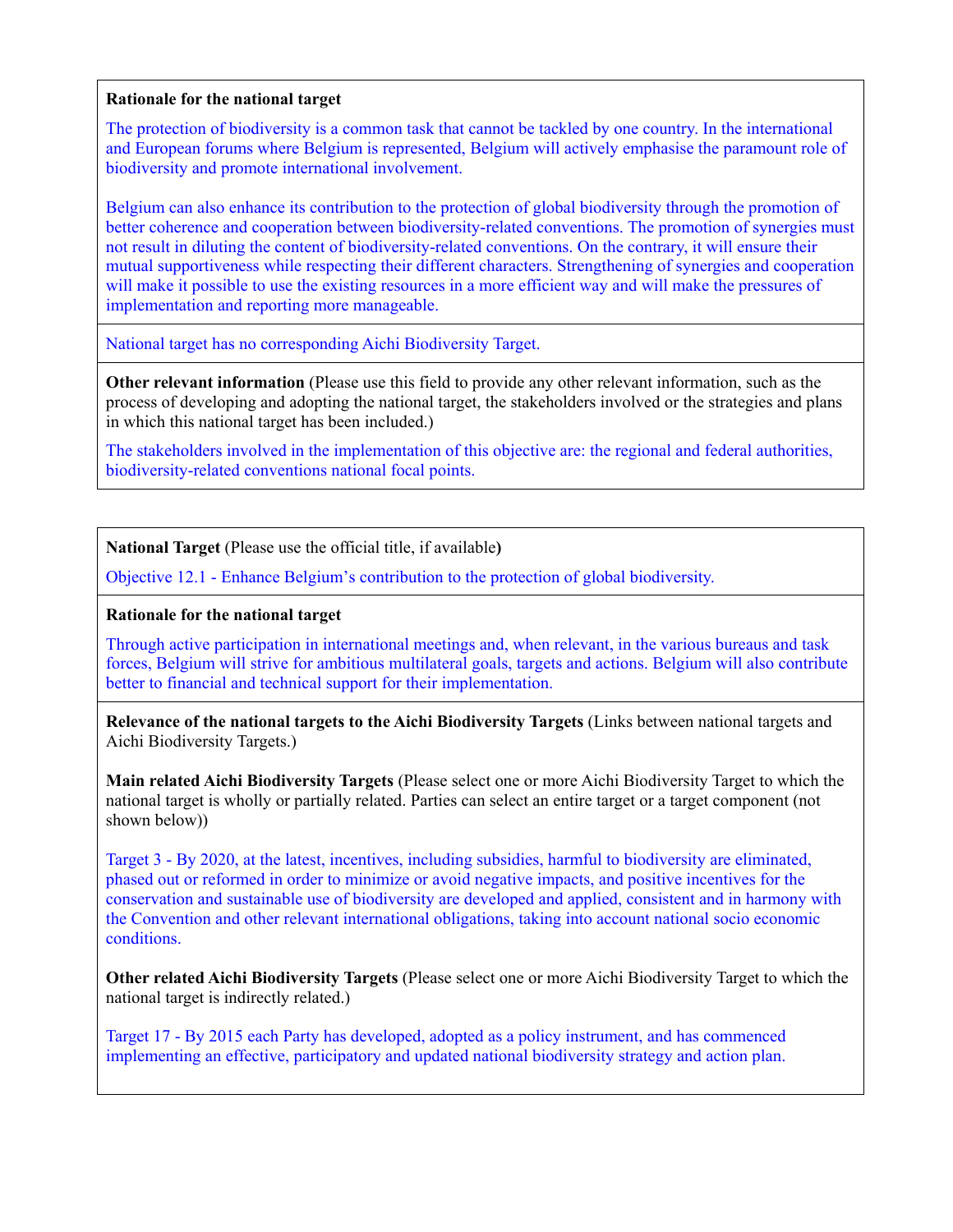**Rationale for the national target**

The protection of biodiversity is a common task that cannot be tackled by one country. In the international and European forums where Belgium is represented, Belgium will actively emphasise the paramount role of biodiversity and promote international involvement.

Belgium can also enhance its contribution to the protection of global biodiversity through the promotion of better coherence and cooperation between biodiversity-related conventions. The promotion of synergies must not result in diluting the content of biodiversity-related conventions. On the contrary, it will ensure their mutual supportiveness while respecting their different characters. Strengthening of synergies and cooperation will make it possible to use the existing resources in a more efficient way and will make the pressures of implementation and reporting more manageable.

National target has no corresponding Aichi Biodiversity Target.

**Other relevant information** (Please use this field to provide any other relevant information, such as the process of developing and adopting the national target, the stakeholders involved or the strategies and plans in which this national target has been included.)

The stakeholders involved in the implementation of this objective are: the regional and federal authorities, biodiversity-related conventions national focal points.

---

**National Target** (Please use the official title, if available**)**

Objective 12.1 - Enhance Belgium's contribution to the protection of global biodiversity.

**Rationale for the national target**

Through active participation in international meetings and, when relevant, in the various bureaus and task forces, Belgium will strive for ambitious multilateral goals, targets and actions. Belgium will also contribute better to financial and technical support for their implementation.

**Relevance of the national targets to the Aichi Biodiversity Targets** (Links between national targets and Aichi Biodiversity Targets.)

**Main related Aichi Biodiversity Targets** (Please select one or more Aichi Biodiversity Target to which the national target is wholly or partially related. Parties can select an entire target or a target component (not shown below))

Target 3 - By 2020, at the latest, incentives, including subsidies, harmful to biodiversity are eliminated, phased out or reformed in order to minimize or avoid negative impacts, and positive incentives for the conservation and sustainable use of biodiversity are developed and applied, consistent and in harmony with the Convention and other relevant international obligations, taking into account national socio economic conditions.

**Other related Aichi Biodiversity Targets** (Please select one or more Aichi Biodiversity Target to which the national target is indirectly related.)

Target 17 - By 2015 each Party has developed, adopted as a policy instrument, and has commenced implementing an effective, participatory and updated national biodiversity strategy and action plan.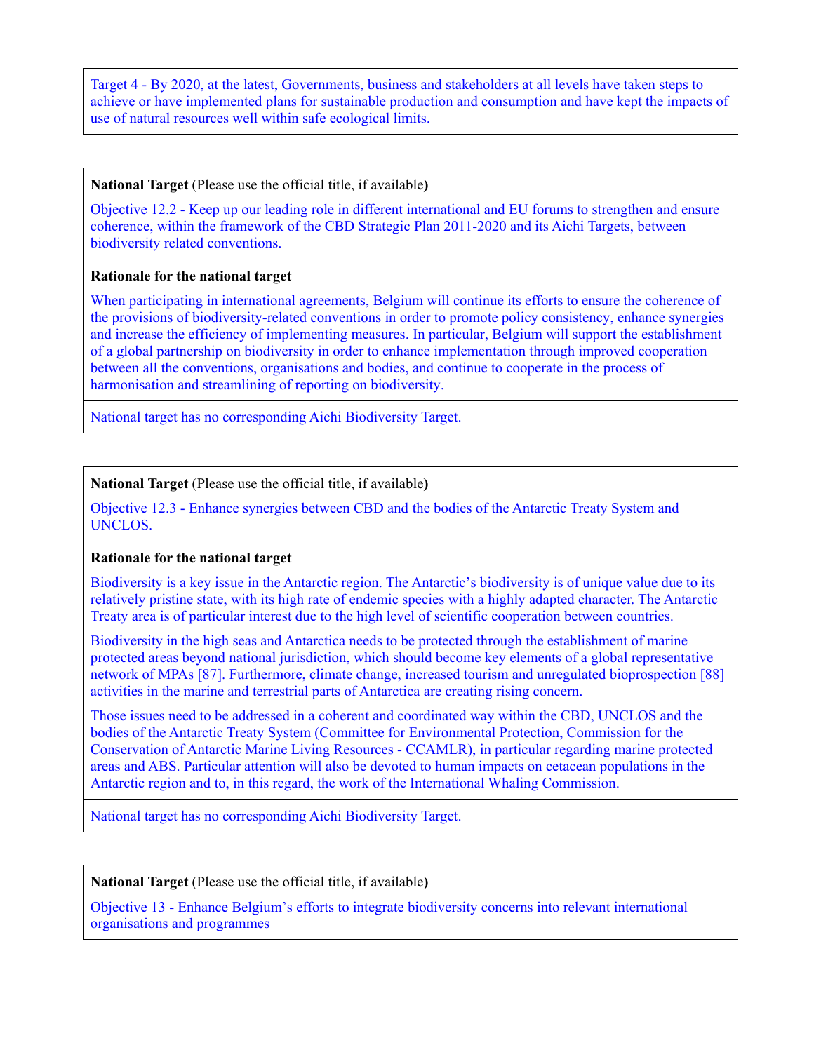Target 4 - By 2020, at the latest, Governments, business and stakeholders at all levels have taken steps to achieve or have implemented plans for sustainable production and consumption and have kept the impacts of use of natural resources well within safe ecological limits.

**National Target** (Please use the official title, if available**)**

Objective 12.2 - Keep up our leading role in different international and EU forums to strengthen and ensure coherence, within the framework of the CBD Strategic Plan 2011-2020 and its Aichi Targets, between biodiversity related conventions.

**Rationale for the national target**

When participating in international agreements, Belgium will continue its efforts to ensure the coherence of the provisions of biodiversity-related conventions in order to promote policy consistency, enhance synergies and increase the efficiency of implementing measures. In particular, Belgium will support the establishment of a global partnership on biodiversity in order to enhance implementation through improved cooperation between all the conventions, organisations and bodies, and continue to cooperate in the process of harmonisation and streamlining of reporting on biodiversity.

National target has no corresponding Aichi Biodiversity Target.

**National Target** (Please use the official title, if available**)**

Objective 12.3 - Enhance synergies between CBD and the bodies of the Antarctic Treaty System and UNCLOS.

**Rationale for the national target**

Biodiversity is a key issue in the Antarctic region. The Antarctic's biodiversity is of unique value due to its relatively pristine state, with its high rate of endemic species with a highly adapted character. The Antarctic Treaty area is of particular interest due to the high level of scientific cooperation between countries.

Biodiversity in the high seas and Antarctica needs to be protected through the establishment of marine protected areas beyond national jurisdiction, which should become key elements of a global representative network of MPAs [87]. Furthermore, climate change, increased tourism and unregulated bioprospection [88] activities in the marine and terrestrial parts of Antarctica are creating rising concern.

Those issues need to be addressed in a coherent and coordinated way within the CBD, UNCLOS and the bodies of the Antarctic Treaty System (Committee for Environmental Protection, Commission for the Conservation of Antarctic Marine Living Resources - CCAMLR), in particular regarding marine protected areas and ABS. Particular attention will also be devoted to human impacts on cetacean populations in the Antarctic region and to, in this regard, the work of the International Whaling Commission.

National target has no corresponding Aichi Biodiversity Target.

**National Target** (Please use the official title, if available**)**

Objective 13 - Enhance Belgium's efforts to integrate biodiversity concerns into relevant international organisations and programmes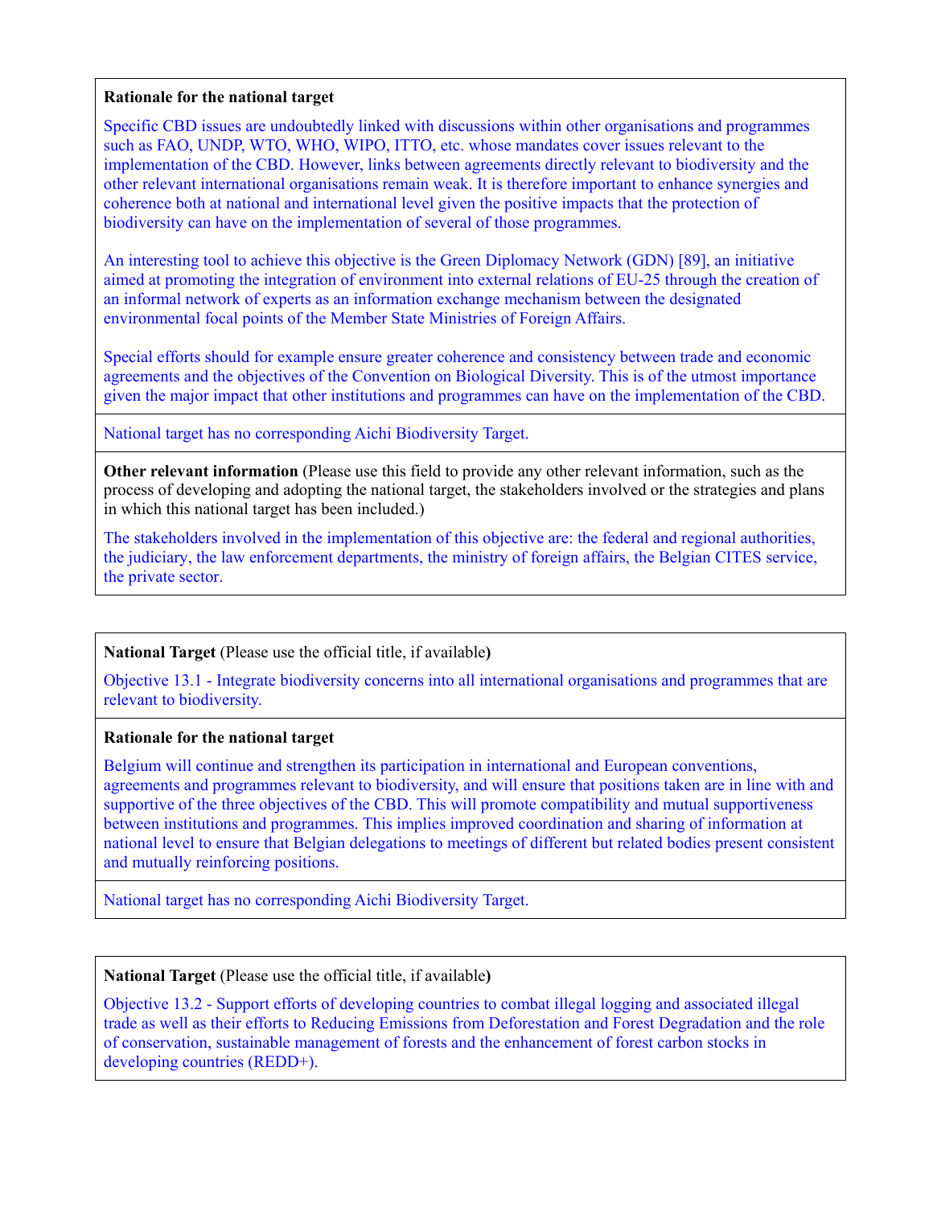**Rationale for the national target**

Specific CBD issues are undoubtedly linked with discussions within other organisations and programmes such as FAO, UNDP, WTO, WHO, WIPO, ITTO, etc. whose mandates cover issues relevant to the implementation of the CBD. However, links between agreements directly relevant to biodiversity and the other relevant international organisations remain weak. It is therefore important to enhance synergies and coherence both at national and international level given the positive impacts that the protection of biodiversity can have on the implementation of several of those programmes.

An interesting tool to achieve this objective is the Green Diplomacy Network (GDN) [89], an initiative aimed at promoting the integration of environment into external relations of EU-25 through the creation of an informal network of experts as an information exchange mechanism between the designated environmental focal points of the Member State Ministries of Foreign Affairs.

Special efforts should for example ensure greater coherence and consistency between trade and economic agreements and the objectives of the Convention on Biological Diversity. This is of the utmost importance given the major impact that other institutions and programmes can have on the implementation of the CBD.

National target has no corresponding Aichi Biodiversity Target.

**Other relevant information** (Please use this field to provide any other relevant information, such as the process of developing and adopting the national target, the stakeholders involved or the strategies and plans in which this national target has been included.)

The stakeholders involved in the implementation of this objective are: the federal and regional authorities, the judiciary, the law enforcement departments, the ministry of foreign affairs, the Belgian CITES service, the private sector.

---

**National Target** (Please use the official title, if available**)**

Objective 13.1 - Integrate biodiversity concerns into all international organisations and programmes that are relevant to biodiversity.

**Rationale for the national target**

Belgium will continue and strengthen its participation in international and European conventions, agreements and programmes relevant to biodiversity, and will ensure that positions taken are in line with and supportive of the three objectives of the CBD. This will promote compatibility and mutual supportiveness between institutions and programmes. This implies improved coordination and sharing of information at national level to ensure that Belgian delegations to meetings of different but related bodies present consistent and mutually reinforcing positions.

National target has no corresponding Aichi Biodiversity Target.

---

**National Target** (Please use the official title, if available**)**

Objective 13.2 - Support efforts of developing countries to combat illegal logging and associated illegal trade as well as their efforts to Reducing Emissions from Deforestation and Forest Degradation and the role of conservation, sustainable management of forests and the enhancement of forest carbon stocks in developing countries (REDD+).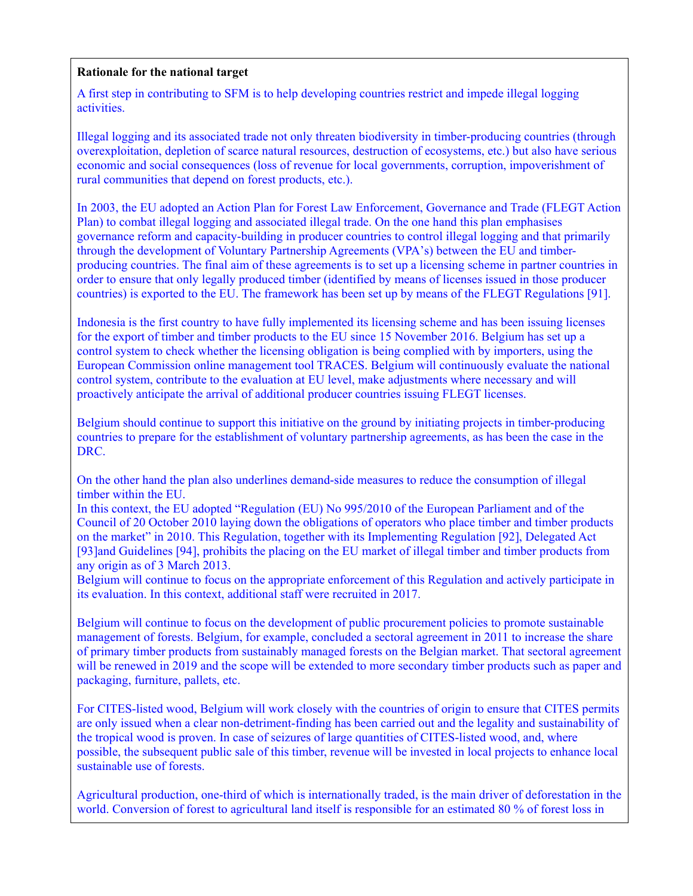**Rationale for the national target**

A first step in contributing to SFM is to help developing countries restrict and impede illegal logging activities.

Illegal logging and its associated trade not only threaten biodiversity in timber-producing countries (through overexploitation, depletion of scarce natural resources, destruction of ecosystems, etc.) but also have serious economic and social consequences (loss of revenue for local governments, corruption, impoverishment of rural communities that depend on forest products, etc.).

In 2003, the EU adopted an Action Plan for Forest Law Enforcement, Governance and Trade (FLEGT Action Plan) to combat illegal logging and associated illegal trade. On the one hand this plan emphasises governance reform and capacity-building in producer countries to control illegal logging and that primarily through the development of Voluntary Partnership Agreements (VPA's) between the EU and timber-producing countries. The final aim of these agreements is to set up a licensing scheme in partner countries in order to ensure that only legally produced timber (identified by means of licenses issued in those producer countries) is exported to the EU. The framework has been set up by means of the FLEGT Regulations [91].

Indonesia is the first country to have fully implemented its licensing scheme and has been issuing licenses for the export of timber and timber products to the EU since 15 November 2016. Belgium has set up a control system to check whether the licensing obligation is being complied with by importers, using the European Commission online management tool TRACES. Belgium will continuously evaluate the national control system, contribute to the evaluation at EU level, make adjustments where necessary and will proactively anticipate the arrival of additional producer countries issuing FLEGT licenses.

Belgium should continue to support this initiative on the ground by initiating projects in timber-producing countries to prepare for the establishment of voluntary partnership agreements, as has been the case in the DRC.

On the other hand the plan also underlines demand-side measures to reduce the consumption of illegal timber within the EU.
In this context, the EU adopted "Regulation (EU) No 995/2010 of the European Parliament and of the Council of 20 October 2010 laying down the obligations of operators who place timber and timber products on the market" in 2010. This Regulation, together with its Implementing Regulation [92], Delegated Act [93]and Guidelines [94], prohibits the placing on the EU market of illegal timber and timber products from any origin as of 3 March 2013.
Belgium will continue to focus on the appropriate enforcement of this Regulation and actively participate in its evaluation. In this context, additional staff were recruited in 2017.

Belgium will continue to focus on the development of public procurement policies to promote sustainable management of forests. Belgium, for example, concluded a sectoral agreement in 2011 to increase the share of primary timber products from sustainably managed forests on the Belgian market. That sectoral agreement will be renewed in 2019 and the scope will be extended to more secondary timber products such as paper and packaging, furniture, pallets, etc.

For CITES-listed wood, Belgium will work closely with the countries of origin to ensure that CITES permits are only issued when a clear non-detriment-finding has been carried out and the legality and sustainability of the tropical wood is proven. In case of seizures of large quantities of CITES-listed wood, and, where possible, the subsequent public sale of this timber, revenue will be invested in local projects to enhance local sustainable use of forests.

Agricultural production, one-third of which is internationally traded, is the main driver of deforestation in the world. Conversion of forest to agricultural land itself is responsible for an estimated 80 % of forest loss in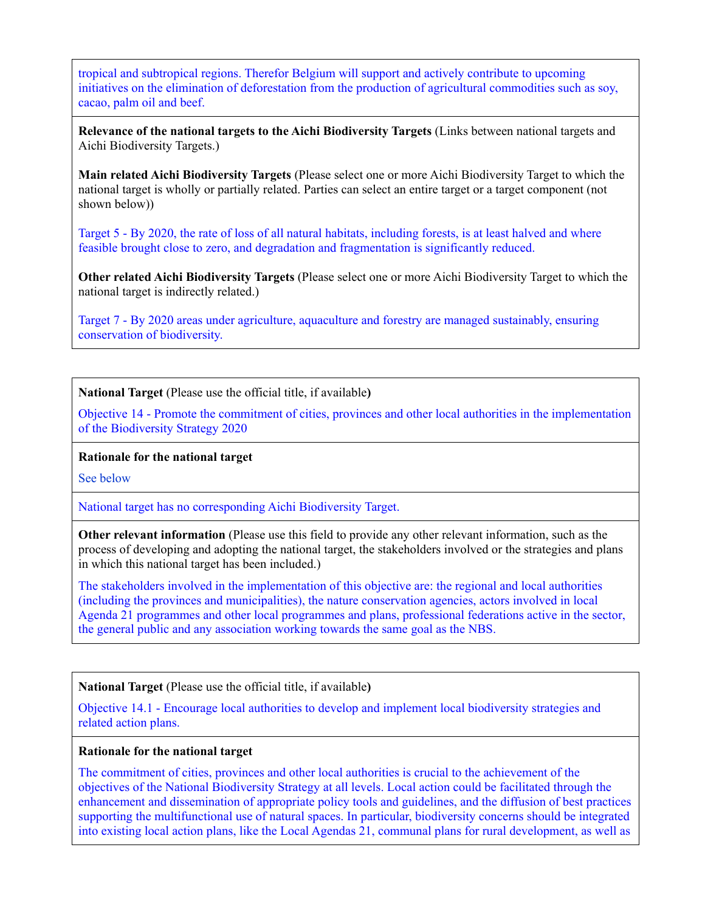tropical and subtropical regions. Therefor Belgium will support and actively contribute to upcoming initiatives on the elimination of deforestation from the production of agricultural commodities such as soy, cacao, palm oil and beef.

**Relevance of the national targets to the Aichi Biodiversity Targets** (Links between national targets and Aichi Biodiversity Targets.)

**Main related Aichi Biodiversity Targets** (Please select one or more Aichi Biodiversity Target to which the national target is wholly or partially related. Parties can select an entire target or a target component (not shown below))

Target 5 - By 2020, the rate of loss of all natural habitats, including forests, is at least halved and where feasible brought close to zero, and degradation and fragmentation is significantly reduced.

**Other related Aichi Biodiversity Targets** (Please select one or more Aichi Biodiversity Target to which the national target is indirectly related.)

Target 7 - By 2020 areas under agriculture, aquaculture and forestry are managed sustainably, ensuring conservation of biodiversity.

---

**National Target** (Please use the official title, if available**)**

Objective 14 - Promote the commitment of cities, provinces and other local authorities in the implementation of the Biodiversity Strategy 2020

**Rationale for the national target**

See below

National target has no corresponding Aichi Biodiversity Target.

**Other relevant information** (Please use this field to provide any other relevant information, such as the process of developing and adopting the national target, the stakeholders involved or the strategies and plans in which this national target has been included.)

The stakeholders involved in the implementation of this objective are: the regional and local authorities (including the provinces and municipalities), the nature conservation agencies, actors involved in local Agenda 21 programmes and other local programmes and plans, professional federations active in the sector, the general public and any association working towards the same goal as the NBS.

---

**National Target** (Please use the official title, if available**)**

Objective 14.1 - Encourage local authorities to develop and implement local biodiversity strategies and related action plans.

**Rationale for the national target**

The commitment of cities, provinces and other local authorities is crucial to the achievement of the objectives of the National Biodiversity Strategy at all levels. Local action could be facilitated through the enhancement and dissemination of appropriate policy tools and guidelines, and the diffusion of best practices supporting the multifunctional use of natural spaces. In particular, biodiversity concerns should be integrated into existing local action plans, like the Local Agendas 21, communal plans for rural development, as well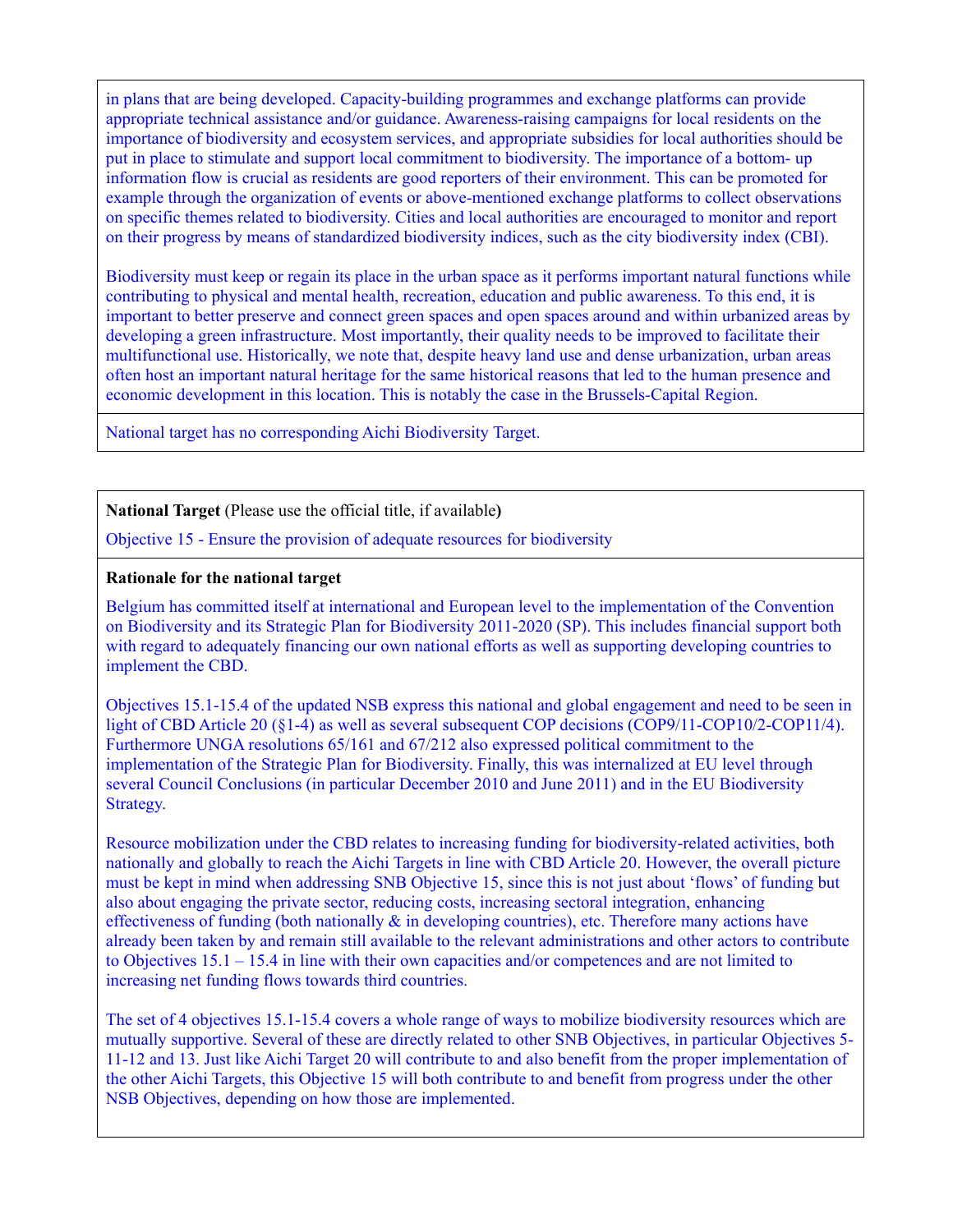in plans that are being developed. Capacity-building programmes and exchange platforms can provide appropriate technical assistance and/or guidance. Awareness-raising campaigns for local residents on the importance of biodiversity and ecosystem services, and appropriate subsidies for local authorities should be put in place to stimulate and support local commitment to biodiversity. The importance of a bottom- up information flow is crucial as residents are good reporters of their environment. This can be promoted for example through the organization of events or above-mentioned exchange platforms to collect observations on specific themes related to biodiversity. Cities and local authorities are encouraged to monitor and report on their progress by means of standardized biodiversity indices, such as the city biodiversity index (CBI).

Biodiversity must keep or regain its place in the urban space as it performs important natural functions while contributing to physical and mental health, recreation, education and public awareness. To this end, it is important to better preserve and connect green spaces and open spaces around and within urbanized areas by developing a green infrastructure. Most importantly, their quality needs to be improved to facilitate their multifunctional use. Historically, we note that, despite heavy land use and dense urbanization, urban areas often host an important natural heritage for the same historical reasons that led to the human presence and economic development in this location. This is notably the case in the Brussels-Capital Region.

National target has no corresponding Aichi Biodiversity Target.

**National Target** (Please use the official title, if available**)**

Objective 15 - Ensure the provision of adequate resources for biodiversity

**Rationale for the national target**

Belgium has committed itself at international and European level to the implementation of the Convention on Biodiversity and its Strategic Plan for Biodiversity 2011-2020 (SP). This includes financial support both with regard to adequately financing our own national efforts as well as supporting developing countries to implement the CBD.

Objectives 15.1-15.4 of the updated NSB express this national and global engagement and need to be seen in light of CBD Article 20 (§1-4) as well as several subsequent COP decisions (COP9/11-COP10/2-COP11/4). Furthermore UNGA resolutions 65/161 and 67/212 also expressed political commitment to the implementation of the Strategic Plan for Biodiversity. Finally, this was internalized at EU level through several Council Conclusions (in particular December 2010 and June 2011) and in the EU Biodiversity Strategy.

Resource mobilization under the CBD relates to increasing funding for biodiversity-related activities, both nationally and globally to reach the Aichi Targets in line with CBD Article 20. However, the overall picture must be kept in mind when addressing SNB Objective 15, since this is not just about 'flows' of funding but also about engaging the private sector, reducing costs, increasing sectoral integration, enhancing effectiveness of funding (both nationally & in developing countries), etc. Therefore many actions have already been taken by and remain still available to the relevant administrations and other actors to contribute to Objectives 15.1 – 15.4 in line with their own capacities and/or competences and are not limited to increasing net funding flows towards third countries.

The set of 4 objectives 15.1-15.4 covers a whole range of ways to mobilize biodiversity resources which are mutually supportive. Several of these are directly related to other SNB Objectives, in particular Objectives 5-11-12 and 13. Just like Aichi Target 20 will contribute to and also benefit from the proper implementation of the other Aichi Targets, this Objective 15 will both contribute to and benefit from progress under the other NSB Objectives, depending on how those are implemented.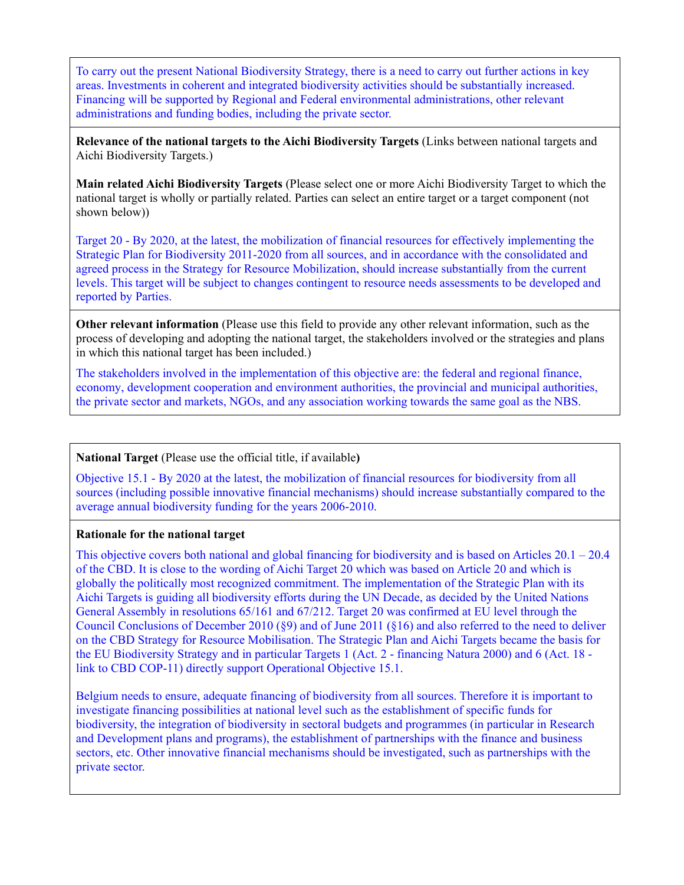To carry out the present National Biodiversity Strategy, there is a need to carry out further actions in key areas. Investments in coherent and integrated biodiversity activities should be substantially increased. Financing will be supported by Regional and Federal environmental administrations, other relevant administrations and funding bodies, including the private sector.

**Relevance of the national targets to the Aichi Biodiversity Targets** (Links between national targets and Aichi Biodiversity Targets.)

**Main related Aichi Biodiversity Targets** (Please select one or more Aichi Biodiversity Target to which the national target is wholly or partially related. Parties can select an entire target or a target component (not shown below))

Target 20 - By 2020, at the latest, the mobilization of financial resources for effectively implementing the Strategic Plan for Biodiversity 2011-2020 from all sources, and in accordance with the consolidated and agreed process in the Strategy for Resource Mobilization, should increase substantially from the current levels. This target will be subject to changes contingent to resource needs assessments to be developed and reported by Parties.

**Other relevant information** (Please use this field to provide any other relevant information, such as the process of developing and adopting the national target, the stakeholders involved or the strategies and plans in which this national target has been included.)

The stakeholders involved in the implementation of this objective are: the federal and regional finance, economy, development cooperation and environment authorities, the provincial and municipal authorities, the private sector and markets, NGOs, and any association working towards the same goal as the NBS.

**National Target** (Please use the official title, if available**)**

Objective 15.1 - By 2020 at the latest, the mobilization of financial resources for biodiversity from all sources (including possible innovative financial mechanisms) should increase substantially compared to the average annual biodiversity funding for the years 2006-2010.

**Rationale for the national target**

This objective covers both national and global financing for biodiversity and is based on Articles 20.1 – 20.4 of the CBD. It is close to the wording of Aichi Target 20 which was based on Article 20 and which is globally the politically most recognized commitment. The implementation of the Strategic Plan with its Aichi Targets is guiding all biodiversity efforts during the UN Decade, as decided by the United Nations General Assembly in resolutions 65/161 and 67/212. Target 20 was confirmed at EU level through the Council Conclusions of December 2010 (§9) and of June 2011 (§16) and also referred to the need to deliver on the CBD Strategy for Resource Mobilisation. The Strategic Plan and Aichi Targets became the basis for the EU Biodiversity Strategy and in particular Targets 1 (Act. 2 - financing Natura 2000) and 6 (Act. 18 - link to CBD COP-11) directly support Operational Objective 15.1.

Belgium needs to ensure, adequate financing of biodiversity from all sources. Therefore it is important to investigate financing possibilities at national level such as the establishment of specific funds for biodiversity, the integration of biodiversity in sectoral budgets and programmes (in particular in Research and Development plans and programs), the establishment of partnerships with the finance and business sectors, etc. Other innovative financial mechanisms should be investigated, such as partnerships with the private sector.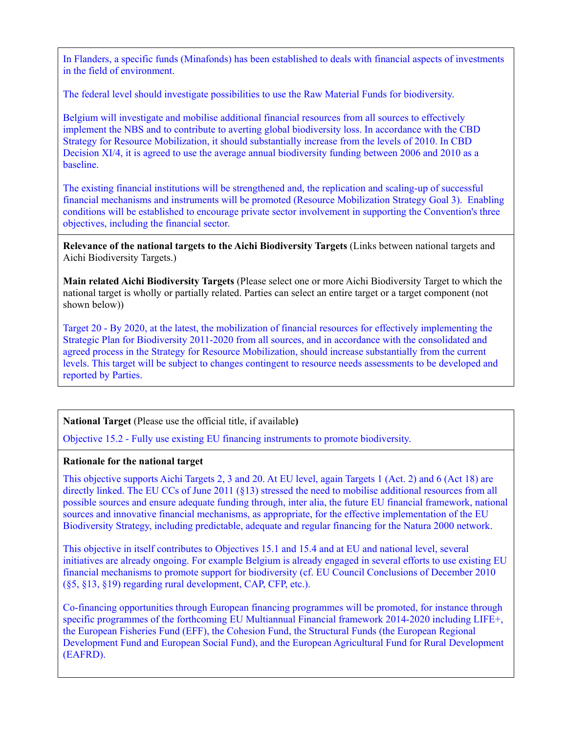In Flanders, a specific funds (Minafonds) has been established to deals with financial aspects of investments in the field of environment.

The federal level should investigate possibilities to use the Raw Material Funds for biodiversity.

Belgium will investigate and mobilise additional financial resources from all sources to effectively implement the NBS and to contribute to averting global biodiversity loss. In accordance with the CBD Strategy for Resource Mobilization, it should substantially increase from the levels of 2010. In CBD Decision XI/4, it is agreed to use the average annual biodiversity funding between 2006 and 2010 as a baseline.

The existing financial institutions will be strengthened and, the replication and scaling-up of successful financial mechanisms and instruments will be promoted (Resource Mobilization Strategy Goal 3). Enabling conditions will be established to encourage private sector involvement in supporting the Convention's three objectives, including the financial sector.

**Relevance of the national targets to the Aichi Biodiversity Targets** (Links between national targets and Aichi Biodiversity Targets.)

**Main related Aichi Biodiversity Targets** (Please select one or more Aichi Biodiversity Target to which the national target is wholly or partially related. Parties can select an entire target or a target component (not shown below))

Target 20 - By 2020, at the latest, the mobilization of financial resources for effectively implementing the Strategic Plan for Biodiversity 2011-2020 from all sources, and in accordance with the consolidated and agreed process in the Strategy for Resource Mobilization, should increase substantially from the current levels. This target will be subject to changes contingent to resource needs assessments to be developed and reported by Parties.

---

**National Target** (Please use the official title, if available**)**

Objective 15.2 - Fully use existing EU financing instruments to promote biodiversity.

**Rationale for the national target**

This objective supports Aichi Targets 2, 3 and 20. At EU level, again Targets 1 (Act. 2) and 6 (Act 18) are directly linked. The EU CCs of June 2011 (§13) stressed the need to mobilise additional resources from all possible sources and ensure adequate funding through, inter alia, the future EU financial framework, national sources and innovative financial mechanisms, as appropriate, for the effective implementation of the EU Biodiversity Strategy, including predictable, adequate and regular financing for the Natura 2000 network.

This objective in itself contributes to Objectives 15.1 and 15.4 and at EU and national level, several initiatives are already ongoing. For example Belgium is already engaged in several efforts to use existing EU financial mechanisms to promote support for biodiversity (cf. EU Council Conclusions of December 2010 (§5, §13, §19) regarding rural development, CAP, CFP, etc.).

Co-financing opportunities through European financing programmes will be promoted, for instance through specific programmes of the forthcoming EU Multiannual Financial framework 2014-2020 including LIFE+, the European Fisheries Fund (EFF), the Cohesion Fund, the Structural Funds (the European Regional Development Fund and European Social Fund), and the European Agricultural Fund for Rural Development (EAFRD).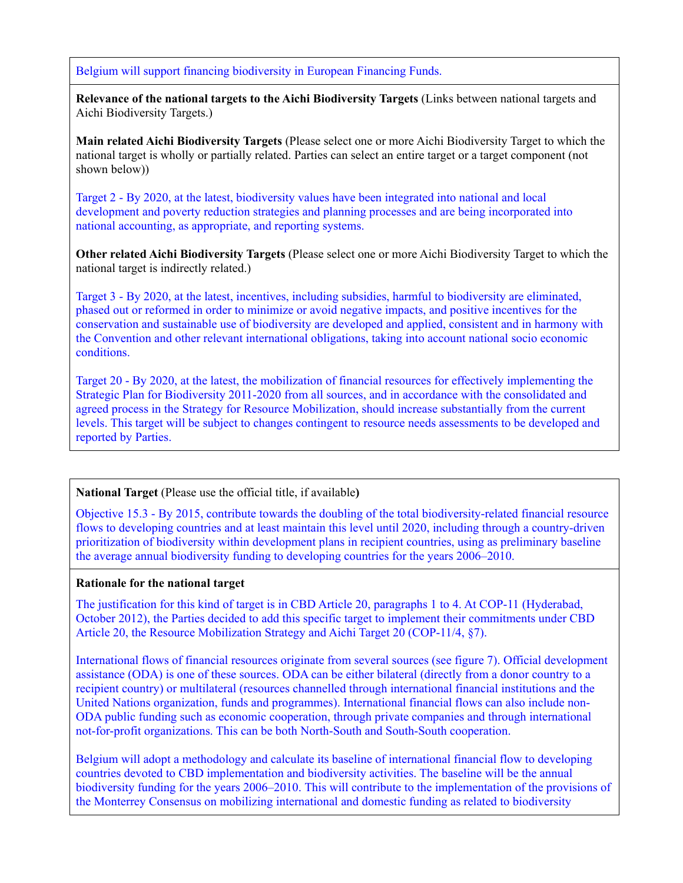Belgium will support financing biodiversity in European Financing Funds.

**Relevance of the national targets to the Aichi Biodiversity Targets** (Links between national targets and Aichi Biodiversity Targets.)

**Main related Aichi Biodiversity Targets** (Please select one or more Aichi Biodiversity Target to which the national target is wholly or partially related. Parties can select an entire target or a target component (not shown below))

Target 2 - By 2020, at the latest, biodiversity values have been integrated into national and local development and poverty reduction strategies and planning processes and are being incorporated into national accounting, as appropriate, and reporting systems.

**Other related Aichi Biodiversity Targets** (Please select one or more Aichi Biodiversity Target to which the national target is indirectly related.)

Target 3 - By 2020, at the latest, incentives, including subsidies, harmful to biodiversity are eliminated, phased out or reformed in order to minimize or avoid negative impacts, and positive incentives for the conservation and sustainable use of biodiversity are developed and applied, consistent and in harmony with the Convention and other relevant international obligations, taking into account national socio economic conditions.

Target 20 - By 2020, at the latest, the mobilization of financial resources for effectively implementing the Strategic Plan for Biodiversity 2011-2020 from all sources, and in accordance with the consolidated and agreed process in the Strategy for Resource Mobilization, should increase substantially from the current levels. This target will be subject to changes contingent to resource needs assessments to be developed and reported by Parties.

**National Target** (Please use the official title, if available**)**

Objective 15.3 - By 2015, contribute towards the doubling of the total biodiversity-related financial resource flows to developing countries and at least maintain this level until 2020, including through a country-driven prioritization of biodiversity within development plans in recipient countries, using as preliminary baseline the average annual biodiversity funding to developing countries for the years 2006–2010.

**Rationale for the national target**

The justification for this kind of target is in CBD Article 20, paragraphs 1 to 4. At COP-11 (Hyderabad, October 2012), the Parties decided to add this specific target to implement their commitments under CBD Article 20, the Resource Mobilization Strategy and Aichi Target 20 (COP-11/4, §7).

International flows of financial resources originate from several sources (see figure 7). Official development assistance (ODA) is one of these sources. ODA can be either bilateral (directly from a donor country to a recipient country) or multilateral (resources channelled through international financial institutions and the United Nations organization, funds and programmes). International financial flows can also include non-ODA public funding such as economic cooperation, through private companies and through international not-for-profit organizations. This can be both North-South and South-South cooperation.

Belgium will adopt a methodology and calculate its baseline of international financial flow to developing countries devoted to CBD implementation and biodiversity activities. The baseline will be the annual biodiversity funding for the years 2006–2010. This will contribute to the implementation of the provisions of the Monterrey Consensus on mobilizing international and domestic funding as related to biodiversity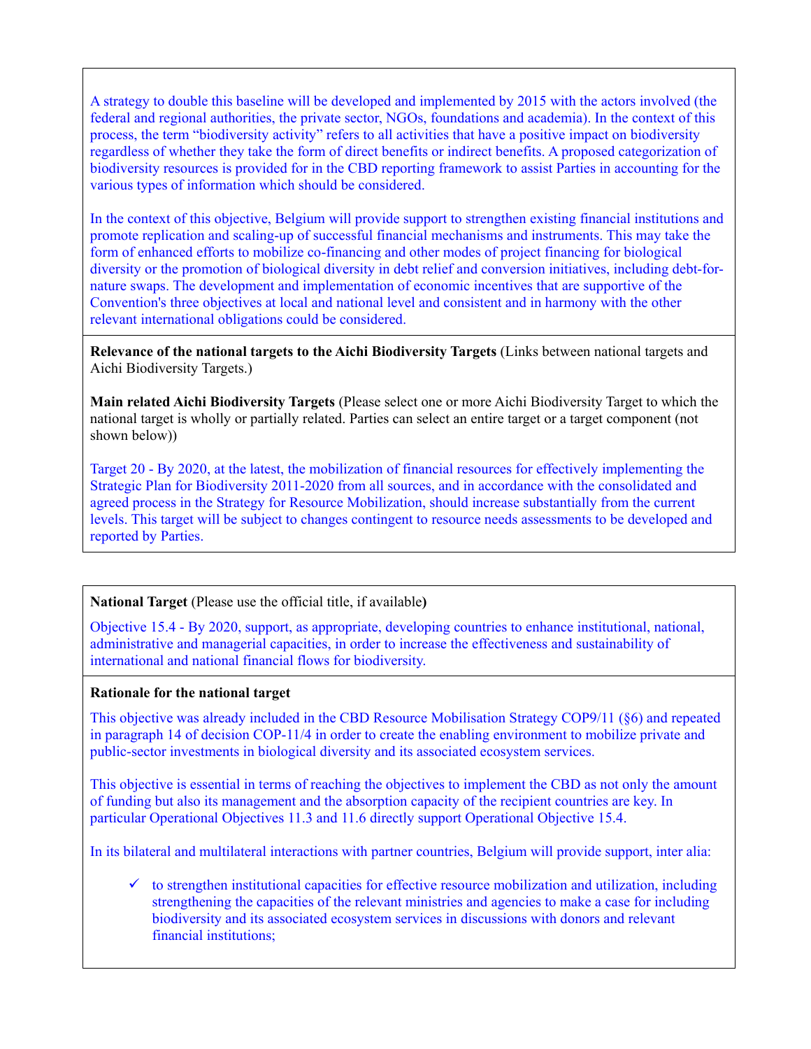A strategy to double this baseline will be developed and implemented by 2015 with the actors involved (the federal and regional authorities, the private sector, NGOs, foundations and academia). In the context of this process, the term “biodiversity activity” refers to all activities that have a positive impact on biodiversity regardless of whether they take the form of direct benefits or indirect benefits. A proposed categorization of biodiversity resources is provided for in the CBD reporting framework to assist Parties in accounting for the various types of information which should be considered.

In the context of this objective, Belgium will provide support to strengthen existing financial institutions and promote replication and scaling-up of successful financial mechanisms and instruments. This may take the form of enhanced efforts to mobilize co-financing and other modes of project financing for biological diversity or the promotion of biological diversity in debt relief and conversion initiatives, including debt-for-nature swaps. The development and implementation of economic incentives that are supportive of the Convention's three objectives at local and national level and consistent and in harmony with the other relevant international obligations could be considered.

**Relevance of the national targets to the Aichi Biodiversity Targets** (Links between national targets and Aichi Biodiversity Targets.)

**Main related Aichi Biodiversity Targets** (Please select one or more Aichi Biodiversity Target to which the national target is wholly or partially related. Parties can select an entire target or a target component (not shown below))

Target 20 - By 2020, at the latest, the mobilization of financial resources for effectively implementing the Strategic Plan for Biodiversity 2011-2020 from all sources, and in accordance with the consolidated and agreed process in the Strategy for Resource Mobilization, should increase substantially from the current levels. This target will be subject to changes contingent to resource needs assessments to be developed and reported by Parties.

**National Target** (Please use the official title, if available**)**

Objective 15.4 - By 2020, support, as appropriate, developing countries to enhance institutional, national, administrative and managerial capacities, in order to increase the effectiveness and sustainability of international and national financial flows for biodiversity.

**Rationale for the national target**

This objective was already included in the CBD Resource Mobilisation Strategy COP9/11 (§6) and repeated in paragraph 14 of decision COP-11/4 in order to create the enabling environment to mobilize private and public-sector investments in biological diversity and its associated ecosystem services.

This objective is essential in terms of reaching the objectives to implement the CBD as not only the amount of funding but also its management and the absorption capacity of the recipient countries are key. In particular Operational Objectives 11.3 and 11.6 directly support Operational Objective 15.4.

In its bilateral and multilateral interactions with partner countries, Belgium will provide support, inter alia:

- ✓ to strengthen institutional capacities for effective resource mobilization and utilization, including strengthening the capacities of the relevant ministries and agencies to make a case for including biodiversity and its associated ecosystem services in discussions with donors and relevant financial institutions;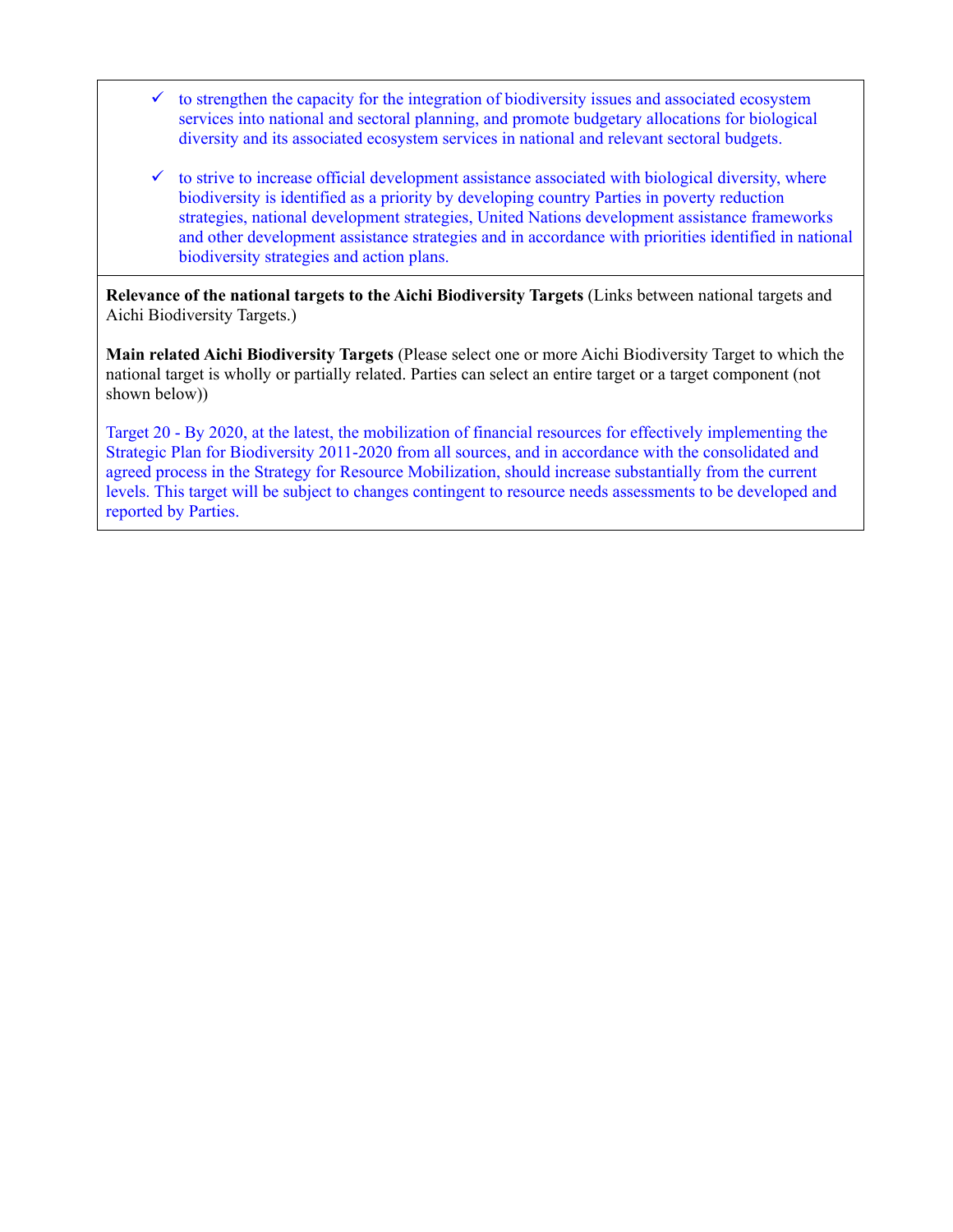- ✓ to strengthen the capacity for the integration of biodiversity issues and associated ecosystem services into national and sectoral planning, and promote budgetary allocations for biological diversity and its associated ecosystem services in national and relevant sectoral budgets.

- ✓ to strive to increase official development assistance associated with biological diversity, where biodiversity is identified as a priority by developing country Parties in poverty reduction strategies, national development strategies, United Nations development assistance frameworks and other development assistance strategies and in accordance with priorities identified in national biodiversity strategies and action plans.

**Relevance of the national targets to the Aichi Biodiversity Targets** (Links between national targets and Aichi Biodiversity Targets.)

**Main related Aichi Biodiversity Targets** (Please select one or more Aichi Biodiversity Target to which the national target is wholly or partially related. Parties can select an entire target or a target component (not shown below))

Target 20 - By 2020, at the latest, the mobilization of financial resources for effectively implementing the Strategic Plan for Biodiversity 2011-2020 from all sources, and in accordance with the consolidated and agreed process in the Strategy for Resource Mobilization, should increase substantially from the current levels. This target will be subject to changes contingent to resource needs assessments to be developed and reported by Parties.